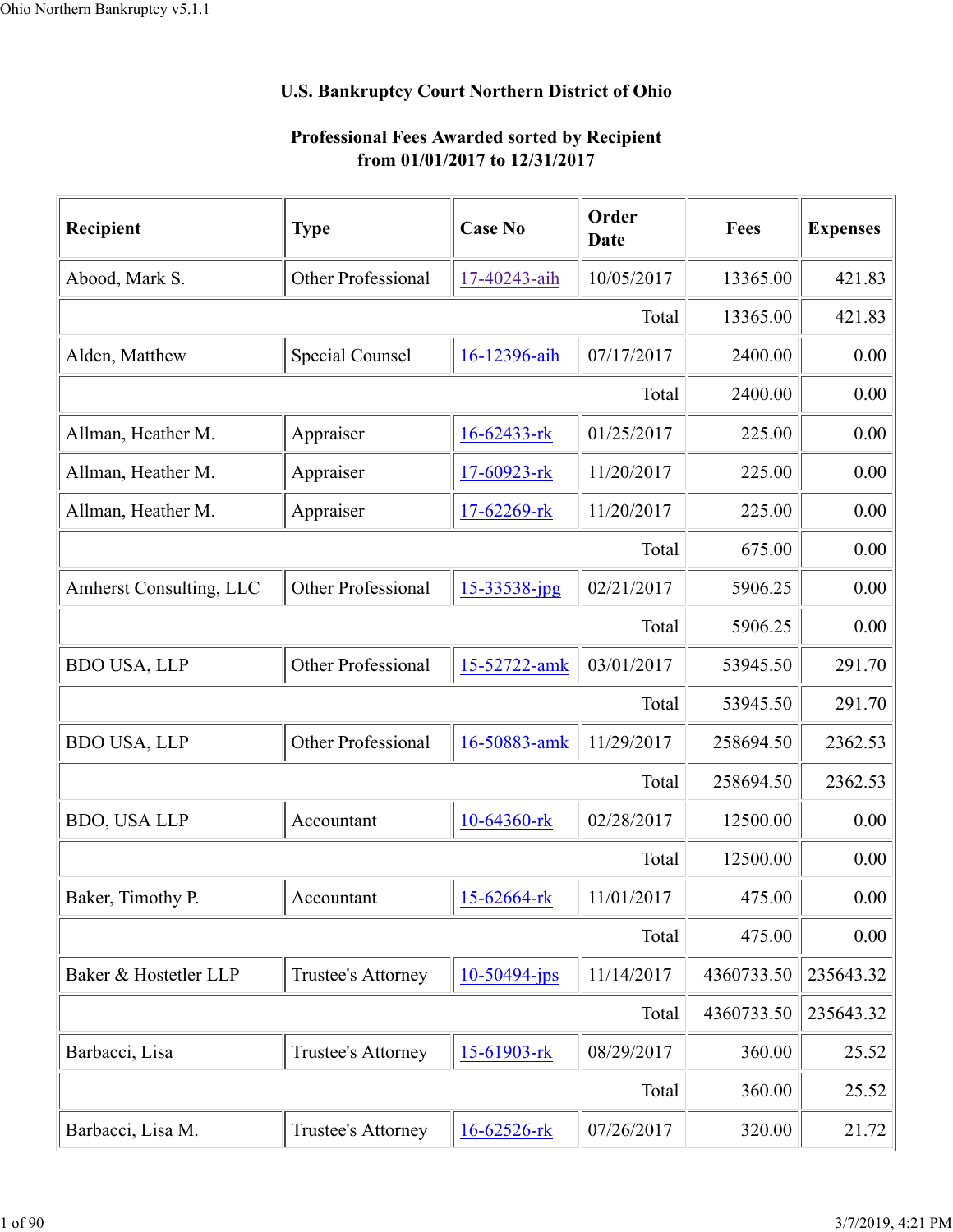## U.S. Bankruptcy Court Northern District of Ohio

**Professional Fees Awarded sorted by Recipient**
**from 01/01/2017 to 12/31/2017**

| Recipient | Type | Case No | Order Date | Fees | Expenses |
|---|---|---|---|---|---|
| Abood, Mark S. | Other Professional | 17-40243-aih | 10/05/2017 | 13365.00 | 421.83 |
| | | | Total | 13365.00 | 421.83 |
| Alden, Matthew | Special Counsel | 16-12396-aih | 07/17/2017 | 2400.00 | 0.00 |
| | | | Total | 2400.00 | 0.00 |
| Allman, Heather M. | Appraiser | 16-62433-rk | 01/25/2017 | 225.00 | 0.00 |
| Allman, Heather M. | Appraiser | 17-60923-rk | 11/20/2017 | 225.00 | 0.00 |
| Allman, Heather M. | Appraiser | 17-62269-rk | 11/20/2017 | 225.00 | 0.00 |
| | | | Total | 675.00 | 0.00 |
| Amherst Consulting, LLC | Other Professional | 15-33538-jpg | 02/21/2017 | 5906.25 | 0.00 |
| | | | Total | 5906.25 | 0.00 |
| BDO USA, LLP | Other Professional | 15-52722-amk | 03/01/2017 | 53945.50 | 291.70 |
| | | | Total | 53945.50 | 291.70 |
| BDO USA, LLP | Other Professional | 16-50883-amk | 11/29/2017 | 258694.50 | 2362.53 |
| | | | Total | 258694.50 | 2362.53 |
| BDO, USA LLP | Accountant | 10-64360-rk | 02/28/2017 | 12500.00 | 0.00 |
| | | | Total | 12500.00 | 0.00 |
| Baker, Timothy P. | Accountant | 15-62664-rk | 11/01/2017 | 475.00 | 0.00 |
| | | | Total | 475.00 | 0.00 |
| Baker & Hostetler LLP | Trustee's Attorney | 10-50494-jps | 11/14/2017 | 4360733.50 | 235643.32 |
| | | | Total | 4360733.50 | 235643.32 |
| Barbacci, Lisa | Trustee's Attorney | 15-61903-rk | 08/29/2017 | 360.00 | 25.52 |
| | | | Total | 360.00 | 25.52 |
| Barbacci, Lisa M. | Trustee's Attorney | 16-62526-rk | 07/26/2017 | 320.00 | 21.72 |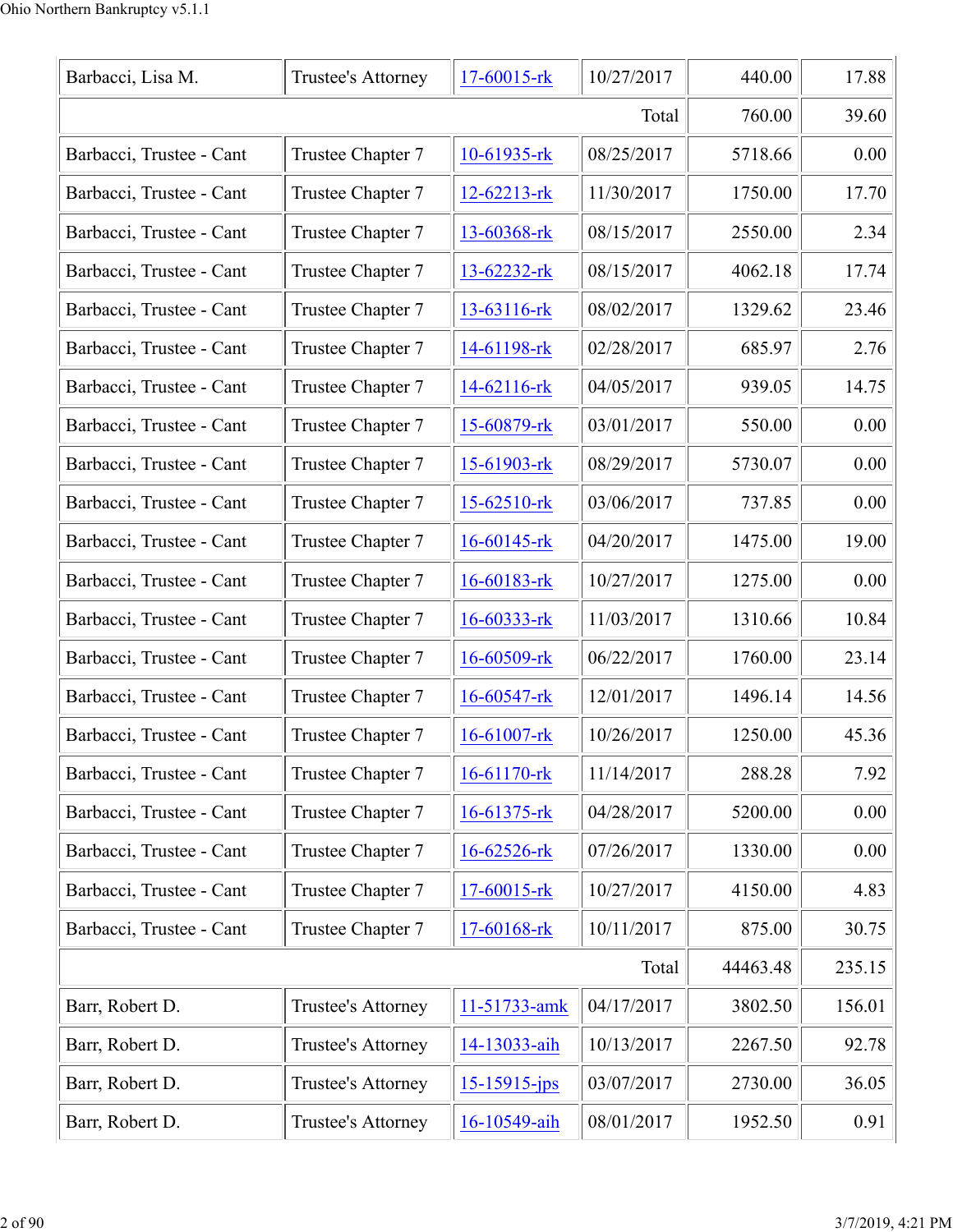| Barbacci, Lisa M. | Trustee's Attorney | 17-60015-rk | 10/27/2017 | 440.00 | 17.88 |
|---|---|---|---|---|---|
| | | | Total | 760.00 | 39.60 |
| Barbacci, Trustee - Cant | Trustee Chapter 7 | 10-61935-rk | 08/25/2017 | 5718.66 | 0.00 |
| Barbacci, Trustee - Cant | Trustee Chapter 7 | 12-62213-rk | 11/30/2017 | 1750.00 | 17.70 |
| Barbacci, Trustee - Cant | Trustee Chapter 7 | 13-60368-rk | 08/15/2017 | 2550.00 | 2.34 |
| Barbacci, Trustee - Cant | Trustee Chapter 7 | 13-62232-rk | 08/15/2017 | 4062.18 | 17.74 |
| Barbacci, Trustee - Cant | Trustee Chapter 7 | 13-63116-rk | 08/02/2017 | 1329.62 | 23.46 |
| Barbacci, Trustee - Cant | Trustee Chapter 7 | 14-61198-rk | 02/28/2017 | 685.97 | 2.76 |
| Barbacci, Trustee - Cant | Trustee Chapter 7 | 14-62116-rk | 04/05/2017 | 939.05 | 14.75 |
| Barbacci, Trustee - Cant | Trustee Chapter 7 | 15-60879-rk | 03/01/2017 | 550.00 | 0.00 |
| Barbacci, Trustee - Cant | Trustee Chapter 7 | 15-61903-rk | 08/29/2017 | 5730.07 | 0.00 |
| Barbacci, Trustee - Cant | Trustee Chapter 7 | 15-62510-rk | 03/06/2017 | 737.85 | 0.00 |
| Barbacci, Trustee - Cant | Trustee Chapter 7 | 16-60145-rk | 04/20/2017 | 1475.00 | 19.00 |
| Barbacci, Trustee - Cant | Trustee Chapter 7 | 16-60183-rk | 10/27/2017 | 1275.00 | 0.00 |
| Barbacci, Trustee - Cant | Trustee Chapter 7 | 16-60333-rk | 11/03/2017 | 1310.66 | 10.84 |
| Barbacci, Trustee - Cant | Trustee Chapter 7 | 16-60509-rk | 06/22/2017 | 1760.00 | 23.14 |
| Barbacci, Trustee - Cant | Trustee Chapter 7 | 16-60547-rk | 12/01/2017 | 1496.14 | 14.56 |
| Barbacci, Trustee - Cant | Trustee Chapter 7 | 16-61007-rk | 10/26/2017 | 1250.00 | 45.36 |
| Barbacci, Trustee - Cant | Trustee Chapter 7 | 16-61170-rk | 11/14/2017 | 288.28 | 7.92 |
| Barbacci, Trustee - Cant | Trustee Chapter 7 | 16-61375-rk | 04/28/2017 | 5200.00 | 0.00 |
| Barbacci, Trustee - Cant | Trustee Chapter 7 | 16-62526-rk | 07/26/2017 | 1330.00 | 0.00 |
| Barbacci, Trustee - Cant | Trustee Chapter 7 | 17-60015-rk | 10/27/2017 | 4150.00 | 4.83 |
| Barbacci, Trustee - Cant | Trustee Chapter 7 | 17-60168-rk | 10/11/2017 | 875.00 | 30.75 |
| | | | Total | 44463.48 | 235.15 |
| Barr, Robert D. | Trustee's Attorney | 11-51733-amk | 04/17/2017 | 3802.50 | 156.01 |
| Barr, Robert D. | Trustee's Attorney | 14-13033-aih | 10/13/2017 | 2267.50 | 92.78 |
| Barr, Robert D. | Trustee's Attorney | 15-15915-jps | 03/07/2017 | 2730.00 | 36.05 |
| Barr, Robert D. | Trustee's Attorney | 16-10549-aih | 08/01/2017 | 1952.50 | 0.91 |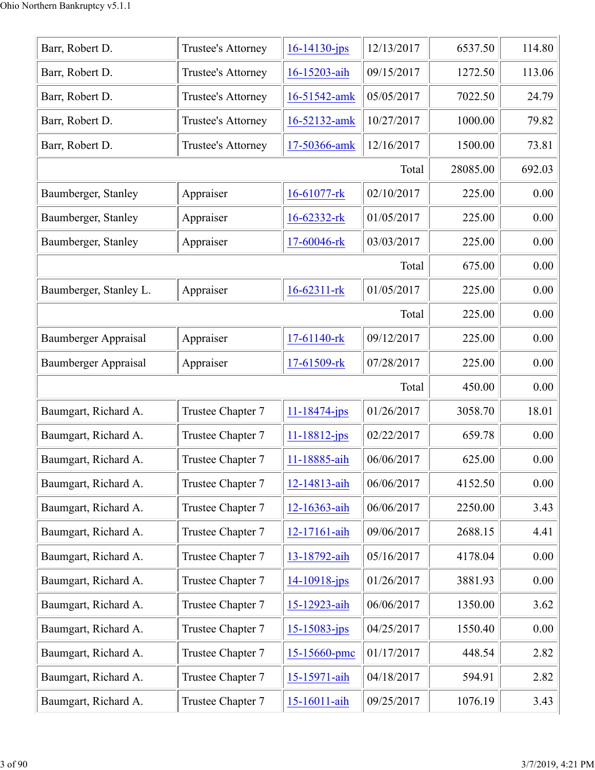| | | | | | |
|---|---|---|---|---|---|
| Barr, Robert D. | Trustee's Attorney | 16-14130-jps | 12/13/2017 | 6537.50 | 114.80 |
| Barr, Robert D. | Trustee's Attorney | 16-15203-aih | 09/15/2017 | 1272.50 | 113.06 |
| Barr, Robert D. | Trustee's Attorney | 16-51542-amk | 05/05/2017 | 7022.50 | 24.79 |
| Barr, Robert D. | Trustee's Attorney | 16-52132-amk | 10/27/2017 | 1000.00 | 79.82 |
| Barr, Robert D. | Trustee's Attorney | 17-50366-amk | 12/16/2017 | 1500.00 | 73.81 |
| | | | Total | 28085.00 | 692.03 |
| Baumberger, Stanley | Appraiser | 16-61077-rk | 02/10/2017 | 225.00 | 0.00 |
| Baumberger, Stanley | Appraiser | 16-62332-rk | 01/05/2017 | 225.00 | 0.00 |
| Baumberger, Stanley | Appraiser | 17-60046-rk | 03/03/2017 | 225.00 | 0.00 |
| | | | Total | 675.00 | 0.00 |
| Baumberger, Stanley L. | Appraiser | 16-62311-rk | 01/05/2017 | 225.00 | 0.00 |
| | | | Total | 225.00 | 0.00 |
| Baumberger Appraisal | Appraiser | 17-61140-rk | 09/12/2017 | 225.00 | 0.00 |
| Baumberger Appraisal | Appraiser | 17-61509-rk | 07/28/2017 | 225.00 | 0.00 |
| | | | Total | 450.00 | 0.00 |
| Baumgart, Richard A. | Trustee Chapter 7 | 11-18474-jps | 01/26/2017 | 3058.70 | 18.01 |
| Baumgart, Richard A. | Trustee Chapter 7 | 11-18812-jps | 02/22/2017 | 659.78 | 0.00 |
| Baumgart, Richard A. | Trustee Chapter 7 | 11-18885-aih | 06/06/2017 | 625.00 | 0.00 |
| Baumgart, Richard A. | Trustee Chapter 7 | 12-14813-aih | 06/06/2017 | 4152.50 | 0.00 |
| Baumgart, Richard A. | Trustee Chapter 7 | 12-16363-aih | 06/06/2017 | 2250.00 | 3.43 |
| Baumgart, Richard A. | Trustee Chapter 7 | 12-17161-aih | 09/06/2017 | 2688.15 | 4.41 |
| Baumgart, Richard A. | Trustee Chapter 7 | 13-18792-aih | 05/16/2017 | 4178.04 | 0.00 |
| Baumgart, Richard A. | Trustee Chapter 7 | 14-10918-jps | 01/26/2017 | 3881.93 | 0.00 |
| Baumgart, Richard A. | Trustee Chapter 7 | 15-12923-aih | 06/06/2017 | 1350.00 | 3.62 |
| Baumgart, Richard A. | Trustee Chapter 7 | 15-15083-jps | 04/25/2017 | 1550.40 | 0.00 |
| Baumgart, Richard A. | Trustee Chapter 7 | 15-15660-pmc | 01/17/2017 | 448.54 | 2.82 |
| Baumgart, Richard A. | Trustee Chapter 7 | 15-15971-aih | 04/18/2017 | 594.91 | 2.82 |
| Baumgart, Richard A. | Trustee Chapter 7 | 15-16011-aih | 09/25/2017 | 1076.19 | 3.43 |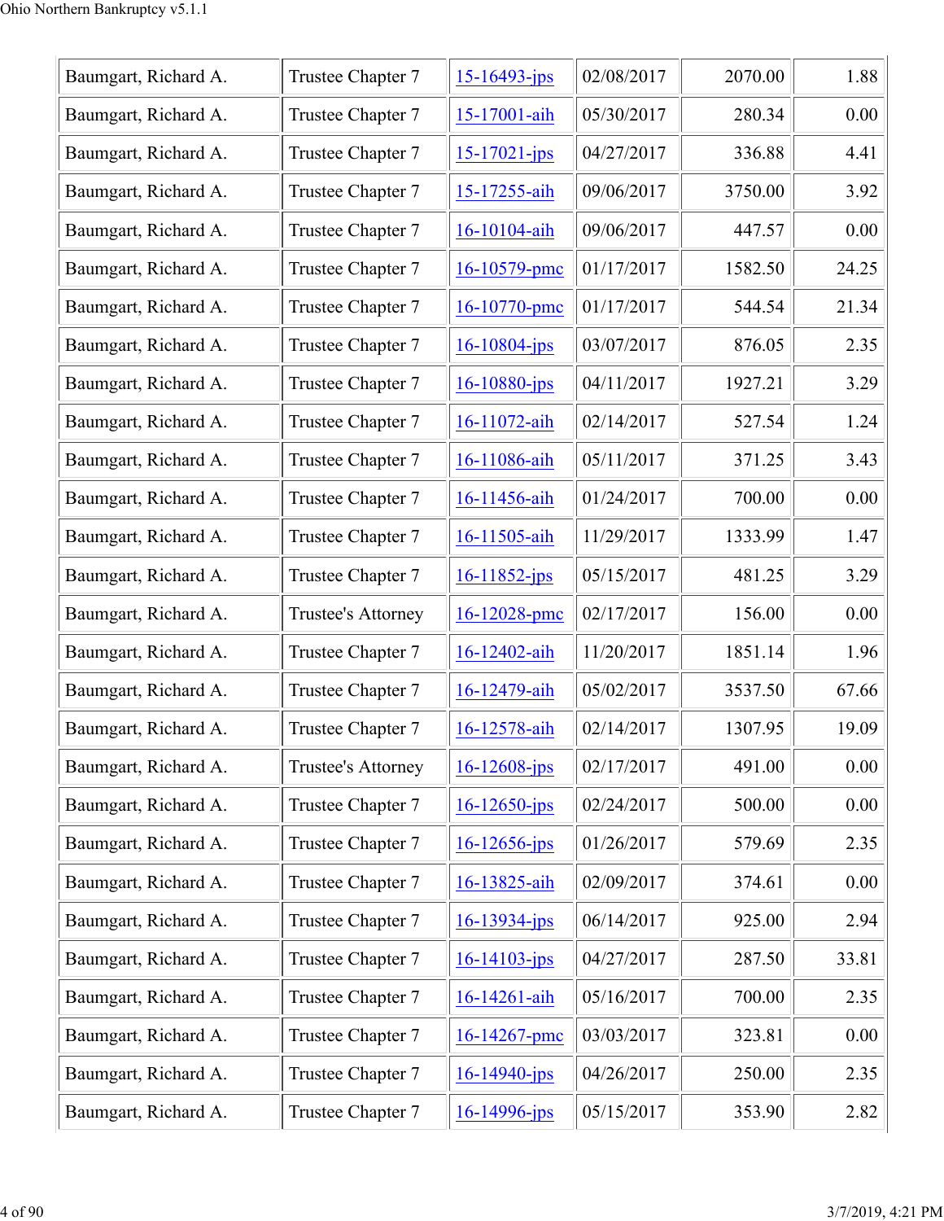| Baumgart, Richard A. | Trustee Chapter 7 | 15-16493-jps | 02/08/2017 | 2070.00 | 1.88 |
|---|---|---|---|---|---|
| Baumgart, Richard A. | Trustee Chapter 7 | 15-17001-aih | 05/30/2017 | 280.34 | 0.00 |
| Baumgart, Richard A. | Trustee Chapter 7 | 15-17021-jps | 04/27/2017 | 336.88 | 4.41 |
| Baumgart, Richard A. | Trustee Chapter 7 | 15-17255-aih | 09/06/2017 | 3750.00 | 3.92 |
| Baumgart, Richard A. | Trustee Chapter 7 | 16-10104-aih | 09/06/2017 | 447.57 | 0.00 |
| Baumgart, Richard A. | Trustee Chapter 7 | 16-10579-pmc | 01/17/2017 | 1582.50 | 24.25 |
| Baumgart, Richard A. | Trustee Chapter 7 | 16-10770-pmc | 01/17/2017 | 544.54 | 21.34 |
| Baumgart, Richard A. | Trustee Chapter 7 | 16-10804-jps | 03/07/2017 | 876.05 | 2.35 |
| Baumgart, Richard A. | Trustee Chapter 7 | 16-10880-jps | 04/11/2017 | 1927.21 | 3.29 |
| Baumgart, Richard A. | Trustee Chapter 7 | 16-11072-aih | 02/14/2017 | 527.54 | 1.24 |
| Baumgart, Richard A. | Trustee Chapter 7 | 16-11086-aih | 05/11/2017 | 371.25 | 3.43 |
| Baumgart, Richard A. | Trustee Chapter 7 | 16-11456-aih | 01/24/2017 | 700.00 | 0.00 |
| Baumgart, Richard A. | Trustee Chapter 7 | 16-11505-aih | 11/29/2017 | 1333.99 | 1.47 |
| Baumgart, Richard A. | Trustee Chapter 7 | 16-11852-jps | 05/15/2017 | 481.25 | 3.29 |
| Baumgart, Richard A. | Trustee's Attorney | 16-12028-pmc | 02/17/2017 | 156.00 | 0.00 |
| Baumgart, Richard A. | Trustee Chapter 7 | 16-12402-aih | 11/20/2017 | 1851.14 | 1.96 |
| Baumgart, Richard A. | Trustee Chapter 7 | 16-12479-aih | 05/02/2017 | 3537.50 | 67.66 |
| Baumgart, Richard A. | Trustee Chapter 7 | 16-12578-aih | 02/14/2017 | 1307.95 | 19.09 |
| Baumgart, Richard A. | Trustee's Attorney | 16-12608-jps | 02/17/2017 | 491.00 | 0.00 |
| Baumgart, Richard A. | Trustee Chapter 7 | 16-12650-jps | 02/24/2017 | 500.00 | 0.00 |
| Baumgart, Richard A. | Trustee Chapter 7 | 16-12656-jps | 01/26/2017 | 579.69 | 2.35 |
| Baumgart, Richard A. | Trustee Chapter 7 | 16-13825-aih | 02/09/2017 | 374.61 | 0.00 |
| Baumgart, Richard A. | Trustee Chapter 7 | 16-13934-jps | 06/14/2017 | 925.00 | 2.94 |
| Baumgart, Richard A. | Trustee Chapter 7 | 16-14103-jps | 04/27/2017 | 287.50 | 33.81 |
| Baumgart, Richard A. | Trustee Chapter 7 | 16-14261-aih | 05/16/2017 | 700.00 | 2.35 |
| Baumgart, Richard A. | Trustee Chapter 7 | 16-14267-pmc | 03/03/2017 | 323.81 | 0.00 |
| Baumgart, Richard A. | Trustee Chapter 7 | 16-14940-jps | 04/26/2017 | 250.00 | 2.35 |
| Baumgart, Richard A. | Trustee Chapter 7 | 16-14996-jps | 05/15/2017 | 353.90 | 2.82 |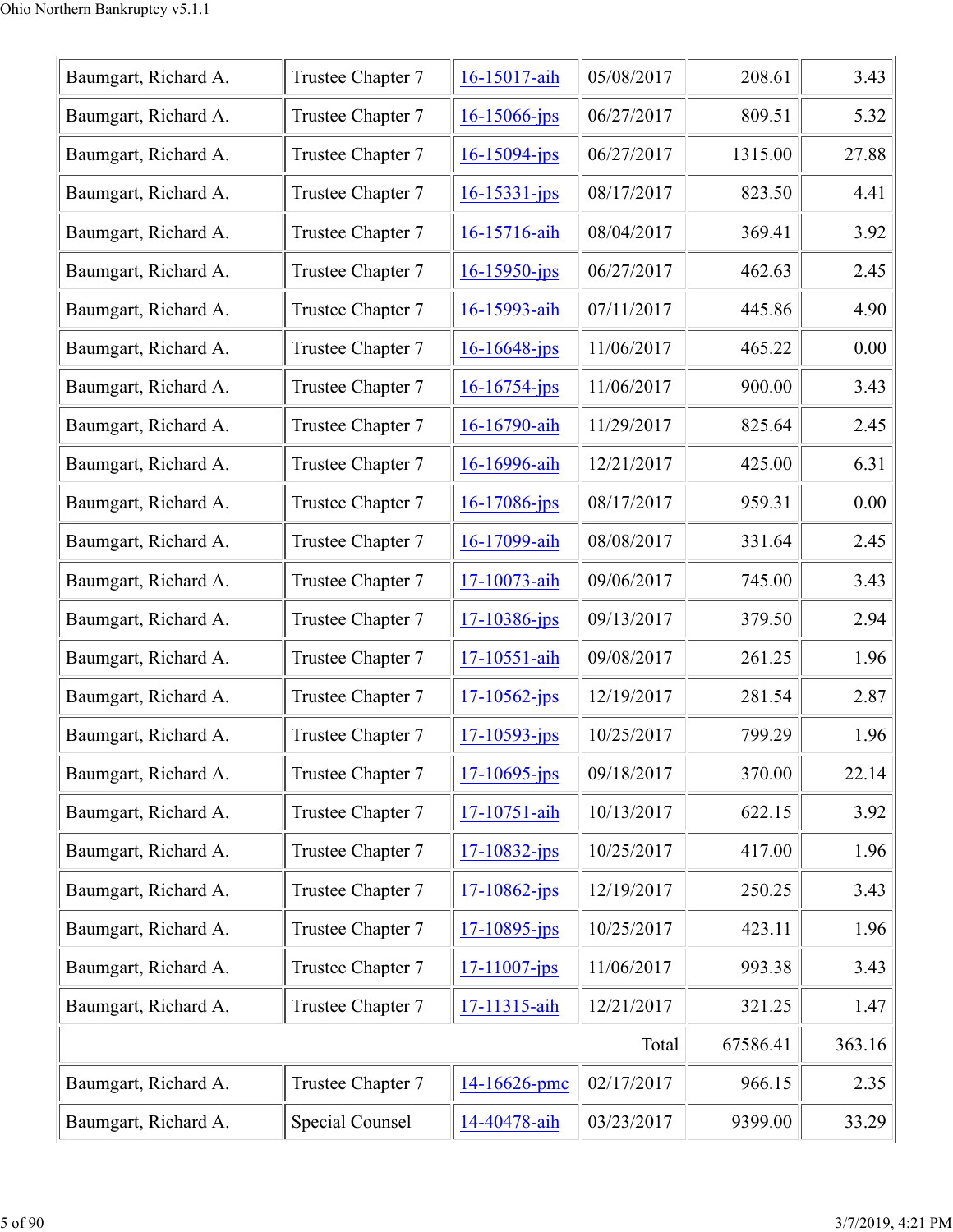| | | | | | |
|---|---|---|---|---|---|
| Baumgart, Richard A. | Trustee Chapter 7 | 16-15017-aih | 05/08/2017 | 208.61 | 3.43 |
| Baumgart, Richard A. | Trustee Chapter 7 | 16-15066-jps | 06/27/2017 | 809.51 | 5.32 |
| Baumgart, Richard A. | Trustee Chapter 7 | 16-15094-jps | 06/27/2017 | 1315.00 | 27.88 |
| Baumgart, Richard A. | Trustee Chapter 7 | 16-15331-jps | 08/17/2017 | 823.50 | 4.41 |
| Baumgart, Richard A. | Trustee Chapter 7 | 16-15716-aih | 08/04/2017 | 369.41 | 3.92 |
| Baumgart, Richard A. | Trustee Chapter 7 | 16-15950-jps | 06/27/2017 | 462.63 | 2.45 |
| Baumgart, Richard A. | Trustee Chapter 7 | 16-15993-aih | 07/11/2017 | 445.86 | 4.90 |
| Baumgart, Richard A. | Trustee Chapter 7 | 16-16648-jps | 11/06/2017 | 465.22 | 0.00 |
| Baumgart, Richard A. | Trustee Chapter 7 | 16-16754-jps | 11/06/2017 | 900.00 | 3.43 |
| Baumgart, Richard A. | Trustee Chapter 7 | 16-16790-aih | 11/29/2017 | 825.64 | 2.45 |
| Baumgart, Richard A. | Trustee Chapter 7 | 16-16996-aih | 12/21/2017 | 425.00 | 6.31 |
| Baumgart, Richard A. | Trustee Chapter 7 | 16-17086-jps | 08/17/2017 | 959.31 | 0.00 |
| Baumgart, Richard A. | Trustee Chapter 7 | 16-17099-aih | 08/08/2017 | 331.64 | 2.45 |
| Baumgart, Richard A. | Trustee Chapter 7 | 17-10073-aih | 09/06/2017 | 745.00 | 3.43 |
| Baumgart, Richard A. | Trustee Chapter 7 | 17-10386-jps | 09/13/2017 | 379.50 | 2.94 |
| Baumgart, Richard A. | Trustee Chapter 7 | 17-10551-aih | 09/08/2017 | 261.25 | 1.96 |
| Baumgart, Richard A. | Trustee Chapter 7 | 17-10562-jps | 12/19/2017 | 281.54 | 2.87 |
| Baumgart, Richard A. | Trustee Chapter 7 | 17-10593-jps | 10/25/2017 | 799.29 | 1.96 |
| Baumgart, Richard A. | Trustee Chapter 7 | 17-10695-jps | 09/18/2017 | 370.00 | 22.14 |
| Baumgart, Richard A. | Trustee Chapter 7 | 17-10751-aih | 10/13/2017 | 622.15 | 3.92 |
| Baumgart, Richard A. | Trustee Chapter 7 | 17-10832-jps | 10/25/2017 | 417.00 | 1.96 |
| Baumgart, Richard A. | Trustee Chapter 7 | 17-10862-jps | 12/19/2017 | 250.25 | 3.43 |
| Baumgart, Richard A. | Trustee Chapter 7 | 17-10895-jps | 10/25/2017 | 423.11 | 1.96 |
| Baumgart, Richard A. | Trustee Chapter 7 | 17-11007-jps | 11/06/2017 | 993.38 | 3.43 |
| Baumgart, Richard A. | Trustee Chapter 7 | 17-11315-aih | 12/21/2017 | 321.25 | 1.47 |
| | | | Total | 67586.41 | 363.16 |
| Baumgart, Richard A. | Trustee Chapter 7 | 14-16626-pmc | 02/17/2017 | 966.15 | 2.35 |
| Baumgart, Richard A. | Special Counsel | 14-40478-aih | 03/23/2017 | 9399.00 | 33.29 |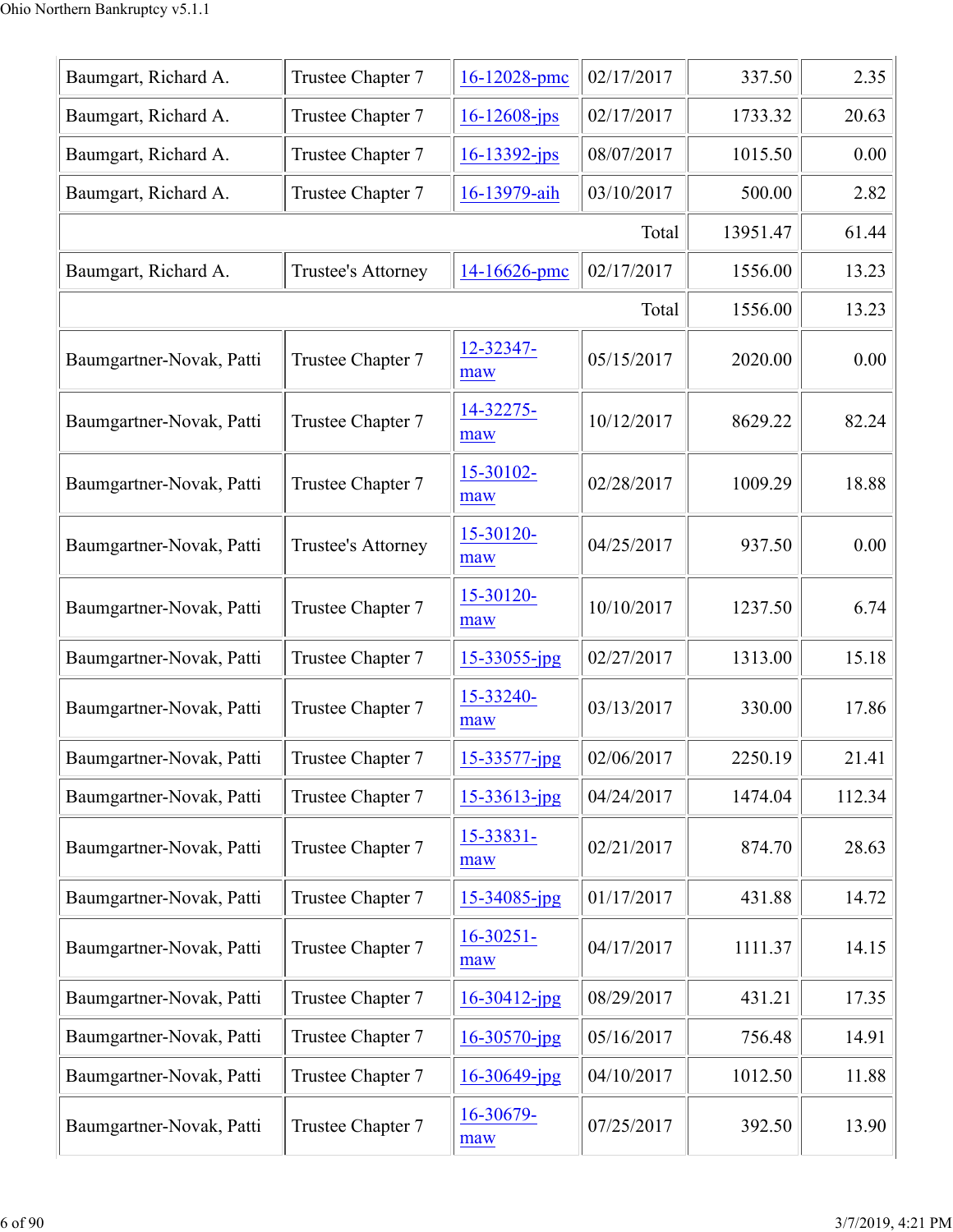| | | | | | |
|---|---|---|---|---|---|
| Baumgart, Richard A. | Trustee Chapter 7 | 16-12028-pmc | 02/17/2017 | 337.50 | 2.35 |
| Baumgart, Richard A. | Trustee Chapter 7 | 16-12608-jps | 02/17/2017 | 1733.32 | 20.63 |
| Baumgart, Richard A. | Trustee Chapter 7 | 16-13392-jps | 08/07/2017 | 1015.50 | 0.00 |
| Baumgart, Richard A. | Trustee Chapter 7 | 16-13979-aih | 03/10/2017 | 500.00 | 2.82 |
| | | | Total | 13951.47 | 61.44 |
| Baumgart, Richard A. | Trustee's Attorney | 14-16626-pmc | 02/17/2017 | 1556.00 | 13.23 |
| | | | Total | 1556.00 | 13.23 |
| Baumgartner-Novak, Patti | Trustee Chapter 7 | 12-32347-maw | 05/15/2017 | 2020.00 | 0.00 |
| Baumgartner-Novak, Patti | Trustee Chapter 7 | 14-32275-maw | 10/12/2017 | 8629.22 | 82.24 |
| Baumgartner-Novak, Patti | Trustee Chapter 7 | 15-30102-maw | 02/28/2017 | 1009.29 | 18.88 |
| Baumgartner-Novak, Patti | Trustee's Attorney | 15-30120-maw | 04/25/2017 | 937.50 | 0.00 |
| Baumgartner-Novak, Patti | Trustee Chapter 7 | 15-30120-maw | 10/10/2017 | 1237.50 | 6.74 |
| Baumgartner-Novak, Patti | Trustee Chapter 7 | 15-33055-jpg | 02/27/2017 | 1313.00 | 15.18 |
| Baumgartner-Novak, Patti | Trustee Chapter 7 | 15-33240-maw | 03/13/2017 | 330.00 | 17.86 |
| Baumgartner-Novak, Patti | Trustee Chapter 7 | 15-33577-jpg | 02/06/2017 | 2250.19 | 21.41 |
| Baumgartner-Novak, Patti | Trustee Chapter 7 | 15-33613-jpg | 04/24/2017 | 1474.04 | 112.34 |
| Baumgartner-Novak, Patti | Trustee Chapter 7 | 15-33831-maw | 02/21/2017 | 874.70 | 28.63 |
| Baumgartner-Novak, Patti | Trustee Chapter 7 | 15-34085-jpg | 01/17/2017 | 431.88 | 14.72 |
| Baumgartner-Novak, Patti | Trustee Chapter 7 | 16-30251-maw | 04/17/2017 | 1111.37 | 14.15 |
| Baumgartner-Novak, Patti | Trustee Chapter 7 | 16-30412-jpg | 08/29/2017 | 431.21 | 17.35 |
| Baumgartner-Novak, Patti | Trustee Chapter 7 | 16-30570-jpg | 05/16/2017 | 756.48 | 14.91 |
| Baumgartner-Novak, Patti | Trustee Chapter 7 | 16-30649-jpg | 04/10/2017 | 1012.50 | 11.88 |
| Baumgartner-Novak, Patti | Trustee Chapter 7 | 16-30679-maw | 07/25/2017 | 392.50 | 13.90 |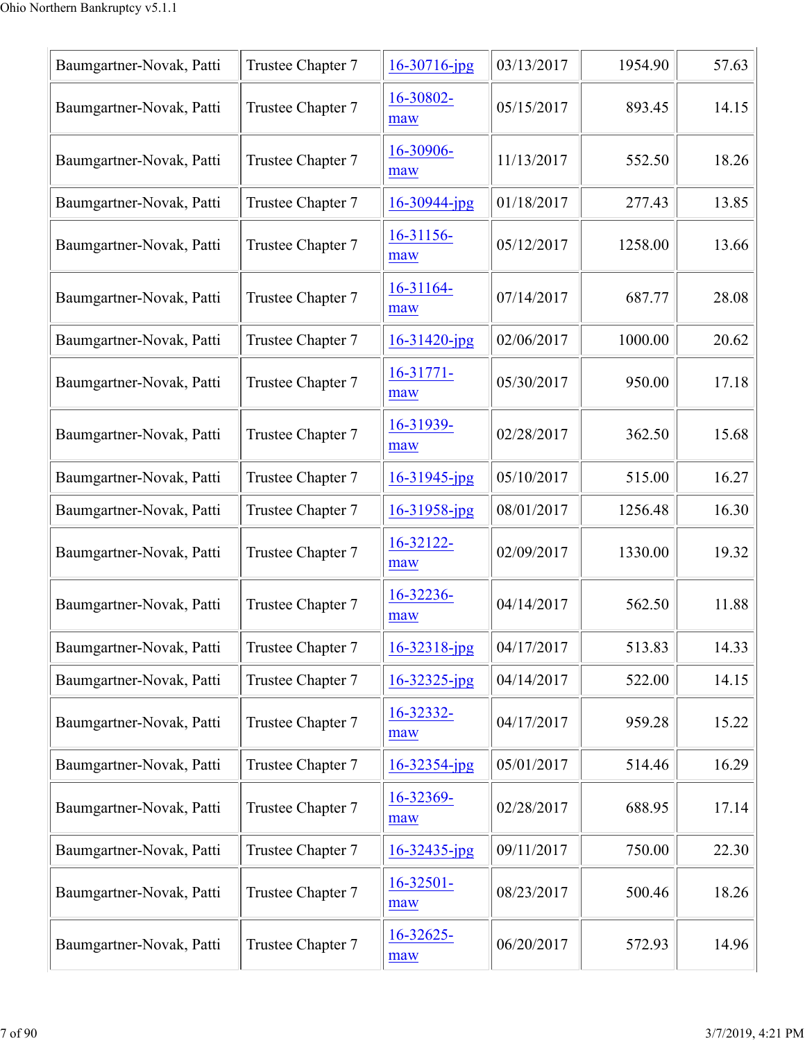| Baumgartner-Novak, Patti | Trustee Chapter 7 | 16-30716-jpg | 03/13/2017 | 1954.90 | 57.63 |
|---|---|---|---|---|---|
| Baumgartner-Novak, Patti | Trustee Chapter 7 | 16-30802-maw | 05/15/2017 | 893.45 | 14.15 |
| Baumgartner-Novak, Patti | Trustee Chapter 7 | 16-30906-maw | 11/13/2017 | 552.50 | 18.26 |
| Baumgartner-Novak, Patti | Trustee Chapter 7 | 16-30944-jpg | 01/18/2017 | 277.43 | 13.85 |
| Baumgartner-Novak, Patti | Trustee Chapter 7 | 16-31156-maw | 05/12/2017 | 1258.00 | 13.66 |
| Baumgartner-Novak, Patti | Trustee Chapter 7 | 16-31164-maw | 07/14/2017 | 687.77 | 28.08 |
| Baumgartner-Novak, Patti | Trustee Chapter 7 | 16-31420-jpg | 02/06/2017 | 1000.00 | 20.62 |
| Baumgartner-Novak, Patti | Trustee Chapter 7 | 16-31771-maw | 05/30/2017 | 950.00 | 17.18 |
| Baumgartner-Novak, Patti | Trustee Chapter 7 | 16-31939-maw | 02/28/2017 | 362.50 | 15.68 |
| Baumgartner-Novak, Patti | Trustee Chapter 7 | 16-31945-jpg | 05/10/2017 | 515.00 | 16.27 |
| Baumgartner-Novak, Patti | Trustee Chapter 7 | 16-31958-jpg | 08/01/2017 | 1256.48 | 16.30 |
| Baumgartner-Novak, Patti | Trustee Chapter 7 | 16-32122-maw | 02/09/2017 | 1330.00 | 19.32 |
| Baumgartner-Novak, Patti | Trustee Chapter 7 | 16-32236-maw | 04/14/2017 | 562.50 | 11.88 |
| Baumgartner-Novak, Patti | Trustee Chapter 7 | 16-32318-jpg | 04/17/2017 | 513.83 | 14.33 |
| Baumgartner-Novak, Patti | Trustee Chapter 7 | 16-32325-jpg | 04/14/2017 | 522.00 | 14.15 |
| Baumgartner-Novak, Patti | Trustee Chapter 7 | 16-32332-maw | 04/17/2017 | 959.28 | 15.22 |
| Baumgartner-Novak, Patti | Trustee Chapter 7 | 16-32354-jpg | 05/01/2017 | 514.46 | 16.29 |
| Baumgartner-Novak, Patti | Trustee Chapter 7 | 16-32369-maw | 02/28/2017 | 688.95 | 17.14 |
| Baumgartner-Novak, Patti | Trustee Chapter 7 | 16-32435-jpg | 09/11/2017 | 750.00 | 22.30 |
| Baumgartner-Novak, Patti | Trustee Chapter 7 | 16-32501-maw | 08/23/2017 | 500.46 | 18.26 |
| Baumgartner-Novak, Patti | Trustee Chapter 7 | 16-32625-maw | 06/20/2017 | 572.93 | 14.96 |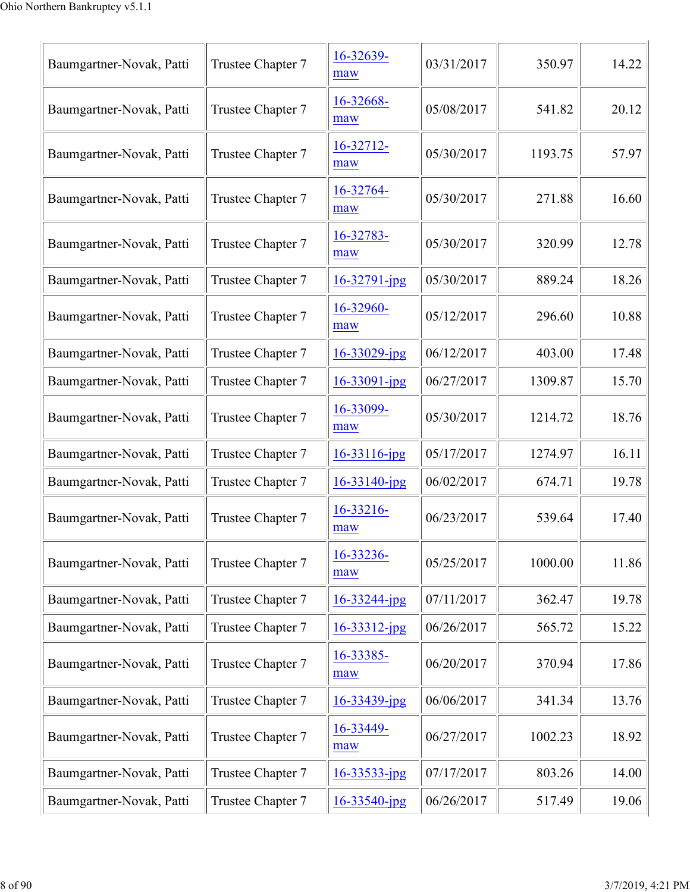| | | | | | |
|---|---|---|---|---|---|
| Baumgartner-Novak, Patti | Trustee Chapter 7 | 16-32639-maw | 03/31/2017 | 350.97 | 14.22 |
| Baumgartner-Novak, Patti | Trustee Chapter 7 | 16-32668-maw | 05/08/2017 | 541.82 | 20.12 |
| Baumgartner-Novak, Patti | Trustee Chapter 7 | 16-32712-maw | 05/30/2017 | 1193.75 | 57.97 |
| Baumgartner-Novak, Patti | Trustee Chapter 7 | 16-32764-maw | 05/30/2017 | 271.88 | 16.60 |
| Baumgartner-Novak, Patti | Trustee Chapter 7 | 16-32783-maw | 05/30/2017 | 320.99 | 12.78 |
| Baumgartner-Novak, Patti | Trustee Chapter 7 | 16-32791-jpg | 05/30/2017 | 889.24 | 18.26 |
| Baumgartner-Novak, Patti | Trustee Chapter 7 | 16-32960-maw | 05/12/2017 | 296.60 | 10.88 |
| Baumgartner-Novak, Patti | Trustee Chapter 7 | 16-33029-jpg | 06/12/2017 | 403.00 | 17.48 |
| Baumgartner-Novak, Patti | Trustee Chapter 7 | 16-33091-jpg | 06/27/2017 | 1309.87 | 15.70 |
| Baumgartner-Novak, Patti | Trustee Chapter 7 | 16-33099-maw | 05/30/2017 | 1214.72 | 18.76 |
| Baumgartner-Novak, Patti | Trustee Chapter 7 | 16-33116-jpg | 05/17/2017 | 1274.97 | 16.11 |
| Baumgartner-Novak, Patti | Trustee Chapter 7 | 16-33140-jpg | 06/02/2017 | 674.71 | 19.78 |
| Baumgartner-Novak, Patti | Trustee Chapter 7 | 16-33216-maw | 06/23/2017 | 539.64 | 17.40 |
| Baumgartner-Novak, Patti | Trustee Chapter 7 | 16-33236-maw | 05/25/2017 | 1000.00 | 11.86 |
| Baumgartner-Novak, Patti | Trustee Chapter 7 | 16-33244-jpg | 07/11/2017 | 362.47 | 19.78 |
| Baumgartner-Novak, Patti | Trustee Chapter 7 | 16-33312-jpg | 06/26/2017 | 565.72 | 15.22 |
| Baumgartner-Novak, Patti | Trustee Chapter 7 | 16-33385-maw | 06/20/2017 | 370.94 | 17.86 |
| Baumgartner-Novak, Patti | Trustee Chapter 7 | 16-33439-jpg | 06/06/2017 | 341.34 | 13.76 |
| Baumgartner-Novak, Patti | Trustee Chapter 7 | 16-33449-maw | 06/27/2017 | 1002.23 | 18.92 |
| Baumgartner-Novak, Patti | Trustee Chapter 7 | 16-33533-jpg | 07/17/2017 | 803.26 | 14.00 |
| Baumgartner-Novak, Patti | Trustee Chapter 7 | 16-33540-jpg | 06/26/2017 | 517.49 | 19.06 |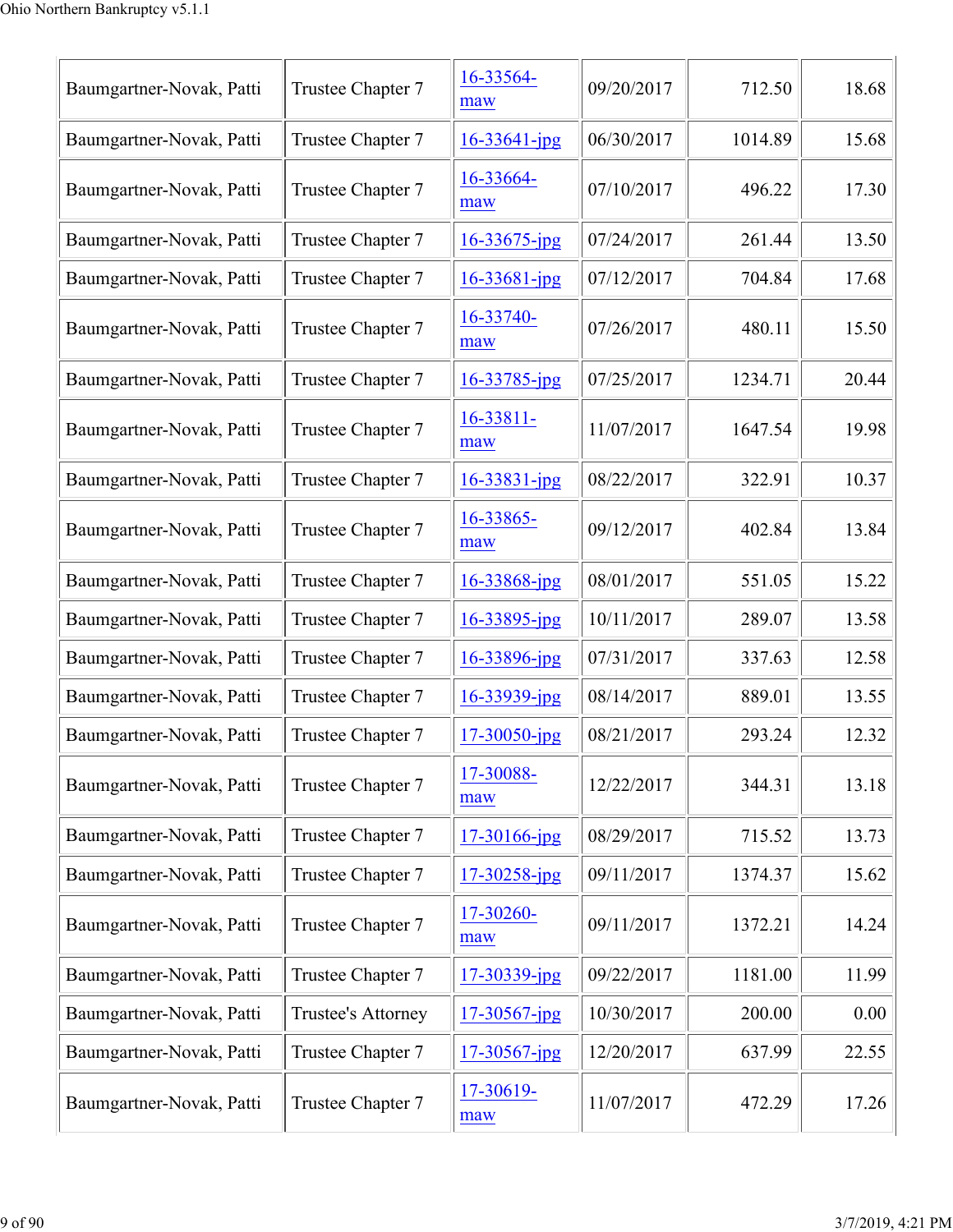| | | | | | |
|---|---|---|---|---|---|
| Baumgartner-Novak, Patti | Trustee Chapter 7 | 16-33564-maw | 09/20/2017 | 712.50 | 18.68 |
| Baumgartner-Novak, Patti | Trustee Chapter 7 | 16-33641-jpg | 06/30/2017 | 1014.89 | 15.68 |
| Baumgartner-Novak, Patti | Trustee Chapter 7 | 16-33664-maw | 07/10/2017 | 496.22 | 17.30 |
| Baumgartner-Novak, Patti | Trustee Chapter 7 | 16-33675-jpg | 07/24/2017 | 261.44 | 13.50 |
| Baumgartner-Novak, Patti | Trustee Chapter 7 | 16-33681-jpg | 07/12/2017 | 704.84 | 17.68 |
| Baumgartner-Novak, Patti | Trustee Chapter 7 | 16-33740-maw | 07/26/2017 | 480.11 | 15.50 |
| Baumgartner-Novak, Patti | Trustee Chapter 7 | 16-33785-jpg | 07/25/2017 | 1234.71 | 20.44 |
| Baumgartner-Novak, Patti | Trustee Chapter 7 | 16-33811-maw | 11/07/2017 | 1647.54 | 19.98 |
| Baumgartner-Novak, Patti | Trustee Chapter 7 | 16-33831-jpg | 08/22/2017 | 322.91 | 10.37 |
| Baumgartner-Novak, Patti | Trustee Chapter 7 | 16-33865-maw | 09/12/2017 | 402.84 | 13.84 |
| Baumgartner-Novak, Patti | Trustee Chapter 7 | 16-33868-jpg | 08/01/2017 | 551.05 | 15.22 |
| Baumgartner-Novak, Patti | Trustee Chapter 7 | 16-33895-jpg | 10/11/2017 | 289.07 | 13.58 |
| Baumgartner-Novak, Patti | Trustee Chapter 7 | 16-33896-jpg | 07/31/2017 | 337.63 | 12.58 |
| Baumgartner-Novak, Patti | Trustee Chapter 7 | 16-33939-jpg | 08/14/2017 | 889.01 | 13.55 |
| Baumgartner-Novak, Patti | Trustee Chapter 7 | 17-30050-jpg | 08/21/2017 | 293.24 | 12.32 |
| Baumgartner-Novak, Patti | Trustee Chapter 7 | 17-30088-maw | 12/22/2017 | 344.31 | 13.18 |
| Baumgartner-Novak, Patti | Trustee Chapter 7 | 17-30166-jpg | 08/29/2017 | 715.52 | 13.73 |
| Baumgartner-Novak, Patti | Trustee Chapter 7 | 17-30258-jpg | 09/11/2017 | 1374.37 | 15.62 |
| Baumgartner-Novak, Patti | Trustee Chapter 7 | 17-30260-maw | 09/11/2017 | 1372.21 | 14.24 |
| Baumgartner-Novak, Patti | Trustee Chapter 7 | 17-30339-jpg | 09/22/2017 | 1181.00 | 11.99 |
| Baumgartner-Novak, Patti | Trustee's Attorney | 17-30567-jpg | 10/30/2017 | 200.00 | 0.00 |
| Baumgartner-Novak, Patti | Trustee Chapter 7 | 17-30567-jpg | 12/20/2017 | 637.99 | 22.55 |
| Baumgartner-Novak, Patti | Trustee Chapter 7 | 17-30619-maw | 11/07/2017 | 472.29 | 17.26 |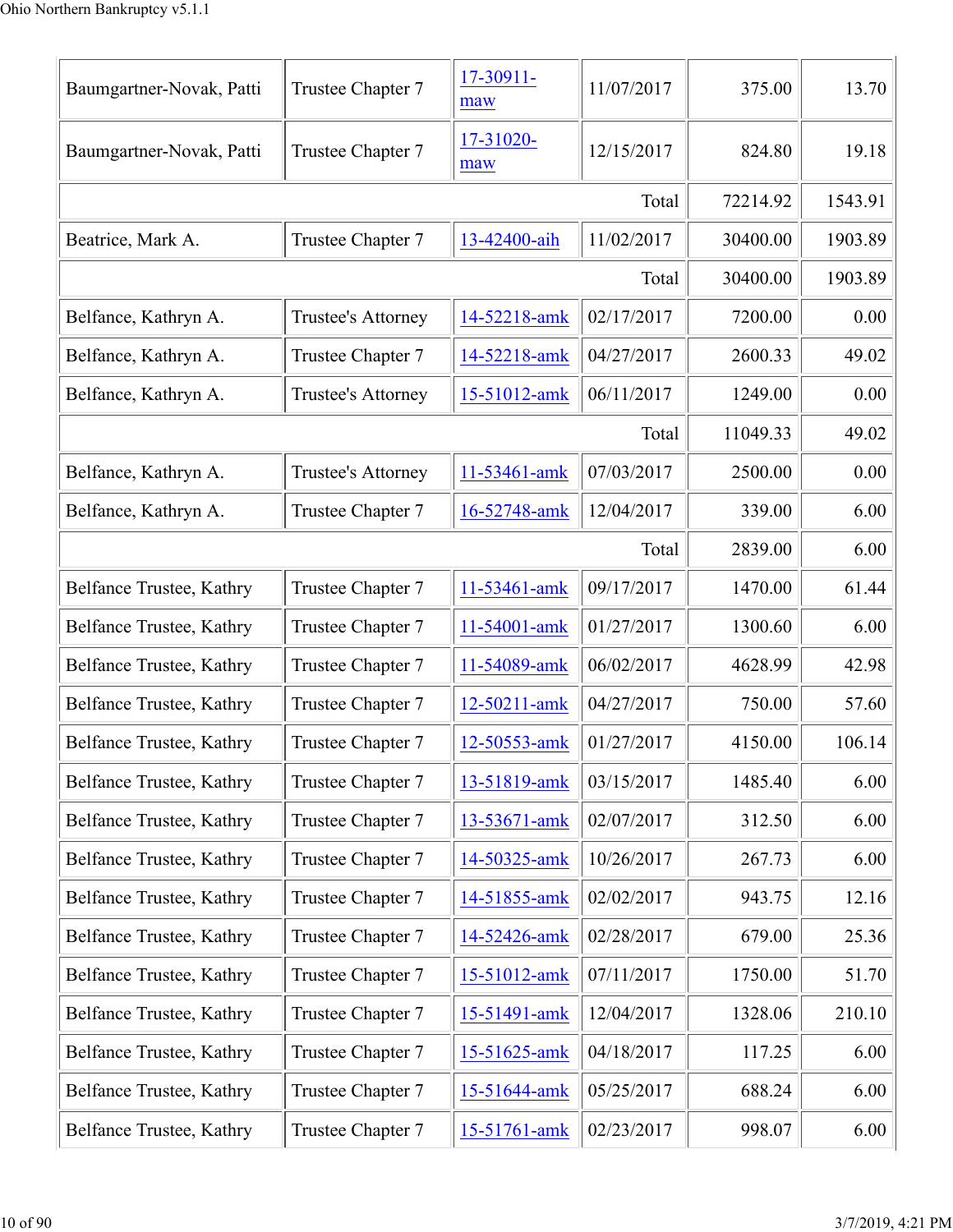| Baumgartner-Novak, Patti | Trustee Chapter 7 | 17-30911-maw | 11/07/2017 | 375.00 | 13.70 |
|---|---|---|---|---|---|
| Baumgartner-Novak, Patti | Trustee Chapter 7 | 17-31020-maw | 12/15/2017 | 824.80 | 19.18 |
| | | | Total | 72214.92 | 1543.91 |
| Beatrice, Mark A. | Trustee Chapter 7 | 13-42400-aih | 11/02/2017 | 30400.00 | 1903.89 |
| | | | Total | 30400.00 | 1903.89 |
| Belfance, Kathryn A. | Trustee's Attorney | 14-52218-amk | 02/17/2017 | 7200.00 | 0.00 |
| Belfance, Kathryn A. | Trustee Chapter 7 | 14-52218-amk | 04/27/2017 | 2600.33 | 49.02 |
| Belfance, Kathryn A. | Trustee's Attorney | 15-51012-amk | 06/11/2017 | 1249.00 | 0.00 |
| | | | Total | 11049.33 | 49.02 |
| Belfance, Kathryn A. | Trustee's Attorney | 11-53461-amk | 07/03/2017 | 2500.00 | 0.00 |
| Belfance, Kathryn A. | Trustee Chapter 7 | 16-52748-amk | 12/04/2017 | 339.00 | 6.00 |
| | | | Total | 2839.00 | 6.00 |
| Belfance Trustee, Kathry | Trustee Chapter 7 | 11-53461-amk | 09/17/2017 | 1470.00 | 61.44 |
| Belfance Trustee, Kathry | Trustee Chapter 7 | 11-54001-amk | 01/27/2017 | 1300.60 | 6.00 |
| Belfance Trustee, Kathry | Trustee Chapter 7 | 11-54089-amk | 06/02/2017 | 4628.99 | 42.98 |
| Belfance Trustee, Kathry | Trustee Chapter 7 | 12-50211-amk | 04/27/2017 | 750.00 | 57.60 |
| Belfance Trustee, Kathry | Trustee Chapter 7 | 12-50553-amk | 01/27/2017 | 4150.00 | 106.14 |
| Belfance Trustee, Kathry | Trustee Chapter 7 | 13-51819-amk | 03/15/2017 | 1485.40 | 6.00 |
| Belfance Trustee, Kathry | Trustee Chapter 7 | 13-53671-amk | 02/07/2017 | 312.50 | 6.00 |
| Belfance Trustee, Kathry | Trustee Chapter 7 | 14-50325-amk | 10/26/2017 | 267.73 | 6.00 |
| Belfance Trustee, Kathry | Trustee Chapter 7 | 14-51855-amk | 02/02/2017 | 943.75 | 12.16 |
| Belfance Trustee, Kathry | Trustee Chapter 7 | 14-52426-amk | 02/28/2017 | 679.00 | 25.36 |
| Belfance Trustee, Kathry | Trustee Chapter 7 | 15-51012-amk | 07/11/2017 | 1750.00 | 51.70 |
| Belfance Trustee, Kathry | Trustee Chapter 7 | 15-51491-amk | 12/04/2017 | 1328.06 | 210.10 |
| Belfance Trustee, Kathry | Trustee Chapter 7 | 15-51625-amk | 04/18/2017 | 117.25 | 6.00 |
| Belfance Trustee, Kathry | Trustee Chapter 7 | 15-51644-amk | 05/25/2017 | 688.24 | 6.00 |
| Belfance Trustee, Kathry | Trustee Chapter 7 | 15-51761-amk | 02/23/2017 | 998.07 | 6.00 |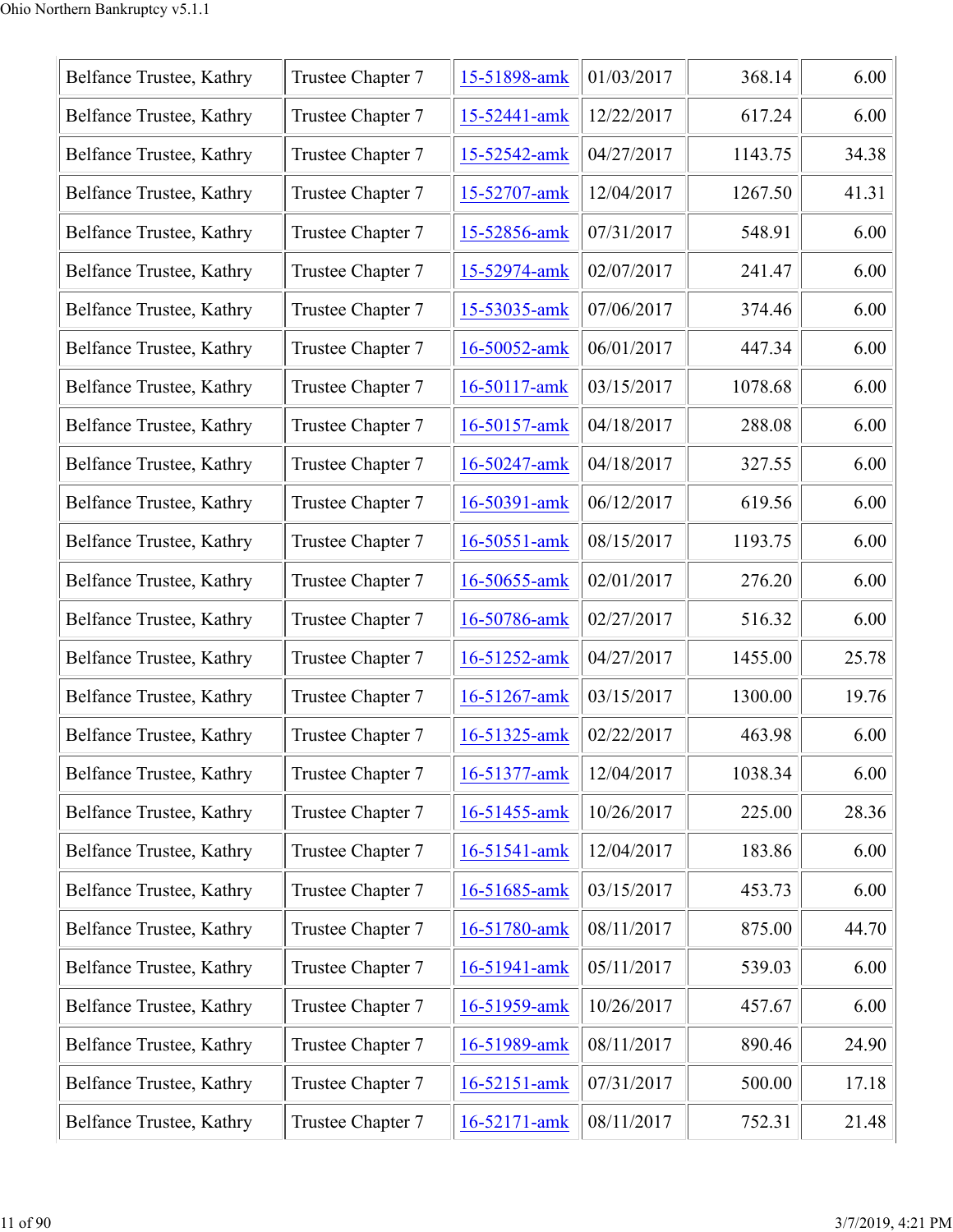| Belfance Trustee, Kathry | Trustee Chapter 7 | 15-51898-amk | 01/03/2017 | 368.14 | 6.00 |
|---|---|---|---|---|---|
| Belfance Trustee, Kathry | Trustee Chapter 7 | 15-52441-amk | 12/22/2017 | 617.24 | 6.00 |
| Belfance Trustee, Kathry | Trustee Chapter 7 | 15-52542-amk | 04/27/2017 | 1143.75 | 34.38 |
| Belfance Trustee, Kathry | Trustee Chapter 7 | 15-52707-amk | 12/04/2017 | 1267.50 | 41.31 |
| Belfance Trustee, Kathry | Trustee Chapter 7 | 15-52856-amk | 07/31/2017 | 548.91 | 6.00 |
| Belfance Trustee, Kathry | Trustee Chapter 7 | 15-52974-amk | 02/07/2017 | 241.47 | 6.00 |
| Belfance Trustee, Kathry | Trustee Chapter 7 | 15-53035-amk | 07/06/2017 | 374.46 | 6.00 |
| Belfance Trustee, Kathry | Trustee Chapter 7 | 16-50052-amk | 06/01/2017 | 447.34 | 6.00 |
| Belfance Trustee, Kathry | Trustee Chapter 7 | 16-50117-amk | 03/15/2017 | 1078.68 | 6.00 |
| Belfance Trustee, Kathry | Trustee Chapter 7 | 16-50157-amk | 04/18/2017 | 288.08 | 6.00 |
| Belfance Trustee, Kathry | Trustee Chapter 7 | 16-50247-amk | 04/18/2017 | 327.55 | 6.00 |
| Belfance Trustee, Kathry | Trustee Chapter 7 | 16-50391-amk | 06/12/2017 | 619.56 | 6.00 |
| Belfance Trustee, Kathry | Trustee Chapter 7 | 16-50551-amk | 08/15/2017 | 1193.75 | 6.00 |
| Belfance Trustee, Kathry | Trustee Chapter 7 | 16-50655-amk | 02/01/2017 | 276.20 | 6.00 |
| Belfance Trustee, Kathry | Trustee Chapter 7 | 16-50786-amk | 02/27/2017 | 516.32 | 6.00 |
| Belfance Trustee, Kathry | Trustee Chapter 7 | 16-51252-amk | 04/27/2017 | 1455.00 | 25.78 |
| Belfance Trustee, Kathry | Trustee Chapter 7 | 16-51267-amk | 03/15/2017 | 1300.00 | 19.76 |
| Belfance Trustee, Kathry | Trustee Chapter 7 | 16-51325-amk | 02/22/2017 | 463.98 | 6.00 |
| Belfance Trustee, Kathry | Trustee Chapter 7 | 16-51377-amk | 12/04/2017 | 1038.34 | 6.00 |
| Belfance Trustee, Kathry | Trustee Chapter 7 | 16-51455-amk | 10/26/2017 | 225.00 | 28.36 |
| Belfance Trustee, Kathry | Trustee Chapter 7 | 16-51541-amk | 12/04/2017 | 183.86 | 6.00 |
| Belfance Trustee, Kathry | Trustee Chapter 7 | 16-51685-amk | 03/15/2017 | 453.73 | 6.00 |
| Belfance Trustee, Kathry | Trustee Chapter 7 | 16-51780-amk | 08/11/2017 | 875.00 | 44.70 |
| Belfance Trustee, Kathry | Trustee Chapter 7 | 16-51941-amk | 05/11/2017 | 539.03 | 6.00 |
| Belfance Trustee, Kathry | Trustee Chapter 7 | 16-51959-amk | 10/26/2017 | 457.67 | 6.00 |
| Belfance Trustee, Kathry | Trustee Chapter 7 | 16-51989-amk | 08/11/2017 | 890.46 | 24.90 |
| Belfance Trustee, Kathry | Trustee Chapter 7 | 16-52151-amk | 07/31/2017 | 500.00 | 17.18 |
| Belfance Trustee, Kathry | Trustee Chapter 7 | 16-52171-amk | 08/11/2017 | 752.31 | 21.48 |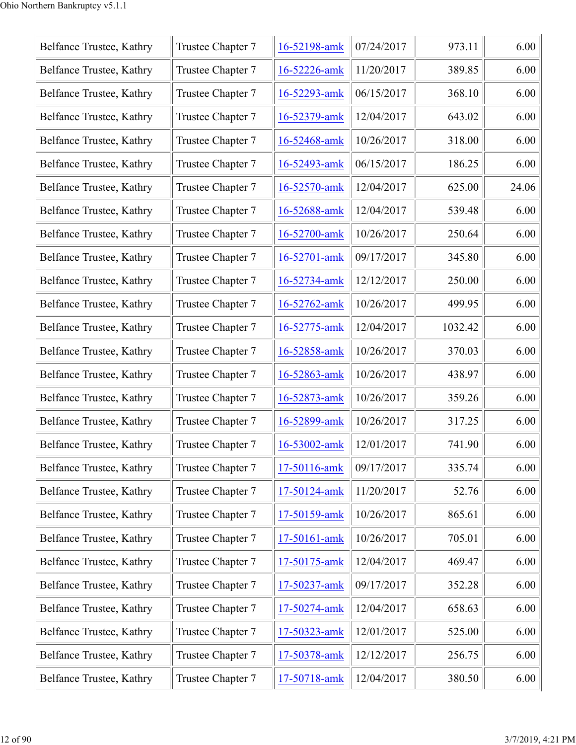| Belfance Trustee, Kathry | Trustee Chapter 7 | 16-52198-amk | 07/24/2017 | 973.11 | 6.00 |
|---|---|---|---|---|---|
| Belfance Trustee, Kathry | Trustee Chapter 7 | 16-52226-amk | 11/20/2017 | 389.85 | 6.00 |
| Belfance Trustee, Kathry | Trustee Chapter 7 | 16-52293-amk | 06/15/2017 | 368.10 | 6.00 |
| Belfance Trustee, Kathry | Trustee Chapter 7 | 16-52379-amk | 12/04/2017 | 643.02 | 6.00 |
| Belfance Trustee, Kathry | Trustee Chapter 7 | 16-52468-amk | 10/26/2017 | 318.00 | 6.00 |
| Belfance Trustee, Kathry | Trustee Chapter 7 | 16-52493-amk | 06/15/2017 | 186.25 | 6.00 |
| Belfance Trustee, Kathry | Trustee Chapter 7 | 16-52570-amk | 12/04/2017 | 625.00 | 24.06 |
| Belfance Trustee, Kathry | Trustee Chapter 7 | 16-52688-amk | 12/04/2017 | 539.48 | 6.00 |
| Belfance Trustee, Kathry | Trustee Chapter 7 | 16-52700-amk | 10/26/2017 | 250.64 | 6.00 |
| Belfance Trustee, Kathry | Trustee Chapter 7 | 16-52701-amk | 09/17/2017 | 345.80 | 6.00 |
| Belfance Trustee, Kathry | Trustee Chapter 7 | 16-52734-amk | 12/12/2017 | 250.00 | 6.00 |
| Belfance Trustee, Kathry | Trustee Chapter 7 | 16-52762-amk | 10/26/2017 | 499.95 | 6.00 |
| Belfance Trustee, Kathry | Trustee Chapter 7 | 16-52775-amk | 12/04/2017 | 1032.42 | 6.00 |
| Belfance Trustee, Kathry | Trustee Chapter 7 | 16-52858-amk | 10/26/2017 | 370.03 | 6.00 |
| Belfance Trustee, Kathry | Trustee Chapter 7 | 16-52863-amk | 10/26/2017 | 438.97 | 6.00 |
| Belfance Trustee, Kathry | Trustee Chapter 7 | 16-52873-amk | 10/26/2017 | 359.26 | 6.00 |
| Belfance Trustee, Kathry | Trustee Chapter 7 | 16-52899-amk | 10/26/2017 | 317.25 | 6.00 |
| Belfance Trustee, Kathry | Trustee Chapter 7 | 16-53002-amk | 12/01/2017 | 741.90 | 6.00 |
| Belfance Trustee, Kathry | Trustee Chapter 7 | 17-50116-amk | 09/17/2017 | 335.74 | 6.00 |
| Belfance Trustee, Kathry | Trustee Chapter 7 | 17-50124-amk | 11/20/2017 | 52.76 | 6.00 |
| Belfance Trustee, Kathry | Trustee Chapter 7 | 17-50159-amk | 10/26/2017 | 865.61 | 6.00 |
| Belfance Trustee, Kathry | Trustee Chapter 7 | 17-50161-amk | 10/26/2017 | 705.01 | 6.00 |
| Belfance Trustee, Kathry | Trustee Chapter 7 | 17-50175-amk | 12/04/2017 | 469.47 | 6.00 |
| Belfance Trustee, Kathry | Trustee Chapter 7 | 17-50237-amk | 09/17/2017 | 352.28 | 6.00 |
| Belfance Trustee, Kathry | Trustee Chapter 7 | 17-50274-amk | 12/04/2017 | 658.63 | 6.00 |
| Belfance Trustee, Kathry | Trustee Chapter 7 | 17-50323-amk | 12/01/2017 | 525.00 | 6.00 |
| Belfance Trustee, Kathry | Trustee Chapter 7 | 17-50378-amk | 12/12/2017 | 256.75 | 6.00 |
| Belfance Trustee, Kathry | Trustee Chapter 7 | 17-50718-amk | 12/04/2017 | 380.50 | 6.00 |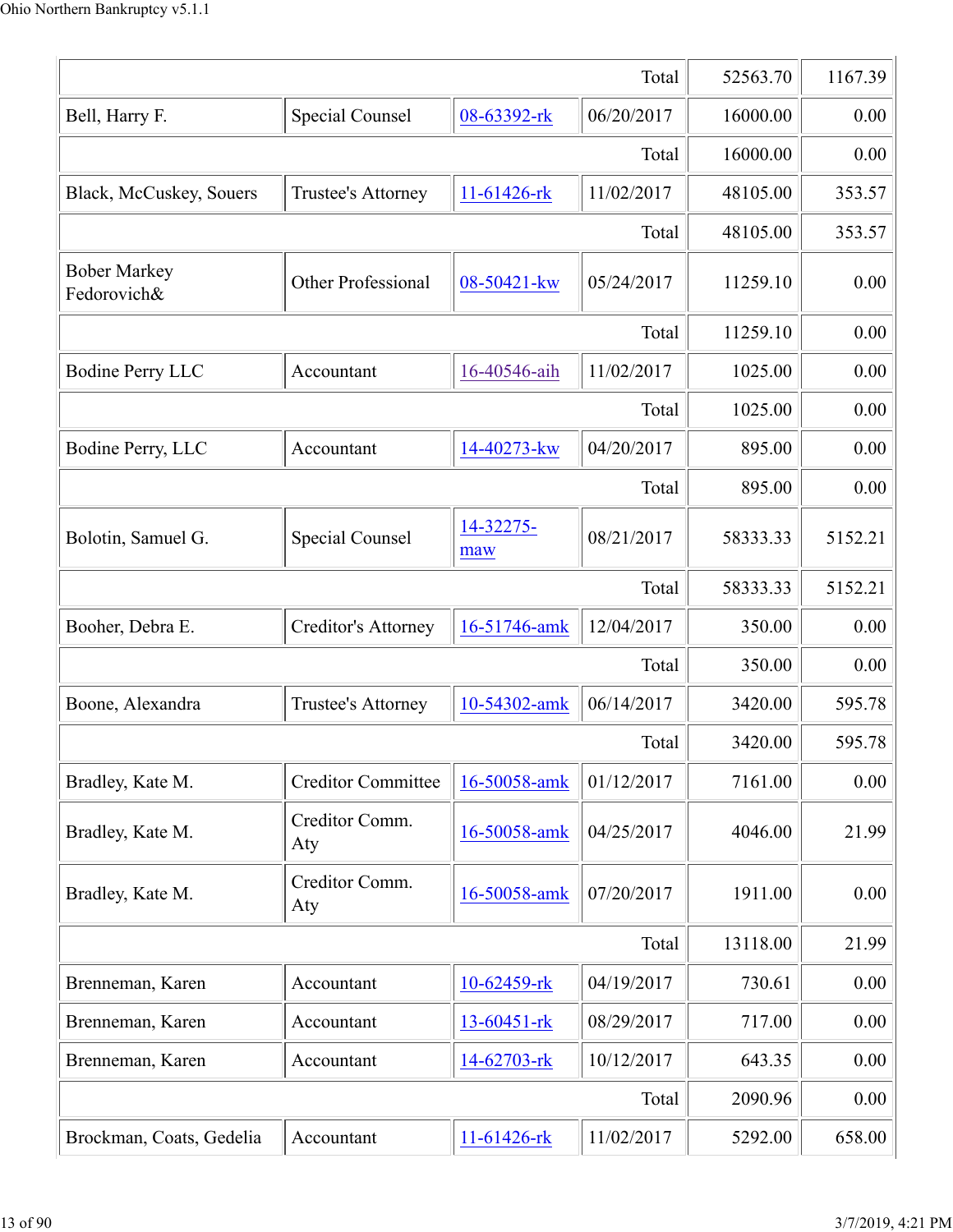| | | | | | |
|---|---|---|---|---|---|
| | | | Total | 52563.70 | 1167.39 |
| Bell, Harry F. | Special Counsel | 08-63392-rk | 06/20/2017 | 16000.00 | 0.00 |
| | | | Total | 16000.00 | 0.00 |
| Black, McCuskey, Souers | Trustee's Attorney | 11-61426-rk | 11/02/2017 | 48105.00 | 353.57 |
| | | | Total | 48105.00 | 353.57 |
| Bober Markey Fedorovich& | Other Professional | 08-50421-kw | 05/24/2017 | 11259.10 | 0.00 |
| | | | Total | 11259.10 | 0.00 |
| Bodine Perry LLC | Accountant | 16-40546-aih | 11/02/2017 | 1025.00 | 0.00 |
| | | | Total | 1025.00 | 0.00 |
| Bodine Perry, LLC | Accountant | 14-40273-kw | 04/20/2017 | 895.00 | 0.00 |
| | | | Total | 895.00 | 0.00 |
| Bolotin, Samuel G. | Special Counsel | 14-32275-maw | 08/21/2017 | 58333.33 | 5152.21 |
| | | | Total | 58333.33 | 5152.21 |
| Booher, Debra E. | Creditor's Attorney | 16-51746-amk | 12/04/2017 | 350.00 | 0.00 |
| | | | Total | 350.00 | 0.00 |
| Boone, Alexandra | Trustee's Attorney | 10-54302-amk | 06/14/2017 | 3420.00 | 595.78 |
| | | | Total | 3420.00 | 595.78 |
| Bradley, Kate M. | Creditor Committee | 16-50058-amk | 01/12/2017 | 7161.00 | 0.00 |
| Bradley, Kate M. | Creditor Comm. Aty | 16-50058-amk | 04/25/2017 | 4046.00 | 21.99 |
| Bradley, Kate M. | Creditor Comm. Aty | 16-50058-amk | 07/20/2017 | 1911.00 | 0.00 |
| | | | Total | 13118.00 | 21.99 |
| Brenneman, Karen | Accountant | 10-62459-rk | 04/19/2017 | 730.61 | 0.00 |
| Brenneman, Karen | Accountant | 13-60451-rk | 08/29/2017 | 717.00 | 0.00 |
| Brenneman, Karen | Accountant | 14-62703-rk | 10/12/2017 | 643.35 | 0.00 |
| | | | Total | 2090.96 | 0.00 |
| Brockman, Coats, Gedelia | Accountant | 11-61426-rk | 11/02/2017 | 5292.00 | 658.00 |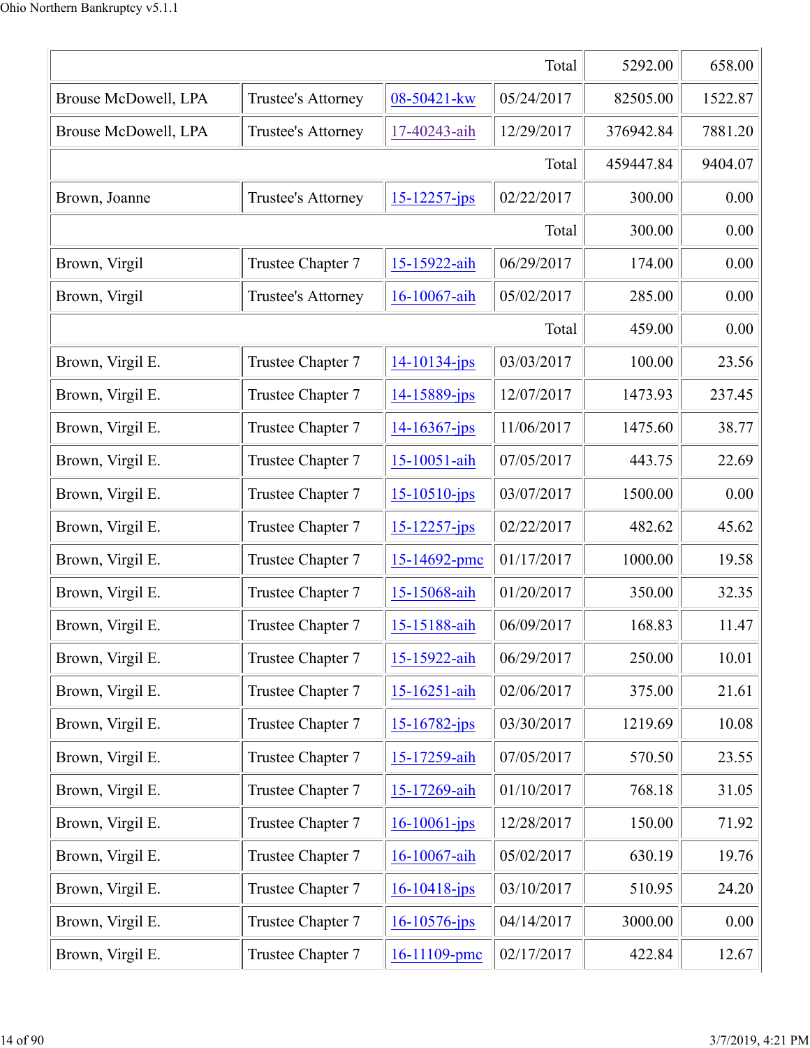| | | | | | |
|---|---|---|---|---|---|
| Total | | | | 5292.00 | 658.00 |
| Brouse McDowell, LPA | Trustee's Attorney | 08-50421-kw | 05/24/2017 | 82505.00 | 1522.87 |
| Brouse McDowell, LPA | Trustee's Attorney | 17-40243-aih | 12/29/2017 | 376942.84 | 7881.20 |
| Total | | | | 459447.84 | 9404.07 |
| Brown, Joanne | Trustee's Attorney | 15-12257-jps | 02/22/2017 | 300.00 | 0.00 |
| Total | | | | 300.00 | 0.00 |
| Brown, Virgil | Trustee Chapter 7 | 15-15922-aih | 06/29/2017 | 174.00 | 0.00 |
| Brown, Virgil | Trustee's Attorney | 16-10067-aih | 05/02/2017 | 285.00 | 0.00 |
| Total | | | | 459.00 | 0.00 |
| Brown, Virgil E. | Trustee Chapter 7 | 14-10134-jps | 03/03/2017 | 100.00 | 23.56 |
| Brown, Virgil E. | Trustee Chapter 7 | 14-15889-jps | 12/07/2017 | 1473.93 | 237.45 |
| Brown, Virgil E. | Trustee Chapter 7 | 14-16367-jps | 11/06/2017 | 1475.60 | 38.77 |
| Brown, Virgil E. | Trustee Chapter 7 | 15-10051-aih | 07/05/2017 | 443.75 | 22.69 |
| Brown, Virgil E. | Trustee Chapter 7 | 15-10510-jps | 03/07/2017 | 1500.00 | 0.00 |
| Brown, Virgil E. | Trustee Chapter 7 | 15-12257-jps | 02/22/2017 | 482.62 | 45.62 |
| Brown, Virgil E. | Trustee Chapter 7 | 15-14692-pmc | 01/17/2017 | 1000.00 | 19.58 |
| Brown, Virgil E. | Trustee Chapter 7 | 15-15068-aih | 01/20/2017 | 350.00 | 32.35 |
| Brown, Virgil E. | Trustee Chapter 7 | 15-15188-aih | 06/09/2017 | 168.83 | 11.47 |
| Brown, Virgil E. | Trustee Chapter 7 | 15-15922-aih | 06/29/2017 | 250.00 | 10.01 |
| Brown, Virgil E. | Trustee Chapter 7 | 15-16251-aih | 02/06/2017 | 375.00 | 21.61 |
| Brown, Virgil E. | Trustee Chapter 7 | 15-16782-jps | 03/30/2017 | 1219.69 | 10.08 |
| Brown, Virgil E. | Trustee Chapter 7 | 15-17259-aih | 07/05/2017 | 570.50 | 23.55 |
| Brown, Virgil E. | Trustee Chapter 7 | 15-17269-aih | 01/10/2017 | 768.18 | 31.05 |
| Brown, Virgil E. | Trustee Chapter 7 | 16-10061-jps | 12/28/2017 | 150.00 | 71.92 |
| Brown, Virgil E. | Trustee Chapter 7 | 16-10067-aih | 05/02/2017 | 630.19 | 19.76 |
| Brown, Virgil E. | Trustee Chapter 7 | 16-10418-jps | 03/10/2017 | 510.95 | 24.20 |
| Brown, Virgil E. | Trustee Chapter 7 | 16-10576-jps | 04/14/2017 | 3000.00 | 0.00 |
| Brown, Virgil E. | Trustee Chapter 7 | 16-11109-pmc | 02/17/2017 | 422.84 | 12.67 |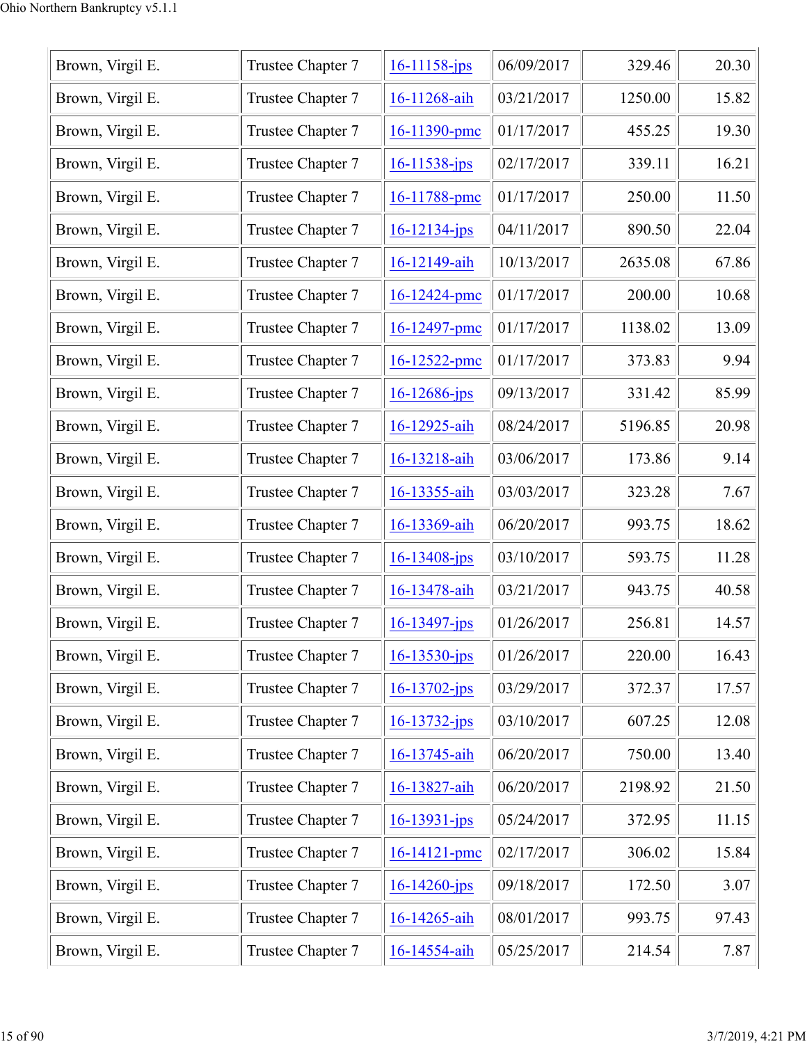| Brown, Virgil E. | Trustee Chapter 7 | 16-11158-jps | 06/09/2017 | 329.46 | 20.30 |
|---|---|---|---|---|---|
| Brown, Virgil E. | Trustee Chapter 7 | 16-11268-aih | 03/21/2017 | 1250.00 | 15.82 |
| Brown, Virgil E. | Trustee Chapter 7 | 16-11390-pmc | 01/17/2017 | 455.25 | 19.30 |
| Brown, Virgil E. | Trustee Chapter 7 | 16-11538-jps | 02/17/2017 | 339.11 | 16.21 |
| Brown, Virgil E. | Trustee Chapter 7 | 16-11788-pmc | 01/17/2017 | 250.00 | 11.50 |
| Brown, Virgil E. | Trustee Chapter 7 | 16-12134-jps | 04/11/2017 | 890.50 | 22.04 |
| Brown, Virgil E. | Trustee Chapter 7 | 16-12149-aih | 10/13/2017 | 2635.08 | 67.86 |
| Brown, Virgil E. | Trustee Chapter 7 | 16-12424-pmc | 01/17/2017 | 200.00 | 10.68 |
| Brown, Virgil E. | Trustee Chapter 7 | 16-12497-pmc | 01/17/2017 | 1138.02 | 13.09 |
| Brown, Virgil E. | Trustee Chapter 7 | 16-12522-pmc | 01/17/2017 | 373.83 | 9.94 |
| Brown, Virgil E. | Trustee Chapter 7 | 16-12686-jps | 09/13/2017 | 331.42 | 85.99 |
| Brown, Virgil E. | Trustee Chapter 7 | 16-12925-aih | 08/24/2017 | 5196.85 | 20.98 |
| Brown, Virgil E. | Trustee Chapter 7 | 16-13218-aih | 03/06/2017 | 173.86 | 9.14 |
| Brown, Virgil E. | Trustee Chapter 7 | 16-13355-aih | 03/03/2017 | 323.28 | 7.67 |
| Brown, Virgil E. | Trustee Chapter 7 | 16-13369-aih | 06/20/2017 | 993.75 | 18.62 |
| Brown, Virgil E. | Trustee Chapter 7 | 16-13408-jps | 03/10/2017 | 593.75 | 11.28 |
| Brown, Virgil E. | Trustee Chapter 7 | 16-13478-aih | 03/21/2017 | 943.75 | 40.58 |
| Brown, Virgil E. | Trustee Chapter 7 | 16-13497-jps | 01/26/2017 | 256.81 | 14.57 |
| Brown, Virgil E. | Trustee Chapter 7 | 16-13530-jps | 01/26/2017 | 220.00 | 16.43 |
| Brown, Virgil E. | Trustee Chapter 7 | 16-13702-jps | 03/29/2017 | 372.37 | 17.57 |
| Brown, Virgil E. | Trustee Chapter 7 | 16-13732-jps | 03/10/2017 | 607.25 | 12.08 |
| Brown, Virgil E. | Trustee Chapter 7 | 16-13745-aih | 06/20/2017 | 750.00 | 13.40 |
| Brown, Virgil E. | Trustee Chapter 7 | 16-13827-aih | 06/20/2017 | 2198.92 | 21.50 |
| Brown, Virgil E. | Trustee Chapter 7 | 16-13931-jps | 05/24/2017 | 372.95 | 11.15 |
| Brown, Virgil E. | Trustee Chapter 7 | 16-14121-pmc | 02/17/2017 | 306.02 | 15.84 |
| Brown, Virgil E. | Trustee Chapter 7 | 16-14260-jps | 09/18/2017 | 172.50 | 3.07 |
| Brown, Virgil E. | Trustee Chapter 7 | 16-14265-aih | 08/01/2017 | 993.75 | 97.43 |
| Brown, Virgil E. | Trustee Chapter 7 | 16-14554-aih | 05/25/2017 | 214.54 | 7.87 |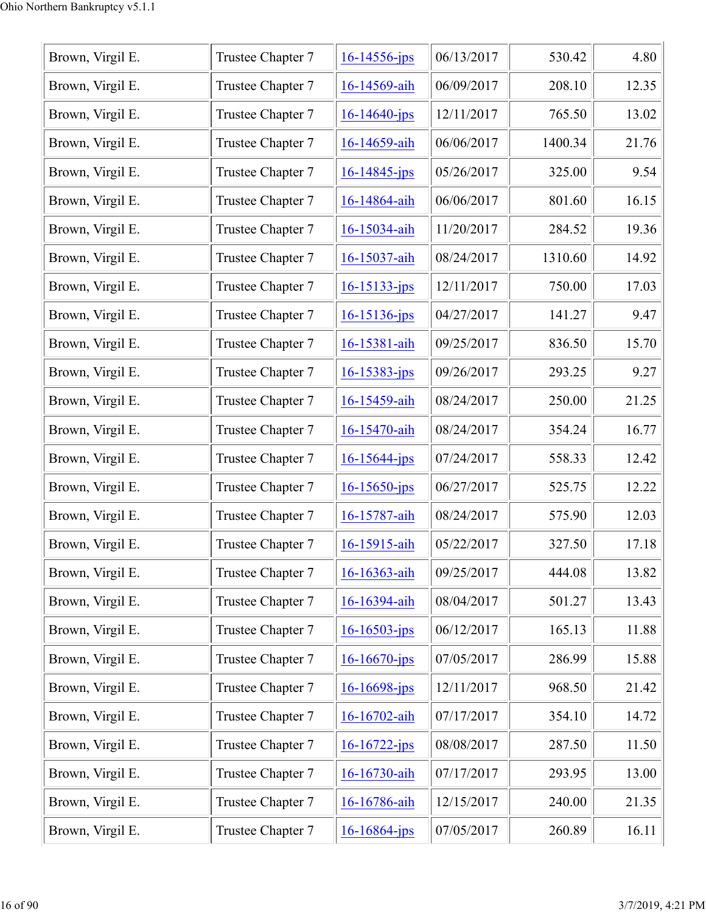| Brown, Virgil E. | Trustee Chapter 7 | 16-14556-jps | 06/13/2017 | 530.42 | 4.80 |
|---|---|---|---|---|---|
| Brown, Virgil E. | Trustee Chapter 7 | 16-14569-aih | 06/09/2017 | 208.10 | 12.35 |
| Brown, Virgil E. | Trustee Chapter 7 | 16-14640-jps | 12/11/2017 | 765.50 | 13.02 |
| Brown, Virgil E. | Trustee Chapter 7 | 16-14659-aih | 06/06/2017 | 1400.34 | 21.76 |
| Brown, Virgil E. | Trustee Chapter 7 | 16-14845-jps | 05/26/2017 | 325.00 | 9.54 |
| Brown, Virgil E. | Trustee Chapter 7 | 16-14864-aih | 06/06/2017 | 801.60 | 16.15 |
| Brown, Virgil E. | Trustee Chapter 7 | 16-15034-aih | 11/20/2017 | 284.52 | 19.36 |
| Brown, Virgil E. | Trustee Chapter 7 | 16-15037-aih | 08/24/2017 | 1310.60 | 14.92 |
| Brown, Virgil E. | Trustee Chapter 7 | 16-15133-jps | 12/11/2017 | 750.00 | 17.03 |
| Brown, Virgil E. | Trustee Chapter 7 | 16-15136-jps | 04/27/2017 | 141.27 | 9.47 |
| Brown, Virgil E. | Trustee Chapter 7 | 16-15381-aih | 09/25/2017 | 836.50 | 15.70 |
| Brown, Virgil E. | Trustee Chapter 7 | 16-15383-jps | 09/26/2017 | 293.25 | 9.27 |
| Brown, Virgil E. | Trustee Chapter 7 | 16-15459-aih | 08/24/2017 | 250.00 | 21.25 |
| Brown, Virgil E. | Trustee Chapter 7 | 16-15470-aih | 08/24/2017 | 354.24 | 16.77 |
| Brown, Virgil E. | Trustee Chapter 7 | 16-15644-jps | 07/24/2017 | 558.33 | 12.42 |
| Brown, Virgil E. | Trustee Chapter 7 | 16-15650-jps | 06/27/2017 | 525.75 | 12.22 |
| Brown, Virgil E. | Trustee Chapter 7 | 16-15787-aih | 08/24/2017 | 575.90 | 12.03 |
| Brown, Virgil E. | Trustee Chapter 7 | 16-15915-aih | 05/22/2017 | 327.50 | 17.18 |
| Brown, Virgil E. | Trustee Chapter 7 | 16-16363-aih | 09/25/2017 | 444.08 | 13.82 |
| Brown, Virgil E. | Trustee Chapter 7 | 16-16394-aih | 08/04/2017 | 501.27 | 13.43 |
| Brown, Virgil E. | Trustee Chapter 7 | 16-16503-jps | 06/12/2017 | 165.13 | 11.88 |
| Brown, Virgil E. | Trustee Chapter 7 | 16-16670-jps | 07/05/2017 | 286.99 | 15.88 |
| Brown, Virgil E. | Trustee Chapter 7 | 16-16698-jps | 12/11/2017 | 968.50 | 21.42 |
| Brown, Virgil E. | Trustee Chapter 7 | 16-16702-aih | 07/17/2017 | 354.10 | 14.72 |
| Brown, Virgil E. | Trustee Chapter 7 | 16-16722-jps | 08/08/2017 | 287.50 | 11.50 |
| Brown, Virgil E. | Trustee Chapter 7 | 16-16730-aih | 07/17/2017 | 293.95 | 13.00 |
| Brown, Virgil E. | Trustee Chapter 7 | 16-16786-aih | 12/15/2017 | 240.00 | 21.35 |
| Brown, Virgil E. | Trustee Chapter 7 | 16-16864-jps | 07/05/2017 | 260.89 | 16.11 |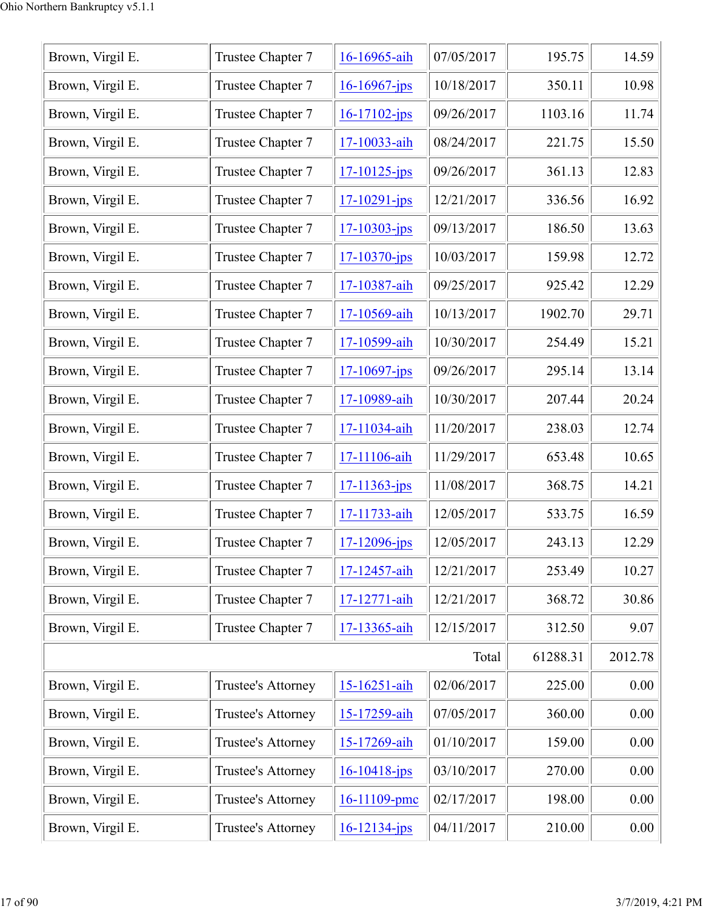| | | | | | |
|---|---|---|---|---|---|
| Brown, Virgil E. | Trustee Chapter 7 | 16-16965-aih | 07/05/2017 | 195.75 | 14.59 |
| Brown, Virgil E. | Trustee Chapter 7 | 16-16967-jps | 10/18/2017 | 350.11 | 10.98 |
| Brown, Virgil E. | Trustee Chapter 7 | 16-17102-jps | 09/26/2017 | 1103.16 | 11.74 |
| Brown, Virgil E. | Trustee Chapter 7 | 17-10033-aih | 08/24/2017 | 221.75 | 15.50 |
| Brown, Virgil E. | Trustee Chapter 7 | 17-10125-jps | 09/26/2017 | 361.13 | 12.83 |
| Brown, Virgil E. | Trustee Chapter 7 | 17-10291-jps | 12/21/2017 | 336.56 | 16.92 |
| Brown, Virgil E. | Trustee Chapter 7 | 17-10303-jps | 09/13/2017 | 186.50 | 13.63 |
| Brown, Virgil E. | Trustee Chapter 7 | 17-10370-jps | 10/03/2017 | 159.98 | 12.72 |
| Brown, Virgil E. | Trustee Chapter 7 | 17-10387-aih | 09/25/2017 | 925.42 | 12.29 |
| Brown, Virgil E. | Trustee Chapter 7 | 17-10569-aih | 10/13/2017 | 1902.70 | 29.71 |
| Brown, Virgil E. | Trustee Chapter 7 | 17-10599-aih | 10/30/2017 | 254.49 | 15.21 |
| Brown, Virgil E. | Trustee Chapter 7 | 17-10697-jps | 09/26/2017 | 295.14 | 13.14 |
| Brown, Virgil E. | Trustee Chapter 7 | 17-10989-aih | 10/30/2017 | 207.44 | 20.24 |
| Brown, Virgil E. | Trustee Chapter 7 | 17-11034-aih | 11/20/2017 | 238.03 | 12.74 |
| Brown, Virgil E. | Trustee Chapter 7 | 17-11106-aih | 11/29/2017 | 653.48 | 10.65 |
| Brown, Virgil E. | Trustee Chapter 7 | 17-11363-jps | 11/08/2017 | 368.75 | 14.21 |
| Brown, Virgil E. | Trustee Chapter 7 | 17-11733-aih | 12/05/2017 | 533.75 | 16.59 |
| Brown, Virgil E. | Trustee Chapter 7 | 17-12096-jps | 12/05/2017 | 243.13 | 12.29 |
| Brown, Virgil E. | Trustee Chapter 7 | 17-12457-aih | 12/21/2017 | 253.49 | 10.27 |
| Brown, Virgil E. | Trustee Chapter 7 | 17-12771-aih | 12/21/2017 | 368.72 | 30.86 |
| Brown, Virgil E. | Trustee Chapter 7 | 17-13365-aih | 12/15/2017 | 312.50 | 9.07 |
| | | | Total | 61288.31 | 2012.78 |
| Brown, Virgil E. | Trustee's Attorney | 15-16251-aih | 02/06/2017 | 225.00 | 0.00 |
| Brown, Virgil E. | Trustee's Attorney | 15-17259-aih | 07/05/2017 | 360.00 | 0.00 |
| Brown, Virgil E. | Trustee's Attorney | 15-17269-aih | 01/10/2017 | 159.00 | 0.00 |
| Brown, Virgil E. | Trustee's Attorney | 16-10418-jps | 03/10/2017 | 270.00 | 0.00 |
| Brown, Virgil E. | Trustee's Attorney | 16-11109-pmc | 02/17/2017 | 198.00 | 0.00 |
| Brown, Virgil E. | Trustee's Attorney | 16-12134-jps | 04/11/2017 | 210.00 | 0.00 |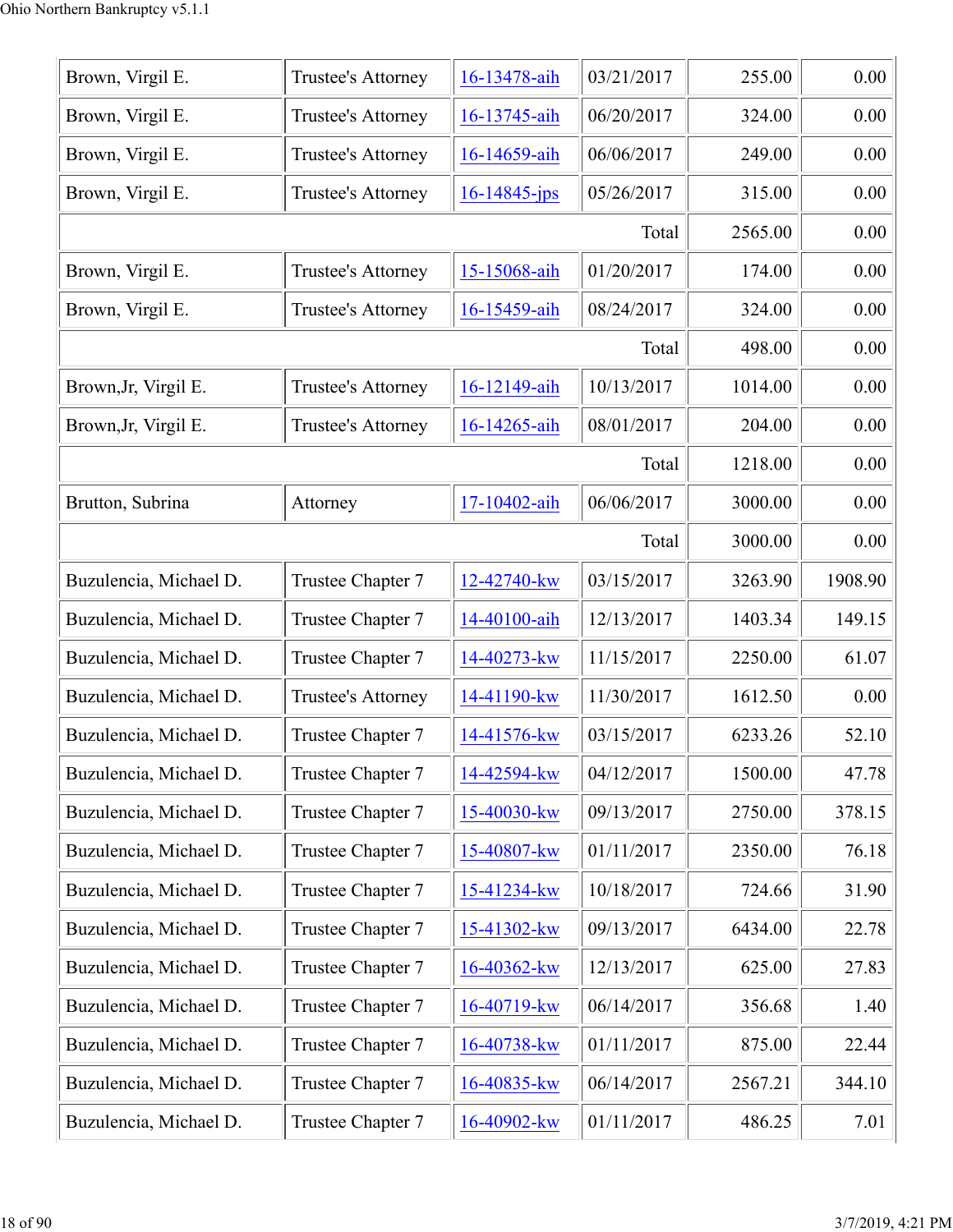| | | | | | |
|---|---|---|---|---|---|
| Brown, Virgil E. | Trustee's Attorney | 16-13478-aih | 03/21/2017 | 255.00 | 0.00 |
| Brown, Virgil E. | Trustee's Attorney | 16-13745-aih | 06/20/2017 | 324.00 | 0.00 |
| Brown, Virgil E. | Trustee's Attorney | 16-14659-aih | 06/06/2017 | 249.00 | 0.00 |
| Brown, Virgil E. | Trustee's Attorney | 16-14845-jps | 05/26/2017 | 315.00 | 0.00 |
| | | | Total | 2565.00 | 0.00 |
| Brown, Virgil E. | Trustee's Attorney | 15-15068-aih | 01/20/2017 | 174.00 | 0.00 |
| Brown, Virgil E. | Trustee's Attorney | 16-15459-aih | 08/24/2017 | 324.00 | 0.00 |
| | | | Total | 498.00 | 0.00 |
| Brown,Jr, Virgil E. | Trustee's Attorney | 16-12149-aih | 10/13/2017 | 1014.00 | 0.00 |
| Brown,Jr, Virgil E. | Trustee's Attorney | 16-14265-aih | 08/01/2017 | 204.00 | 0.00 |
| | | | Total | 1218.00 | 0.00 |
| Brutton, Subrina | Attorney | 17-10402-aih | 06/06/2017 | 3000.00 | 0.00 |
| | | | Total | 3000.00 | 0.00 |
| Buzulencia, Michael D. | Trustee Chapter 7 | 12-42740-kw | 03/15/2017 | 3263.90 | 1908.90 |
| Buzulencia, Michael D. | Trustee Chapter 7 | 14-40100-aih | 12/13/2017 | 1403.34 | 149.15 |
| Buzulencia, Michael D. | Trustee Chapter 7 | 14-40273-kw | 11/15/2017 | 2250.00 | 61.07 |
| Buzulencia, Michael D. | Trustee's Attorney | 14-41190-kw | 11/30/2017 | 1612.50 | 0.00 |
| Buzulencia, Michael D. | Trustee Chapter 7 | 14-41576-kw | 03/15/2017 | 6233.26 | 52.10 |
| Buzulencia, Michael D. | Trustee Chapter 7 | 14-42594-kw | 04/12/2017 | 1500.00 | 47.78 |
| Buzulencia, Michael D. | Trustee Chapter 7 | 15-40030-kw | 09/13/2017 | 2750.00 | 378.15 |
| Buzulencia, Michael D. | Trustee Chapter 7 | 15-40807-kw | 01/11/2017 | 2350.00 | 76.18 |
| Buzulencia, Michael D. | Trustee Chapter 7 | 15-41234-kw | 10/18/2017 | 724.66 | 31.90 |
| Buzulencia, Michael D. | Trustee Chapter 7 | 15-41302-kw | 09/13/2017 | 6434.00 | 22.78 |
| Buzulencia, Michael D. | Trustee Chapter 7 | 16-40362-kw | 12/13/2017 | 625.00 | 27.83 |
| Buzulencia, Michael D. | Trustee Chapter 7 | 16-40719-kw | 06/14/2017 | 356.68 | 1.40 |
| Buzulencia, Michael D. | Trustee Chapter 7 | 16-40738-kw | 01/11/2017 | 875.00 | 22.44 |
| Buzulencia, Michael D. | Trustee Chapter 7 | 16-40835-kw | 06/14/2017 | 2567.21 | 344.10 |
| Buzulencia, Michael D. | Trustee Chapter 7 | 16-40902-kw | 01/11/2017 | 486.25 | 7.01 |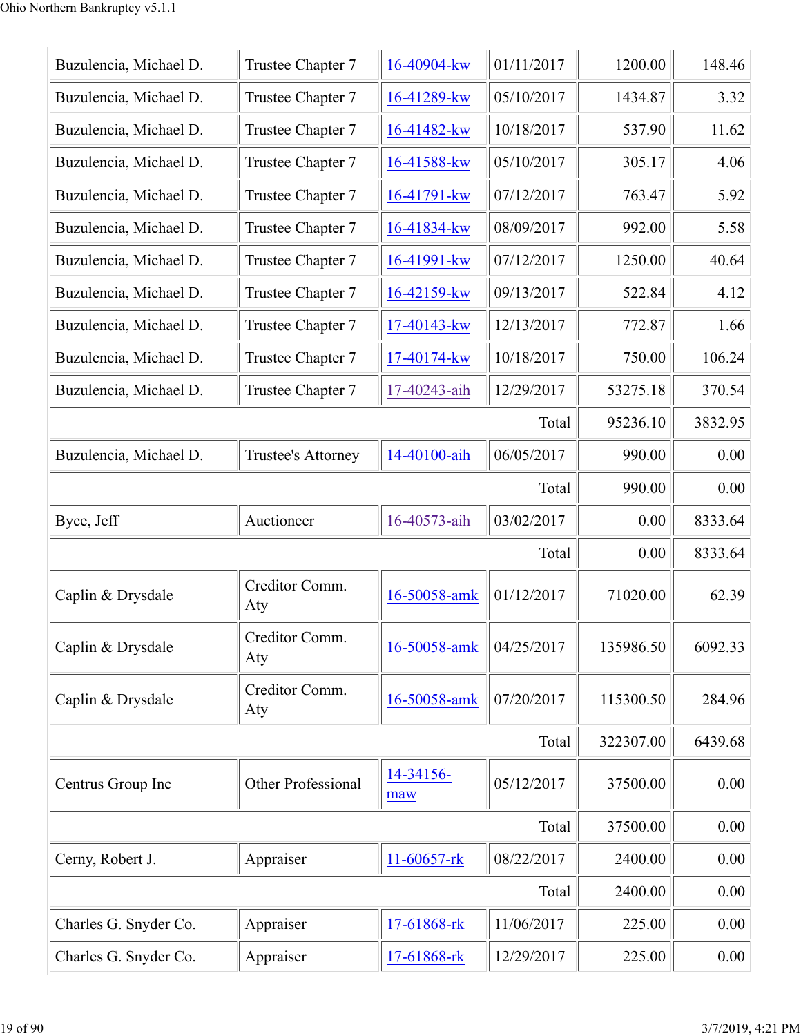| | | | | | |
|---|---|---|---|---|---|
| Buzulencia, Michael D. | Trustee Chapter 7 | 16-40904-kw | 01/11/2017 | 1200.00 | 148.46 |
| Buzulencia, Michael D. | Trustee Chapter 7 | 16-41289-kw | 05/10/2017 | 1434.87 | 3.32 |
| Buzulencia, Michael D. | Trustee Chapter 7 | 16-41482-kw | 10/18/2017 | 537.90 | 11.62 |
| Buzulencia, Michael D. | Trustee Chapter 7 | 16-41588-kw | 05/10/2017 | 305.17 | 4.06 |
| Buzulencia, Michael D. | Trustee Chapter 7 | 16-41791-kw | 07/12/2017 | 763.47 | 5.92 |
| Buzulencia, Michael D. | Trustee Chapter 7 | 16-41834-kw | 08/09/2017 | 992.00 | 5.58 |
| Buzulencia, Michael D. | Trustee Chapter 7 | 16-41991-kw | 07/12/2017 | 1250.00 | 40.64 |
| Buzulencia, Michael D. | Trustee Chapter 7 | 16-42159-kw | 09/13/2017 | 522.84 | 4.12 |
| Buzulencia, Michael D. | Trustee Chapter 7 | 17-40143-kw | 12/13/2017 | 772.87 | 1.66 |
| Buzulencia, Michael D. | Trustee Chapter 7 | 17-40174-kw | 10/18/2017 | 750.00 | 106.24 |
| Buzulencia, Michael D. | Trustee Chapter 7 | 17-40243-aih | 12/29/2017 | 53275.18 | 370.54 |
| | | | Total | 95236.10 | 3832.95 |
| Buzulencia, Michael D. | Trustee's Attorney | 14-40100-aih | 06/05/2017 | 990.00 | 0.00 |
| | | | Total | 990.00 | 0.00 |
| Byce, Jeff | Auctioneer | 16-40573-aih | 03/02/2017 | 0.00 | 8333.64 |
| | | | Total | 0.00 | 8333.64 |
| Caplin & Drysdale | Creditor Comm. Aty | 16-50058-amk | 01/12/2017 | 71020.00 | 62.39 |
| Caplin & Drysdale | Creditor Comm. Aty | 16-50058-amk | 04/25/2017 | 135986.50 | 6092.33 |
| Caplin & Drysdale | Creditor Comm. Aty | 16-50058-amk | 07/20/2017 | 115300.50 | 284.96 |
| | | | Total | 322307.00 | 6439.68 |
| Centrus Group Inc | Other Professional | 14-34156-maw | 05/12/2017 | 37500.00 | 0.00 |
| | | | Total | 37500.00 | 0.00 |
| Cerny, Robert J. | Appraiser | 11-60657-rk | 08/22/2017 | 2400.00 | 0.00 |
| | | | Total | 2400.00 | 0.00 |
| Charles G. Snyder Co. | Appraiser | 17-61868-rk | 11/06/2017 | 225.00 | 0.00 |
| Charles G. Snyder Co. | Appraiser | 17-61868-rk | 12/29/2017 | 225.00 | 0.00 |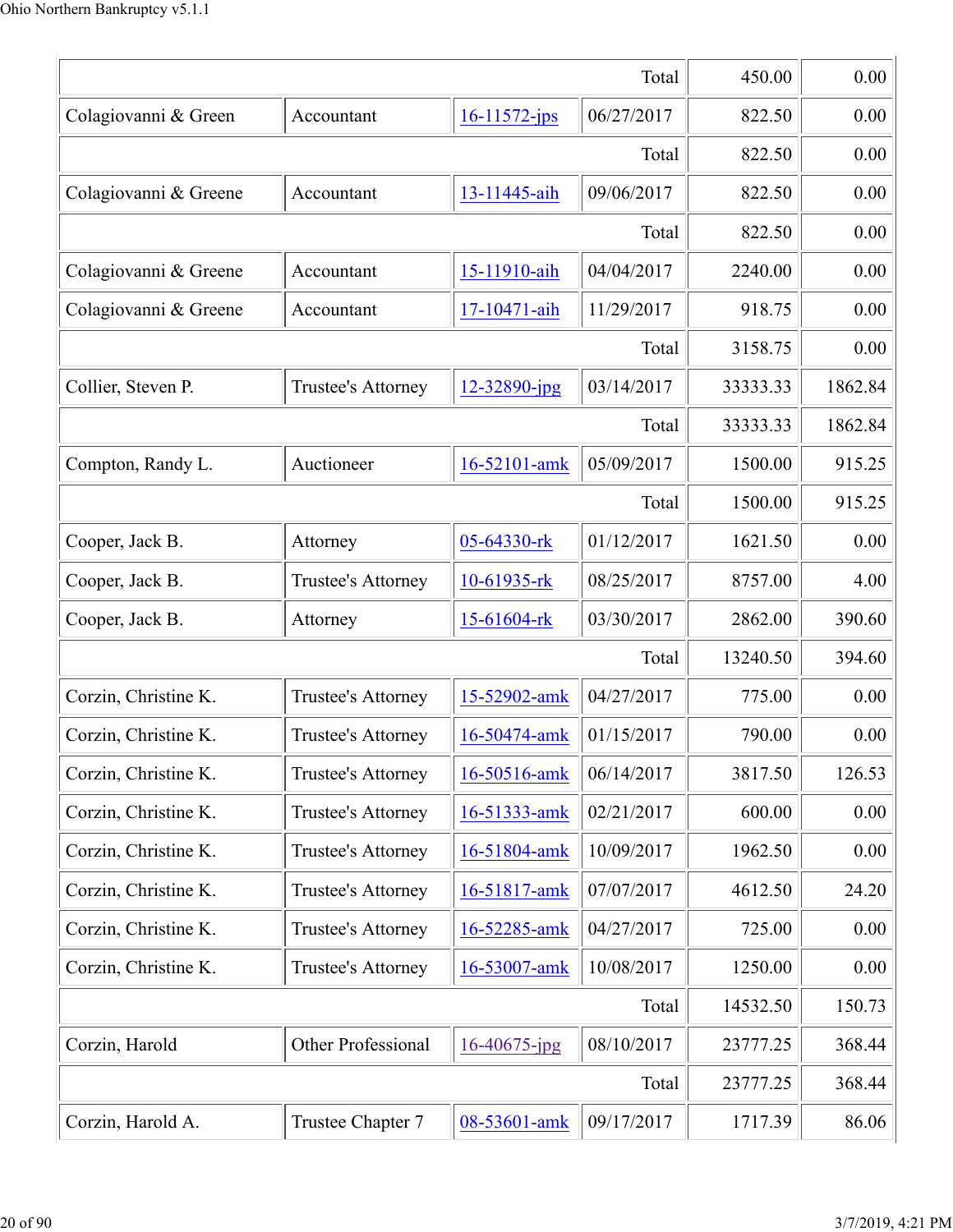| | | | | | |
|---|---|---|---|---|---|
| | | | Total | 450.00 | 0.00 |
| Colagiovanni & Green | Accountant | 16-11572-jps | 06/27/2017 | 822.50 | 0.00 |
| | | | Total | 822.50 | 0.00 |
| Colagiovanni & Greene | Accountant | 13-11445-aih | 09/06/2017 | 822.50 | 0.00 |
| | | | Total | 822.50 | 0.00 |
| Colagiovanni & Greene | Accountant | 15-11910-aih | 04/04/2017 | 2240.00 | 0.00 |
| Colagiovanni & Greene | Accountant | 17-10471-aih | 11/29/2017 | 918.75 | 0.00 |
| | | | Total | 3158.75 | 0.00 |
| Collier, Steven P. | Trustee's Attorney | 12-32890-jpg | 03/14/2017 | 33333.33 | 1862.84 |
| | | | Total | 33333.33 | 1862.84 |
| Compton, Randy L. | Auctioneer | 16-52101-amk | 05/09/2017 | 1500.00 | 915.25 |
| | | | Total | 1500.00 | 915.25 |
| Cooper, Jack B. | Attorney | 05-64330-rk | 01/12/2017 | 1621.50 | 0.00 |
| Cooper, Jack B. | Trustee's Attorney | 10-61935-rk | 08/25/2017 | 8757.00 | 4.00 |
| Cooper, Jack B. | Attorney | 15-61604-rk | 03/30/2017 | 2862.00 | 390.60 |
| | | | Total | 13240.50 | 394.60 |
| Corzin, Christine K. | Trustee's Attorney | 15-52902-amk | 04/27/2017 | 775.00 | 0.00 |
| Corzin, Christine K. | Trustee's Attorney | 16-50474-amk | 01/15/2017 | 790.00 | 0.00 |
| Corzin, Christine K. | Trustee's Attorney | 16-50516-amk | 06/14/2017 | 3817.50 | 126.53 |
| Corzin, Christine K. | Trustee's Attorney | 16-51333-amk | 02/21/2017 | 600.00 | 0.00 |
| Corzin, Christine K. | Trustee's Attorney | 16-51804-amk | 10/09/2017 | 1962.50 | 0.00 |
| Corzin, Christine K. | Trustee's Attorney | 16-51817-amk | 07/07/2017 | 4612.50 | 24.20 |
| Corzin, Christine K. | Trustee's Attorney | 16-52285-amk | 04/27/2017 | 725.00 | 0.00 |
| Corzin, Christine K. | Trustee's Attorney | 16-53007-amk | 10/08/2017 | 1250.00 | 0.00 |
| | | | Total | 14532.50 | 150.73 |
| Corzin, Harold | Other Professional | 16-40675-jpg | 08/10/2017 | 23777.25 | 368.44 |
| | | | Total | 23777.25 | 368.44 |
| Corzin, Harold A. | Trustee Chapter 7 | 08-53601-amk | 09/17/2017 | 1717.39 | 86.06 |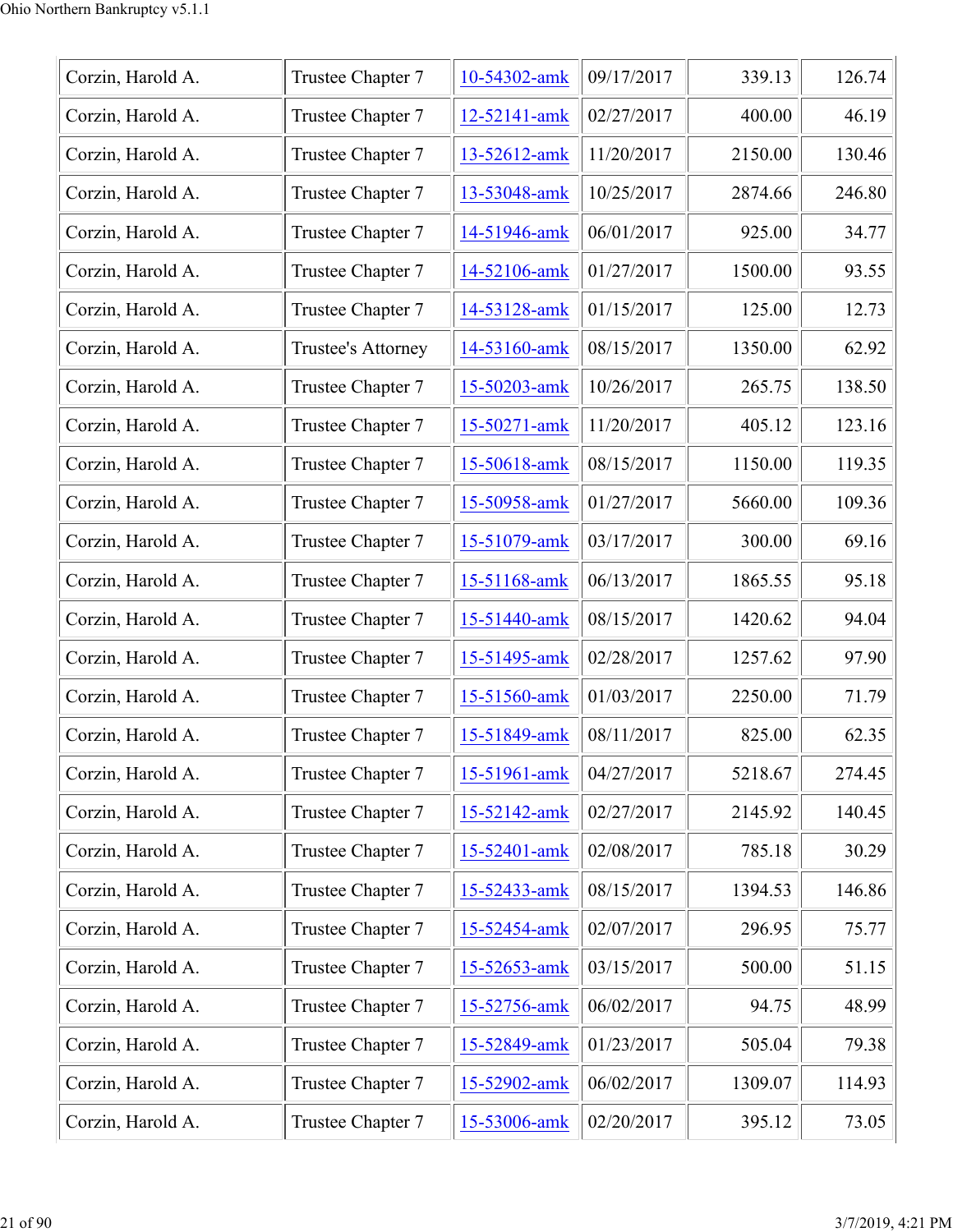| | | | | | |
|---|---|---|---|---|---|
| Corzin, Harold A. | Trustee Chapter 7 | 10-54302-amk | 09/17/2017 | 339.13 | 126.74 |
| Corzin, Harold A. | Trustee Chapter 7 | 12-52141-amk | 02/27/2017 | 400.00 | 46.19 |
| Corzin, Harold A. | Trustee Chapter 7 | 13-52612-amk | 11/20/2017 | 2150.00 | 130.46 |
| Corzin, Harold A. | Trustee Chapter 7 | 13-53048-amk | 10/25/2017 | 2874.66 | 246.80 |
| Corzin, Harold A. | Trustee Chapter 7 | 14-51946-amk | 06/01/2017 | 925.00 | 34.77 |
| Corzin, Harold A. | Trustee Chapter 7 | 14-52106-amk | 01/27/2017 | 1500.00 | 93.55 |
| Corzin, Harold A. | Trustee Chapter 7 | 14-53128-amk | 01/15/2017 | 125.00 | 12.73 |
| Corzin, Harold A. | Trustee's Attorney | 14-53160-amk | 08/15/2017 | 1350.00 | 62.92 |
| Corzin, Harold A. | Trustee Chapter 7 | 15-50203-amk | 10/26/2017 | 265.75 | 138.50 |
| Corzin, Harold A. | Trustee Chapter 7 | 15-50271-amk | 11/20/2017 | 405.12 | 123.16 |
| Corzin, Harold A. | Trustee Chapter 7 | 15-50618-amk | 08/15/2017 | 1150.00 | 119.35 |
| Corzin, Harold A. | Trustee Chapter 7 | 15-50958-amk | 01/27/2017 | 5660.00 | 109.36 |
| Corzin, Harold A. | Trustee Chapter 7 | 15-51079-amk | 03/17/2017 | 300.00 | 69.16 |
| Corzin, Harold A. | Trustee Chapter 7 | 15-51168-amk | 06/13/2017 | 1865.55 | 95.18 |
| Corzin, Harold A. | Trustee Chapter 7 | 15-51440-amk | 08/15/2017 | 1420.62 | 94.04 |
| Corzin, Harold A. | Trustee Chapter 7 | 15-51495-amk | 02/28/2017 | 1257.62 | 97.90 |
| Corzin, Harold A. | Trustee Chapter 7 | 15-51560-amk | 01/03/2017 | 2250.00 | 71.79 |
| Corzin, Harold A. | Trustee Chapter 7 | 15-51849-amk | 08/11/2017 | 825.00 | 62.35 |
| Corzin, Harold A. | Trustee Chapter 7 | 15-51961-amk | 04/27/2017 | 5218.67 | 274.45 |
| Corzin, Harold A. | Trustee Chapter 7 | 15-52142-amk | 02/27/2017 | 2145.92 | 140.45 |
| Corzin, Harold A. | Trustee Chapter 7 | 15-52401-amk | 02/08/2017 | 785.18 | 30.29 |
| Corzin, Harold A. | Trustee Chapter 7 | 15-52433-amk | 08/15/2017 | 1394.53 | 146.86 |
| Corzin, Harold A. | Trustee Chapter 7 | 15-52454-amk | 02/07/2017 | 296.95 | 75.77 |
| Corzin, Harold A. | Trustee Chapter 7 | 15-52653-amk | 03/15/2017 | 500.00 | 51.15 |
| Corzin, Harold A. | Trustee Chapter 7 | 15-52756-amk | 06/02/2017 | 94.75 | 48.99 |
| Corzin, Harold A. | Trustee Chapter 7 | 15-52849-amk | 01/23/2017 | 505.04 | 79.38 |
| Corzin, Harold A. | Trustee Chapter 7 | 15-52902-amk | 06/02/2017 | 1309.07 | 114.93 |
| Corzin, Harold A. | Trustee Chapter 7 | 15-53006-amk | 02/20/2017 | 395.12 | 73.05 |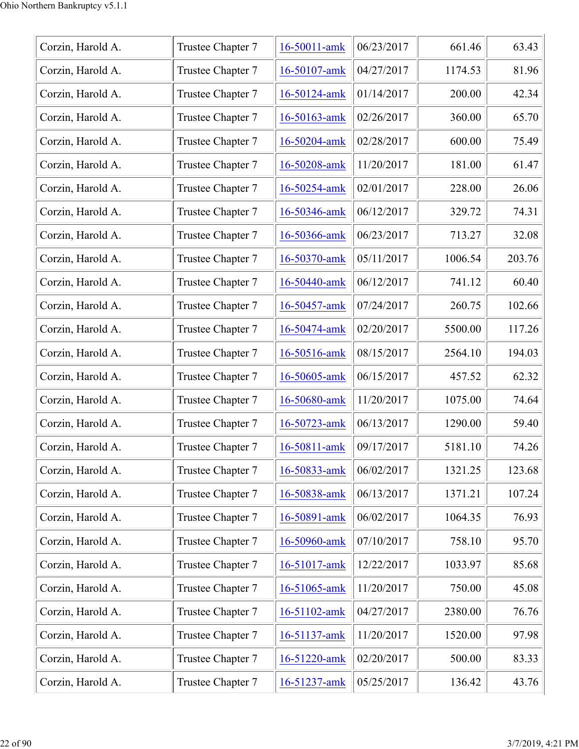| Corzin, Harold A. | Trustee Chapter 7 | 16-50011-amk | 06/23/2017 | 661.46 | 63.43 |
|---|---|---|---|---|---|
| Corzin, Harold A. | Trustee Chapter 7 | 16-50107-amk | 04/27/2017 | 1174.53 | 81.96 |
| Corzin, Harold A. | Trustee Chapter 7 | 16-50124-amk | 01/14/2017 | 200.00 | 42.34 |
| Corzin, Harold A. | Trustee Chapter 7 | 16-50163-amk | 02/26/2017 | 360.00 | 65.70 |
| Corzin, Harold A. | Trustee Chapter 7 | 16-50204-amk | 02/28/2017 | 600.00 | 75.49 |
| Corzin, Harold A. | Trustee Chapter 7 | 16-50208-amk | 11/20/2017 | 181.00 | 61.47 |
| Corzin, Harold A. | Trustee Chapter 7 | 16-50254-amk | 02/01/2017 | 228.00 | 26.06 |
| Corzin, Harold A. | Trustee Chapter 7 | 16-50346-amk | 06/12/2017 | 329.72 | 74.31 |
| Corzin, Harold A. | Trustee Chapter 7 | 16-50366-amk | 06/23/2017 | 713.27 | 32.08 |
| Corzin, Harold A. | Trustee Chapter 7 | 16-50370-amk | 05/11/2017 | 1006.54 | 203.76 |
| Corzin, Harold A. | Trustee Chapter 7 | 16-50440-amk | 06/12/2017 | 741.12 | 60.40 |
| Corzin, Harold A. | Trustee Chapter 7 | 16-50457-amk | 07/24/2017 | 260.75 | 102.66 |
| Corzin, Harold A. | Trustee Chapter 7 | 16-50474-amk | 02/20/2017 | 5500.00 | 117.26 |
| Corzin, Harold A. | Trustee Chapter 7 | 16-50516-amk | 08/15/2017 | 2564.10 | 194.03 |
| Corzin, Harold A. | Trustee Chapter 7 | 16-50605-amk | 06/15/2017 | 457.52 | 62.32 |
| Corzin, Harold A. | Trustee Chapter 7 | 16-50680-amk | 11/20/2017 | 1075.00 | 74.64 |
| Corzin, Harold A. | Trustee Chapter 7 | 16-50723-amk | 06/13/2017 | 1290.00 | 59.40 |
| Corzin, Harold A. | Trustee Chapter 7 | 16-50811-amk | 09/17/2017 | 5181.10 | 74.26 |
| Corzin, Harold A. | Trustee Chapter 7 | 16-50833-amk | 06/02/2017 | 1321.25 | 123.68 |
| Corzin, Harold A. | Trustee Chapter 7 | 16-50838-amk | 06/13/2017 | 1371.21 | 107.24 |
| Corzin, Harold A. | Trustee Chapter 7 | 16-50891-amk | 06/02/2017 | 1064.35 | 76.93 |
| Corzin, Harold A. | Trustee Chapter 7 | 16-50960-amk | 07/10/2017 | 758.10 | 95.70 |
| Corzin, Harold A. | Trustee Chapter 7 | 16-51017-amk | 12/22/2017 | 1033.97 | 85.68 |
| Corzin, Harold A. | Trustee Chapter 7 | 16-51065-amk | 11/20/2017 | 750.00 | 45.08 |
| Corzin, Harold A. | Trustee Chapter 7 | 16-51102-amk | 04/27/2017 | 2380.00 | 76.76 |
| Corzin, Harold A. | Trustee Chapter 7 | 16-51137-amk | 11/20/2017 | 1520.00 | 97.98 |
| Corzin, Harold A. | Trustee Chapter 7 | 16-51220-amk | 02/20/2017 | 500.00 | 83.33 |
| Corzin, Harold A. | Trustee Chapter 7 | 16-51237-amk | 05/25/2017 | 136.42 | 43.76 |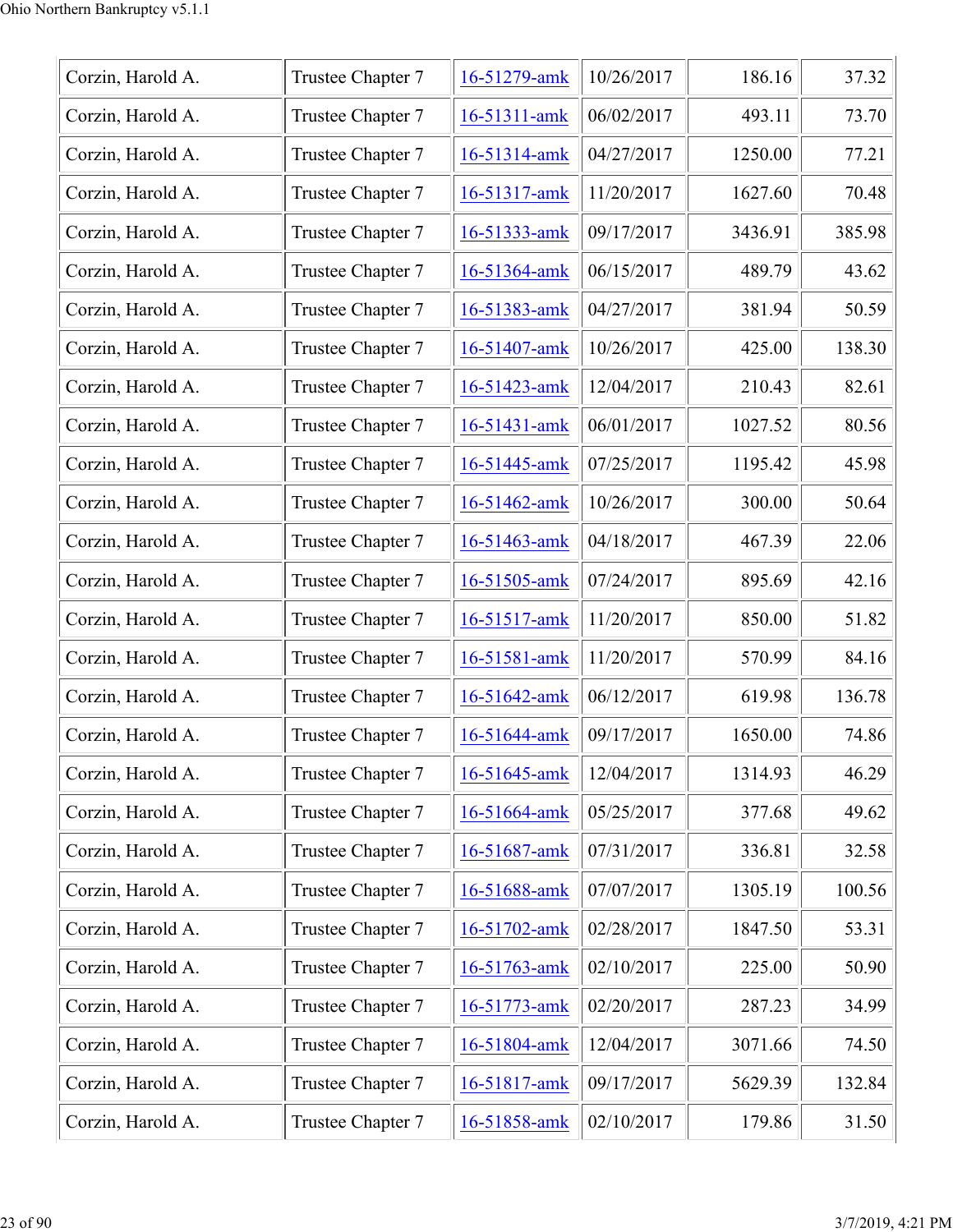| | | | | | |
|---|---|---|---|---|---|
| Corzin, Harold A. | Trustee Chapter 7 | 16-51279-amk | 10/26/2017 | 186.16 | 37.32 |
| Corzin, Harold A. | Trustee Chapter 7 | 16-51311-amk | 06/02/2017 | 493.11 | 73.70 |
| Corzin, Harold A. | Trustee Chapter 7 | 16-51314-amk | 04/27/2017 | 1250.00 | 77.21 |
| Corzin, Harold A. | Trustee Chapter 7 | 16-51317-amk | 11/20/2017 | 1627.60 | 70.48 |
| Corzin, Harold A. | Trustee Chapter 7 | 16-51333-amk | 09/17/2017 | 3436.91 | 385.98 |
| Corzin, Harold A. | Trustee Chapter 7 | 16-51364-amk | 06/15/2017 | 489.79 | 43.62 |
| Corzin, Harold A. | Trustee Chapter 7 | 16-51383-amk | 04/27/2017 | 381.94 | 50.59 |
| Corzin, Harold A. | Trustee Chapter 7 | 16-51407-amk | 10/26/2017 | 425.00 | 138.30 |
| Corzin, Harold A. | Trustee Chapter 7 | 16-51423-amk | 12/04/2017 | 210.43 | 82.61 |
| Corzin, Harold A. | Trustee Chapter 7 | 16-51431-amk | 06/01/2017 | 1027.52 | 80.56 |
| Corzin, Harold A. | Trustee Chapter 7 | 16-51445-amk | 07/25/2017 | 1195.42 | 45.98 |
| Corzin, Harold A. | Trustee Chapter 7 | 16-51462-amk | 10/26/2017 | 300.00 | 50.64 |
| Corzin, Harold A. | Trustee Chapter 7 | 16-51463-amk | 04/18/2017 | 467.39 | 22.06 |
| Corzin, Harold A. | Trustee Chapter 7 | 16-51505-amk | 07/24/2017 | 895.69 | 42.16 |
| Corzin, Harold A. | Trustee Chapter 7 | 16-51517-amk | 11/20/2017 | 850.00 | 51.82 |
| Corzin, Harold A. | Trustee Chapter 7 | 16-51581-amk | 11/20/2017 | 570.99 | 84.16 |
| Corzin, Harold A. | Trustee Chapter 7 | 16-51642-amk | 06/12/2017 | 619.98 | 136.78 |
| Corzin, Harold A. | Trustee Chapter 7 | 16-51644-amk | 09/17/2017 | 1650.00 | 74.86 |
| Corzin, Harold A. | Trustee Chapter 7 | 16-51645-amk | 12/04/2017 | 1314.93 | 46.29 |
| Corzin, Harold A. | Trustee Chapter 7 | 16-51664-amk | 05/25/2017 | 377.68 | 49.62 |
| Corzin, Harold A. | Trustee Chapter 7 | 16-51687-amk | 07/31/2017 | 336.81 | 32.58 |
| Corzin, Harold A. | Trustee Chapter 7 | 16-51688-amk | 07/07/2017 | 1305.19 | 100.56 |
| Corzin, Harold A. | Trustee Chapter 7 | 16-51702-amk | 02/28/2017 | 1847.50 | 53.31 |
| Corzin, Harold A. | Trustee Chapter 7 | 16-51763-amk | 02/10/2017 | 225.00 | 50.90 |
| Corzin, Harold A. | Trustee Chapter 7 | 16-51773-amk | 02/20/2017 | 287.23 | 34.99 |
| Corzin, Harold A. | Trustee Chapter 7 | 16-51804-amk | 12/04/2017 | 3071.66 | 74.50 |
| Corzin, Harold A. | Trustee Chapter 7 | 16-51817-amk | 09/17/2017 | 5629.39 | 132.84 |
| Corzin, Harold A. | Trustee Chapter 7 | 16-51858-amk | 02/10/2017 | 179.86 | 31.50 |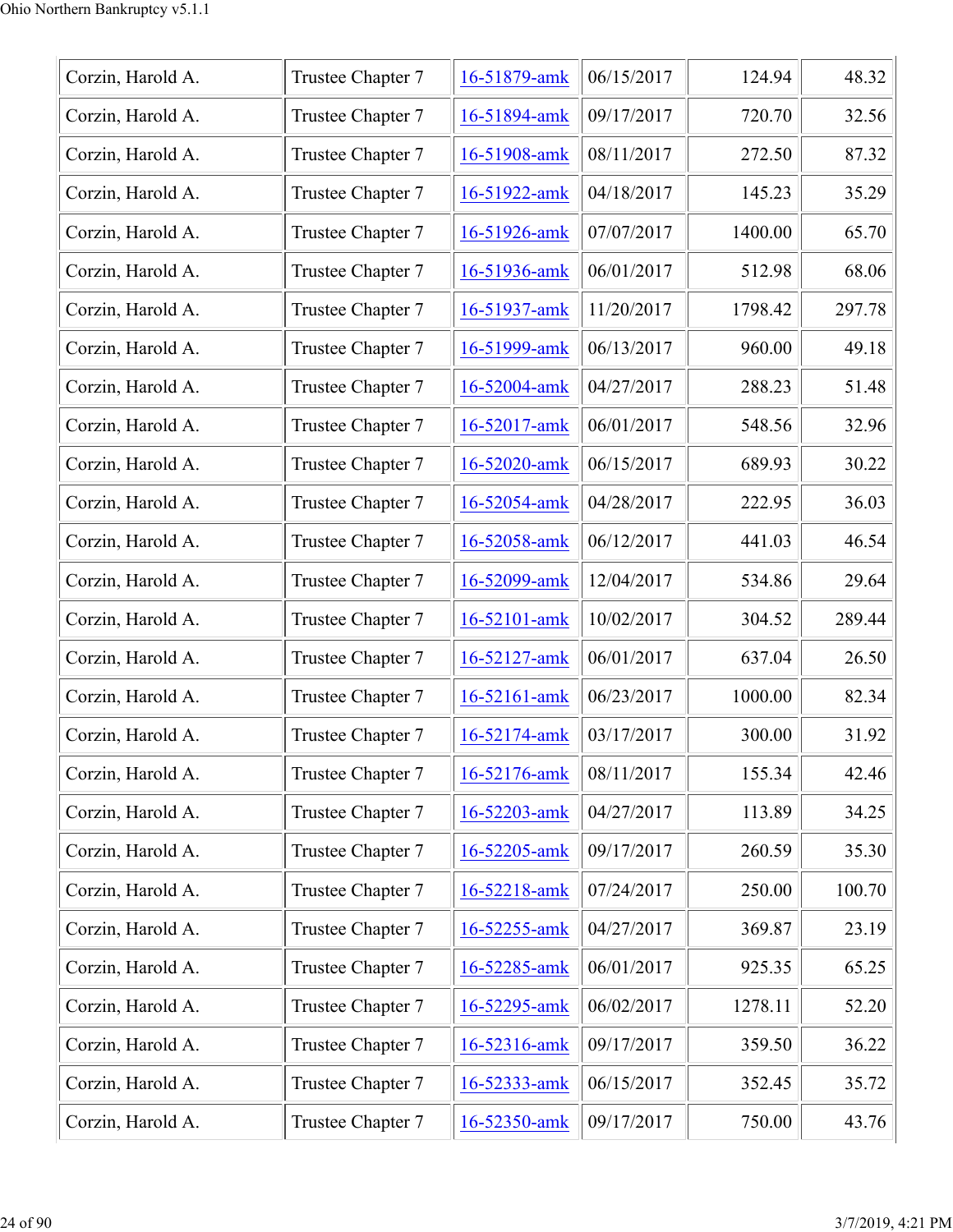| | | | | | |
|---|---|---|---|---|---|
| Corzin, Harold A. | Trustee Chapter 7 | 16-51879-amk | 06/15/2017 | 124.94 | 48.32 |
| Corzin, Harold A. | Trustee Chapter 7 | 16-51894-amk | 09/17/2017 | 720.70 | 32.56 |
| Corzin, Harold A. | Trustee Chapter 7 | 16-51908-amk | 08/11/2017 | 272.50 | 87.32 |
| Corzin, Harold A. | Trustee Chapter 7 | 16-51922-amk | 04/18/2017 | 145.23 | 35.29 |
| Corzin, Harold A. | Trustee Chapter 7 | 16-51926-amk | 07/07/2017 | 1400.00 | 65.70 |
| Corzin, Harold A. | Trustee Chapter 7 | 16-51936-amk | 06/01/2017 | 512.98 | 68.06 |
| Corzin, Harold A. | Trustee Chapter 7 | 16-51937-amk | 11/20/2017 | 1798.42 | 297.78 |
| Corzin, Harold A. | Trustee Chapter 7 | 16-51999-amk | 06/13/2017 | 960.00 | 49.18 |
| Corzin, Harold A. | Trustee Chapter 7 | 16-52004-amk | 04/27/2017 | 288.23 | 51.48 |
| Corzin, Harold A. | Trustee Chapter 7 | 16-52017-amk | 06/01/2017 | 548.56 | 32.96 |
| Corzin, Harold A. | Trustee Chapter 7 | 16-52020-amk | 06/15/2017 | 689.93 | 30.22 |
| Corzin, Harold A. | Trustee Chapter 7 | 16-52054-amk | 04/28/2017 | 222.95 | 36.03 |
| Corzin, Harold A. | Trustee Chapter 7 | 16-52058-amk | 06/12/2017 | 441.03 | 46.54 |
| Corzin, Harold A. | Trustee Chapter 7 | 16-52099-amk | 12/04/2017 | 534.86 | 29.64 |
| Corzin, Harold A. | Trustee Chapter 7 | 16-52101-amk | 10/02/2017 | 304.52 | 289.44 |
| Corzin, Harold A. | Trustee Chapter 7 | 16-52127-amk | 06/01/2017 | 637.04 | 26.50 |
| Corzin, Harold A. | Trustee Chapter 7 | 16-52161-amk | 06/23/2017 | 1000.00 | 82.34 |
| Corzin, Harold A. | Trustee Chapter 7 | 16-52174-amk | 03/17/2017 | 300.00 | 31.92 |
| Corzin, Harold A. | Trustee Chapter 7 | 16-52176-amk | 08/11/2017 | 155.34 | 42.46 |
| Corzin, Harold A. | Trustee Chapter 7 | 16-52203-amk | 04/27/2017 | 113.89 | 34.25 |
| Corzin, Harold A. | Trustee Chapter 7 | 16-52205-amk | 09/17/2017 | 260.59 | 35.30 |
| Corzin, Harold A. | Trustee Chapter 7 | 16-52218-amk | 07/24/2017 | 250.00 | 100.70 |
| Corzin, Harold A. | Trustee Chapter 7 | 16-52255-amk | 04/27/2017 | 369.87 | 23.19 |
| Corzin, Harold A. | Trustee Chapter 7 | 16-52285-amk | 06/01/2017 | 925.35 | 65.25 |
| Corzin, Harold A. | Trustee Chapter 7 | 16-52295-amk | 06/02/2017 | 1278.11 | 52.20 |
| Corzin, Harold A. | Trustee Chapter 7 | 16-52316-amk | 09/17/2017 | 359.50 | 36.22 |
| Corzin, Harold A. | Trustee Chapter 7 | 16-52333-amk | 06/15/2017 | 352.45 | 35.72 |
| Corzin, Harold A. | Trustee Chapter 7 | 16-52350-amk | 09/17/2017 | 750.00 | 43.76 |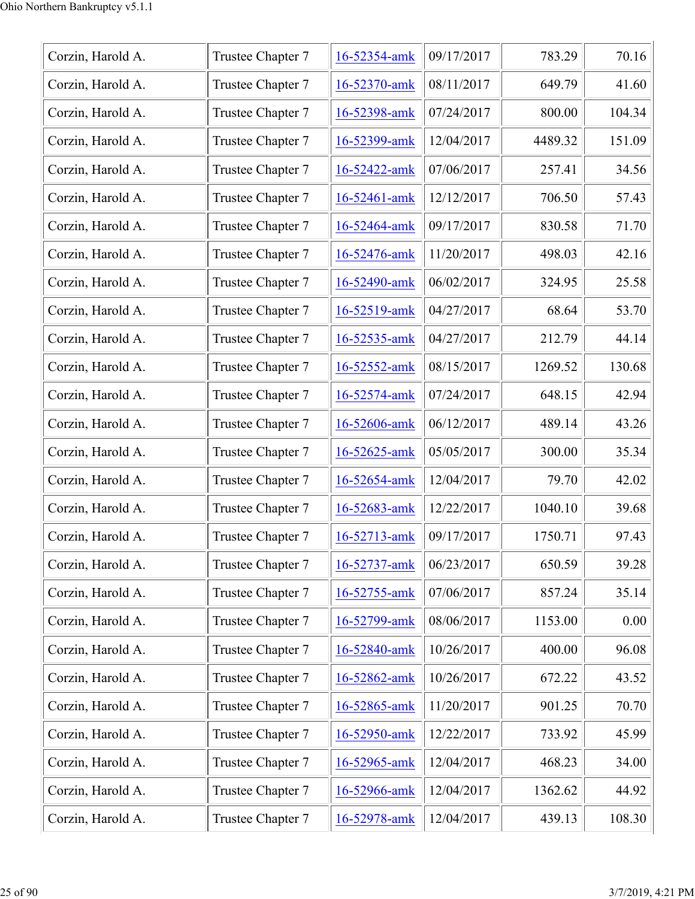| Corzin, Harold A. | Trustee Chapter 7 | 16-52354-amk | 09/17/2017 | 783.29 | 70.16 |
|---|---|---|---|---|---|
| Corzin, Harold A. | Trustee Chapter 7 | 16-52370-amk | 08/11/2017 | 649.79 | 41.60 |
| Corzin, Harold A. | Trustee Chapter 7 | 16-52398-amk | 07/24/2017 | 800.00 | 104.34 |
| Corzin, Harold A. | Trustee Chapter 7 | 16-52399-amk | 12/04/2017 | 4489.32 | 151.09 |
| Corzin, Harold A. | Trustee Chapter 7 | 16-52422-amk | 07/06/2017 | 257.41 | 34.56 |
| Corzin, Harold A. | Trustee Chapter 7 | 16-52461-amk | 12/12/2017 | 706.50 | 57.43 |
| Corzin, Harold A. | Trustee Chapter 7 | 16-52464-amk | 09/17/2017 | 830.58 | 71.70 |
| Corzin, Harold A. | Trustee Chapter 7 | 16-52476-amk | 11/20/2017 | 498.03 | 42.16 |
| Corzin, Harold A. | Trustee Chapter 7 | 16-52490-amk | 06/02/2017 | 324.95 | 25.58 |
| Corzin, Harold A. | Trustee Chapter 7 | 16-52519-amk | 04/27/2017 | 68.64 | 53.70 |
| Corzin, Harold A. | Trustee Chapter 7 | 16-52535-amk | 04/27/2017 | 212.79 | 44.14 |
| Corzin, Harold A. | Trustee Chapter 7 | 16-52552-amk | 08/15/2017 | 1269.52 | 130.68 |
| Corzin, Harold A. | Trustee Chapter 7 | 16-52574-amk | 07/24/2017 | 648.15 | 42.94 |
| Corzin, Harold A. | Trustee Chapter 7 | 16-52606-amk | 06/12/2017 | 489.14 | 43.26 |
| Corzin, Harold A. | Trustee Chapter 7 | 16-52625-amk | 05/05/2017 | 300.00 | 35.34 |
| Corzin, Harold A. | Trustee Chapter 7 | 16-52654-amk | 12/04/2017 | 79.70 | 42.02 |
| Corzin, Harold A. | Trustee Chapter 7 | 16-52683-amk | 12/22/2017 | 1040.10 | 39.68 |
| Corzin, Harold A. | Trustee Chapter 7 | 16-52713-amk | 09/17/2017 | 1750.71 | 97.43 |
| Corzin, Harold A. | Trustee Chapter 7 | 16-52737-amk | 06/23/2017 | 650.59 | 39.28 |
| Corzin, Harold A. | Trustee Chapter 7 | 16-52755-amk | 07/06/2017 | 857.24 | 35.14 |
| Corzin, Harold A. | Trustee Chapter 7 | 16-52799-amk | 08/06/2017 | 1153.00 | 0.00 |
| Corzin, Harold A. | Trustee Chapter 7 | 16-52840-amk | 10/26/2017 | 400.00 | 96.08 |
| Corzin, Harold A. | Trustee Chapter 7 | 16-52862-amk | 10/26/2017 | 672.22 | 43.52 |
| Corzin, Harold A. | Trustee Chapter 7 | 16-52865-amk | 11/20/2017 | 901.25 | 70.70 |
| Corzin, Harold A. | Trustee Chapter 7 | 16-52950-amk | 12/22/2017 | 733.92 | 45.99 |
| Corzin, Harold A. | Trustee Chapter 7 | 16-52965-amk | 12/04/2017 | 468.23 | 34.00 |
| Corzin, Harold A. | Trustee Chapter 7 | 16-52966-amk | 12/04/2017 | 1362.62 | 44.92 |
| Corzin, Harold A. | Trustee Chapter 7 | 16-52978-amk | 12/04/2017 | 439.13 | 108.30 |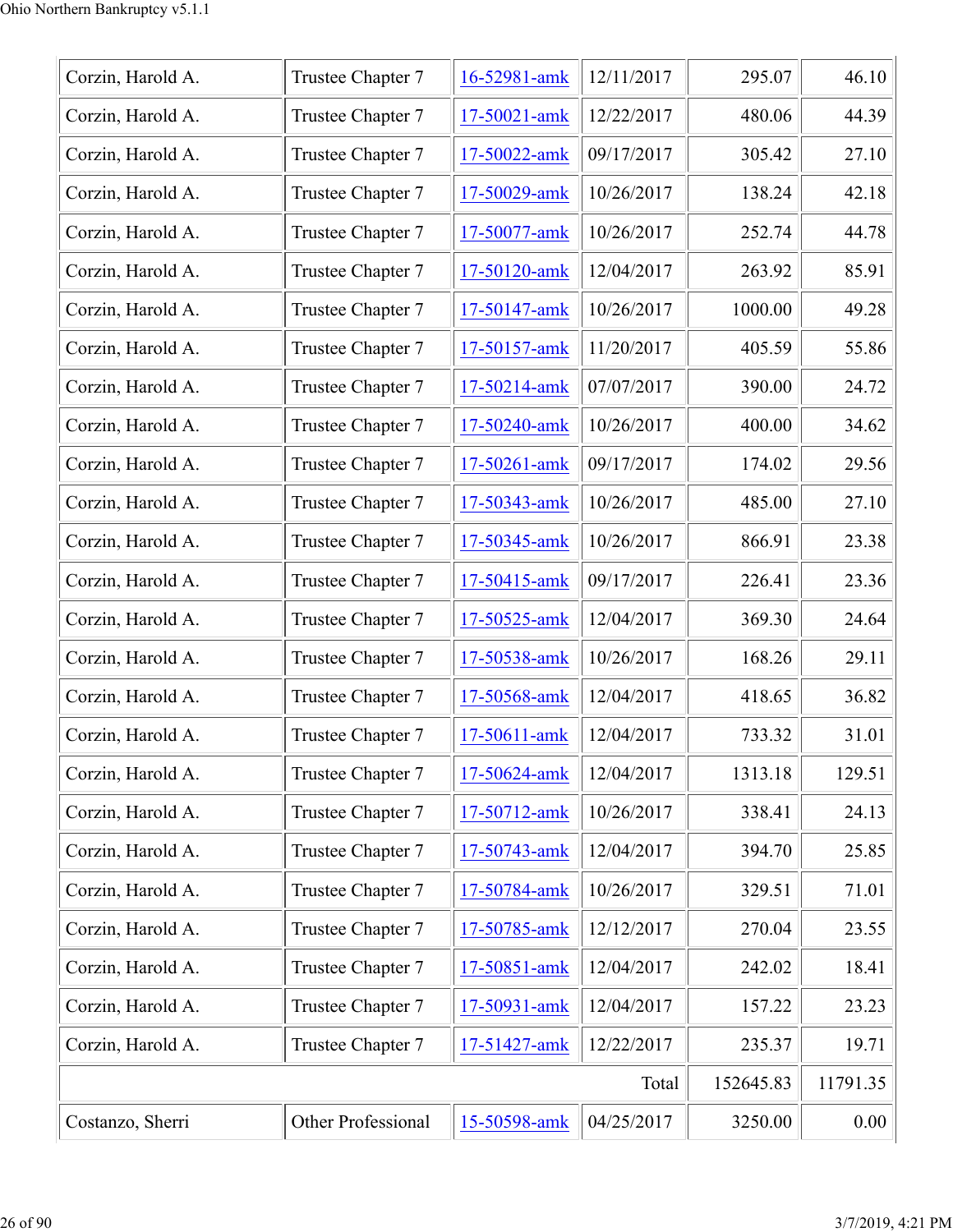| | | | | | |
|---|---|---|---|---|---|
| Corzin, Harold A. | Trustee Chapter 7 | 16-52981-amk | 12/11/2017 | 295.07 | 46.10 |
| Corzin, Harold A. | Trustee Chapter 7 | 17-50021-amk | 12/22/2017 | 480.06 | 44.39 |
| Corzin, Harold A. | Trustee Chapter 7 | 17-50022-amk | 09/17/2017 | 305.42 | 27.10 |
| Corzin, Harold A. | Trustee Chapter 7 | 17-50029-amk | 10/26/2017 | 138.24 | 42.18 |
| Corzin, Harold A. | Trustee Chapter 7 | 17-50077-amk | 10/26/2017 | 252.74 | 44.78 |
| Corzin, Harold A. | Trustee Chapter 7 | 17-50120-amk | 12/04/2017 | 263.92 | 85.91 |
| Corzin, Harold A. | Trustee Chapter 7 | 17-50147-amk | 10/26/2017 | 1000.00 | 49.28 |
| Corzin, Harold A. | Trustee Chapter 7 | 17-50157-amk | 11/20/2017 | 405.59 | 55.86 |
| Corzin, Harold A. | Trustee Chapter 7 | 17-50214-amk | 07/07/2017 | 390.00 | 24.72 |
| Corzin, Harold A. | Trustee Chapter 7 | 17-50240-amk | 10/26/2017 | 400.00 | 34.62 |
| Corzin, Harold A. | Trustee Chapter 7 | 17-50261-amk | 09/17/2017 | 174.02 | 29.56 |
| Corzin, Harold A. | Trustee Chapter 7 | 17-50343-amk | 10/26/2017 | 485.00 | 27.10 |
| Corzin, Harold A. | Trustee Chapter 7 | 17-50345-amk | 10/26/2017 | 866.91 | 23.38 |
| Corzin, Harold A. | Trustee Chapter 7 | 17-50415-amk | 09/17/2017 | 226.41 | 23.36 |
| Corzin, Harold A. | Trustee Chapter 7 | 17-50525-amk | 12/04/2017 | 369.30 | 24.64 |
| Corzin, Harold A. | Trustee Chapter 7 | 17-50538-amk | 10/26/2017 | 168.26 | 29.11 |
| Corzin, Harold A. | Trustee Chapter 7 | 17-50568-amk | 12/04/2017 | 418.65 | 36.82 |
| Corzin, Harold A. | Trustee Chapter 7 | 17-50611-amk | 12/04/2017 | 733.32 | 31.01 |
| Corzin, Harold A. | Trustee Chapter 7 | 17-50624-amk | 12/04/2017 | 1313.18 | 129.51 |
| Corzin, Harold A. | Trustee Chapter 7 | 17-50712-amk | 10/26/2017 | 338.41 | 24.13 |
| Corzin, Harold A. | Trustee Chapter 7 | 17-50743-amk | 12/04/2017 | 394.70 | 25.85 |
| Corzin, Harold A. | Trustee Chapter 7 | 17-50784-amk | 10/26/2017 | 329.51 | 71.01 |
| Corzin, Harold A. | Trustee Chapter 7 | 17-50785-amk | 12/12/2017 | 270.04 | 23.55 |
| Corzin, Harold A. | Trustee Chapter 7 | 17-50851-amk | 12/04/2017 | 242.02 | 18.41 |
| Corzin, Harold A. | Trustee Chapter 7 | 17-50931-amk | 12/04/2017 | 157.22 | 23.23 |
| Corzin, Harold A. | Trustee Chapter 7 | 17-51427-amk | 12/22/2017 | 235.37 | 19.71 |
| | | | Total | 152645.83 | 11791.35 |
| Costanzo, Sherri | Other Professional | 15-50598-amk | 04/25/2017 | 3250.00 | 0.00 |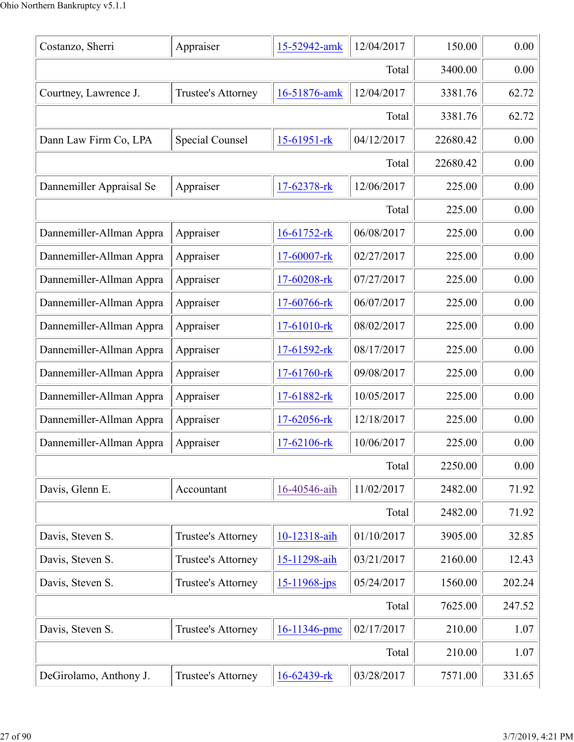| | | | | | |
|---|---|---|---|---|---|
| Costanzo, Sherri | Appraiser | 15-52942-amk | 12/04/2017 | 150.00 | 0.00 |
| | | | Total | 3400.00 | 0.00 |
| Courtney, Lawrence J. | Trustee's Attorney | 16-51876-amk | 12/04/2017 | 3381.76 | 62.72 |
| | | | Total | 3381.76 | 62.72 |
| Dann Law Firm Co, LPA | Special Counsel | 15-61951-rk | 04/12/2017 | 22680.42 | 0.00 |
| | | | Total | 22680.42 | 0.00 |
| Dannemiller Appraisal Se | Appraiser | 17-62378-rk | 12/06/2017 | 225.00 | 0.00 |
| | | | Total | 225.00 | 0.00 |
| Dannemiller-Allman Appra | Appraiser | 16-61752-rk | 06/08/2017 | 225.00 | 0.00 |
| Dannemiller-Allman Appra | Appraiser | 17-60007-rk | 02/27/2017 | 225.00 | 0.00 |
| Dannemiller-Allman Appra | Appraiser | 17-60208-rk | 07/27/2017 | 225.00 | 0.00 |
| Dannemiller-Allman Appra | Appraiser | 17-60766-rk | 06/07/2017 | 225.00 | 0.00 |
| Dannemiller-Allman Appra | Appraiser | 17-61010-rk | 08/02/2017 | 225.00 | 0.00 |
| Dannemiller-Allman Appra | Appraiser | 17-61592-rk | 08/17/2017 | 225.00 | 0.00 |
| Dannemiller-Allman Appra | Appraiser | 17-61760-rk | 09/08/2017 | 225.00 | 0.00 |
| Dannemiller-Allman Appra | Appraiser | 17-61882-rk | 10/05/2017 | 225.00 | 0.00 |
| Dannemiller-Allman Appra | Appraiser | 17-62056-rk | 12/18/2017 | 225.00 | 0.00 |
| Dannemiller-Allman Appra | Appraiser | 17-62106-rk | 10/06/2017 | 225.00 | 0.00 |
| | | | Total | 2250.00 | 0.00 |
| Davis, Glenn E. | Accountant | 16-40546-aih | 11/02/2017 | 2482.00 | 71.92 |
| | | | Total | 2482.00 | 71.92 |
| Davis, Steven S. | Trustee's Attorney | 10-12318-aih | 01/10/2017 | 3905.00 | 32.85 |
| Davis, Steven S. | Trustee's Attorney | 15-11298-aih | 03/21/2017 | 2160.00 | 12.43 |
| Davis, Steven S. | Trustee's Attorney | 15-11968-jps | 05/24/2017 | 1560.00 | 202.24 |
| | | | Total | 7625.00 | 247.52 |
| Davis, Steven S. | Trustee's Attorney | 16-11346-pmc | 02/17/2017 | 210.00 | 1.07 |
| | | | Total | 210.00 | 1.07 |
| DeGirolamo, Anthony J. | Trustee's Attorney | 16-62439-rk | 03/28/2017 | 7571.00 | 331.65 |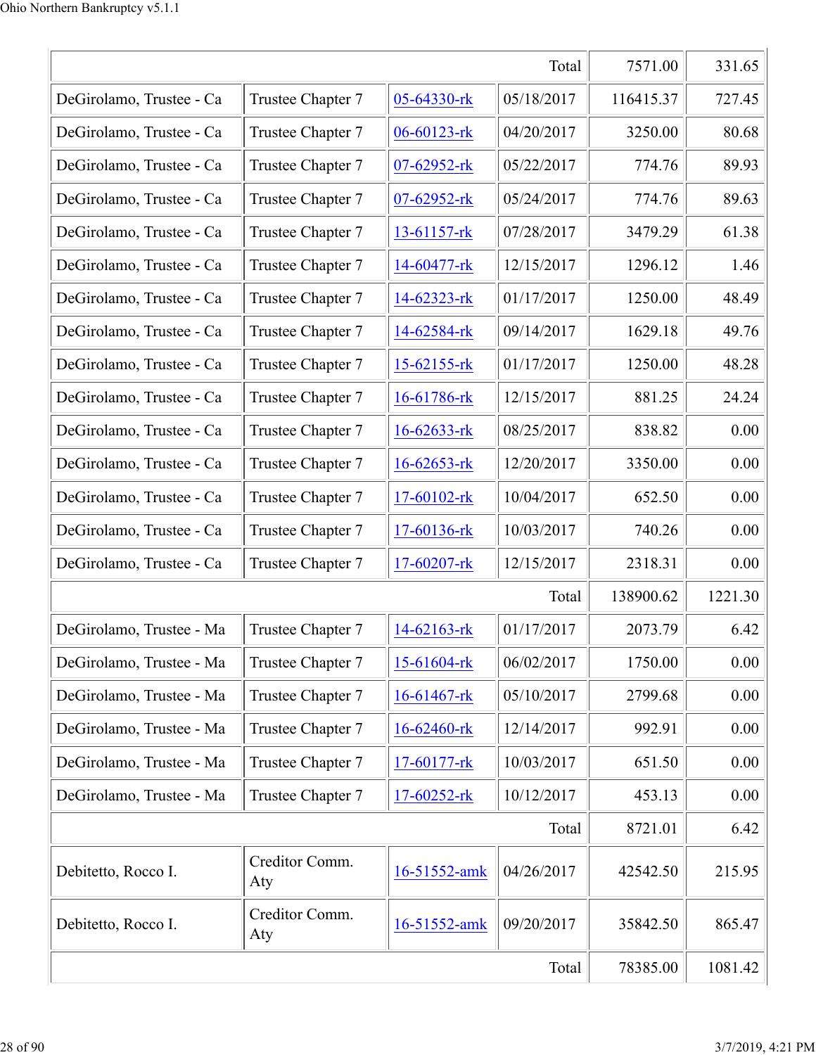| | | | | | |
|---|---|---|---|---|---|
| | | | Total | 7571.00 | 331.65 |
| DeGirolamo, Trustee - Ca | Trustee Chapter 7 | 05-64330-rk | 05/18/2017 | 116415.37 | 727.45 |
| DeGirolamo, Trustee - Ca | Trustee Chapter 7 | 06-60123-rk | 04/20/2017 | 3250.00 | 80.68 |
| DeGirolamo, Trustee - Ca | Trustee Chapter 7 | 07-62952-rk | 05/22/2017 | 774.76 | 89.93 |
| DeGirolamo, Trustee - Ca | Trustee Chapter 7 | 07-62952-rk | 05/24/2017 | 774.76 | 89.63 |
| DeGirolamo, Trustee - Ca | Trustee Chapter 7 | 13-61157-rk | 07/28/2017 | 3479.29 | 61.38 |
| DeGirolamo, Trustee - Ca | Trustee Chapter 7 | 14-60477-rk | 12/15/2017 | 1296.12 | 1.46 |
| DeGirolamo, Trustee - Ca | Trustee Chapter 7 | 14-62323-rk | 01/17/2017 | 1250.00 | 48.49 |
| DeGirolamo, Trustee - Ca | Trustee Chapter 7 | 14-62584-rk | 09/14/2017 | 1629.18 | 49.76 |
| DeGirolamo, Trustee - Ca | Trustee Chapter 7 | 15-62155-rk | 01/17/2017 | 1250.00 | 48.28 |
| DeGirolamo, Trustee - Ca | Trustee Chapter 7 | 16-61786-rk | 12/15/2017 | 881.25 | 24.24 |
| DeGirolamo, Trustee - Ca | Trustee Chapter 7 | 16-62633-rk | 08/25/2017 | 838.82 | 0.00 |
| DeGirolamo, Trustee - Ca | Trustee Chapter 7 | 16-62653-rk | 12/20/2017 | 3350.00 | 0.00 |
| DeGirolamo, Trustee - Ca | Trustee Chapter 7 | 17-60102-rk | 10/04/2017 | 652.50 | 0.00 |
| DeGirolamo, Trustee - Ca | Trustee Chapter 7 | 17-60136-rk | 10/03/2017 | 740.26 | 0.00 |
| DeGirolamo, Trustee - Ca | Trustee Chapter 7 | 17-60207-rk | 12/15/2017 | 2318.31 | 0.00 |
| | | | Total | 138900.62 | 1221.30 |
| DeGirolamo, Trustee - Ma | Trustee Chapter 7 | 14-62163-rk | 01/17/2017 | 2073.79 | 6.42 |
| DeGirolamo, Trustee - Ma | Trustee Chapter 7 | 15-61604-rk | 06/02/2017 | 1750.00 | 0.00 |
| DeGirolamo, Trustee - Ma | Trustee Chapter 7 | 16-61467-rk | 05/10/2017 | 2799.68 | 0.00 |
| DeGirolamo, Trustee - Ma | Trustee Chapter 7 | 16-62460-rk | 12/14/2017 | 992.91 | 0.00 |
| DeGirolamo, Trustee - Ma | Trustee Chapter 7 | 17-60177-rk | 10/03/2017 | 651.50 | 0.00 |
| DeGirolamo, Trustee - Ma | Trustee Chapter 7 | 17-60252-rk | 10/12/2017 | 453.13 | 0.00 |
| | | | Total | 8721.01 | 6.42 |
| Debitetto, Rocco I. | Creditor Comm. Aty | 16-51552-amk | 04/26/2017 | 42542.50 | 215.95 |
| Debitetto, Rocco I. | Creditor Comm. Aty | 16-51552-amk | 09/20/2017 | 35842.50 | 865.47 |
| | | | Total | 78385.00 | 1081.42 |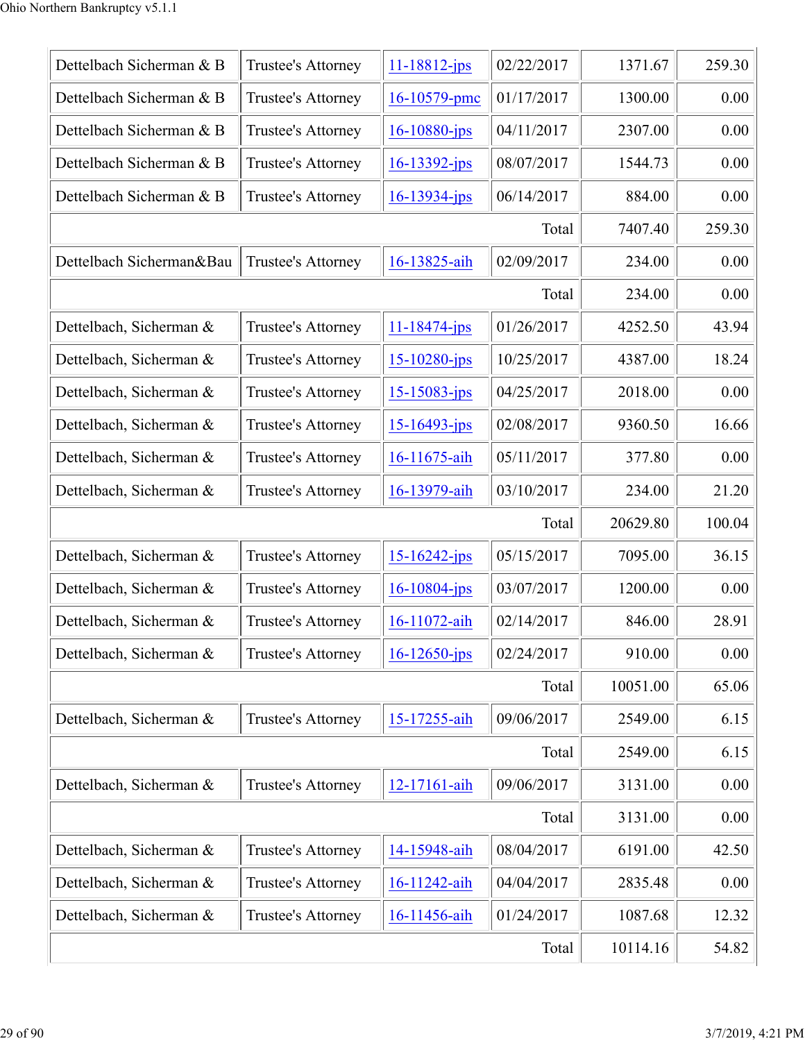| | | | | | |
|---|---|---|---|---|---|
| Dettelbach Sicherman & B | Trustee's Attorney | 11-18812-jps | 02/22/2017 | 1371.67 | 259.30 |
| Dettelbach Sicherman & B | Trustee's Attorney | 16-10579-pmc | 01/17/2017 | 1300.00 | 0.00 |
| Dettelbach Sicherman & B | Trustee's Attorney | 16-10880-jps | 04/11/2017 | 2307.00 | 0.00 |
| Dettelbach Sicherman & B | Trustee's Attorney | 16-13392-jps | 08/07/2017 | 1544.73 | 0.00 |
| Dettelbach Sicherman & B | Trustee's Attorney | 16-13934-jps | 06/14/2017 | 884.00 | 0.00 |
| | | | Total | 7407.40 | 259.30 |
| Dettelbach Sicherman&Bau | Trustee's Attorney | 16-13825-aih | 02/09/2017 | 234.00 | 0.00 |
| | | | Total | 234.00 | 0.00 |
| Dettelbach, Sicherman & | Trustee's Attorney | 11-18474-jps | 01/26/2017 | 4252.50 | 43.94 |
| Dettelbach, Sicherman & | Trustee's Attorney | 15-10280-jps | 10/25/2017 | 4387.00 | 18.24 |
| Dettelbach, Sicherman & | Trustee's Attorney | 15-15083-jps | 04/25/2017 | 2018.00 | 0.00 |
| Dettelbach, Sicherman & | Trustee's Attorney | 15-16493-jps | 02/08/2017 | 9360.50 | 16.66 |
| Dettelbach, Sicherman & | Trustee's Attorney | 16-11675-aih | 05/11/2017 | 377.80 | 0.00 |
| Dettelbach, Sicherman & | Trustee's Attorney | 16-13979-aih | 03/10/2017 | 234.00 | 21.20 |
| | | | Total | 20629.80 | 100.04 |
| Dettelbach, Sicherman & | Trustee's Attorney | 15-16242-jps | 05/15/2017 | 7095.00 | 36.15 |
| Dettelbach, Sicherman & | Trustee's Attorney | 16-10804-jps | 03/07/2017 | 1200.00 | 0.00 |
| Dettelbach, Sicherman & | Trustee's Attorney | 16-11072-aih | 02/14/2017 | 846.00 | 28.91 |
| Dettelbach, Sicherman & | Trustee's Attorney | 16-12650-jps | 02/24/2017 | 910.00 | 0.00 |
| | | | Total | 10051.00 | 65.06 |
| Dettelbach, Sicherman & | Trustee's Attorney | 15-17255-aih | 09/06/2017 | 2549.00 | 6.15 |
| | | | Total | 2549.00 | 6.15 |
| Dettelbach, Sicherman & | Trustee's Attorney | 12-17161-aih | 09/06/2017 | 3131.00 | 0.00 |
| | | | Total | 3131.00 | 0.00 |
| Dettelbach, Sicherman & | Trustee's Attorney | 14-15948-aih | 08/04/2017 | 6191.00 | 42.50 |
| Dettelbach, Sicherman & | Trustee's Attorney | 16-11242-aih | 04/04/2017 | 2835.48 | 0.00 |
| Dettelbach, Sicherman & | Trustee's Attorney | 16-11456-aih | 01/24/2017 | 1087.68 | 12.32 |
| | | | Total | 10114.16 | 54.82 |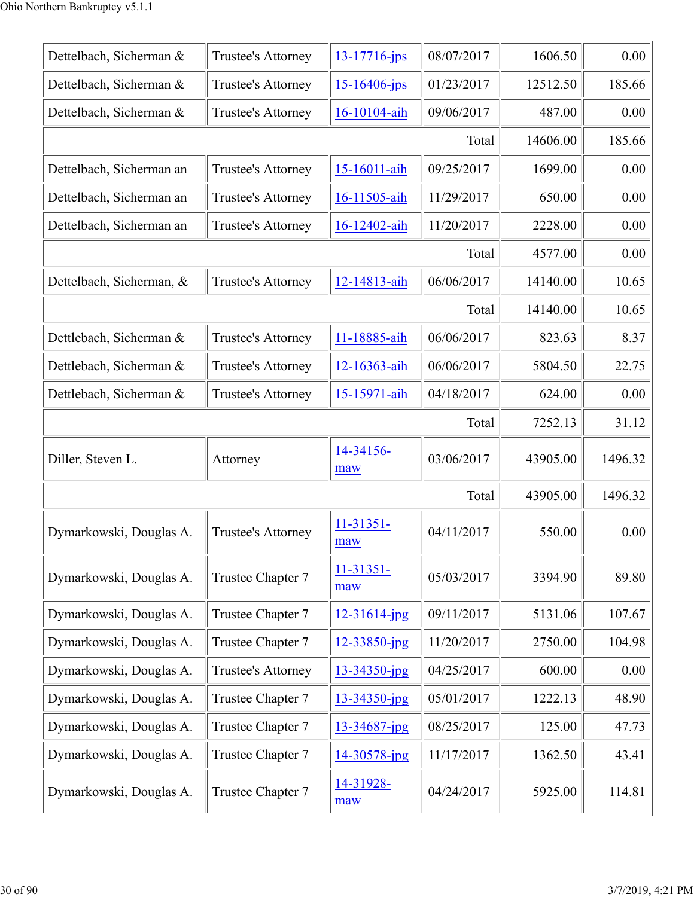| | | | | | |
|---|---|---|---|---|---|
| Dettelbach, Sicherman & | Trustee's Attorney | 13-17716-jps | 08/07/2017 | 1606.50 | 0.00 |
| Dettelbach, Sicherman & | Trustee's Attorney | 15-16406-jps | 01/23/2017 | 12512.50 | 185.66 |
| Dettelbach, Sicherman & | Trustee's Attorney | 16-10104-aih | 09/06/2017 | 487.00 | 0.00 |
| | | | Total | 14606.00 | 185.66 |
| Dettelbach, Sicherman an | Trustee's Attorney | 15-16011-aih | 09/25/2017 | 1699.00 | 0.00 |
| Dettelbach, Sicherman an | Trustee's Attorney | 16-11505-aih | 11/29/2017 | 650.00 | 0.00 |
| Dettelbach, Sicherman an | Trustee's Attorney | 16-12402-aih | 11/20/2017 | 2228.00 | 0.00 |
| | | | Total | 4577.00 | 0.00 |
| Dettelbach, Sicherman, & | Trustee's Attorney | 12-14813-aih | 06/06/2017 | 14140.00 | 10.65 |
| | | | Total | 14140.00 | 10.65 |
| Dettlebach, Sicherman & | Trustee's Attorney | 11-18885-aih | 06/06/2017 | 823.63 | 8.37 |
| Dettlebach, Sicherman & | Trustee's Attorney | 12-16363-aih | 06/06/2017 | 5804.50 | 22.75 |
| Dettlebach, Sicherman & | Trustee's Attorney | 15-15971-aih | 04/18/2017 | 624.00 | 0.00 |
| | | | Total | 7252.13 | 31.12 |
| Diller, Steven L. | Attorney | 14-34156-maw | 03/06/2017 | 43905.00 | 1496.32 |
| | | | Total | 43905.00 | 1496.32 |
| Dymarkowski, Douglas A. | Trustee's Attorney | 11-31351-maw | 04/11/2017 | 550.00 | 0.00 |
| Dymarkowski, Douglas A. | Trustee Chapter 7 | 11-31351-maw | 05/03/2017 | 3394.90 | 89.80 |
| Dymarkowski, Douglas A. | Trustee Chapter 7 | 12-31614-jpg | 09/11/2017 | 5131.06 | 107.67 |
| Dymarkowski, Douglas A. | Trustee Chapter 7 | 12-33850-jpg | 11/20/2017 | 2750.00 | 104.98 |
| Dymarkowski, Douglas A. | Trustee's Attorney | 13-34350-jpg | 04/25/2017 | 600.00 | 0.00 |
| Dymarkowski, Douglas A. | Trustee Chapter 7 | 13-34350-jpg | 05/01/2017 | 1222.13 | 48.90 |
| Dymarkowski, Douglas A. | Trustee Chapter 7 | 13-34687-jpg | 08/25/2017 | 125.00 | 47.73 |
| Dymarkowski, Douglas A. | Trustee Chapter 7 | 14-30578-jpg | 11/17/2017 | 1362.50 | 43.41 |
| Dymarkowski, Douglas A. | Trustee Chapter 7 | 14-31928-maw | 04/24/2017 | 5925.00 | 114.81 |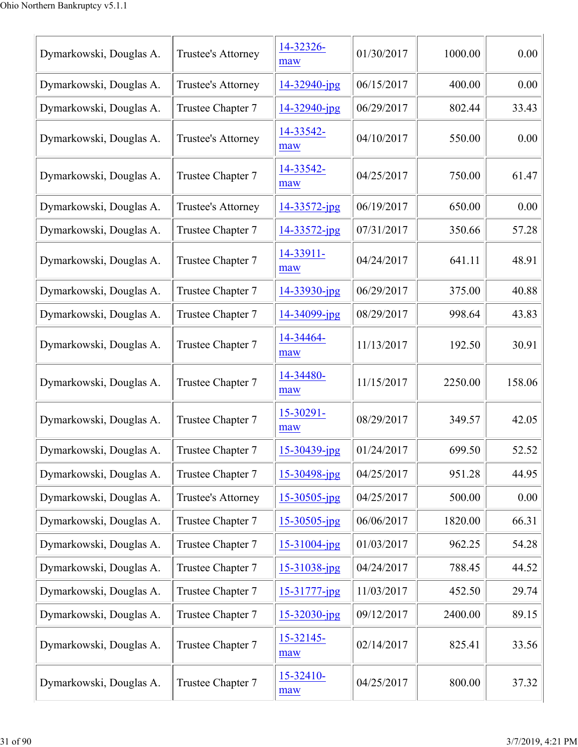| | | | | | |
|---|---|---|---|---|---|
| Dymarkowski, Douglas A. | Trustee's Attorney | 14-32326-maw | 01/30/2017 | 1000.00 | 0.00 |
| Dymarkowski, Douglas A. | Trustee's Attorney | 14-32940-jpg | 06/15/2017 | 400.00 | 0.00 |
| Dymarkowski, Douglas A. | Trustee Chapter 7 | 14-32940-jpg | 06/29/2017 | 802.44 | 33.43 |
| Dymarkowski, Douglas A. | Trustee's Attorney | 14-33542-maw | 04/10/2017 | 550.00 | 0.00 |
| Dymarkowski, Douglas A. | Trustee Chapter 7 | 14-33542-maw | 04/25/2017 | 750.00 | 61.47 |
| Dymarkowski, Douglas A. | Trustee's Attorney | 14-33572-jpg | 06/19/2017 | 650.00 | 0.00 |
| Dymarkowski, Douglas A. | Trustee Chapter 7 | 14-33572-jpg | 07/31/2017 | 350.66 | 57.28 |
| Dymarkowski, Douglas A. | Trustee Chapter 7 | 14-33911-maw | 04/24/2017 | 641.11 | 48.91 |
| Dymarkowski, Douglas A. | Trustee Chapter 7 | 14-33930-jpg | 06/29/2017 | 375.00 | 40.88 |
| Dymarkowski, Douglas A. | Trustee Chapter 7 | 14-34099-jpg | 08/29/2017 | 998.64 | 43.83 |
| Dymarkowski, Douglas A. | Trustee Chapter 7 | 14-34464-maw | 11/13/2017 | 192.50 | 30.91 |
| Dymarkowski, Douglas A. | Trustee Chapter 7 | 14-34480-maw | 11/15/2017 | 2250.00 | 158.06 |
| Dymarkowski, Douglas A. | Trustee Chapter 7 | 15-30291-maw | 08/29/2017 | 349.57 | 42.05 |
| Dymarkowski, Douglas A. | Trustee Chapter 7 | 15-30439-jpg | 01/24/2017 | 699.50 | 52.52 |
| Dymarkowski, Douglas A. | Trustee Chapter 7 | 15-30498-jpg | 04/25/2017 | 951.28 | 44.95 |
| Dymarkowski, Douglas A. | Trustee's Attorney | 15-30505-jpg | 04/25/2017 | 500.00 | 0.00 |
| Dymarkowski, Douglas A. | Trustee Chapter 7 | 15-30505-jpg | 06/06/2017 | 1820.00 | 66.31 |
| Dymarkowski, Douglas A. | Trustee Chapter 7 | 15-31004-jpg | 01/03/2017 | 962.25 | 54.28 |
| Dymarkowski, Douglas A. | Trustee Chapter 7 | 15-31038-jpg | 04/24/2017 | 788.45 | 44.52 |
| Dymarkowski, Douglas A. | Trustee Chapter 7 | 15-31777-jpg | 11/03/2017 | 452.50 | 29.74 |
| Dymarkowski, Douglas A. | Trustee Chapter 7 | 15-32030-jpg | 09/12/2017 | 2400.00 | 89.15 |
| Dymarkowski, Douglas A. | Trustee Chapter 7 | 15-32145-maw | 02/14/2017 | 825.41 | 33.56 |
| Dymarkowski, Douglas A. | Trustee Chapter 7 | 15-32410-maw | 04/25/2017 | 800.00 | 37.32 |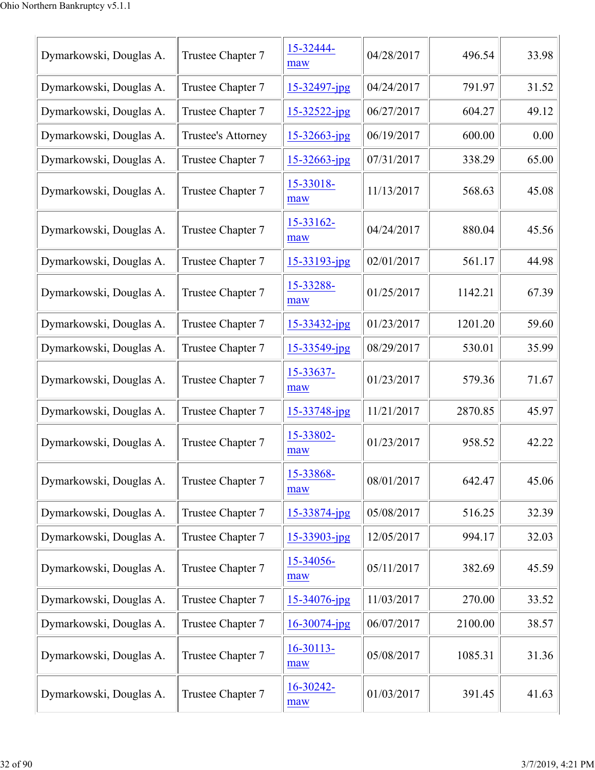| Dymarkowski, Douglas A. | Trustee Chapter 7 | 15-32444-maw | 04/28/2017 | 496.54 | 33.98 |
|---|---|---|---|---|---|
| Dymarkowski, Douglas A. | Trustee Chapter 7 | 15-32497-jpg | 04/24/2017 | 791.97 | 31.52 |
| Dymarkowski, Douglas A. | Trustee Chapter 7 | 15-32522-jpg | 06/27/2017 | 604.27 | 49.12 |
| Dymarkowski, Douglas A. | Trustee's Attorney | 15-32663-jpg | 06/19/2017 | 600.00 | 0.00 |
| Dymarkowski, Douglas A. | Trustee Chapter 7 | 15-32663-jpg | 07/31/2017 | 338.29 | 65.00 |
| Dymarkowski, Douglas A. | Trustee Chapter 7 | 15-33018-maw | 11/13/2017 | 568.63 | 45.08 |
| Dymarkowski, Douglas A. | Trustee Chapter 7 | 15-33162-maw | 04/24/2017 | 880.04 | 45.56 |
| Dymarkowski, Douglas A. | Trustee Chapter 7 | 15-33193-jpg | 02/01/2017 | 561.17 | 44.98 |
| Dymarkowski, Douglas A. | Trustee Chapter 7 | 15-33288-maw | 01/25/2017 | 1142.21 | 67.39 |
| Dymarkowski, Douglas A. | Trustee Chapter 7 | 15-33432-jpg | 01/23/2017 | 1201.20 | 59.60 |
| Dymarkowski, Douglas A. | Trustee Chapter 7 | 15-33549-jpg | 08/29/2017 | 530.01 | 35.99 |
| Dymarkowski, Douglas A. | Trustee Chapter 7 | 15-33637-maw | 01/23/2017 | 579.36 | 71.67 |
| Dymarkowski, Douglas A. | Trustee Chapter 7 | 15-33748-jpg | 11/21/2017 | 2870.85 | 45.97 |
| Dymarkowski, Douglas A. | Trustee Chapter 7 | 15-33802-maw | 01/23/2017 | 958.52 | 42.22 |
| Dymarkowski, Douglas A. | Trustee Chapter 7 | 15-33868-maw | 08/01/2017 | 642.47 | 45.06 |
| Dymarkowski, Douglas A. | Trustee Chapter 7 | 15-33874-jpg | 05/08/2017 | 516.25 | 32.39 |
| Dymarkowski, Douglas A. | Trustee Chapter 7 | 15-33903-jpg | 12/05/2017 | 994.17 | 32.03 |
| Dymarkowski, Douglas A. | Trustee Chapter 7 | 15-34056-maw | 05/11/2017 | 382.69 | 45.59 |
| Dymarkowski, Douglas A. | Trustee Chapter 7 | 15-34076-jpg | 11/03/2017 | 270.00 | 33.52 |
| Dymarkowski, Douglas A. | Trustee Chapter 7 | 16-30074-jpg | 06/07/2017 | 2100.00 | 38.57 |
| Dymarkowski, Douglas A. | Trustee Chapter 7 | 16-30113-maw | 05/08/2017 | 1085.31 | 31.36 |
| Dymarkowski, Douglas A. | Trustee Chapter 7 | 16-30242-maw | 01/03/2017 | 391.45 | 41.63 |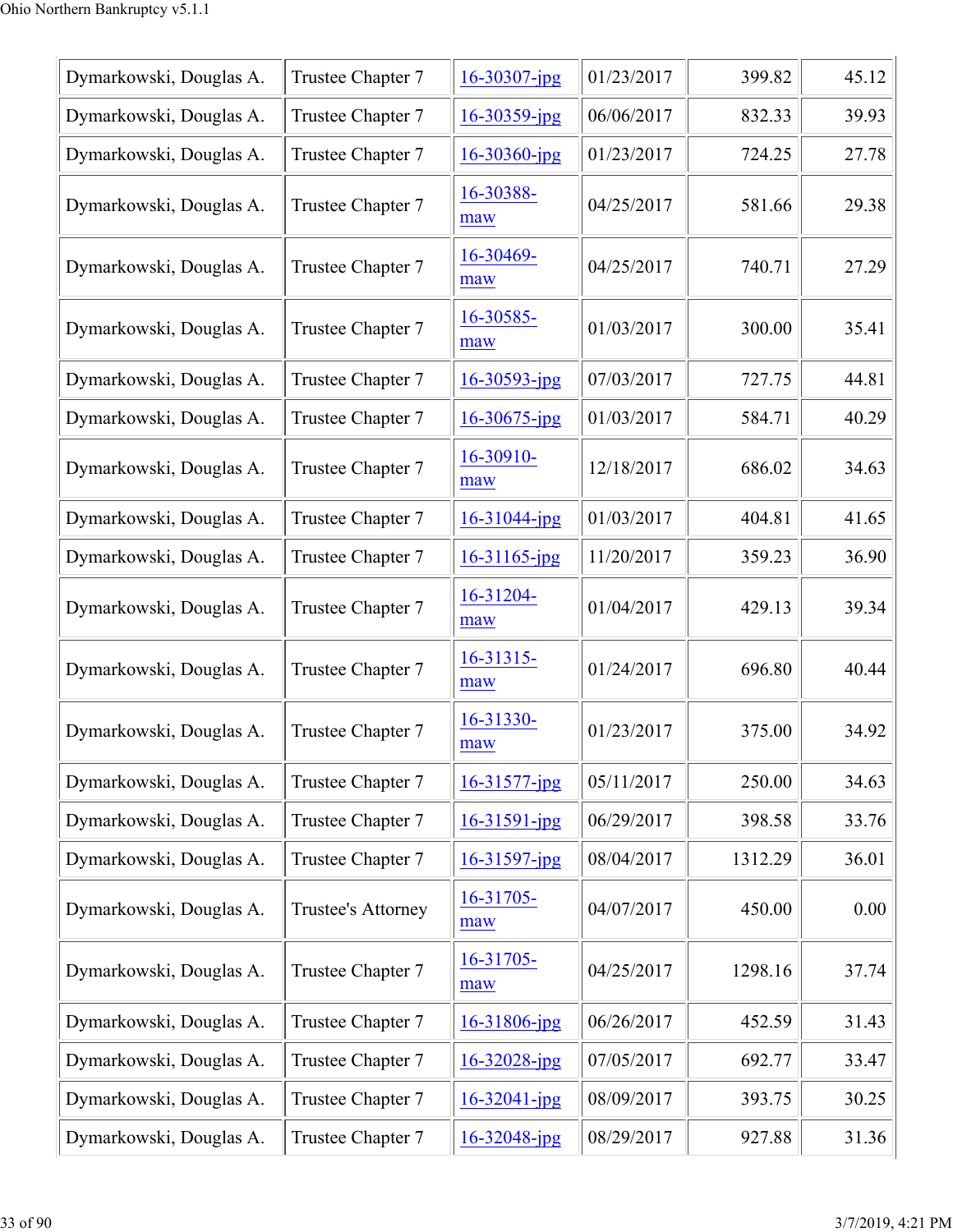| | | | | | |
|---|---|---|---|---|---|
| Dymarkowski, Douglas A. | Trustee Chapter 7 | 16-30307-jpg | 01/23/2017 | 399.82 | 45.12 |
| Dymarkowski, Douglas A. | Trustee Chapter 7 | 16-30359-jpg | 06/06/2017 | 832.33 | 39.93 |
| Dymarkowski, Douglas A. | Trustee Chapter 7 | 16-30360-jpg | 01/23/2017 | 724.25 | 27.78 |
| Dymarkowski, Douglas A. | Trustee Chapter 7 | 16-30388-maw | 04/25/2017 | 581.66 | 29.38 |
| Dymarkowski, Douglas A. | Trustee Chapter 7 | 16-30469-maw | 04/25/2017 | 740.71 | 27.29 |
| Dymarkowski, Douglas A. | Trustee Chapter 7 | 16-30585-maw | 01/03/2017 | 300.00 | 35.41 |
| Dymarkowski, Douglas A. | Trustee Chapter 7 | 16-30593-jpg | 07/03/2017 | 727.75 | 44.81 |
| Dymarkowski, Douglas A. | Trustee Chapter 7 | 16-30675-jpg | 01/03/2017 | 584.71 | 40.29 |
| Dymarkowski, Douglas A. | Trustee Chapter 7 | 16-30910-maw | 12/18/2017 | 686.02 | 34.63 |
| Dymarkowski, Douglas A. | Trustee Chapter 7 | 16-31044-jpg | 01/03/2017 | 404.81 | 41.65 |
| Dymarkowski, Douglas A. | Trustee Chapter 7 | 16-31165-jpg | 11/20/2017 | 359.23 | 36.90 |
| Dymarkowski, Douglas A. | Trustee Chapter 7 | 16-31204-maw | 01/04/2017 | 429.13 | 39.34 |
| Dymarkowski, Douglas A. | Trustee Chapter 7 | 16-31315-maw | 01/24/2017 | 696.80 | 40.44 |
| Dymarkowski, Douglas A. | Trustee Chapter 7 | 16-31330-maw | 01/23/2017 | 375.00 | 34.92 |
| Dymarkowski, Douglas A. | Trustee Chapter 7 | 16-31577-jpg | 05/11/2017 | 250.00 | 34.63 |
| Dymarkowski, Douglas A. | Trustee Chapter 7 | 16-31591-jpg | 06/29/2017 | 398.58 | 33.76 |
| Dymarkowski, Douglas A. | Trustee Chapter 7 | 16-31597-jpg | 08/04/2017 | 1312.29 | 36.01 |
| Dymarkowski, Douglas A. | Trustee's Attorney | 16-31705-maw | 04/07/2017 | 450.00 | 0.00 |
| Dymarkowski, Douglas A. | Trustee Chapter 7 | 16-31705-maw | 04/25/2017 | 1298.16 | 37.74 |
| Dymarkowski, Douglas A. | Trustee Chapter 7 | 16-31806-jpg | 06/26/2017 | 452.59 | 31.43 |
| Dymarkowski, Douglas A. | Trustee Chapter 7 | 16-32028-jpg | 07/05/2017 | 692.77 | 33.47 |
| Dymarkowski, Douglas A. | Trustee Chapter 7 | 16-32041-jpg | 08/09/2017 | 393.75 | 30.25 |
| Dymarkowski, Douglas A. | Trustee Chapter 7 | 16-32048-jpg | 08/29/2017 | 927.88 | 31.36 |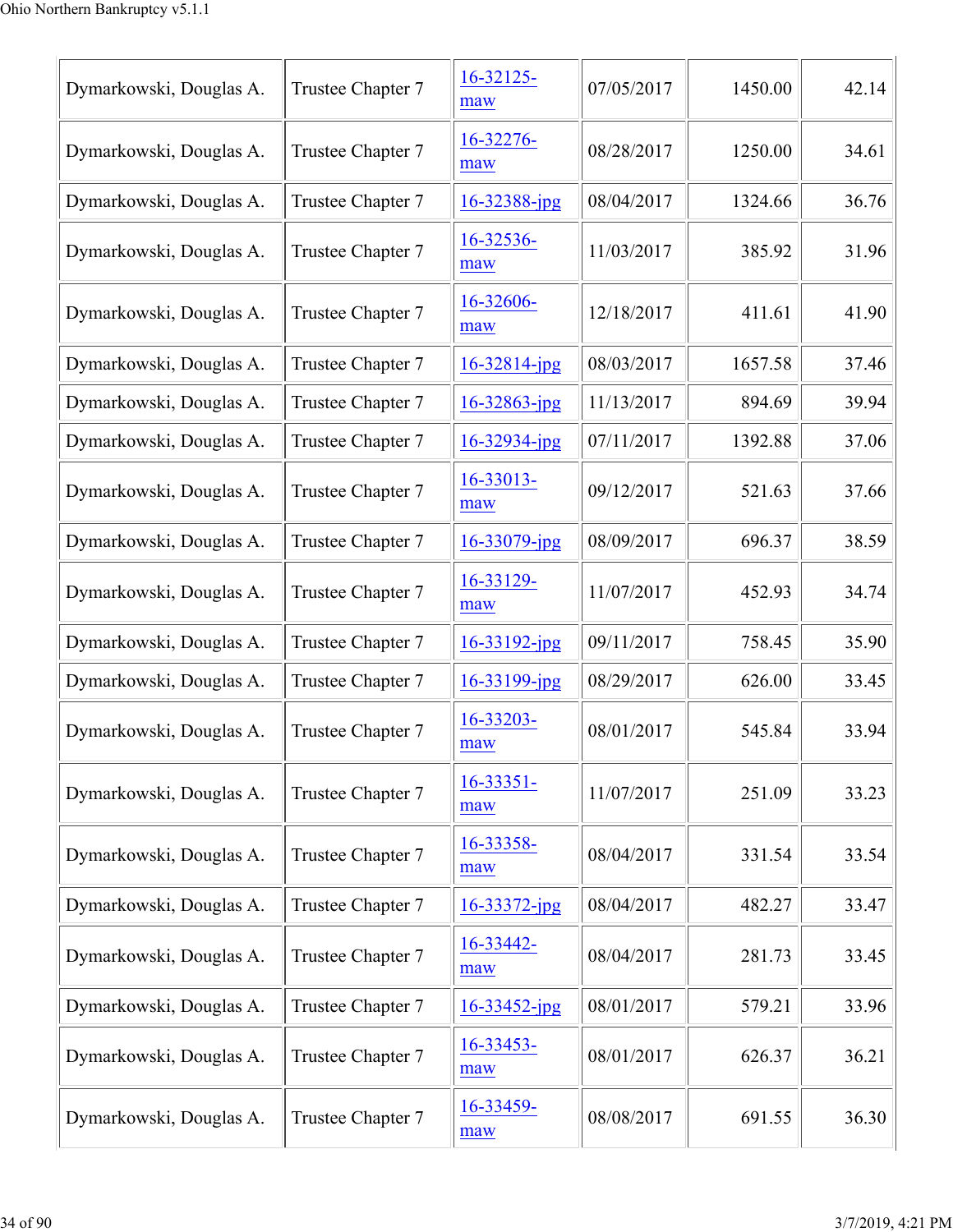| | | | | | |
|---|---|---|---|---|---|
| Dymarkowski, Douglas A. | Trustee Chapter 7 | 16-32125-maw | 07/05/2017 | 1450.00 | 42.14 |
| Dymarkowski, Douglas A. | Trustee Chapter 7 | 16-32276-maw | 08/28/2017 | 1250.00 | 34.61 |
| Dymarkowski, Douglas A. | Trustee Chapter 7 | 16-32388-jpg | 08/04/2017 | 1324.66 | 36.76 |
| Dymarkowski, Douglas A. | Trustee Chapter 7 | 16-32536-maw | 11/03/2017 | 385.92 | 31.96 |
| Dymarkowski, Douglas A. | Trustee Chapter 7 | 16-32606-maw | 12/18/2017 | 411.61 | 41.90 |
| Dymarkowski, Douglas A. | Trustee Chapter 7 | 16-32814-jpg | 08/03/2017 | 1657.58 | 37.46 |
| Dymarkowski, Douglas A. | Trustee Chapter 7 | 16-32863-jpg | 11/13/2017 | 894.69 | 39.94 |
| Dymarkowski, Douglas A. | Trustee Chapter 7 | 16-32934-jpg | 07/11/2017 | 1392.88 | 37.06 |
| Dymarkowski, Douglas A. | Trustee Chapter 7 | 16-33013-maw | 09/12/2017 | 521.63 | 37.66 |
| Dymarkowski, Douglas A. | Trustee Chapter 7 | 16-33079-jpg | 08/09/2017 | 696.37 | 38.59 |
| Dymarkowski, Douglas A. | Trustee Chapter 7 | 16-33129-maw | 11/07/2017 | 452.93 | 34.74 |
| Dymarkowski, Douglas A. | Trustee Chapter 7 | 16-33192-jpg | 09/11/2017 | 758.45 | 35.90 |
| Dymarkowski, Douglas A. | Trustee Chapter 7 | 16-33199-jpg | 08/29/2017 | 626.00 | 33.45 |
| Dymarkowski, Douglas A. | Trustee Chapter 7 | 16-33203-maw | 08/01/2017 | 545.84 | 33.94 |
| Dymarkowski, Douglas A. | Trustee Chapter 7 | 16-33351-maw | 11/07/2017 | 251.09 | 33.23 |
| Dymarkowski, Douglas A. | Trustee Chapter 7 | 16-33358-maw | 08/04/2017 | 331.54 | 33.54 |
| Dymarkowski, Douglas A. | Trustee Chapter 7 | 16-33372-jpg | 08/04/2017 | 482.27 | 33.47 |
| Dymarkowski, Douglas A. | Trustee Chapter 7 | 16-33442-maw | 08/04/2017 | 281.73 | 33.45 |
| Dymarkowski, Douglas A. | Trustee Chapter 7 | 16-33452-jpg | 08/01/2017 | 579.21 | 33.96 |
| Dymarkowski, Douglas A. | Trustee Chapter 7 | 16-33453-maw | 08/01/2017 | 626.37 | 36.21 |
| Dymarkowski, Douglas A. | Trustee Chapter 7 | 16-33459-maw | 08/08/2017 | 691.55 | 36.30 |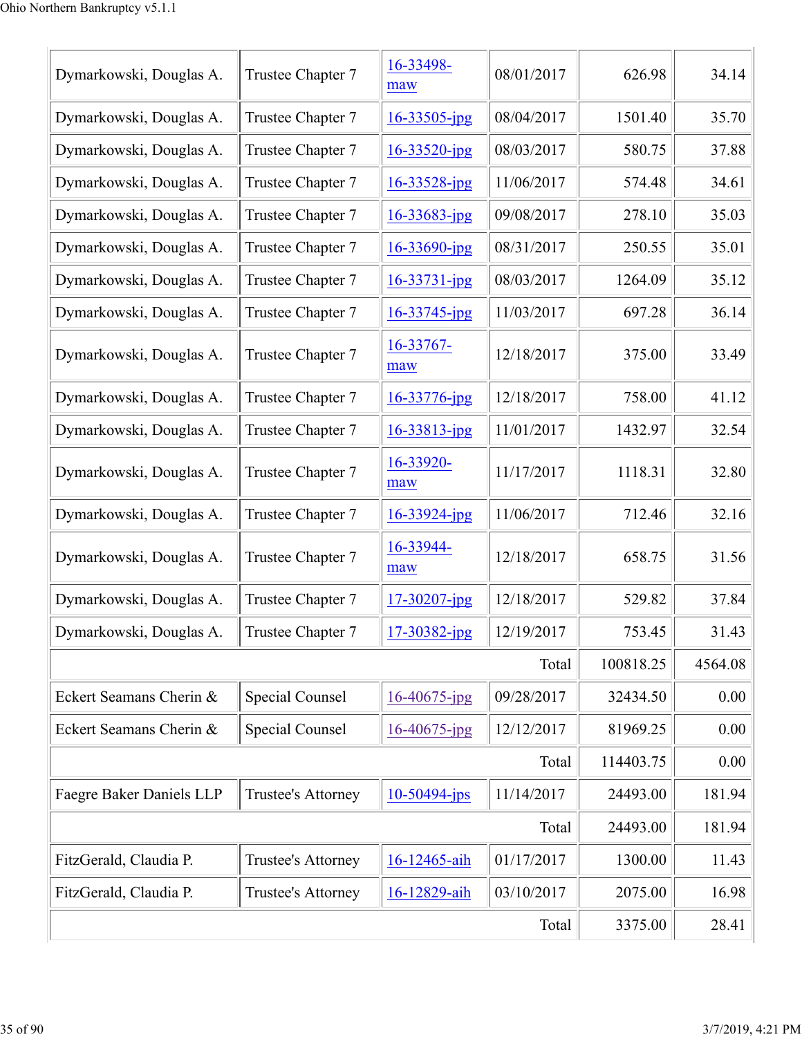| | | | | | |
|---|---|---|---|---|---|
| Dymarkowski, Douglas A. | Trustee Chapter 7 | 16-33498-maw | 08/01/2017 | 626.98 | 34.14 |
| Dymarkowski, Douglas A. | Trustee Chapter 7 | 16-33505-jpg | 08/04/2017 | 1501.40 | 35.70 |
| Dymarkowski, Douglas A. | Trustee Chapter 7 | 16-33520-jpg | 08/03/2017 | 580.75 | 37.88 |
| Dymarkowski, Douglas A. | Trustee Chapter 7 | 16-33528-jpg | 11/06/2017 | 574.48 | 34.61 |
| Dymarkowski, Douglas A. | Trustee Chapter 7 | 16-33683-jpg | 09/08/2017 | 278.10 | 35.03 |
| Dymarkowski, Douglas A. | Trustee Chapter 7 | 16-33690-jpg | 08/31/2017 | 250.55 | 35.01 |
| Dymarkowski, Douglas A. | Trustee Chapter 7 | 16-33731-jpg | 08/03/2017 | 1264.09 | 35.12 |
| Dymarkowski, Douglas A. | Trustee Chapter 7 | 16-33745-jpg | 11/03/2017 | 697.28 | 36.14 |
| Dymarkowski, Douglas A. | Trustee Chapter 7 | 16-33767-maw | 12/18/2017 | 375.00 | 33.49 |
| Dymarkowski, Douglas A. | Trustee Chapter 7 | 16-33776-jpg | 12/18/2017 | 758.00 | 41.12 |
| Dymarkowski, Douglas A. | Trustee Chapter 7 | 16-33813-jpg | 11/01/2017 | 1432.97 | 32.54 |
| Dymarkowski, Douglas A. | Trustee Chapter 7 | 16-33920-maw | 11/17/2017 | 1118.31 | 32.80 |
| Dymarkowski, Douglas A. | Trustee Chapter 7 | 16-33924-jpg | 11/06/2017 | 712.46 | 32.16 |
| Dymarkowski, Douglas A. | Trustee Chapter 7 | 16-33944-maw | 12/18/2017 | 658.75 | 31.56 |
| Dymarkowski, Douglas A. | Trustee Chapter 7 | 17-30207-jpg | 12/18/2017 | 529.82 | 37.84 |
| Dymarkowski, Douglas A. | Trustee Chapter 7 | 17-30382-jpg | 12/19/2017 | 753.45 | 31.43 |
| | | | Total | 100818.25 | 4564.08 |
| Eckert Seamans Cherin & | Special Counsel | 16-40675-jpg | 09/28/2017 | 32434.50 | 0.00 |
| Eckert Seamans Cherin & | Special Counsel | 16-40675-jpg | 12/12/2017 | 81969.25 | 0.00 |
| | | | Total | 114403.75 | 0.00 |
| Faegre Baker Daniels LLP | Trustee's Attorney | 10-50494-jps | 11/14/2017 | 24493.00 | 181.94 |
| | | | Total | 24493.00 | 181.94 |
| FitzGerald, Claudia P. | Trustee's Attorney | 16-12465-aih | 01/17/2017 | 1300.00 | 11.43 |
| FitzGerald, Claudia P. | Trustee's Attorney | 16-12829-aih | 03/10/2017 | 2075.00 | 16.98 |
| | | | Total | 3375.00 | 28.41 |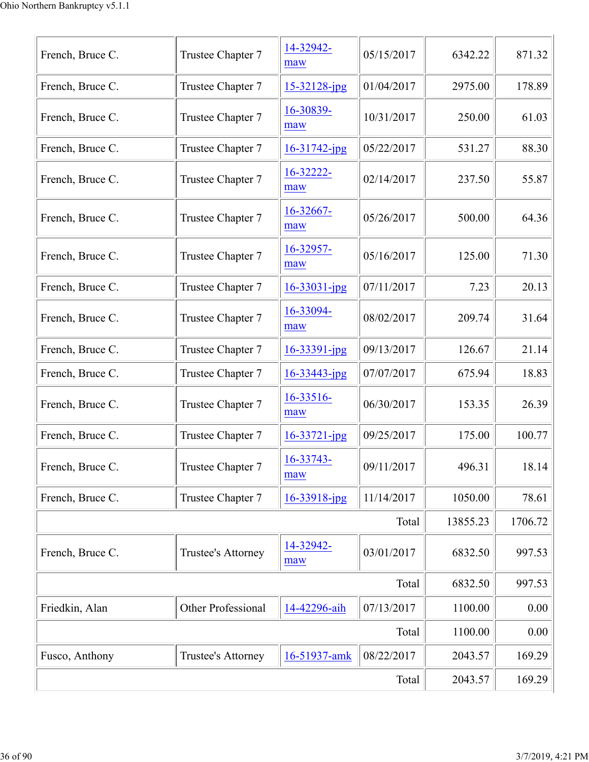| | | | | | |
|---|---|---|---|---|---|
| French, Bruce C. | Trustee Chapter 7 | 14-32942-maw | 05/15/2017 | 6342.22 | 871.32 |
| French, Bruce C. | Trustee Chapter 7 | 15-32128-jpg | 01/04/2017 | 2975.00 | 178.89 |
| French, Bruce C. | Trustee Chapter 7 | 16-30839-maw | 10/31/2017 | 250.00 | 61.03 |
| French, Bruce C. | Trustee Chapter 7 | 16-31742-jpg | 05/22/2017 | 531.27 | 88.30 |
| French, Bruce C. | Trustee Chapter 7 | 16-32222-maw | 02/14/2017 | 237.50 | 55.87 |
| French, Bruce C. | Trustee Chapter 7 | 16-32667-maw | 05/26/2017 | 500.00 | 64.36 |
| French, Bruce C. | Trustee Chapter 7 | 16-32957-maw | 05/16/2017 | 125.00 | 71.30 |
| French, Bruce C. | Trustee Chapter 7 | 16-33031-jpg | 07/11/2017 | 7.23 | 20.13 |
| French, Bruce C. | Trustee Chapter 7 | 16-33094-maw | 08/02/2017 | 209.74 | 31.64 |
| French, Bruce C. | Trustee Chapter 7 | 16-33391-jpg | 09/13/2017 | 126.67 | 21.14 |
| French, Bruce C. | Trustee Chapter 7 | 16-33443-jpg | 07/07/2017 | 675.94 | 18.83 |
| French, Bruce C. | Trustee Chapter 7 | 16-33516-maw | 06/30/2017 | 153.35 | 26.39 |
| French, Bruce C. | Trustee Chapter 7 | 16-33721-jpg | 09/25/2017 | 175.00 | 100.77 |
| French, Bruce C. | Trustee Chapter 7 | 16-33743-maw | 09/11/2017 | 496.31 | 18.14 |
| French, Bruce C. | Trustee Chapter 7 | 16-33918-jpg | 11/14/2017 | 1050.00 | 78.61 |
| | | | Total | 13855.23 | 1706.72 |
| French, Bruce C. | Trustee's Attorney | 14-32942-maw | 03/01/2017 | 6832.50 | 997.53 |
| | | | Total | 6832.50 | 997.53 |
| Friedkin, Alan | Other Professional | 14-42296-aih | 07/13/2017 | 1100.00 | 0.00 |
| | | | Total | 1100.00 | 0.00 |
| Fusco, Anthony | Trustee's Attorney | 16-51937-amk | 08/22/2017 | 2043.57 | 169.29 |
| | | | Total | 2043.57 | 169.29 |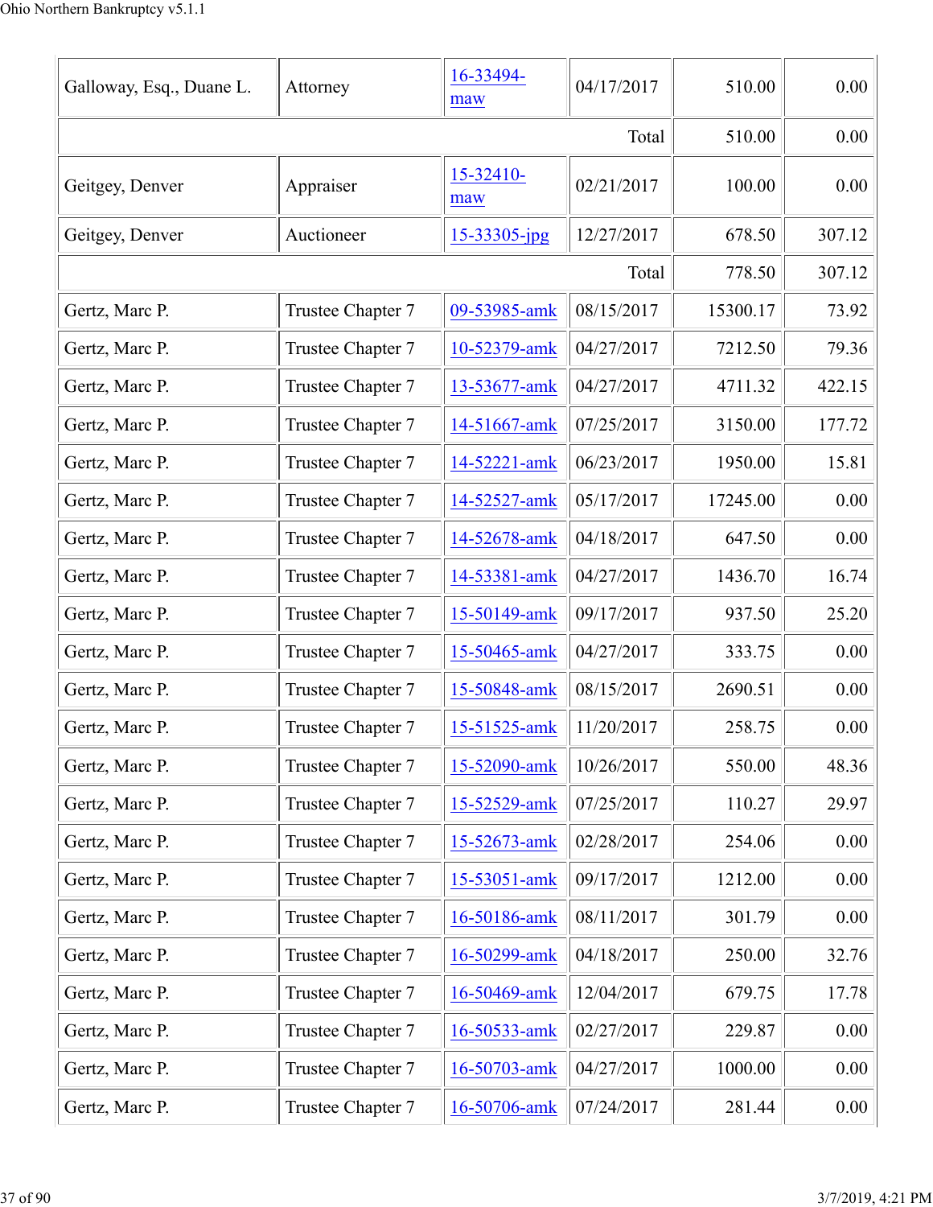| | | | | | |
|---|---|---|---|---|---|
| Galloway, Esq., Duane L. | Attorney | 16-33494-maw | 04/17/2017 | 510.00 | 0.00 |
| | | | Total | 510.00 | 0.00 |
| Geitgey, Denver | Appraiser | 15-32410-maw | 02/21/2017 | 100.00 | 0.00 |
| Geitgey, Denver | Auctioneer | 15-33305-jpg | 12/27/2017 | 678.50 | 307.12 |
| | | | Total | 778.50 | 307.12 |
| Gertz, Marc P. | Trustee Chapter 7 | 09-53985-amk | 08/15/2017 | 15300.17 | 73.92 |
| Gertz, Marc P. | Trustee Chapter 7 | 10-52379-amk | 04/27/2017 | 7212.50 | 79.36 |
| Gertz, Marc P. | Trustee Chapter 7 | 13-53677-amk | 04/27/2017 | 4711.32 | 422.15 |
| Gertz, Marc P. | Trustee Chapter 7 | 14-51667-amk | 07/25/2017 | 3150.00 | 177.72 |
| Gertz, Marc P. | Trustee Chapter 7 | 14-52221-amk | 06/23/2017 | 1950.00 | 15.81 |
| Gertz, Marc P. | Trustee Chapter 7 | 14-52527-amk | 05/17/2017 | 17245.00 | 0.00 |
| Gertz, Marc P. | Trustee Chapter 7 | 14-52678-amk | 04/18/2017 | 647.50 | 0.00 |
| Gertz, Marc P. | Trustee Chapter 7 | 14-53381-amk | 04/27/2017 | 1436.70 | 16.74 |
| Gertz, Marc P. | Trustee Chapter 7 | 15-50149-amk | 09/17/2017 | 937.50 | 25.20 |
| Gertz, Marc P. | Trustee Chapter 7 | 15-50465-amk | 04/27/2017 | 333.75 | 0.00 |
| Gertz, Marc P. | Trustee Chapter 7 | 15-50848-amk | 08/15/2017 | 2690.51 | 0.00 |
| Gertz, Marc P. | Trustee Chapter 7 | 15-51525-amk | 11/20/2017 | 258.75 | 0.00 |
| Gertz, Marc P. | Trustee Chapter 7 | 15-52090-amk | 10/26/2017 | 550.00 | 48.36 |
| Gertz, Marc P. | Trustee Chapter 7 | 15-52529-amk | 07/25/2017 | 110.27 | 29.97 |
| Gertz, Marc P. | Trustee Chapter 7 | 15-52673-amk | 02/28/2017 | 254.06 | 0.00 |
| Gertz, Marc P. | Trustee Chapter 7 | 15-53051-amk | 09/17/2017 | 1212.00 | 0.00 |
| Gertz, Marc P. | Trustee Chapter 7 | 16-50186-amk | 08/11/2017 | 301.79 | 0.00 |
| Gertz, Marc P. | Trustee Chapter 7 | 16-50299-amk | 04/18/2017 | 250.00 | 32.76 |
| Gertz, Marc P. | Trustee Chapter 7 | 16-50469-amk | 12/04/2017 | 679.75 | 17.78 |
| Gertz, Marc P. | Trustee Chapter 7 | 16-50533-amk | 02/27/2017 | 229.87 | 0.00 |
| Gertz, Marc P. | Trustee Chapter 7 | 16-50703-amk | 04/27/2017 | 1000.00 | 0.00 |
| Gertz, Marc P. | Trustee Chapter 7 | 16-50706-amk | 07/24/2017 | 281.44 | 0.00 |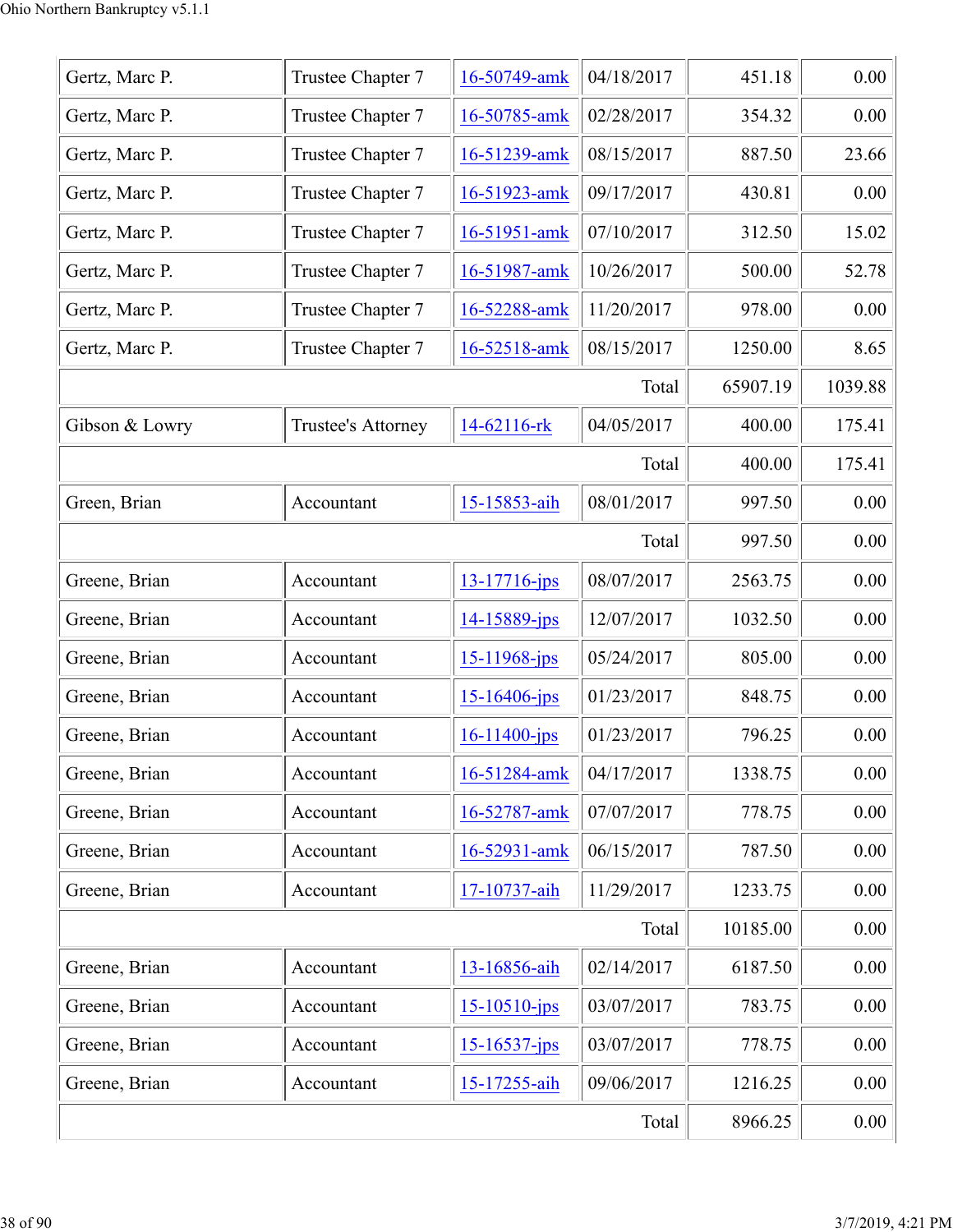| | | | | | |
|---|---|---|---|---|---|
| Gertz, Marc P. | Trustee Chapter 7 | 16-50749-amk | 04/18/2017 | 451.18 | 0.00 |
| Gertz, Marc P. | Trustee Chapter 7 | 16-50785-amk | 02/28/2017 | 354.32 | 0.00 |
| Gertz, Marc P. | Trustee Chapter 7 | 16-51239-amk | 08/15/2017 | 887.50 | 23.66 |
| Gertz, Marc P. | Trustee Chapter 7 | 16-51923-amk | 09/17/2017 | 430.81 | 0.00 |
| Gertz, Marc P. | Trustee Chapter 7 | 16-51951-amk | 07/10/2017 | 312.50 | 15.02 |
| Gertz, Marc P. | Trustee Chapter 7 | 16-51987-amk | 10/26/2017 | 500.00 | 52.78 |
| Gertz, Marc P. | Trustee Chapter 7 | 16-52288-amk | 11/20/2017 | 978.00 | 0.00 |
| Gertz, Marc P. | Trustee Chapter 7 | 16-52518-amk | 08/15/2017 | 1250.00 | 8.65 |
| | | | Total | 65907.19 | 1039.88 |
| Gibson & Lowry | Trustee's Attorney | 14-62116-rk | 04/05/2017 | 400.00 | 175.41 |
| | | | Total | 400.00 | 175.41 |
| Green, Brian | Accountant | 15-15853-aih | 08/01/2017 | 997.50 | 0.00 |
| | | | Total | 997.50 | 0.00 |
| Greene, Brian | Accountant | 13-17716-jps | 08/07/2017 | 2563.75 | 0.00 |
| Greene, Brian | Accountant | 14-15889-jps | 12/07/2017 | 1032.50 | 0.00 |
| Greene, Brian | Accountant | 15-11968-jps | 05/24/2017 | 805.00 | 0.00 |
| Greene, Brian | Accountant | 15-16406-jps | 01/23/2017 | 848.75 | 0.00 |
| Greene, Brian | Accountant | 16-11400-jps | 01/23/2017 | 796.25 | 0.00 |
| Greene, Brian | Accountant | 16-51284-amk | 04/17/2017 | 1338.75 | 0.00 |
| Greene, Brian | Accountant | 16-52787-amk | 07/07/2017 | 778.75 | 0.00 |
| Greene, Brian | Accountant | 16-52931-amk | 06/15/2017 | 787.50 | 0.00 |
| Greene, Brian | Accountant | 17-10737-aih | 11/29/2017 | 1233.75 | 0.00 |
| | | | Total | 10185.00 | 0.00 |
| Greene, Brian | Accountant | 13-16856-aih | 02/14/2017 | 6187.50 | 0.00 |
| Greene, Brian | Accountant | 15-10510-jps | 03/07/2017 | 783.75 | 0.00 |
| Greene, Brian | Accountant | 15-16537-jps | 03/07/2017 | 778.75 | 0.00 |
| Greene, Brian | Accountant | 15-17255-aih | 09/06/2017 | 1216.25 | 0.00 |
| | | | Total | 8966.25 | 0.00 |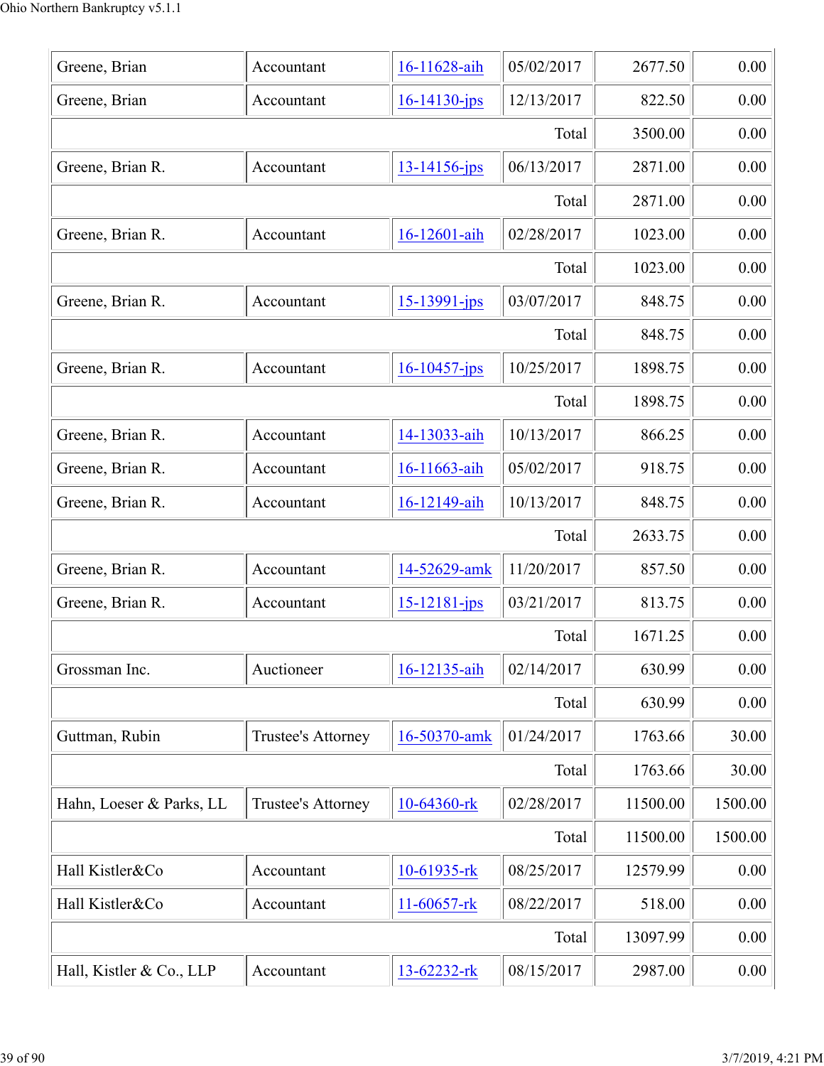| | | | | | |
|---|---|---|---|---|---|
| Greene, Brian | Accountant | 16-11628-aih | 05/02/2017 | 2677.50 | 0.00 |
| Greene, Brian | Accountant | 16-14130-jps | 12/13/2017 | 822.50 | 0.00 |
| | | | Total | 3500.00 | 0.00 |
| Greene, Brian R. | Accountant | 13-14156-jps | 06/13/2017 | 2871.00 | 0.00 |
| | | | Total | 2871.00 | 0.00 |
| Greene, Brian R. | Accountant | 16-12601-aih | 02/28/2017 | 1023.00 | 0.00 |
| | | | Total | 1023.00 | 0.00 |
| Greene, Brian R. | Accountant | 15-13991-jps | 03/07/2017 | 848.75 | 0.00 |
| | | | Total | 848.75 | 0.00 |
| Greene, Brian R. | Accountant | 16-10457-jps | 10/25/2017 | 1898.75 | 0.00 |
| | | | Total | 1898.75 | 0.00 |
| Greene, Brian R. | Accountant | 14-13033-aih | 10/13/2017 | 866.25 | 0.00 |
| Greene, Brian R. | Accountant | 16-11663-aih | 05/02/2017 | 918.75 | 0.00 |
| Greene, Brian R. | Accountant | 16-12149-aih | 10/13/2017 | 848.75 | 0.00 |
| | | | Total | 2633.75 | 0.00 |
| Greene, Brian R. | Accountant | 14-52629-amk | 11/20/2017 | 857.50 | 0.00 |
| Greene, Brian R. | Accountant | 15-12181-jps | 03/21/2017 | 813.75 | 0.00 |
| | | | Total | 1671.25 | 0.00 |
| Grossman Inc. | Auctioneer | 16-12135-aih | 02/14/2017 | 630.99 | 0.00 |
| | | | Total | 630.99 | 0.00 |
| Guttman, Rubin | Trustee's Attorney | 16-50370-amk | 01/24/2017 | 1763.66 | 30.00 |
| | | | Total | 1763.66 | 30.00 |
| Hahn, Loeser & Parks, LL | Trustee's Attorney | 10-64360-rk | 02/28/2017 | 11500.00 | 1500.00 |
| | | | Total | 11500.00 | 1500.00 |
| Hall Kistler&Co | Accountant | 10-61935-rk | 08/25/2017 | 12579.99 | 0.00 |
| Hall Kistler&Co | Accountant | 11-60657-rk | 08/22/2017 | 518.00 | 0.00 |
| | | | Total | 13097.99 | 0.00 |
| Hall, Kistler & Co., LLP | Accountant | 13-62232-rk | 08/15/2017 | 2987.00 | 0.00 |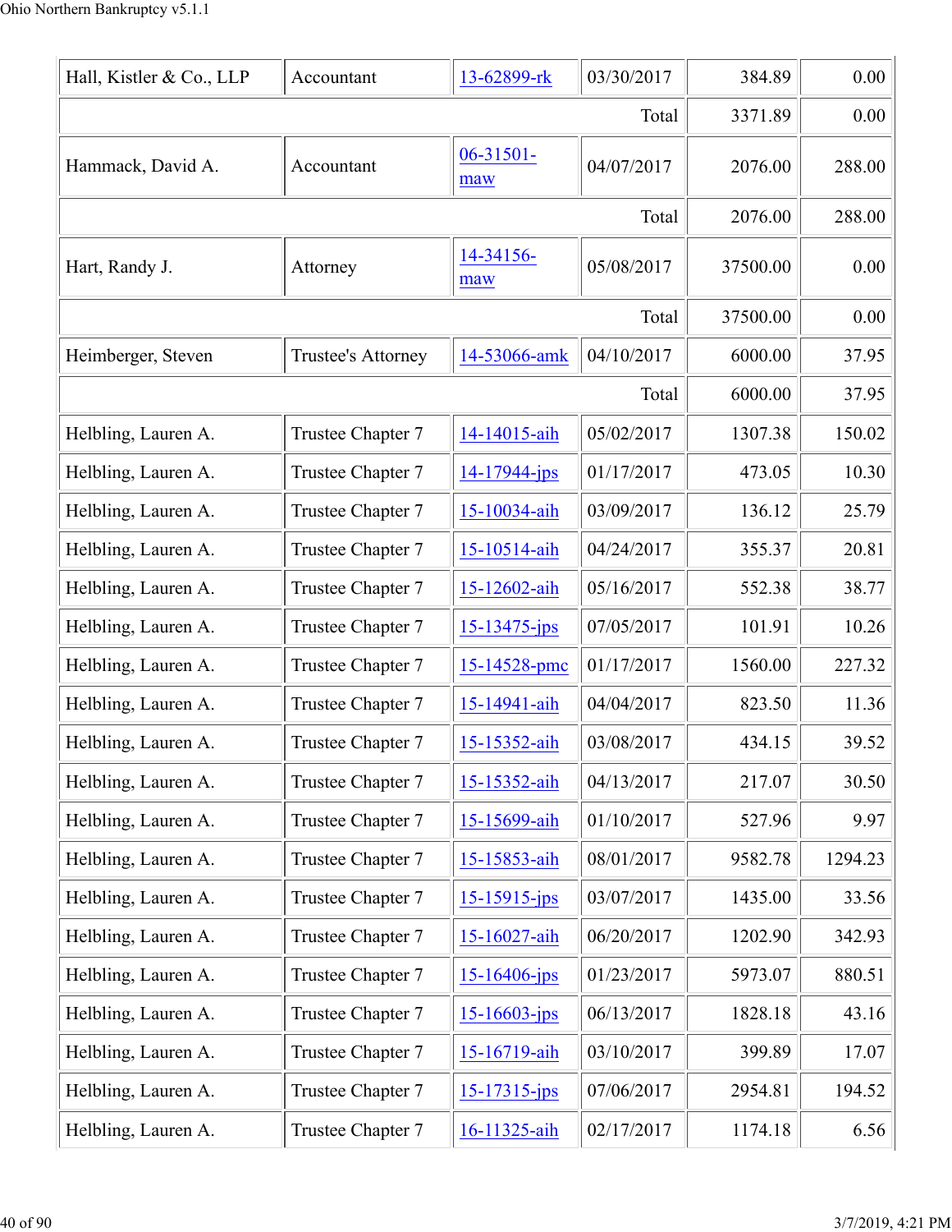| | | | | | |
|---|---|---|---|---|---|
| Hall, Kistler & Co., LLP | Accountant | 13-62899-rk | 03/30/2017 | 384.89 | 0.00 |
| | | | Total | 3371.89 | 0.00 |
| Hammack, David A. | Accountant | 06-31501-maw | 04/07/2017 | 2076.00 | 288.00 |
| | | | Total | 2076.00 | 288.00 |
| Hart, Randy J. | Attorney | 14-34156-maw | 05/08/2017 | 37500.00 | 0.00 |
| | | | Total | 37500.00 | 0.00 |
| Heimberger, Steven | Trustee's Attorney | 14-53066-amk | 04/10/2017 | 6000.00 | 37.95 |
| | | | Total | 6000.00 | 37.95 |
| Helbling, Lauren A. | Trustee Chapter 7 | 14-14015-aih | 05/02/2017 | 1307.38 | 150.02 |
| Helbling, Lauren A. | Trustee Chapter 7 | 14-17944-jps | 01/17/2017 | 473.05 | 10.30 |
| Helbling, Lauren A. | Trustee Chapter 7 | 15-10034-aih | 03/09/2017 | 136.12 | 25.79 |
| Helbling, Lauren A. | Trustee Chapter 7 | 15-10514-aih | 04/24/2017 | 355.37 | 20.81 |
| Helbling, Lauren A. | Trustee Chapter 7 | 15-12602-aih | 05/16/2017 | 552.38 | 38.77 |
| Helbling, Lauren A. | Trustee Chapter 7 | 15-13475-jps | 07/05/2017 | 101.91 | 10.26 |
| Helbling, Lauren A. | Trustee Chapter 7 | 15-14528-pmc | 01/17/2017 | 1560.00 | 227.32 |
| Helbling, Lauren A. | Trustee Chapter 7 | 15-14941-aih | 04/04/2017 | 823.50 | 11.36 |
| Helbling, Lauren A. | Trustee Chapter 7 | 15-15352-aih | 03/08/2017 | 434.15 | 39.52 |
| Helbling, Lauren A. | Trustee Chapter 7 | 15-15352-aih | 04/13/2017 | 217.07 | 30.50 |
| Helbling, Lauren A. | Trustee Chapter 7 | 15-15699-aih | 01/10/2017 | 527.96 | 9.97 |
| Helbling, Lauren A. | Trustee Chapter 7 | 15-15853-aih | 08/01/2017 | 9582.78 | 1294.23 |
| Helbling, Lauren A. | Trustee Chapter 7 | 15-15915-jps | 03/07/2017 | 1435.00 | 33.56 |
| Helbling, Lauren A. | Trustee Chapter 7 | 15-16027-aih | 06/20/2017 | 1202.90 | 342.93 |
| Helbling, Lauren A. | Trustee Chapter 7 | 15-16406-jps | 01/23/2017 | 5973.07 | 880.51 |
| Helbling, Lauren A. | Trustee Chapter 7 | 15-16603-jps | 06/13/2017 | 1828.18 | 43.16 |
| Helbling, Lauren A. | Trustee Chapter 7 | 15-16719-aih | 03/10/2017 | 399.89 | 17.07 |
| Helbling, Lauren A. | Trustee Chapter 7 | 15-17315-jps | 07/06/2017 | 2954.81 | 194.52 |
| Helbling, Lauren A. | Trustee Chapter 7 | 16-11325-aih | 02/17/2017 | 1174.18 | 6.56 |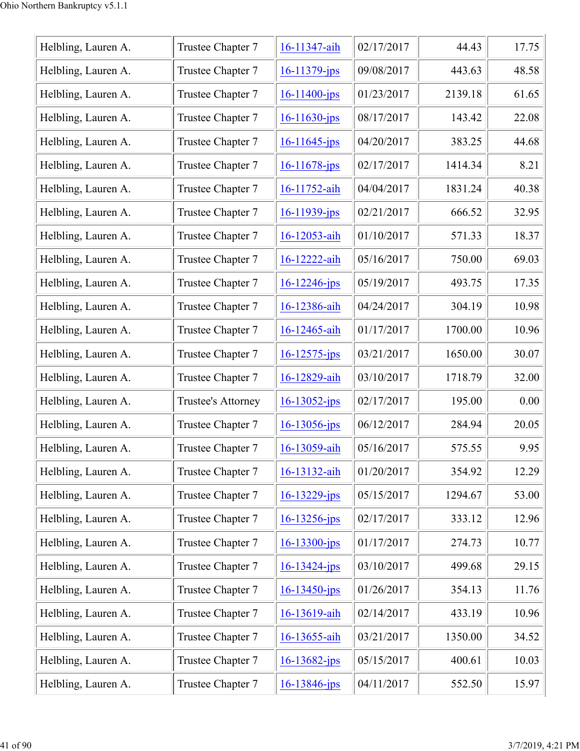| | | | | | |
|---|---|---|---|---|---|
| Helbling, Lauren A. | Trustee Chapter 7 | 16-11347-aih | 02/17/2017 | 44.43 | 17.75 |
| Helbling, Lauren A. | Trustee Chapter 7 | 16-11379-jps | 09/08/2017 | 443.63 | 48.58 |
| Helbling, Lauren A. | Trustee Chapter 7 | 16-11400-jps | 01/23/2017 | 2139.18 | 61.65 |
| Helbling, Lauren A. | Trustee Chapter 7 | 16-11630-jps | 08/17/2017 | 143.42 | 22.08 |
| Helbling, Lauren A. | Trustee Chapter 7 | 16-11645-jps | 04/20/2017 | 383.25 | 44.68 |
| Helbling, Lauren A. | Trustee Chapter 7 | 16-11678-jps | 02/17/2017 | 1414.34 | 8.21 |
| Helbling, Lauren A. | Trustee Chapter 7 | 16-11752-aih | 04/04/2017 | 1831.24 | 40.38 |
| Helbling, Lauren A. | Trustee Chapter 7 | 16-11939-jps | 02/21/2017 | 666.52 | 32.95 |
| Helbling, Lauren A. | Trustee Chapter 7 | 16-12053-aih | 01/10/2017 | 571.33 | 18.37 |
| Helbling, Lauren A. | Trustee Chapter 7 | 16-12222-aih | 05/16/2017 | 750.00 | 69.03 |
| Helbling, Lauren A. | Trustee Chapter 7 | 16-12246-jps | 05/19/2017 | 493.75 | 17.35 |
| Helbling, Lauren A. | Trustee Chapter 7 | 16-12386-aih | 04/24/2017 | 304.19 | 10.98 |
| Helbling, Lauren A. | Trustee Chapter 7 | 16-12465-aih | 01/17/2017 | 1700.00 | 10.96 |
| Helbling, Lauren A. | Trustee Chapter 7 | 16-12575-jps | 03/21/2017 | 1650.00 | 30.07 |
| Helbling, Lauren A. | Trustee Chapter 7 | 16-12829-aih | 03/10/2017 | 1718.79 | 32.00 |
| Helbling, Lauren A. | Trustee's Attorney | 16-13052-jps | 02/17/2017 | 195.00 | 0.00 |
| Helbling, Lauren A. | Trustee Chapter 7 | 16-13056-jps | 06/12/2017 | 284.94 | 20.05 |
| Helbling, Lauren A. | Trustee Chapter 7 | 16-13059-aih | 05/16/2017 | 575.55 | 9.95 |
| Helbling, Lauren A. | Trustee Chapter 7 | 16-13132-aih | 01/20/2017 | 354.92 | 12.29 |
| Helbling, Lauren A. | Trustee Chapter 7 | 16-13229-jps | 05/15/2017 | 1294.67 | 53.00 |
| Helbling, Lauren A. | Trustee Chapter 7 | 16-13256-jps | 02/17/2017 | 333.12 | 12.96 |
| Helbling, Lauren A. | Trustee Chapter 7 | 16-13300-jps | 01/17/2017 | 274.73 | 10.77 |
| Helbling, Lauren A. | Trustee Chapter 7 | 16-13424-jps | 03/10/2017 | 499.68 | 29.15 |
| Helbling, Lauren A. | Trustee Chapter 7 | 16-13450-jps | 01/26/2017 | 354.13 | 11.76 |
| Helbling, Lauren A. | Trustee Chapter 7 | 16-13619-aih | 02/14/2017 | 433.19 | 10.96 |
| Helbling, Lauren A. | Trustee Chapter 7 | 16-13655-aih | 03/21/2017 | 1350.00 | 34.52 |
| Helbling, Lauren A. | Trustee Chapter 7 | 16-13682-jps | 05/15/2017 | 400.61 | 10.03 |
| Helbling, Lauren A. | Trustee Chapter 7 | 16-13846-jps | 04/11/2017 | 552.50 | 15.97 |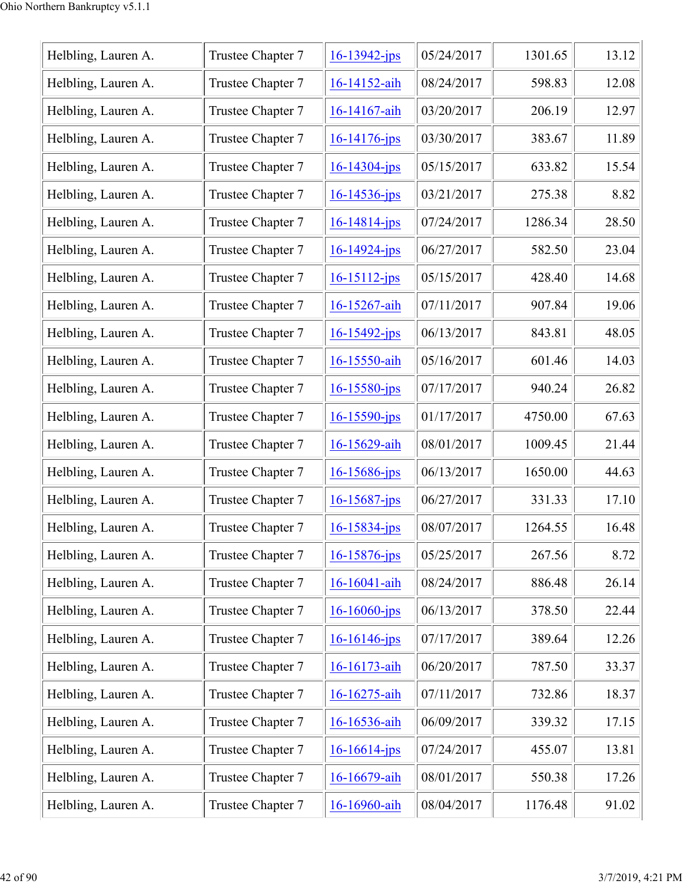| | | | | | |
|---|---|---|---|---|---|
| Helbling, Lauren A. | Trustee Chapter 7 | 16-13942-jps | 05/24/2017 | 1301.65 | 13.12 |
| Helbling, Lauren A. | Trustee Chapter 7 | 16-14152-aih | 08/24/2017 | 598.83 | 12.08 |
| Helbling, Lauren A. | Trustee Chapter 7 | 16-14167-aih | 03/20/2017 | 206.19 | 12.97 |
| Helbling, Lauren A. | Trustee Chapter 7 | 16-14176-jps | 03/30/2017 | 383.67 | 11.89 |
| Helbling, Lauren A. | Trustee Chapter 7 | 16-14304-jps | 05/15/2017 | 633.82 | 15.54 |
| Helbling, Lauren A. | Trustee Chapter 7 | 16-14536-jps | 03/21/2017 | 275.38 | 8.82 |
| Helbling, Lauren A. | Trustee Chapter 7 | 16-14814-jps | 07/24/2017 | 1286.34 | 28.50 |
| Helbling, Lauren A. | Trustee Chapter 7 | 16-14924-jps | 06/27/2017 | 582.50 | 23.04 |
| Helbling, Lauren A. | Trustee Chapter 7 | 16-15112-jps | 05/15/2017 | 428.40 | 14.68 |
| Helbling, Lauren A. | Trustee Chapter 7 | 16-15267-aih | 07/11/2017 | 907.84 | 19.06 |
| Helbling, Lauren A. | Trustee Chapter 7 | 16-15492-jps | 06/13/2017 | 843.81 | 48.05 |
| Helbling, Lauren A. | Trustee Chapter 7 | 16-15550-aih | 05/16/2017 | 601.46 | 14.03 |
| Helbling, Lauren A. | Trustee Chapter 7 | 16-15580-jps | 07/17/2017 | 940.24 | 26.82 |
| Helbling, Lauren A. | Trustee Chapter 7 | 16-15590-jps | 01/17/2017 | 4750.00 | 67.63 |
| Helbling, Lauren A. | Trustee Chapter 7 | 16-15629-aih | 08/01/2017 | 1009.45 | 21.44 |
| Helbling, Lauren A. | Trustee Chapter 7 | 16-15686-jps | 06/13/2017 | 1650.00 | 44.63 |
| Helbling, Lauren A. | Trustee Chapter 7 | 16-15687-jps | 06/27/2017 | 331.33 | 17.10 |
| Helbling, Lauren A. | Trustee Chapter 7 | 16-15834-jps | 08/07/2017 | 1264.55 | 16.48 |
| Helbling, Lauren A. | Trustee Chapter 7 | 16-15876-jps | 05/25/2017 | 267.56 | 8.72 |
| Helbling, Lauren A. | Trustee Chapter 7 | 16-16041-aih | 08/24/2017 | 886.48 | 26.14 |
| Helbling, Lauren A. | Trustee Chapter 7 | 16-16060-jps | 06/13/2017 | 378.50 | 22.44 |
| Helbling, Lauren A. | Trustee Chapter 7 | 16-16146-jps | 07/17/2017 | 389.64 | 12.26 |
| Helbling, Lauren A. | Trustee Chapter 7 | 16-16173-aih | 06/20/2017 | 787.50 | 33.37 |
| Helbling, Lauren A. | Trustee Chapter 7 | 16-16275-aih | 07/11/2017 | 732.86 | 18.37 |
| Helbling, Lauren A. | Trustee Chapter 7 | 16-16536-aih | 06/09/2017 | 339.32 | 17.15 |
| Helbling, Lauren A. | Trustee Chapter 7 | 16-16614-jps | 07/24/2017 | 455.07 | 13.81 |
| Helbling, Lauren A. | Trustee Chapter 7 | 16-16679-aih | 08/01/2017 | 550.38 | 17.26 |
| Helbling, Lauren A. | Trustee Chapter 7 | 16-16960-aih | 08/04/2017 | 1176.48 | 91.02 |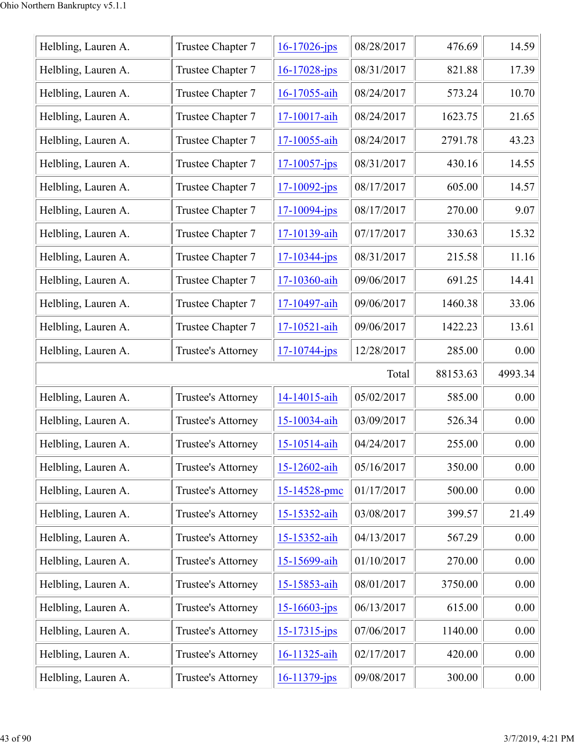| | | | | | |
|---|---|---|---|---|---|
| Helbling, Lauren A. | Trustee Chapter 7 | 16-17026-jps | 08/28/2017 | 476.69 | 14.59 |
| Helbling, Lauren A. | Trustee Chapter 7 | 16-17028-jps | 08/31/2017 | 821.88 | 17.39 |
| Helbling, Lauren A. | Trustee Chapter 7 | 16-17055-aih | 08/24/2017 | 573.24 | 10.70 |
| Helbling, Lauren A. | Trustee Chapter 7 | 17-10017-aih | 08/24/2017 | 1623.75 | 21.65 |
| Helbling, Lauren A. | Trustee Chapter 7 | 17-10055-aih | 08/24/2017 | 2791.78 | 43.23 |
| Helbling, Lauren A. | Trustee Chapter 7 | 17-10057-jps | 08/31/2017 | 430.16 | 14.55 |
| Helbling, Lauren A. | Trustee Chapter 7 | 17-10092-jps | 08/17/2017 | 605.00 | 14.57 |
| Helbling, Lauren A. | Trustee Chapter 7 | 17-10094-jps | 08/17/2017 | 270.00 | 9.07 |
| Helbling, Lauren A. | Trustee Chapter 7 | 17-10139-aih | 07/17/2017 | 330.63 | 15.32 |
| Helbling, Lauren A. | Trustee Chapter 7 | 17-10344-jps | 08/31/2017 | 215.58 | 11.16 |
| Helbling, Lauren A. | Trustee Chapter 7 | 17-10360-aih | 09/06/2017 | 691.25 | 14.41 |
| Helbling, Lauren A. | Trustee Chapter 7 | 17-10497-aih | 09/06/2017 | 1460.38 | 33.06 |
| Helbling, Lauren A. | Trustee Chapter 7 | 17-10521-aih | 09/06/2017 | 1422.23 | 13.61 |
| Helbling, Lauren A. | Trustee's Attorney | 17-10744-jps | 12/28/2017 | 285.00 | 0.00 |
| | | | Total | 88153.63 | 4993.34 |
| Helbling, Lauren A. | Trustee's Attorney | 14-14015-aih | 05/02/2017 | 585.00 | 0.00 |
| Helbling, Lauren A. | Trustee's Attorney | 15-10034-aih | 03/09/2017 | 526.34 | 0.00 |
| Helbling, Lauren A. | Trustee's Attorney | 15-10514-aih | 04/24/2017 | 255.00 | 0.00 |
| Helbling, Lauren A. | Trustee's Attorney | 15-12602-aih | 05/16/2017 | 350.00 | 0.00 |
| Helbling, Lauren A. | Trustee's Attorney | 15-14528-pmc | 01/17/2017 | 500.00 | 0.00 |
| Helbling, Lauren A. | Trustee's Attorney | 15-15352-aih | 03/08/2017 | 399.57 | 21.49 |
| Helbling, Lauren A. | Trustee's Attorney | 15-15352-aih | 04/13/2017 | 567.29 | 0.00 |
| Helbling, Lauren A. | Trustee's Attorney | 15-15699-aih | 01/10/2017 | 270.00 | 0.00 |
| Helbling, Lauren A. | Trustee's Attorney | 15-15853-aih | 08/01/2017 | 3750.00 | 0.00 |
| Helbling, Lauren A. | Trustee's Attorney | 15-16603-jps | 06/13/2017 | 615.00 | 0.00 |
| Helbling, Lauren A. | Trustee's Attorney | 15-17315-jps | 07/06/2017 | 1140.00 | 0.00 |
| Helbling, Lauren A. | Trustee's Attorney | 16-11325-aih | 02/17/2017 | 420.00 | 0.00 |
| Helbling, Lauren A. | Trustee's Attorney | 16-11379-jps | 09/08/2017 | 300.00 | 0.00 |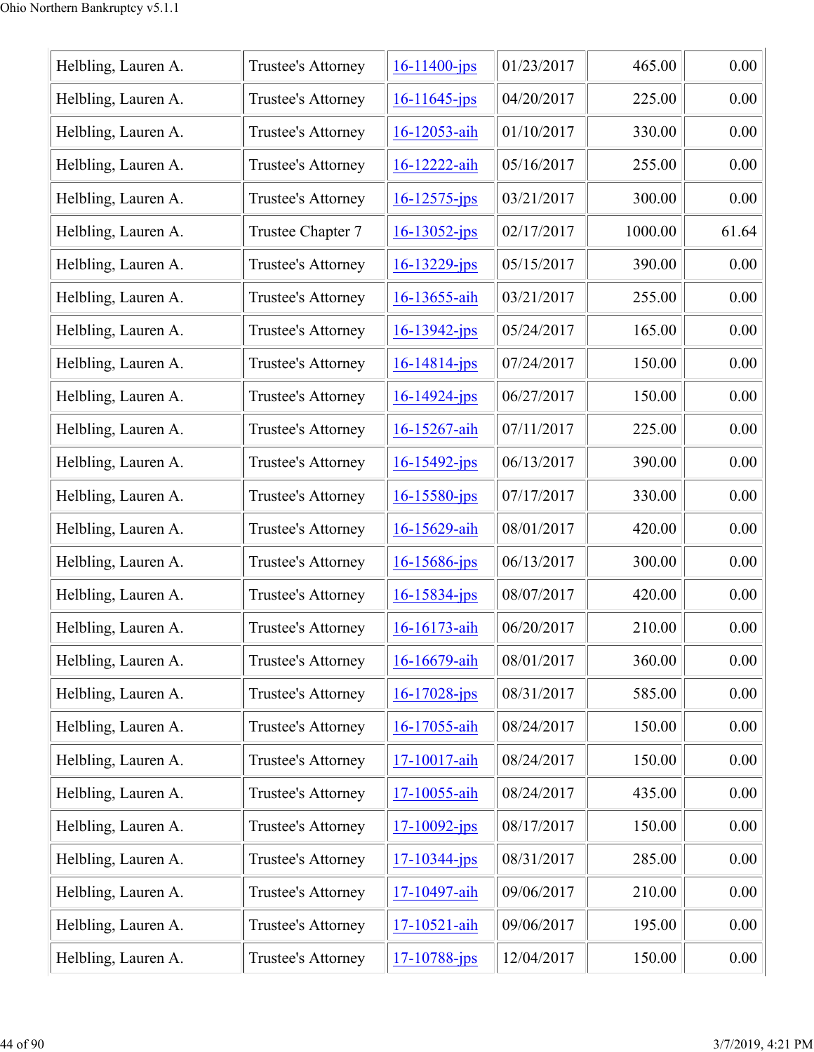| | | | | | |
|---|---|---|---|---|---|
| Helbling, Lauren A. | Trustee's Attorney | 16-11400-jps | 01/23/2017 | 465.00 | 0.00 |
| Helbling, Lauren A. | Trustee's Attorney | 16-11645-jps | 04/20/2017 | 225.00 | 0.00 |
| Helbling, Lauren A. | Trustee's Attorney | 16-12053-aih | 01/10/2017 | 330.00 | 0.00 |
| Helbling, Lauren A. | Trustee's Attorney | 16-12222-aih | 05/16/2017 | 255.00 | 0.00 |
| Helbling, Lauren A. | Trustee's Attorney | 16-12575-jps | 03/21/2017 | 300.00 | 0.00 |
| Helbling, Lauren A. | Trustee Chapter 7 | 16-13052-jps | 02/17/2017 | 1000.00 | 61.64 |
| Helbling, Lauren A. | Trustee's Attorney | 16-13229-jps | 05/15/2017 | 390.00 | 0.00 |
| Helbling, Lauren A. | Trustee's Attorney | 16-13655-aih | 03/21/2017 | 255.00 | 0.00 |
| Helbling, Lauren A. | Trustee's Attorney | 16-13942-jps | 05/24/2017 | 165.00 | 0.00 |
| Helbling, Lauren A. | Trustee's Attorney | 16-14814-jps | 07/24/2017 | 150.00 | 0.00 |
| Helbling, Lauren A. | Trustee's Attorney | 16-14924-jps | 06/27/2017 | 150.00 | 0.00 |
| Helbling, Lauren A. | Trustee's Attorney | 16-15267-aih | 07/11/2017 | 225.00 | 0.00 |
| Helbling, Lauren A. | Trustee's Attorney | 16-15492-jps | 06/13/2017 | 390.00 | 0.00 |
| Helbling, Lauren A. | Trustee's Attorney | 16-15580-jps | 07/17/2017 | 330.00 | 0.00 |
| Helbling, Lauren A. | Trustee's Attorney | 16-15629-aih | 08/01/2017 | 420.00 | 0.00 |
| Helbling, Lauren A. | Trustee's Attorney | 16-15686-jps | 06/13/2017 | 300.00 | 0.00 |
| Helbling, Lauren A. | Trustee's Attorney | 16-15834-jps | 08/07/2017 | 420.00 | 0.00 |
| Helbling, Lauren A. | Trustee's Attorney | 16-16173-aih | 06/20/2017 | 210.00 | 0.00 |
| Helbling, Lauren A. | Trustee's Attorney | 16-16679-aih | 08/01/2017 | 360.00 | 0.00 |
| Helbling, Lauren A. | Trustee's Attorney | 16-17028-jps | 08/31/2017 | 585.00 | 0.00 |
| Helbling, Lauren A. | Trustee's Attorney | 16-17055-aih | 08/24/2017 | 150.00 | 0.00 |
| Helbling, Lauren A. | Trustee's Attorney | 17-10017-aih | 08/24/2017 | 150.00 | 0.00 |
| Helbling, Lauren A. | Trustee's Attorney | 17-10055-aih | 08/24/2017 | 435.00 | 0.00 |
| Helbling, Lauren A. | Trustee's Attorney | 17-10092-jps | 08/17/2017 | 150.00 | 0.00 |
| Helbling, Lauren A. | Trustee's Attorney | 17-10344-jps | 08/31/2017 | 285.00 | 0.00 |
| Helbling, Lauren A. | Trustee's Attorney | 17-10497-aih | 09/06/2017 | 210.00 | 0.00 |
| Helbling, Lauren A. | Trustee's Attorney | 17-10521-aih | 09/06/2017 | 195.00 | 0.00 |
| Helbling, Lauren A. | Trustee's Attorney | 17-10788-jps | 12/04/2017 | 150.00 | 0.00 |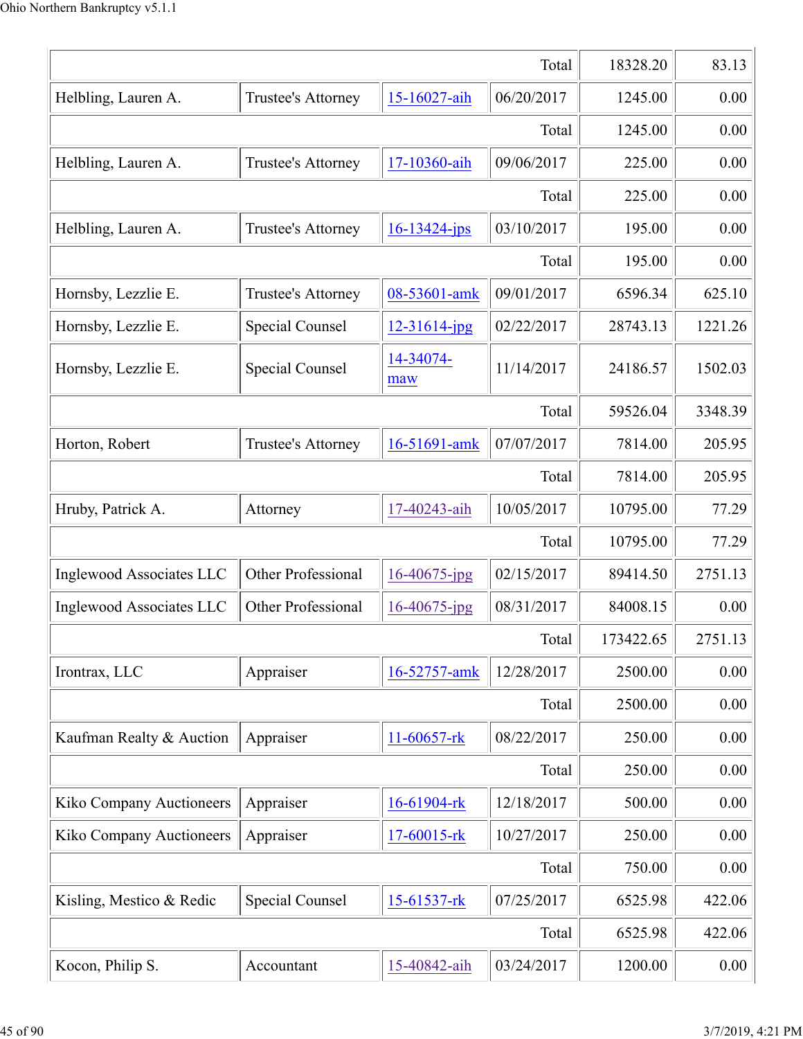| | | | | | |
|---|---|---|---|---|---|
| | | | Total | 18328.20 | 83.13 |
| Helbling, Lauren A. | Trustee's Attorney | 15-16027-aih | 06/20/2017 | 1245.00 | 0.00 |
| | | | Total | 1245.00 | 0.00 |
| Helbling, Lauren A. | Trustee's Attorney | 17-10360-aih | 09/06/2017 | 225.00 | 0.00 |
| | | | Total | 225.00 | 0.00 |
| Helbling, Lauren A. | Trustee's Attorney | 16-13424-jps | 03/10/2017 | 195.00 | 0.00 |
| | | | Total | 195.00 | 0.00 |
| Hornsby, Lezzlie E. | Trustee's Attorney | 08-53601-amk | 09/01/2017 | 6596.34 | 625.10 |
| Hornsby, Lezzlie E. | Special Counsel | 12-31614-jpg | 02/22/2017 | 28743.13 | 1221.26 |
| Hornsby, Lezzlie E. | Special Counsel | 14-34074-maw | 11/14/2017 | 24186.57 | 1502.03 |
| | | | Total | 59526.04 | 3348.39 |
| Horton, Robert | Trustee's Attorney | 16-51691-amk | 07/07/2017 | 7814.00 | 205.95 |
| | | | Total | 7814.00 | 205.95 |
| Hruby, Patrick A. | Attorney | 17-40243-aih | 10/05/2017 | 10795.00 | 77.29 |
| | | | Total | 10795.00 | 77.29 |
| Inglewood Associates LLC | Other Professional | 16-40675-jpg | 02/15/2017 | 89414.50 | 2751.13 |
| Inglewood Associates LLC | Other Professional | 16-40675-jpg | 08/31/2017 | 84008.15 | 0.00 |
| | | | Total | 173422.65 | 2751.13 |
| Irontrax, LLC | Appraiser | 16-52757-amk | 12/28/2017 | 2500.00 | 0.00 |
| | | | Total | 2500.00 | 0.00 |
| Kaufman Realty & Auction | Appraiser | 11-60657-rk | 08/22/2017 | 250.00 | 0.00 |
| | | | Total | 250.00 | 0.00 |
| Kiko Company Auctioneers | Appraiser | 16-61904-rk | 12/18/2017 | 500.00 | 0.00 |
| Kiko Company Auctioneers | Appraiser | 17-60015-rk | 10/27/2017 | 250.00 | 0.00 |
| | | | Total | 750.00 | 0.00 |
| Kisling, Mestico & Redic | Special Counsel | 15-61537-rk | 07/25/2017 | 6525.98 | 422.06 |
| | | | Total | 6525.98 | 422.06 |
| Kocon, Philip S. | Accountant | 15-40842-aih | 03/24/2017 | 1200.00 | 0.00 |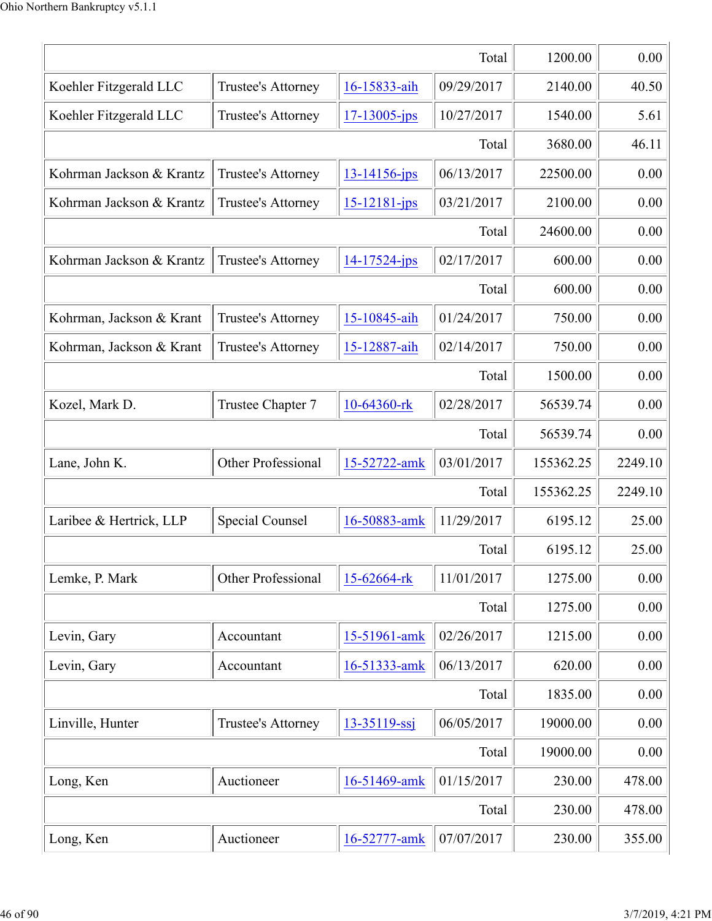| | | | | | |
|---|---|---|---|---|---|
| | | | Total | 1200.00 | 0.00 |
| Koehler Fitzgerald LLC | Trustee's Attorney | 16-15833-aih | 09/29/2017 | 2140.00 | 40.50 |
| Koehler Fitzgerald LLC | Trustee's Attorney | 17-13005-jps | 10/27/2017 | 1540.00 | 5.61 |
| | | | Total | 3680.00 | 46.11 |
| Kohrman Jackson & Krantz | Trustee's Attorney | 13-14156-jps | 06/13/2017 | 22500.00 | 0.00 |
| Kohrman Jackson & Krantz | Trustee's Attorney | 15-12181-jps | 03/21/2017 | 2100.00 | 0.00 |
| | | | Total | 24600.00 | 0.00 |
| Kohrman Jackson & Krantz | Trustee's Attorney | 14-17524-jps | 02/17/2017 | 600.00 | 0.00 |
| | | | Total | 600.00 | 0.00 |
| Kohrman, Jackson & Krant | Trustee's Attorney | 15-10845-aih | 01/24/2017 | 750.00 | 0.00 |
| Kohrman, Jackson & Krant | Trustee's Attorney | 15-12887-aih | 02/14/2017 | 750.00 | 0.00 |
| | | | Total | 1500.00 | 0.00 |
| Kozel, Mark D. | Trustee Chapter 7 | 10-64360-rk | 02/28/2017 | 56539.74 | 0.00 |
| | | | Total | 56539.74 | 0.00 |
| Lane, John K. | Other Professional | 15-52722-amk | 03/01/2017 | 155362.25 | 2249.10 |
| | | | Total | 155362.25 | 2249.10 |
| Laribee & Hertrick, LLP | Special Counsel | 16-50883-amk | 11/29/2017 | 6195.12 | 25.00 |
| | | | Total | 6195.12 | 25.00 |
| Lemke, P. Mark | Other Professional | 15-62664-rk | 11/01/2017 | 1275.00 | 0.00 |
| | | | Total | 1275.00 | 0.00 |
| Levin, Gary | Accountant | 15-51961-amk | 02/26/2017 | 1215.00 | 0.00 |
| Levin, Gary | Accountant | 16-51333-amk | 06/13/2017 | 620.00 | 0.00 |
| | | | Total | 1835.00 | 0.00 |
| Linville, Hunter | Trustee's Attorney | 13-35119-ssj | 06/05/2017 | 19000.00 | 0.00 |
| | | | Total | 19000.00 | 0.00 |
| Long, Ken | Auctioneer | 16-51469-amk | 01/15/2017 | 230.00 | 478.00 |
| | | | Total | 230.00 | 478.00 |
| Long, Ken | Auctioneer | 16-52777-amk | 07/07/2017 | 230.00 | 355.00 |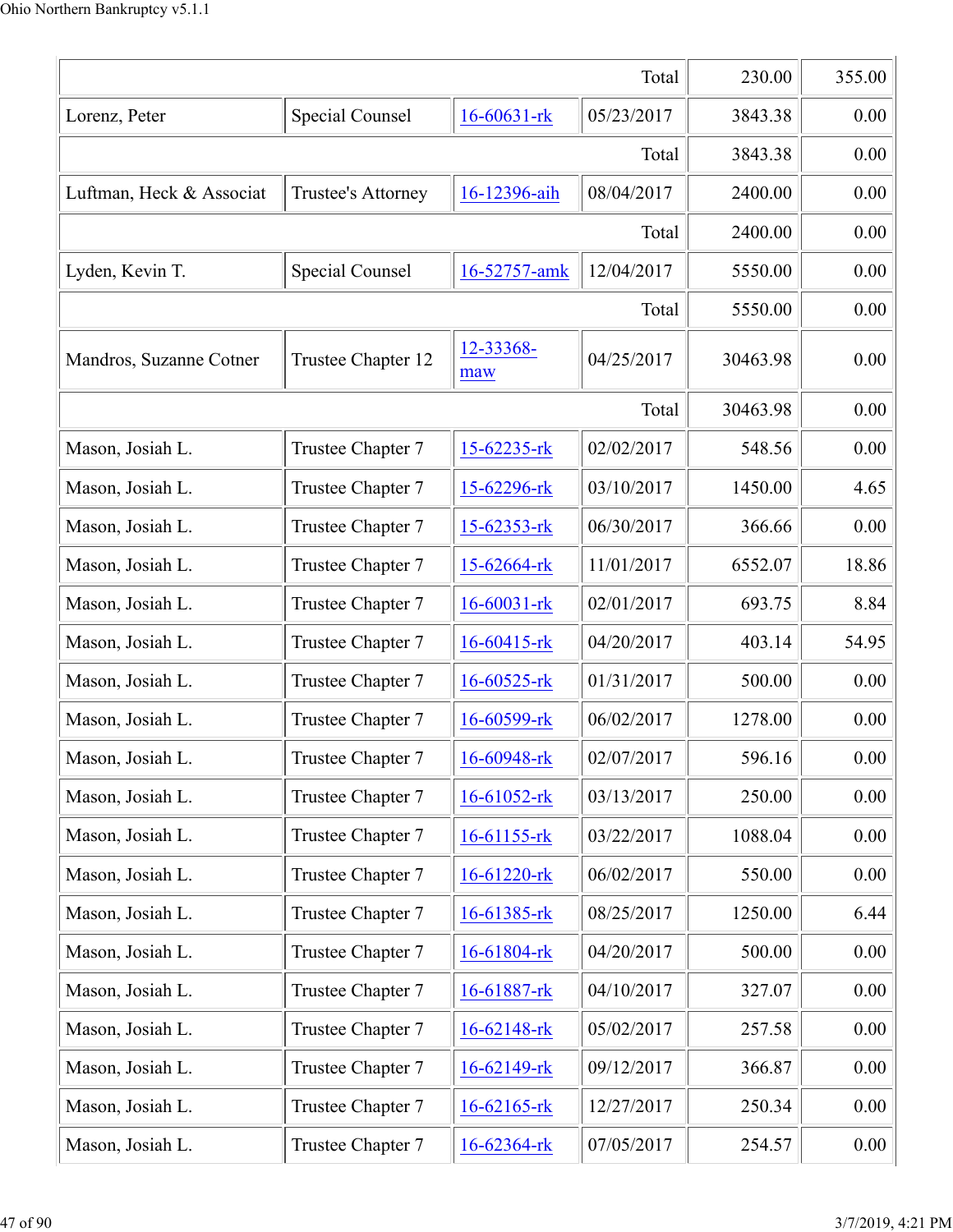| | | | | | |
|---|---|---|---|---|---|
| | | | Total | 230.00 | 355.00 |
| Lorenz, Peter | Special Counsel | 16-60631-rk | 05/23/2017 | 3843.38 | 0.00 |
| | | | Total | 3843.38 | 0.00 |
| Luftman, Heck & Associat | Trustee's Attorney | 16-12396-aih | 08/04/2017 | 2400.00 | 0.00 |
| | | | Total | 2400.00 | 0.00 |
| Lyden, Kevin T. | Special Counsel | 16-52757-amk | 12/04/2017 | 5550.00 | 0.00 |
| | | | Total | 5550.00 | 0.00 |
| Mandros, Suzanne Cotner | Trustee Chapter 12 | 12-33368-maw | 04/25/2017 | 30463.98 | 0.00 |
| | | | Total | 30463.98 | 0.00 |
| Mason, Josiah L. | Trustee Chapter 7 | 15-62235-rk | 02/02/2017 | 548.56 | 0.00 |
| Mason, Josiah L. | Trustee Chapter 7 | 15-62296-rk | 03/10/2017 | 1450.00 | 4.65 |
| Mason, Josiah L. | Trustee Chapter 7 | 15-62353-rk | 06/30/2017 | 366.66 | 0.00 |
| Mason, Josiah L. | Trustee Chapter 7 | 15-62664-rk | 11/01/2017 | 6552.07 | 18.86 |
| Mason, Josiah L. | Trustee Chapter 7 | 16-60031-rk | 02/01/2017 | 693.75 | 8.84 |
| Mason, Josiah L. | Trustee Chapter 7 | 16-60415-rk | 04/20/2017 | 403.14 | 54.95 |
| Mason, Josiah L. | Trustee Chapter 7 | 16-60525-rk | 01/31/2017 | 500.00 | 0.00 |
| Mason, Josiah L. | Trustee Chapter 7 | 16-60599-rk | 06/02/2017 | 1278.00 | 0.00 |
| Mason, Josiah L. | Trustee Chapter 7 | 16-60948-rk | 02/07/2017 | 596.16 | 0.00 |
| Mason, Josiah L. | Trustee Chapter 7 | 16-61052-rk | 03/13/2017 | 250.00 | 0.00 |
| Mason, Josiah L. | Trustee Chapter 7 | 16-61155-rk | 03/22/2017 | 1088.04 | 0.00 |
| Mason, Josiah L. | Trustee Chapter 7 | 16-61220-rk | 06/02/2017 | 550.00 | 0.00 |
| Mason, Josiah L. | Trustee Chapter 7 | 16-61385-rk | 08/25/2017 | 1250.00 | 6.44 |
| Mason, Josiah L. | Trustee Chapter 7 | 16-61804-rk | 04/20/2017 | 500.00 | 0.00 |
| Mason, Josiah L. | Trustee Chapter 7 | 16-61887-rk | 04/10/2017 | 327.07 | 0.00 |
| Mason, Josiah L. | Trustee Chapter 7 | 16-62148-rk | 05/02/2017 | 257.58 | 0.00 |
| Mason, Josiah L. | Trustee Chapter 7 | 16-62149-rk | 09/12/2017 | 366.87 | 0.00 |
| Mason, Josiah L. | Trustee Chapter 7 | 16-62165-rk | 12/27/2017 | 250.34 | 0.00 |
| Mason, Josiah L. | Trustee Chapter 7 | 16-62364-rk | 07/05/2017 | 254.57 | 0.00 |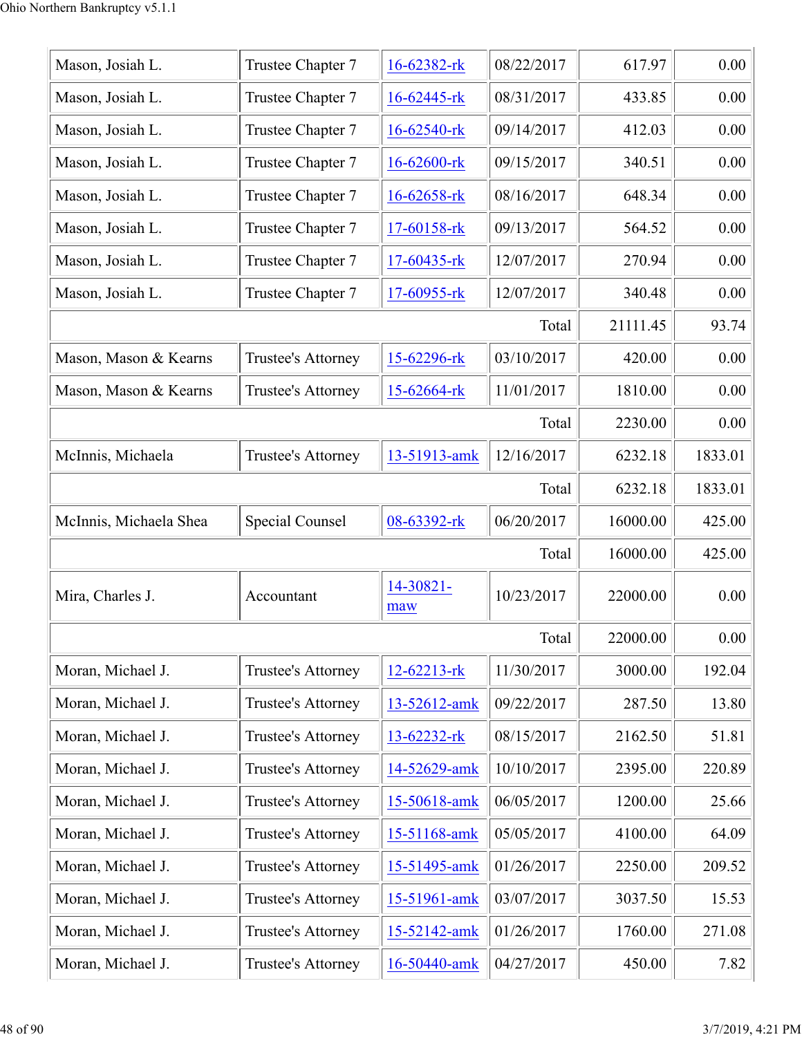| | | | | | |
|---|---|---|---|---|---|
| Mason, Josiah L. | Trustee Chapter 7 | 16-62382-rk | 08/22/2017 | 617.97 | 0.00 |
| Mason, Josiah L. | Trustee Chapter 7 | 16-62445-rk | 08/31/2017 | 433.85 | 0.00 |
| Mason, Josiah L. | Trustee Chapter 7 | 16-62540-rk | 09/14/2017 | 412.03 | 0.00 |
| Mason, Josiah L. | Trustee Chapter 7 | 16-62600-rk | 09/15/2017 | 340.51 | 0.00 |
| Mason, Josiah L. | Trustee Chapter 7 | 16-62658-rk | 08/16/2017 | 648.34 | 0.00 |
| Mason, Josiah L. | Trustee Chapter 7 | 17-60158-rk | 09/13/2017 | 564.52 | 0.00 |
| Mason, Josiah L. | Trustee Chapter 7 | 17-60435-rk | 12/07/2017 | 270.94 | 0.00 |
| Mason, Josiah L. | Trustee Chapter 7 | 17-60955-rk | 12/07/2017 | 340.48 | 0.00 |
| | | | Total | 21111.45 | 93.74 |
| Mason, Mason & Kearns | Trustee's Attorney | 15-62296-rk | 03/10/2017 | 420.00 | 0.00 |
| Mason, Mason & Kearns | Trustee's Attorney | 15-62664-rk | 11/01/2017 | 1810.00 | 0.00 |
| | | | Total | 2230.00 | 0.00 |
| McInnis, Michaela | Trustee's Attorney | 13-51913-amk | 12/16/2017 | 6232.18 | 1833.01 |
| | | | Total | 6232.18 | 1833.01 |
| McInnis, Michaela Shea | Special Counsel | 08-63392-rk | 06/20/2017 | 16000.00 | 425.00 |
| | | | Total | 16000.00 | 425.00 |
| Mira, Charles J. | Accountant | 14-30821-maw | 10/23/2017 | 22000.00 | 0.00 |
| | | | Total | 22000.00 | 0.00 |
| Moran, Michael J. | Trustee's Attorney | 12-62213-rk | 11/30/2017 | 3000.00 | 192.04 |
| Moran, Michael J. | Trustee's Attorney | 13-52612-amk | 09/22/2017 | 287.50 | 13.80 |
| Moran, Michael J. | Trustee's Attorney | 13-62232-rk | 08/15/2017 | 2162.50 | 51.81 |
| Moran, Michael J. | Trustee's Attorney | 14-52629-amk | 10/10/2017 | 2395.00 | 220.89 |
| Moran, Michael J. | Trustee's Attorney | 15-50618-amk | 06/05/2017 | 1200.00 | 25.66 |
| Moran, Michael J. | Trustee's Attorney | 15-51168-amk | 05/05/2017 | 4100.00 | 64.09 |
| Moran, Michael J. | Trustee's Attorney | 15-51495-amk | 01/26/2017 | 2250.00 | 209.52 |
| Moran, Michael J. | Trustee's Attorney | 15-51961-amk | 03/07/2017 | 3037.50 | 15.53 |
| Moran, Michael J. | Trustee's Attorney | 15-52142-amk | 01/26/2017 | 1760.00 | 271.08 |
| Moran, Michael J. | Trustee's Attorney | 16-50440-amk | 04/27/2017 | 450.00 | 7.82 |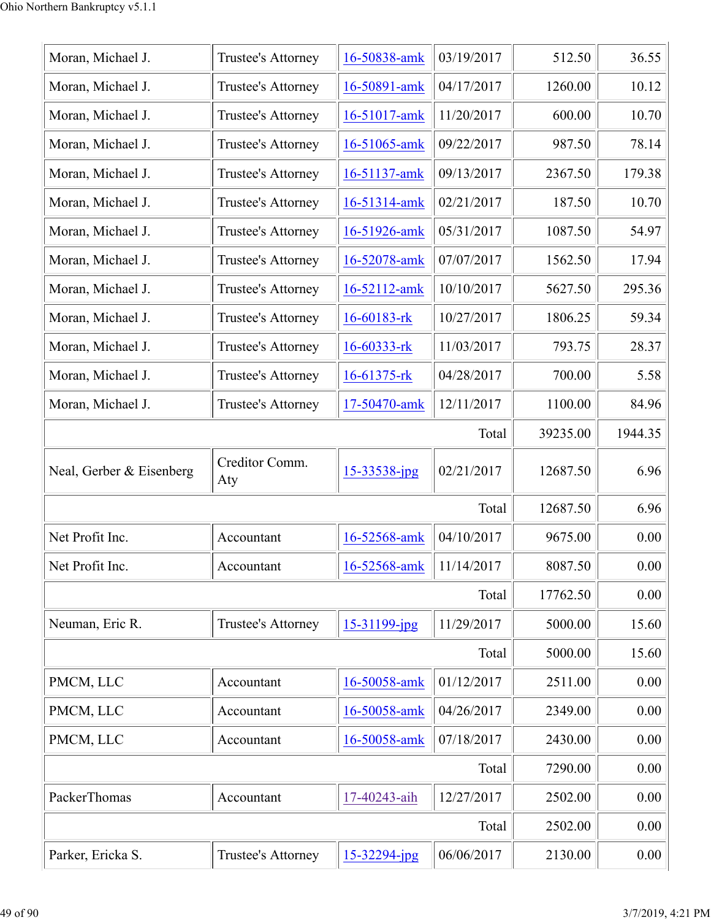| | | | | | |
|---|---|---|---|---|---|
| Moran, Michael J. | Trustee's Attorney | 16-50838-amk | 03/19/2017 | 512.50 | 36.55 |
| Moran, Michael J. | Trustee's Attorney | 16-50891-amk | 04/17/2017 | 1260.00 | 10.12 |
| Moran, Michael J. | Trustee's Attorney | 16-51017-amk | 11/20/2017 | 600.00 | 10.70 |
| Moran, Michael J. | Trustee's Attorney | 16-51065-amk | 09/22/2017 | 987.50 | 78.14 |
| Moran, Michael J. | Trustee's Attorney | 16-51137-amk | 09/13/2017 | 2367.50 | 179.38 |
| Moran, Michael J. | Trustee's Attorney | 16-51314-amk | 02/21/2017 | 187.50 | 10.70 |
| Moran, Michael J. | Trustee's Attorney | 16-51926-amk | 05/31/2017 | 1087.50 | 54.97 |
| Moran, Michael J. | Trustee's Attorney | 16-52078-amk | 07/07/2017 | 1562.50 | 17.94 |
| Moran, Michael J. | Trustee's Attorney | 16-52112-amk | 10/10/2017 | 5627.50 | 295.36 |
| Moran, Michael J. | Trustee's Attorney | 16-60183-rk | 10/27/2017 | 1806.25 | 59.34 |
| Moran, Michael J. | Trustee's Attorney | 16-60333-rk | 11/03/2017 | 793.75 | 28.37 |
| Moran, Michael J. | Trustee's Attorney | 16-61375-rk | 04/28/2017 | 700.00 | 5.58 |
| Moran, Michael J. | Trustee's Attorney | 17-50470-amk | 12/11/2017 | 1100.00 | 84.96 |
| | | | Total | 39235.00 | 1944.35 |
| Neal, Gerber & Eisenberg | Creditor Comm. Aty | 15-33538-jpg | 02/21/2017 | 12687.50 | 6.96 |
| | | | Total | 12687.50 | 6.96 |
| Net Profit Inc. | Accountant | 16-52568-amk | 04/10/2017 | 9675.00 | 0.00 |
| Net Profit Inc. | Accountant | 16-52568-amk | 11/14/2017 | 8087.50 | 0.00 |
| | | | Total | 17762.50 | 0.00 |
| Neuman, Eric R. | Trustee's Attorney | 15-31199-jpg | 11/29/2017 | 5000.00 | 15.60 |
| | | | Total | 5000.00 | 15.60 |
| PMCM, LLC | Accountant | 16-50058-amk | 01/12/2017 | 2511.00 | 0.00 |
| PMCM, LLC | Accountant | 16-50058-amk | 04/26/2017 | 2349.00 | 0.00 |
| PMCM, LLC | Accountant | 16-50058-amk | 07/18/2017 | 2430.00 | 0.00 |
| | | | Total | 7290.00 | 0.00 |
| PackerThomas | Accountant | 17-40243-aih | 12/27/2017 | 2502.00 | 0.00 |
| | | | Total | 2502.00 | 0.00 |
| Parker, Ericka S. | Trustee's Attorney | 15-32294-jpg | 06/06/2017 | 2130.00 | 0.00 |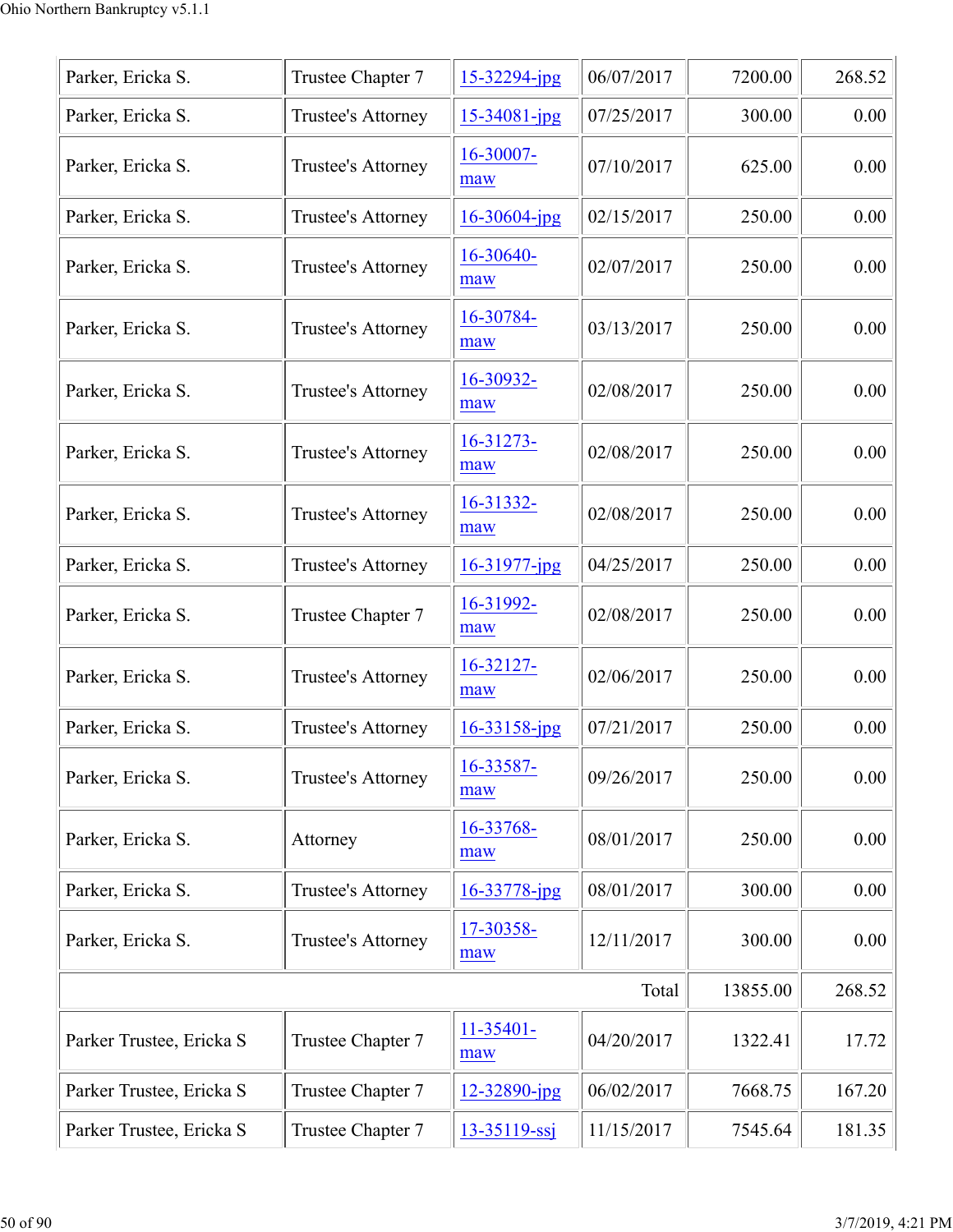| Parker, Ericka S. | Trustee Chapter 7 | 15-32294-jpg | 06/07/2017 | 7200.00 | 268.52 |
|---|---|---|---|---|---|
| Parker, Ericka S. | Trustee's Attorney | 15-34081-jpg | 07/25/2017 | 300.00 | 0.00 |
| Parker, Ericka S. | Trustee's Attorney | 16-30007-maw | 07/10/2017 | 625.00 | 0.00 |
| Parker, Ericka S. | Trustee's Attorney | 16-30604-jpg | 02/15/2017 | 250.00 | 0.00 |
| Parker, Ericka S. | Trustee's Attorney | 16-30640-maw | 02/07/2017 | 250.00 | 0.00 |
| Parker, Ericka S. | Trustee's Attorney | 16-30784-maw | 03/13/2017 | 250.00 | 0.00 |
| Parker, Ericka S. | Trustee's Attorney | 16-30932-maw | 02/08/2017 | 250.00 | 0.00 |
| Parker, Ericka S. | Trustee's Attorney | 16-31273-maw | 02/08/2017 | 250.00 | 0.00 |
| Parker, Ericka S. | Trustee's Attorney | 16-31332-maw | 02/08/2017 | 250.00 | 0.00 |
| Parker, Ericka S. | Trustee's Attorney | 16-31977-jpg | 04/25/2017 | 250.00 | 0.00 |
| Parker, Ericka S. | Trustee Chapter 7 | 16-31992-maw | 02/08/2017 | 250.00 | 0.00 |
| Parker, Ericka S. | Trustee's Attorney | 16-32127-maw | 02/06/2017 | 250.00 | 0.00 |
| Parker, Ericka S. | Trustee's Attorney | 16-33158-jpg | 07/21/2017 | 250.00 | 0.00 |
| Parker, Ericka S. | Trustee's Attorney | 16-33587-maw | 09/26/2017 | 250.00 | 0.00 |
| Parker, Ericka S. | Attorney | 16-33768-maw | 08/01/2017 | 250.00 | 0.00 |
| Parker, Ericka S. | Trustee's Attorney | 16-33778-jpg | 08/01/2017 | 300.00 | 0.00 |
| Parker, Ericka S. | Trustee's Attorney | 17-30358-maw | 12/11/2017 | 300.00 | 0.00 |
| | | | Total | 13855.00 | 268.52 |
| Parker Trustee, Ericka S | Trustee Chapter 7 | 11-35401-maw | 04/20/2017 | 1322.41 | 17.72 |
| Parker Trustee, Ericka S | Trustee Chapter 7 | 12-32890-jpg | 06/02/2017 | 7668.75 | 167.20 |
| Parker Trustee, Ericka S | Trustee Chapter 7 | 13-35119-ssj | 11/15/2017 | 7545.64 | 181.35 |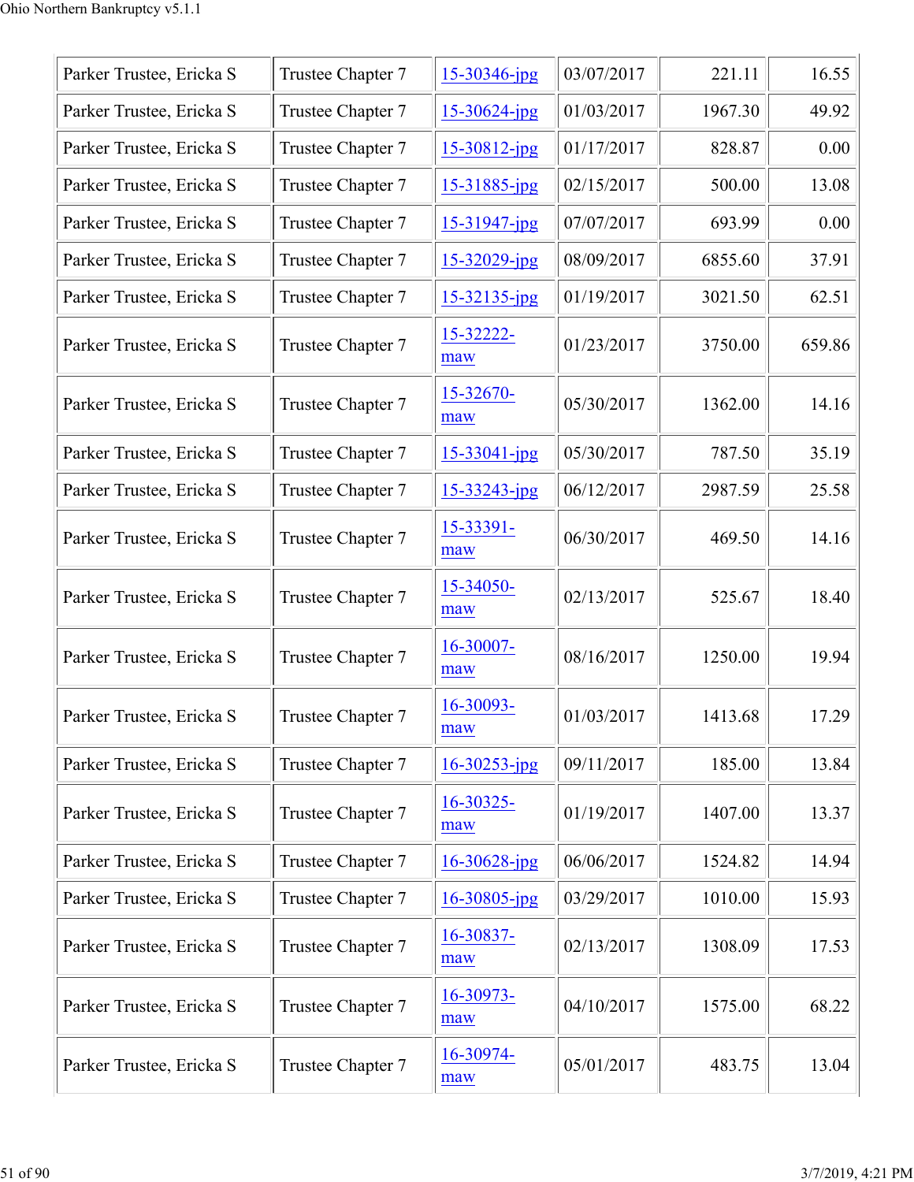| Parker Trustee, Ericka S | Trustee Chapter 7 | 15-30346-jpg | 03/07/2017 | 221.11 | 16.55 |
|---|---|---|---|---|---|
| Parker Trustee, Ericka S | Trustee Chapter 7 | 15-30624-jpg | 01/03/2017 | 1967.30 | 49.92 |
| Parker Trustee, Ericka S | Trustee Chapter 7 | 15-30812-jpg | 01/17/2017 | 828.87 | 0.00 |
| Parker Trustee, Ericka S | Trustee Chapter 7 | 15-31885-jpg | 02/15/2017 | 500.00 | 13.08 |
| Parker Trustee, Ericka S | Trustee Chapter 7 | 15-31947-jpg | 07/07/2017 | 693.99 | 0.00 |
| Parker Trustee, Ericka S | Trustee Chapter 7 | 15-32029-jpg | 08/09/2017 | 6855.60 | 37.91 |
| Parker Trustee, Ericka S | Trustee Chapter 7 | 15-32135-jpg | 01/19/2017 | 3021.50 | 62.51 |
| Parker Trustee, Ericka S | Trustee Chapter 7 | 15-32222-maw | 01/23/2017 | 3750.00 | 659.86 |
| Parker Trustee, Ericka S | Trustee Chapter 7 | 15-32670-maw | 05/30/2017 | 1362.00 | 14.16 |
| Parker Trustee, Ericka S | Trustee Chapter 7 | 15-33041-jpg | 05/30/2017 | 787.50 | 35.19 |
| Parker Trustee, Ericka S | Trustee Chapter 7 | 15-33243-jpg | 06/12/2017 | 2987.59 | 25.58 |
| Parker Trustee, Ericka S | Trustee Chapter 7 | 15-33391-maw | 06/30/2017 | 469.50 | 14.16 |
| Parker Trustee, Ericka S | Trustee Chapter 7 | 15-34050-maw | 02/13/2017 | 525.67 | 18.40 |
| Parker Trustee, Ericka S | Trustee Chapter 7 | 16-30007-maw | 08/16/2017 | 1250.00 | 19.94 |
| Parker Trustee, Ericka S | Trustee Chapter 7 | 16-30093-maw | 01/03/2017 | 1413.68 | 17.29 |
| Parker Trustee, Ericka S | Trustee Chapter 7 | 16-30253-jpg | 09/11/2017 | 185.00 | 13.84 |
| Parker Trustee, Ericka S | Trustee Chapter 7 | 16-30325-maw | 01/19/2017 | 1407.00 | 13.37 |
| Parker Trustee, Ericka S | Trustee Chapter 7 | 16-30628-jpg | 06/06/2017 | 1524.82 | 14.94 |
| Parker Trustee, Ericka S | Trustee Chapter 7 | 16-30805-jpg | 03/29/2017 | 1010.00 | 15.93 |
| Parker Trustee, Ericka S | Trustee Chapter 7 | 16-30837-maw | 02/13/2017 | 1308.09 | 17.53 |
| Parker Trustee, Ericka S | Trustee Chapter 7 | 16-30973-maw | 04/10/2017 | 1575.00 | 68.22 |
| Parker Trustee, Ericka S | Trustee Chapter 7 | 16-30974-maw | 05/01/2017 | 483.75 | 13.04 |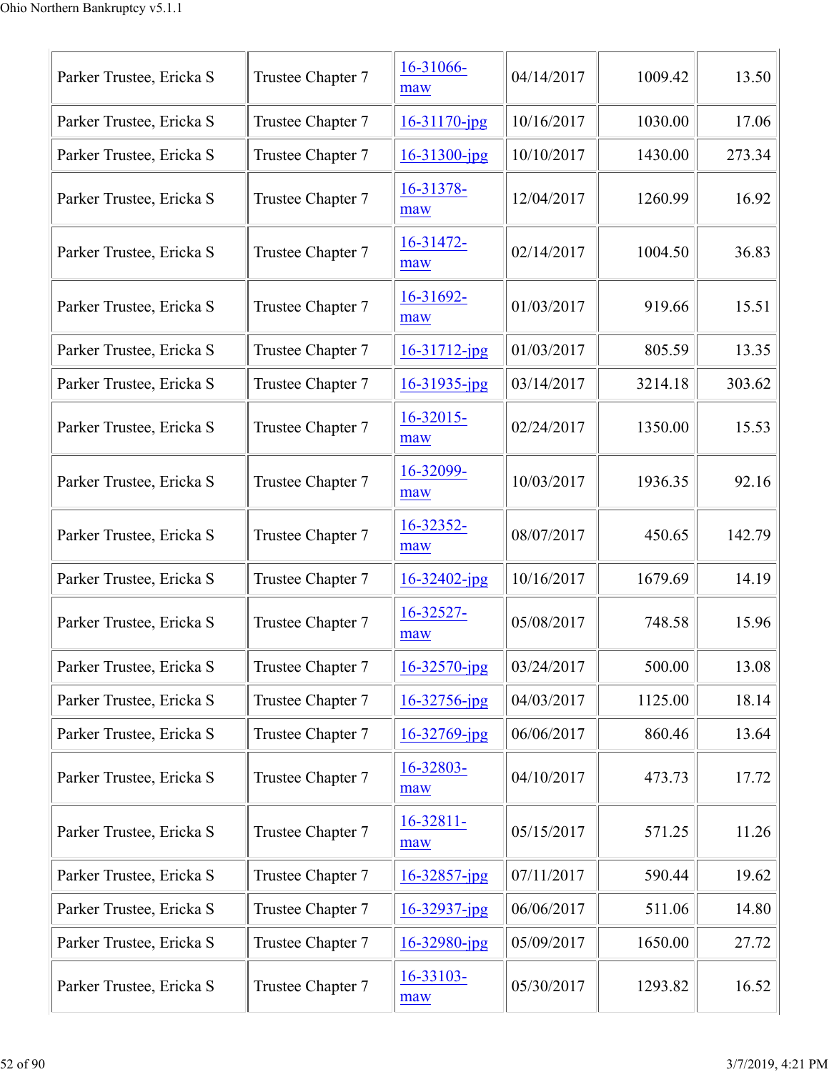| | | | | | |
|---|---|---|---|---|---|
| Parker Trustee, Ericka S | Trustee Chapter 7 | 16-31066-maw | 04/14/2017 | 1009.42 | 13.50 |
| Parker Trustee, Ericka S | Trustee Chapter 7 | 16-31170-jpg | 10/16/2017 | 1030.00 | 17.06 |
| Parker Trustee, Ericka S | Trustee Chapter 7 | 16-31300-jpg | 10/10/2017 | 1430.00 | 273.34 |
| Parker Trustee, Ericka S | Trustee Chapter 7 | 16-31378-maw | 12/04/2017 | 1260.99 | 16.92 |
| Parker Trustee, Ericka S | Trustee Chapter 7 | 16-31472-maw | 02/14/2017 | 1004.50 | 36.83 |
| Parker Trustee, Ericka S | Trustee Chapter 7 | 16-31692-maw | 01/03/2017 | 919.66 | 15.51 |
| Parker Trustee, Ericka S | Trustee Chapter 7 | 16-31712-jpg | 01/03/2017 | 805.59 | 13.35 |
| Parker Trustee, Ericka S | Trustee Chapter 7 | 16-31935-jpg | 03/14/2017 | 3214.18 | 303.62 |
| Parker Trustee, Ericka S | Trustee Chapter 7 | 16-32015-maw | 02/24/2017 | 1350.00 | 15.53 |
| Parker Trustee, Ericka S | Trustee Chapter 7 | 16-32099-maw | 10/03/2017 | 1936.35 | 92.16 |
| Parker Trustee, Ericka S | Trustee Chapter 7 | 16-32352-maw | 08/07/2017 | 450.65 | 142.79 |
| Parker Trustee, Ericka S | Trustee Chapter 7 | 16-32402-jpg | 10/16/2017 | 1679.69 | 14.19 |
| Parker Trustee, Ericka S | Trustee Chapter 7 | 16-32527-maw | 05/08/2017 | 748.58 | 15.96 |
| Parker Trustee, Ericka S | Trustee Chapter 7 | 16-32570-jpg | 03/24/2017 | 500.00 | 13.08 |
| Parker Trustee, Ericka S | Trustee Chapter 7 | 16-32756-jpg | 04/03/2017 | 1125.00 | 18.14 |
| Parker Trustee, Ericka S | Trustee Chapter 7 | 16-32769-jpg | 06/06/2017 | 860.46 | 13.64 |
| Parker Trustee, Ericka S | Trustee Chapter 7 | 16-32803-maw | 04/10/2017 | 473.73 | 17.72 |
| Parker Trustee, Ericka S | Trustee Chapter 7 | 16-32811-maw | 05/15/2017 | 571.25 | 11.26 |
| Parker Trustee, Ericka S | Trustee Chapter 7 | 16-32857-jpg | 07/11/2017 | 590.44 | 19.62 |
| Parker Trustee, Ericka S | Trustee Chapter 7 | 16-32937-jpg | 06/06/2017 | 511.06 | 14.80 |
| Parker Trustee, Ericka S | Trustee Chapter 7 | 16-32980-jpg | 05/09/2017 | 1650.00 | 27.72 |
| Parker Trustee, Ericka S | Trustee Chapter 7 | 16-33103-maw | 05/30/2017 | 1293.82 | 16.52 |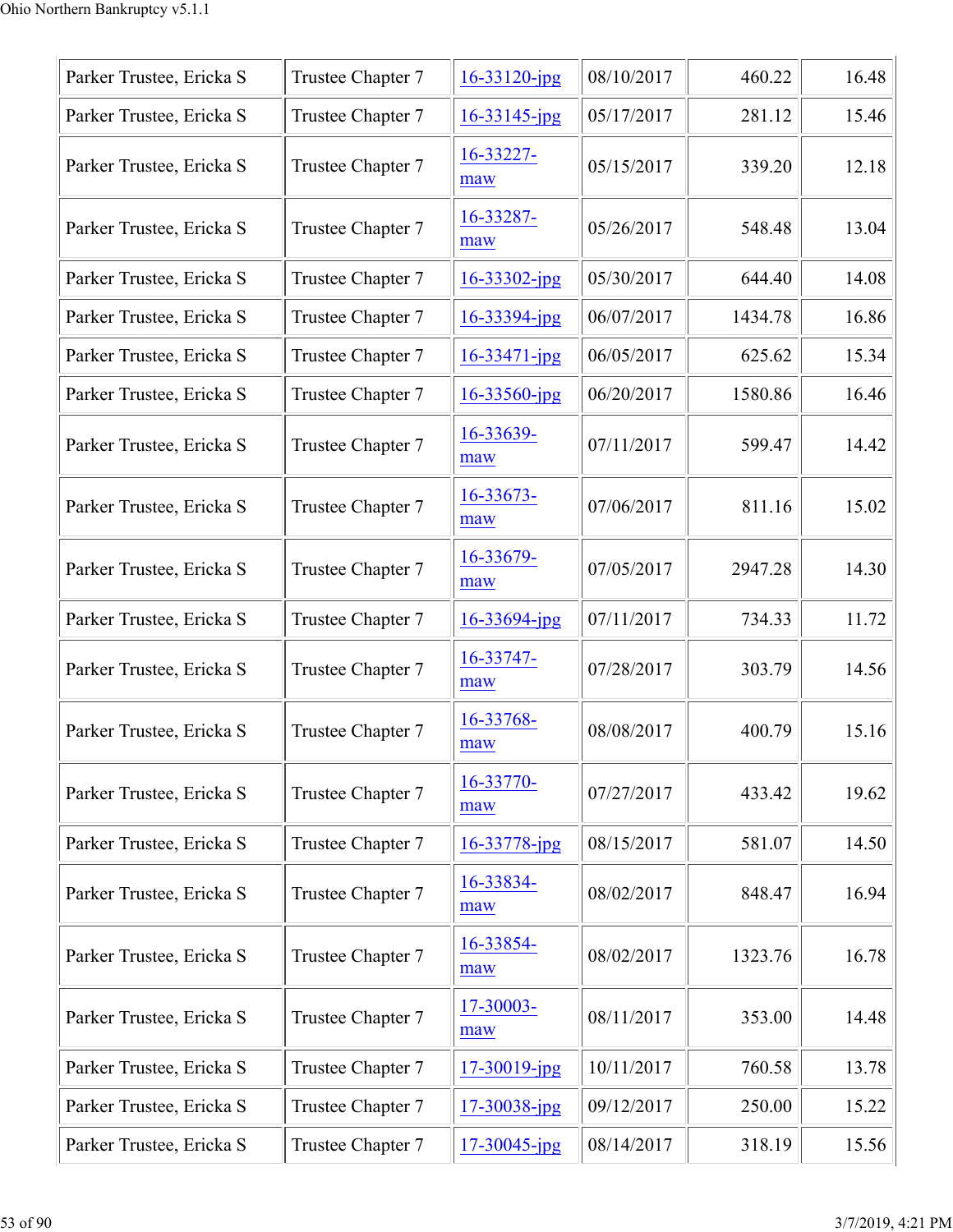| Parker Trustee, Ericka S | Trustee Chapter 7 | 16-33120-jpg | 08/10/2017 | 460.22 | 16.48 |
|---|---|---|---|---|---|
| Parker Trustee, Ericka S | Trustee Chapter 7 | 16-33145-jpg | 05/17/2017 | 281.12 | 15.46 |
| Parker Trustee, Ericka S | Trustee Chapter 7 | 16-33227-maw | 05/15/2017 | 339.20 | 12.18 |
| Parker Trustee, Ericka S | Trustee Chapter 7 | 16-33287-maw | 05/26/2017 | 548.48 | 13.04 |
| Parker Trustee, Ericka S | Trustee Chapter 7 | 16-33302-jpg | 05/30/2017 | 644.40 | 14.08 |
| Parker Trustee, Ericka S | Trustee Chapter 7 | 16-33394-jpg | 06/07/2017 | 1434.78 | 16.86 |
| Parker Trustee, Ericka S | Trustee Chapter 7 | 16-33471-jpg | 06/05/2017 | 625.62 | 15.34 |
| Parker Trustee, Ericka S | Trustee Chapter 7 | 16-33560-jpg | 06/20/2017 | 1580.86 | 16.46 |
| Parker Trustee, Ericka S | Trustee Chapter 7 | 16-33639-maw | 07/11/2017 | 599.47 | 14.42 |
| Parker Trustee, Ericka S | Trustee Chapter 7 | 16-33673-maw | 07/06/2017 | 811.16 | 15.02 |
| Parker Trustee, Ericka S | Trustee Chapter 7 | 16-33679-maw | 07/05/2017 | 2947.28 | 14.30 |
| Parker Trustee, Ericka S | Trustee Chapter 7 | 16-33694-jpg | 07/11/2017 | 734.33 | 11.72 |
| Parker Trustee, Ericka S | Trustee Chapter 7 | 16-33747-maw | 07/28/2017 | 303.79 | 14.56 |
| Parker Trustee, Ericka S | Trustee Chapter 7 | 16-33768-maw | 08/08/2017 | 400.79 | 15.16 |
| Parker Trustee, Ericka S | Trustee Chapter 7 | 16-33770-maw | 07/27/2017 | 433.42 | 19.62 |
| Parker Trustee, Ericka S | Trustee Chapter 7 | 16-33778-jpg | 08/15/2017 | 581.07 | 14.50 |
| Parker Trustee, Ericka S | Trustee Chapter 7 | 16-33834-maw | 08/02/2017 | 848.47 | 16.94 |
| Parker Trustee, Ericka S | Trustee Chapter 7 | 16-33854-maw | 08/02/2017 | 1323.76 | 16.78 |
| Parker Trustee, Ericka S | Trustee Chapter 7 | 17-30003-maw | 08/11/2017 | 353.00 | 14.48 |
| Parker Trustee, Ericka S | Trustee Chapter 7 | 17-30019-jpg | 10/11/2017 | 760.58 | 13.78 |
| Parker Trustee, Ericka S | Trustee Chapter 7 | 17-30038-jpg | 09/12/2017 | 250.00 | 15.22 |
| Parker Trustee, Ericka S | Trustee Chapter 7 | 17-30045-jpg | 08/14/2017 | 318.19 | 15.56 |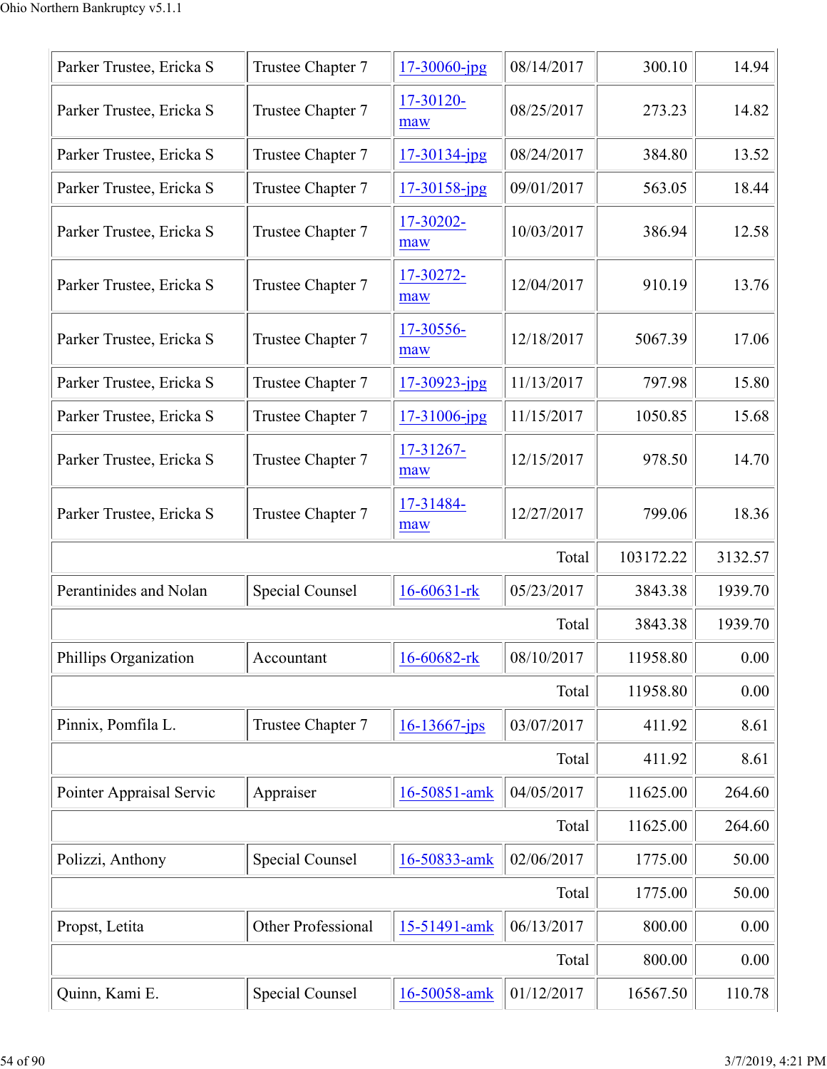| | | | | | |
|---|---|---|---|---|---|
| Parker Trustee, Ericka S | Trustee Chapter 7 | 17-30060-jpg | 08/14/2017 | 300.10 | 14.94 |
| Parker Trustee, Ericka S | Trustee Chapter 7 | 17-30120-maw | 08/25/2017 | 273.23 | 14.82 |
| Parker Trustee, Ericka S | Trustee Chapter 7 | 17-30134-jpg | 08/24/2017 | 384.80 | 13.52 |
| Parker Trustee, Ericka S | Trustee Chapter 7 | 17-30158-jpg | 09/01/2017 | 563.05 | 18.44 |
| Parker Trustee, Ericka S | Trustee Chapter 7 | 17-30202-maw | 10/03/2017 | 386.94 | 12.58 |
| Parker Trustee, Ericka S | Trustee Chapter 7 | 17-30272-maw | 12/04/2017 | 910.19 | 13.76 |
| Parker Trustee, Ericka S | Trustee Chapter 7 | 17-30556-maw | 12/18/2017 | 5067.39 | 17.06 |
| Parker Trustee, Ericka S | Trustee Chapter 7 | 17-30923-jpg | 11/13/2017 | 797.98 | 15.80 |
| Parker Trustee, Ericka S | Trustee Chapter 7 | 17-31006-jpg | 11/15/2017 | 1050.85 | 15.68 |
| Parker Trustee, Ericka S | Trustee Chapter 7 | 17-31267-maw | 12/15/2017 | 978.50 | 14.70 |
| Parker Trustee, Ericka S | Trustee Chapter 7 | 17-31484-maw | 12/27/2017 | 799.06 | 18.36 |
| | | | Total | 103172.22 | 3132.57 |
| Perantinides and Nolan | Special Counsel | 16-60631-rk | 05/23/2017 | 3843.38 | 1939.70 |
| | | | Total | 3843.38 | 1939.70 |
| Phillips Organization | Accountant | 16-60682-rk | 08/10/2017 | 11958.80 | 0.00 |
| | | | Total | 11958.80 | 0.00 |
| Pinnix, Pomfila L. | Trustee Chapter 7 | 16-13667-jps | 03/07/2017 | 411.92 | 8.61 |
| | | | Total | 411.92 | 8.61 |
| Pointer Appraisal Servic | Appraiser | 16-50851-amk | 04/05/2017 | 11625.00 | 264.60 |
| | | | Total | 11625.00 | 264.60 |
| Polizzi, Anthony | Special Counsel | 16-50833-amk | 02/06/2017 | 1775.00 | 50.00 |
| | | | Total | 1775.00 | 50.00 |
| Propst, Letita | Other Professional | 15-51491-amk | 06/13/2017 | 800.00 | 0.00 |
| | | | Total | 800.00 | 0.00 |
| Quinn, Kami E. | Special Counsel | 16-50058-amk | 01/12/2017 | 16567.50 | 110.78 |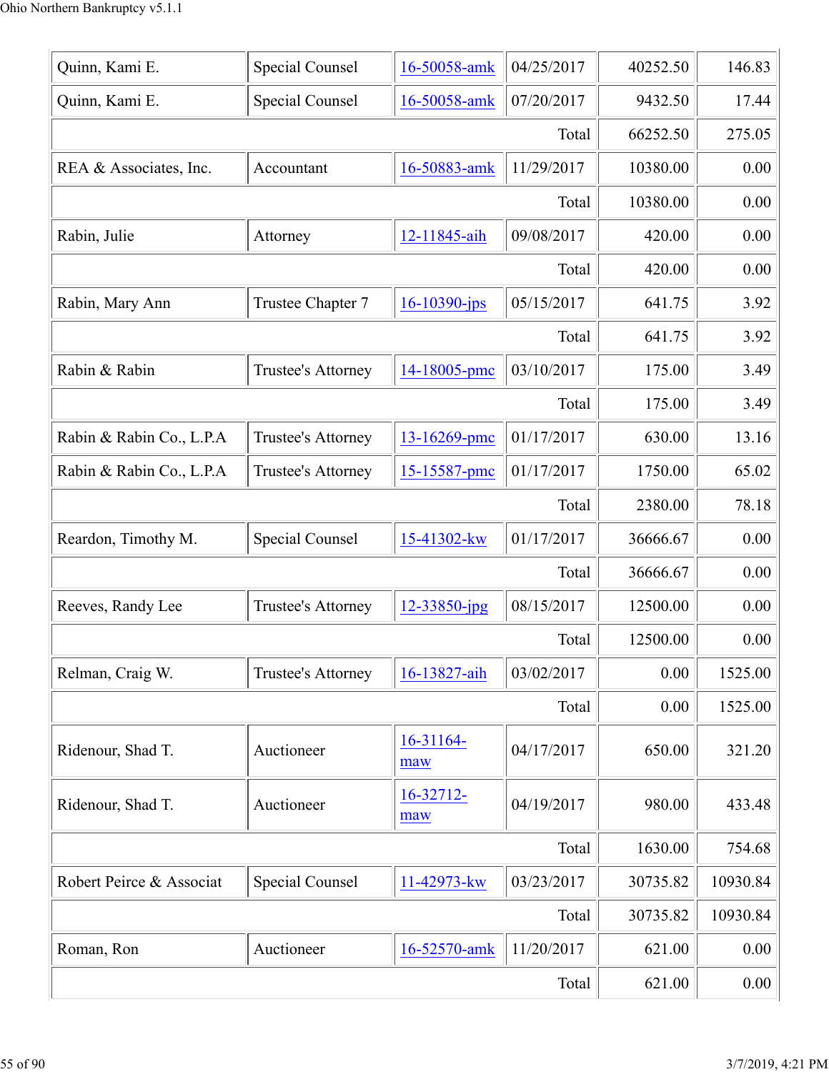| | | | | | |
|---|---|---|---|---|---|
| Quinn, Kami E. | Special Counsel | 16-50058-amk | 04/25/2017 | 40252.50 | 146.83 |
| Quinn, Kami E. | Special Counsel | 16-50058-amk | 07/20/2017 | 9432.50 | 17.44 |
| | | | Total | 66252.50 | 275.05 |
| REA & Associates, Inc. | Accountant | 16-50883-amk | 11/29/2017 | 10380.00 | 0.00 |
| | | | Total | 10380.00 | 0.00 |
| Rabin, Julie | Attorney | 12-11845-aih | 09/08/2017 | 420.00 | 0.00 |
| | | | Total | 420.00 | 0.00 |
| Rabin, Mary Ann | Trustee Chapter 7 | 16-10390-jps | 05/15/2017 | 641.75 | 3.92 |
| | | | Total | 641.75 | 3.92 |
| Rabin & Rabin | Trustee's Attorney | 14-18005-pmc | 03/10/2017 | 175.00 | 3.49 |
| | | | Total | 175.00 | 3.49 |
| Rabin & Rabin Co., L.P.A | Trustee's Attorney | 13-16269-pmc | 01/17/2017 | 630.00 | 13.16 |
| Rabin & Rabin Co., L.P.A | Trustee's Attorney | 15-15587-pmc | 01/17/2017 | 1750.00 | 65.02 |
| | | | Total | 2380.00 | 78.18 |
| Reardon, Timothy M. | Special Counsel | 15-41302-kw | 01/17/2017 | 36666.67 | 0.00 |
| | | | Total | 36666.67 | 0.00 |
| Reeves, Randy Lee | Trustee's Attorney | 12-33850-jpg | 08/15/2017 | 12500.00 | 0.00 |
| | | | Total | 12500.00 | 0.00 |
| Relman, Craig W. | Trustee's Attorney | 16-13827-aih | 03/02/2017 | 0.00 | 1525.00 |
| | | | Total | 0.00 | 1525.00 |
| Ridenour, Shad T. | Auctioneer | 16-31164-maw | 04/17/2017 | 650.00 | 321.20 |
| Ridenour, Shad T. | Auctioneer | 16-32712-maw | 04/19/2017 | 980.00 | 433.48 |
| | | | Total | 1630.00 | 754.68 |
| Robert Peirce & Associat | Special Counsel | 11-42973-kw | 03/23/2017 | 30735.82 | 10930.84 |
| | | | Total | 30735.82 | 10930.84 |
| Roman, Ron | Auctioneer | 16-52570-amk | 11/20/2017 | 621.00 | 0.00 |
| | | | Total | 621.00 | 0.00 |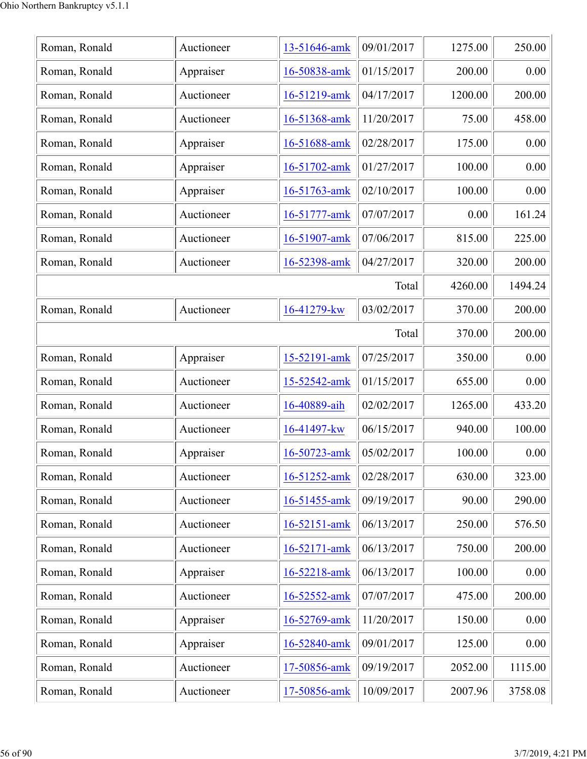| | | | | | |
|---|---|---|---|---|---|
| Roman, Ronald | Auctioneer | 13-51646-amk | 09/01/2017 | 1275.00 | 250.00 |
| Roman, Ronald | Appraiser | 16-50838-amk | 01/15/2017 | 200.00 | 0.00 |
| Roman, Ronald | Auctioneer | 16-51219-amk | 04/17/2017 | 1200.00 | 200.00 |
| Roman, Ronald | Auctioneer | 16-51368-amk | 11/20/2017 | 75.00 | 458.00 |
| Roman, Ronald | Appraiser | 16-51688-amk | 02/28/2017 | 175.00 | 0.00 |
| Roman, Ronald | Appraiser | 16-51702-amk | 01/27/2017 | 100.00 | 0.00 |
| Roman, Ronald | Appraiser | 16-51763-amk | 02/10/2017 | 100.00 | 0.00 |
| Roman, Ronald | Auctioneer | 16-51777-amk | 07/07/2017 | 0.00 | 161.24 |
| Roman, Ronald | Auctioneer | 16-51907-amk | 07/06/2017 | 815.00 | 225.00 |
| Roman, Ronald | Auctioneer | 16-52398-amk | 04/27/2017 | 320.00 | 200.00 |
| | | | Total | 4260.00 | 1494.24 |
| Roman, Ronald | Auctioneer | 16-41279-kw | 03/02/2017 | 370.00 | 200.00 |
| | | | Total | 370.00 | 200.00 |
| Roman, Ronald | Appraiser | 15-52191-amk | 07/25/2017 | 350.00 | 0.00 |
| Roman, Ronald | Auctioneer | 15-52542-amk | 01/15/2017 | 655.00 | 0.00 |
| Roman, Ronald | Auctioneer | 16-40889-aih | 02/02/2017 | 1265.00 | 433.20 |
| Roman, Ronald | Auctioneer | 16-41497-kw | 06/15/2017 | 940.00 | 100.00 |
| Roman, Ronald | Appraiser | 16-50723-amk | 05/02/2017 | 100.00 | 0.00 |
| Roman, Ronald | Auctioneer | 16-51252-amk | 02/28/2017 | 630.00 | 323.00 |
| Roman, Ronald | Auctioneer | 16-51455-amk | 09/19/2017 | 90.00 | 290.00 |
| Roman, Ronald | Auctioneer | 16-52151-amk | 06/13/2017 | 250.00 | 576.50 |
| Roman, Ronald | Auctioneer | 16-52171-amk | 06/13/2017 | 750.00 | 200.00 |
| Roman, Ronald | Appraiser | 16-52218-amk | 06/13/2017 | 100.00 | 0.00 |
| Roman, Ronald | Auctioneer | 16-52552-amk | 07/07/2017 | 475.00 | 200.00 |
| Roman, Ronald | Appraiser | 16-52769-amk | 11/20/2017 | 150.00 | 0.00 |
| Roman, Ronald | Appraiser | 16-52840-amk | 09/01/2017 | 125.00 | 0.00 |
| Roman, Ronald | Auctioneer | 17-50856-amk | 09/19/2017 | 2052.00 | 1115.00 |
| Roman, Ronald | Auctioneer | 17-50856-amk | 10/09/2017 | 2007.96 | 3758.08 |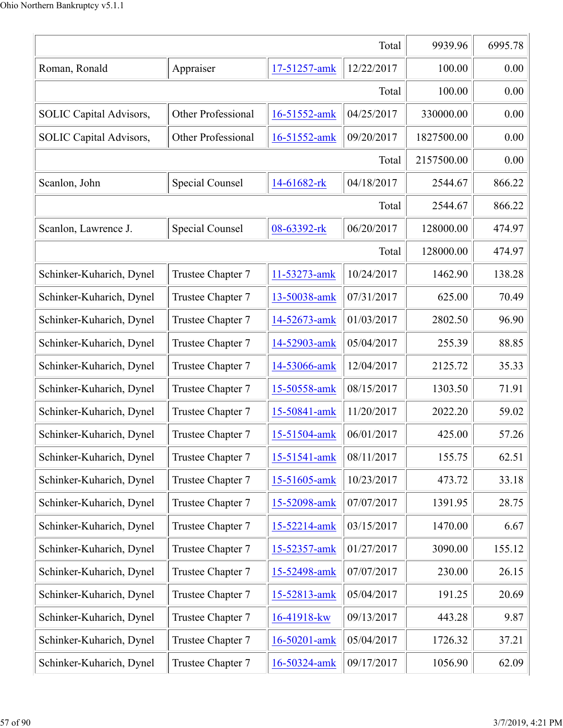| | | | | | |
|---|---|---|---|---|---|
| | | | Total | 9939.96 | 6995.78 |
| Roman, Ronald | Appraiser | 17-51257-amk | 12/22/2017 | 100.00 | 0.00 |
| | | | Total | 100.00 | 0.00 |
| SOLIC Capital Advisors, | Other Professional | 16-51552-amk | 04/25/2017 | 330000.00 | 0.00 |
| SOLIC Capital Advisors, | Other Professional | 16-51552-amk | 09/20/2017 | 1827500.00 | 0.00 |
| | | | Total | 2157500.00 | 0.00 |
| Scanlon, John | Special Counsel | 14-61682-rk | 04/18/2017 | 2544.67 | 866.22 |
| | | | Total | 2544.67 | 866.22 |
| Scanlon, Lawrence J. | Special Counsel | 08-63392-rk | 06/20/2017 | 128000.00 | 474.97 |
| | | | Total | 128000.00 | 474.97 |
| Schinker-Kuharich, Dynel | Trustee Chapter 7 | 11-53273-amk | 10/24/2017 | 1462.90 | 138.28 |
| Schinker-Kuharich, Dynel | Trustee Chapter 7 | 13-50038-amk | 07/31/2017 | 625.00 | 70.49 |
| Schinker-Kuharich, Dynel | Trustee Chapter 7 | 14-52673-amk | 01/03/2017 | 2802.50 | 96.90 |
| Schinker-Kuharich, Dynel | Trustee Chapter 7 | 14-52903-amk | 05/04/2017 | 255.39 | 88.85 |
| Schinker-Kuharich, Dynel | Trustee Chapter 7 | 14-53066-amk | 12/04/2017 | 2125.72 | 35.33 |
| Schinker-Kuharich, Dynel | Trustee Chapter 7 | 15-50558-amk | 08/15/2017 | 1303.50 | 71.91 |
| Schinker-Kuharich, Dynel | Trustee Chapter 7 | 15-50841-amk | 11/20/2017 | 2022.20 | 59.02 |
| Schinker-Kuharich, Dynel | Trustee Chapter 7 | 15-51504-amk | 06/01/2017 | 425.00 | 57.26 |
| Schinker-Kuharich, Dynel | Trustee Chapter 7 | 15-51541-amk | 08/11/2017 | 155.75 | 62.51 |
| Schinker-Kuharich, Dynel | Trustee Chapter 7 | 15-51605-amk | 10/23/2017 | 473.72 | 33.18 |
| Schinker-Kuharich, Dynel | Trustee Chapter 7 | 15-52098-amk | 07/07/2017 | 1391.95 | 28.75 |
| Schinker-Kuharich, Dynel | Trustee Chapter 7 | 15-52214-amk | 03/15/2017 | 1470.00 | 6.67 |
| Schinker-Kuharich, Dynel | Trustee Chapter 7 | 15-52357-amk | 01/27/2017 | 3090.00 | 155.12 |
| Schinker-Kuharich, Dynel | Trustee Chapter 7 | 15-52498-amk | 07/07/2017 | 230.00 | 26.15 |
| Schinker-Kuharich, Dynel | Trustee Chapter 7 | 15-52813-amk | 05/04/2017 | 191.25 | 20.69 |
| Schinker-Kuharich, Dynel | Trustee Chapter 7 | 16-41918-kw | 09/13/2017 | 443.28 | 9.87 |
| Schinker-Kuharich, Dynel | Trustee Chapter 7 | 16-50201-amk | 05/04/2017 | 1726.32 | 37.21 |
| Schinker-Kuharich, Dynel | Trustee Chapter 7 | 16-50324-amk | 09/17/2017 | 1056.90 | 62.09 |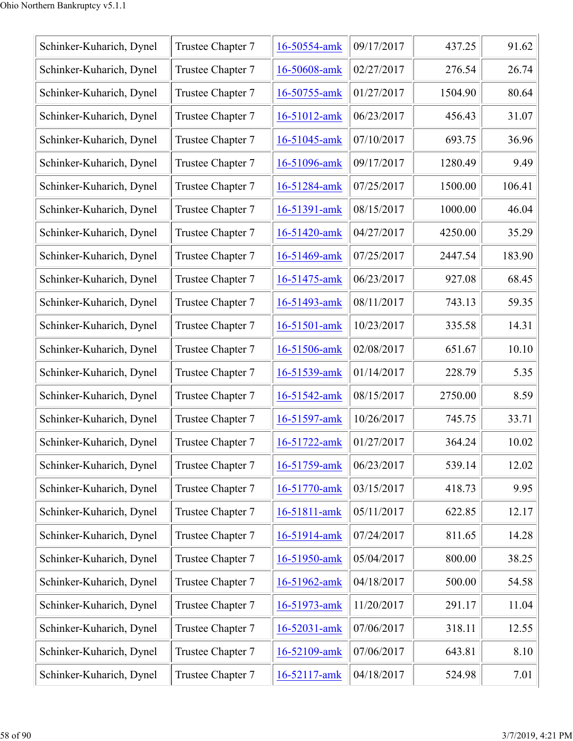| | | | | | |
|---|---|---|---|---|---|
| Schinker-Kuharich, Dynel | Trustee Chapter 7 | 16-50554-amk | 09/17/2017 | 437.25 | 91.62 |
| Schinker-Kuharich, Dynel | Trustee Chapter 7 | 16-50608-amk | 02/27/2017 | 276.54 | 26.74 |
| Schinker-Kuharich, Dynel | Trustee Chapter 7 | 16-50755-amk | 01/27/2017 | 1504.90 | 80.64 |
| Schinker-Kuharich, Dynel | Trustee Chapter 7 | 16-51012-amk | 06/23/2017 | 456.43 | 31.07 |
| Schinker-Kuharich, Dynel | Trustee Chapter 7 | 16-51045-amk | 07/10/2017 | 693.75 | 36.96 |
| Schinker-Kuharich, Dynel | Trustee Chapter 7 | 16-51096-amk | 09/17/2017 | 1280.49 | 9.49 |
| Schinker-Kuharich, Dynel | Trustee Chapter 7 | 16-51284-amk | 07/25/2017 | 1500.00 | 106.41 |
| Schinker-Kuharich, Dynel | Trustee Chapter 7 | 16-51391-amk | 08/15/2017 | 1000.00 | 46.04 |
| Schinker-Kuharich, Dynel | Trustee Chapter 7 | 16-51420-amk | 04/27/2017 | 4250.00 | 35.29 |
| Schinker-Kuharich, Dynel | Trustee Chapter 7 | 16-51469-amk | 07/25/2017 | 2447.54 | 183.90 |
| Schinker-Kuharich, Dynel | Trustee Chapter 7 | 16-51475-amk | 06/23/2017 | 927.08 | 68.45 |
| Schinker-Kuharich, Dynel | Trustee Chapter 7 | 16-51493-amk | 08/11/2017 | 743.13 | 59.35 |
| Schinker-Kuharich, Dynel | Trustee Chapter 7 | 16-51501-amk | 10/23/2017 | 335.58 | 14.31 |
| Schinker-Kuharich, Dynel | Trustee Chapter 7 | 16-51506-amk | 02/08/2017 | 651.67 | 10.10 |
| Schinker-Kuharich, Dynel | Trustee Chapter 7 | 16-51539-amk | 01/14/2017 | 228.79 | 5.35 |
| Schinker-Kuharich, Dynel | Trustee Chapter 7 | 16-51542-amk | 08/15/2017 | 2750.00 | 8.59 |
| Schinker-Kuharich, Dynel | Trustee Chapter 7 | 16-51597-amk | 10/26/2017 | 745.75 | 33.71 |
| Schinker-Kuharich, Dynel | Trustee Chapter 7 | 16-51722-amk | 01/27/2017 | 364.24 | 10.02 |
| Schinker-Kuharich, Dynel | Trustee Chapter 7 | 16-51759-amk | 06/23/2017 | 539.14 | 12.02 |
| Schinker-Kuharich, Dynel | Trustee Chapter 7 | 16-51770-amk | 03/15/2017 | 418.73 | 9.95 |
| Schinker-Kuharich, Dynel | Trustee Chapter 7 | 16-51811-amk | 05/11/2017 | 622.85 | 12.17 |
| Schinker-Kuharich, Dynel | Trustee Chapter 7 | 16-51914-amk | 07/24/2017 | 811.65 | 14.28 |
| Schinker-Kuharich, Dynel | Trustee Chapter 7 | 16-51950-amk | 05/04/2017 | 800.00 | 38.25 |
| Schinker-Kuharich, Dynel | Trustee Chapter 7 | 16-51962-amk | 04/18/2017 | 500.00 | 54.58 |
| Schinker-Kuharich, Dynel | Trustee Chapter 7 | 16-51973-amk | 11/20/2017 | 291.17 | 11.04 |
| Schinker-Kuharich, Dynel | Trustee Chapter 7 | 16-52031-amk | 07/06/2017 | 318.11 | 12.55 |
| Schinker-Kuharich, Dynel | Trustee Chapter 7 | 16-52109-amk | 07/06/2017 | 643.81 | 8.10 |
| Schinker-Kuharich, Dynel | Trustee Chapter 7 | 16-52117-amk | 04/18/2017 | 524.98 | 7.01 |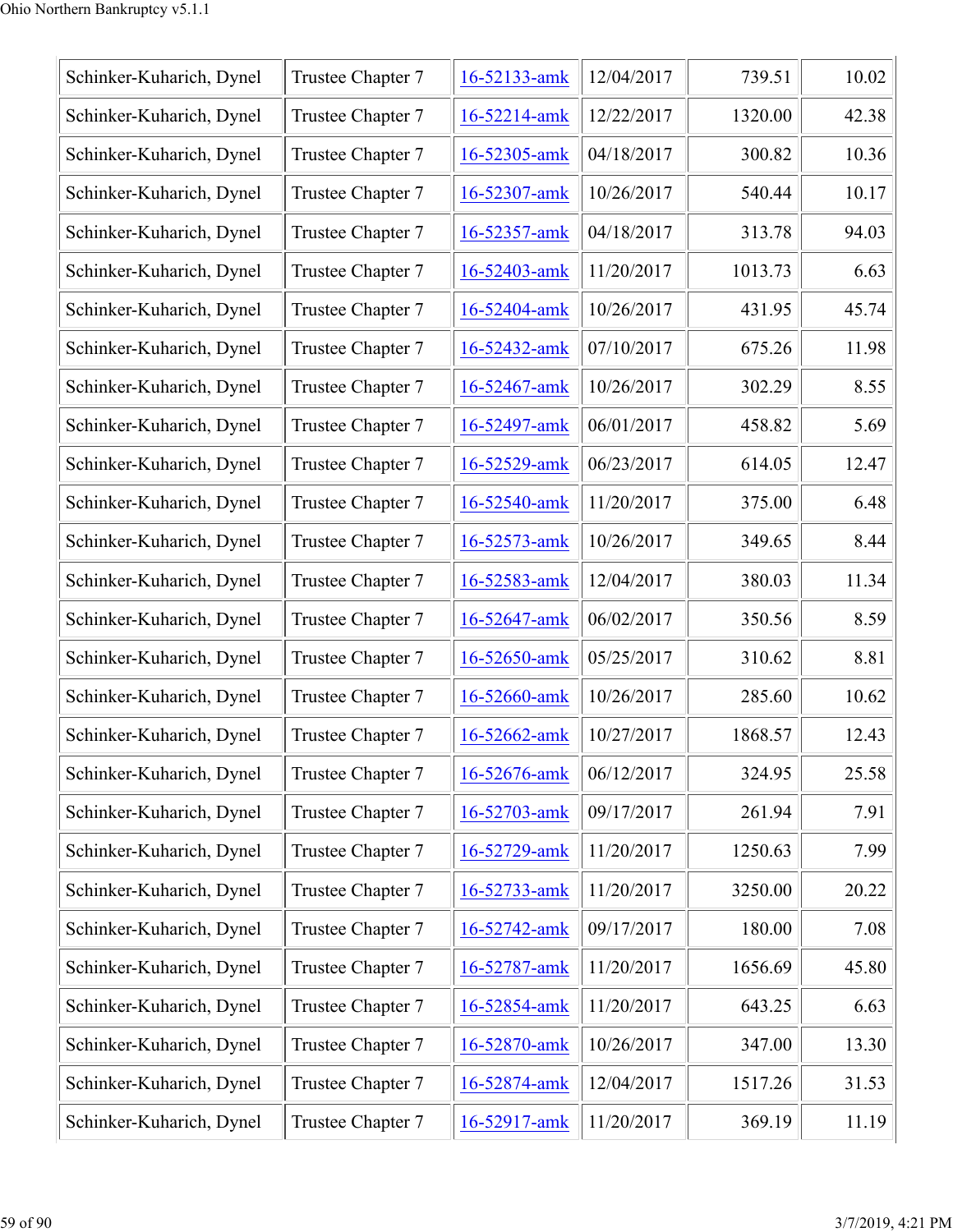| Schinker-Kuharich, Dynel | Trustee Chapter 7 | 16-52133-amk | 12/04/2017 | 739.51 | 10.02 |
|---|---|---|---|---|---|
| Schinker-Kuharich, Dynel | Trustee Chapter 7 | 16-52214-amk | 12/22/2017 | 1320.00 | 42.38 |
| Schinker-Kuharich, Dynel | Trustee Chapter 7 | 16-52305-amk | 04/18/2017 | 300.82 | 10.36 |
| Schinker-Kuharich, Dynel | Trustee Chapter 7 | 16-52307-amk | 10/26/2017 | 540.44 | 10.17 |
| Schinker-Kuharich, Dynel | Trustee Chapter 7 | 16-52357-amk | 04/18/2017 | 313.78 | 94.03 |
| Schinker-Kuharich, Dynel | Trustee Chapter 7 | 16-52403-amk | 11/20/2017 | 1013.73 | 6.63 |
| Schinker-Kuharich, Dynel | Trustee Chapter 7 | 16-52404-amk | 10/26/2017 | 431.95 | 45.74 |
| Schinker-Kuharich, Dynel | Trustee Chapter 7 | 16-52432-amk | 07/10/2017 | 675.26 | 11.98 |
| Schinker-Kuharich, Dynel | Trustee Chapter 7 | 16-52467-amk | 10/26/2017 | 302.29 | 8.55 |
| Schinker-Kuharich, Dynel | Trustee Chapter 7 | 16-52497-amk | 06/01/2017 | 458.82 | 5.69 |
| Schinker-Kuharich, Dynel | Trustee Chapter 7 | 16-52529-amk | 06/23/2017 | 614.05 | 12.47 |
| Schinker-Kuharich, Dynel | Trustee Chapter 7 | 16-52540-amk | 11/20/2017 | 375.00 | 6.48 |
| Schinker-Kuharich, Dynel | Trustee Chapter 7 | 16-52573-amk | 10/26/2017 | 349.65 | 8.44 |
| Schinker-Kuharich, Dynel | Trustee Chapter 7 | 16-52583-amk | 12/04/2017 | 380.03 | 11.34 |
| Schinker-Kuharich, Dynel | Trustee Chapter 7 | 16-52647-amk | 06/02/2017 | 350.56 | 8.59 |
| Schinker-Kuharich, Dynel | Trustee Chapter 7 | 16-52650-amk | 05/25/2017 | 310.62 | 8.81 |
| Schinker-Kuharich, Dynel | Trustee Chapter 7 | 16-52660-amk | 10/26/2017 | 285.60 | 10.62 |
| Schinker-Kuharich, Dynel | Trustee Chapter 7 | 16-52662-amk | 10/27/2017 | 1868.57 | 12.43 |
| Schinker-Kuharich, Dynel | Trustee Chapter 7 | 16-52676-amk | 06/12/2017 | 324.95 | 25.58 |
| Schinker-Kuharich, Dynel | Trustee Chapter 7 | 16-52703-amk | 09/17/2017 | 261.94 | 7.91 |
| Schinker-Kuharich, Dynel | Trustee Chapter 7 | 16-52729-amk | 11/20/2017 | 1250.63 | 7.99 |
| Schinker-Kuharich, Dynel | Trustee Chapter 7 | 16-52733-amk | 11/20/2017 | 3250.00 | 20.22 |
| Schinker-Kuharich, Dynel | Trustee Chapter 7 | 16-52742-amk | 09/17/2017 | 180.00 | 7.08 |
| Schinker-Kuharich, Dynel | Trustee Chapter 7 | 16-52787-amk | 11/20/2017 | 1656.69 | 45.80 |
| Schinker-Kuharich, Dynel | Trustee Chapter 7 | 16-52854-amk | 11/20/2017 | 643.25 | 6.63 |
| Schinker-Kuharich, Dynel | Trustee Chapter 7 | 16-52870-amk | 10/26/2017 | 347.00 | 13.30 |
| Schinker-Kuharich, Dynel | Trustee Chapter 7 | 16-52874-amk | 12/04/2017 | 1517.26 | 31.53 |
| Schinker-Kuharich, Dynel | Trustee Chapter 7 | 16-52917-amk | 11/20/2017 | 369.19 | 11.19 |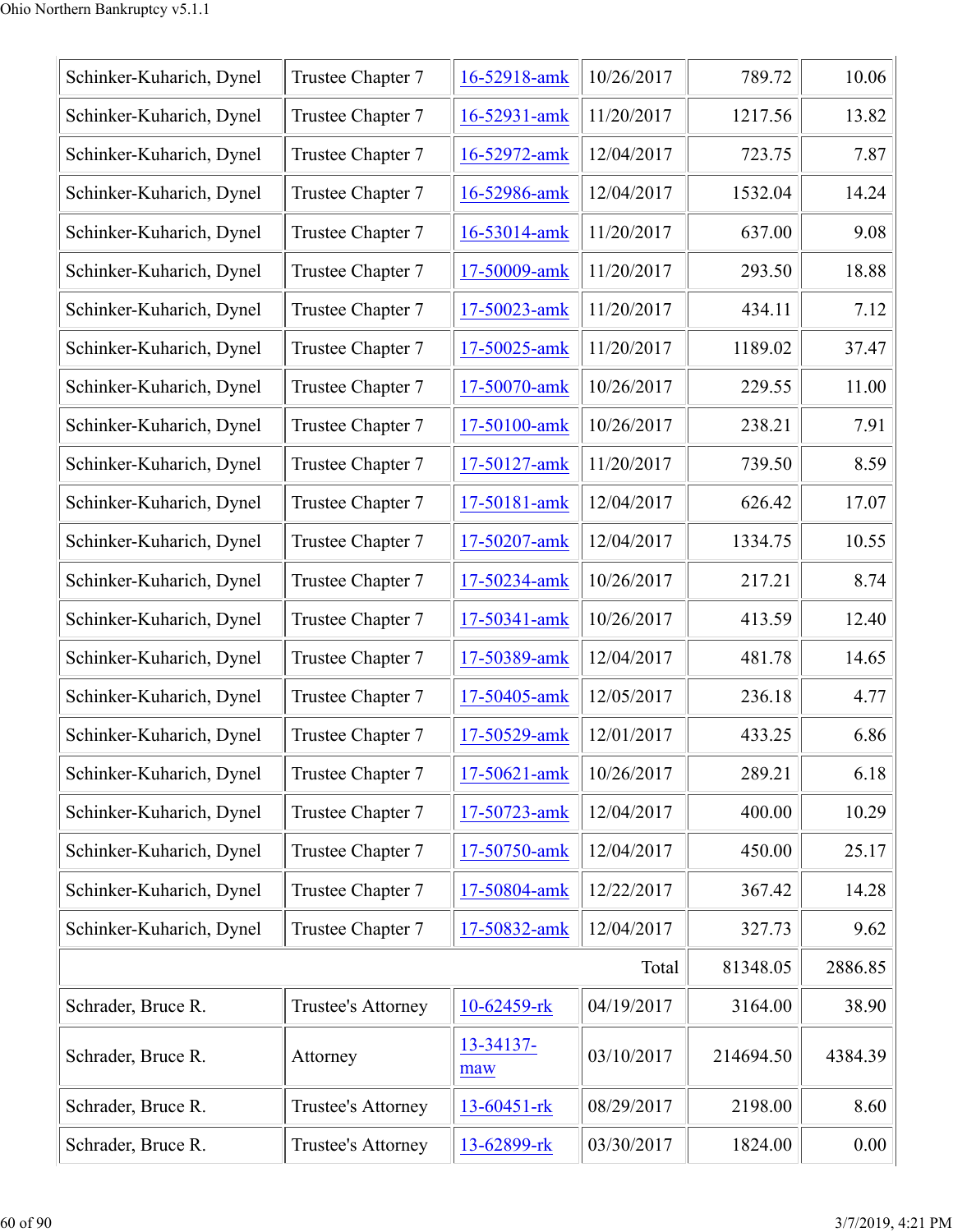| | | | | | |
|---|---|---|---|---|---|
| Schinker-Kuharich, Dynel | Trustee Chapter 7 | 16-52918-amk | 10/26/2017 | 789.72 | 10.06 |
| Schinker-Kuharich, Dynel | Trustee Chapter 7 | 16-52931-amk | 11/20/2017 | 1217.56 | 13.82 |
| Schinker-Kuharich, Dynel | Trustee Chapter 7 | 16-52972-amk | 12/04/2017 | 723.75 | 7.87 |
| Schinker-Kuharich, Dynel | Trustee Chapter 7 | 16-52986-amk | 12/04/2017 | 1532.04 | 14.24 |
| Schinker-Kuharich, Dynel | Trustee Chapter 7 | 16-53014-amk | 11/20/2017 | 637.00 | 9.08 |
| Schinker-Kuharich, Dynel | Trustee Chapter 7 | 17-50009-amk | 11/20/2017 | 293.50 | 18.88 |
| Schinker-Kuharich, Dynel | Trustee Chapter 7 | 17-50023-amk | 11/20/2017 | 434.11 | 7.12 |
| Schinker-Kuharich, Dynel | Trustee Chapter 7 | 17-50025-amk | 11/20/2017 | 1189.02 | 37.47 |
| Schinker-Kuharich, Dynel | Trustee Chapter 7 | 17-50070-amk | 10/26/2017 | 229.55 | 11.00 |
| Schinker-Kuharich, Dynel | Trustee Chapter 7 | 17-50100-amk | 10/26/2017 | 238.21 | 7.91 |
| Schinker-Kuharich, Dynel | Trustee Chapter 7 | 17-50127-amk | 11/20/2017 | 739.50 | 8.59 |
| Schinker-Kuharich, Dynel | Trustee Chapter 7 | 17-50181-amk | 12/04/2017 | 626.42 | 17.07 |
| Schinker-Kuharich, Dynel | Trustee Chapter 7 | 17-50207-amk | 12/04/2017 | 1334.75 | 10.55 |
| Schinker-Kuharich, Dynel | Trustee Chapter 7 | 17-50234-amk | 10/26/2017 | 217.21 | 8.74 |
| Schinker-Kuharich, Dynel | Trustee Chapter 7 | 17-50341-amk | 10/26/2017 | 413.59 | 12.40 |
| Schinker-Kuharich, Dynel | Trustee Chapter 7 | 17-50389-amk | 12/04/2017 | 481.78 | 14.65 |
| Schinker-Kuharich, Dynel | Trustee Chapter 7 | 17-50405-amk | 12/05/2017 | 236.18 | 4.77 |
| Schinker-Kuharich, Dynel | Trustee Chapter 7 | 17-50529-amk | 12/01/2017 | 433.25 | 6.86 |
| Schinker-Kuharich, Dynel | Trustee Chapter 7 | 17-50621-amk | 10/26/2017 | 289.21 | 6.18 |
| Schinker-Kuharich, Dynel | Trustee Chapter 7 | 17-50723-amk | 12/04/2017 | 400.00 | 10.29 |
| Schinker-Kuharich, Dynel | Trustee Chapter 7 | 17-50750-amk | 12/04/2017 | 450.00 | 25.17 |
| Schinker-Kuharich, Dynel | Trustee Chapter 7 | 17-50804-amk | 12/22/2017 | 367.42 | 14.28 |
| Schinker-Kuharich, Dynel | Trustee Chapter 7 | 17-50832-amk | 12/04/2017 | 327.73 | 9.62 |
| | | | Total | 81348.05 | 2886.85 |
| Schrader, Bruce R. | Trustee's Attorney | 10-62459-rk | 04/19/2017 | 3164.00 | 38.90 |
| Schrader, Bruce R. | Attorney | 13-34137-maw | 03/10/2017 | 214694.50 | 4384.39 |
| Schrader, Bruce R. | Trustee's Attorney | 13-60451-rk | 08/29/2017 | 2198.00 | 8.60 |
| Schrader, Bruce R. | Trustee's Attorney | 13-62899-rk | 03/30/2017 | 1824.00 | 0.00 |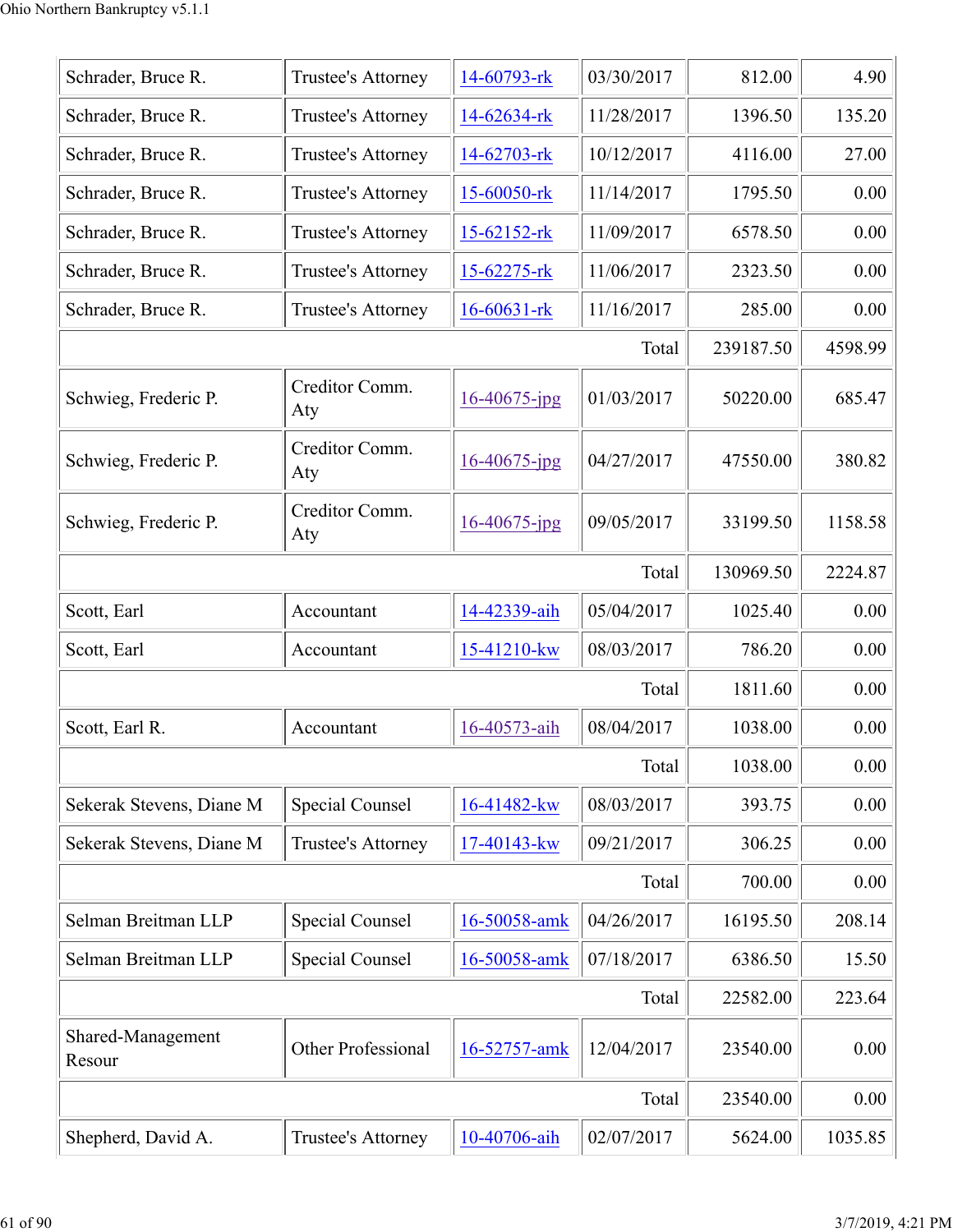| | | | | | |
|---|---|---|---|---|---|
| Schrader, Bruce R. | Trustee's Attorney | 14-60793-rk | 03/30/2017 | 812.00 | 4.90 |
| Schrader, Bruce R. | Trustee's Attorney | 14-62634-rk | 11/28/2017 | 1396.50 | 135.20 |
| Schrader, Bruce R. | Trustee's Attorney | 14-62703-rk | 10/12/2017 | 4116.00 | 27.00 |
| Schrader, Bruce R. | Trustee's Attorney | 15-60050-rk | 11/14/2017 | 1795.50 | 0.00 |
| Schrader, Bruce R. | Trustee's Attorney | 15-62152-rk | 11/09/2017 | 6578.50 | 0.00 |
| Schrader, Bruce R. | Trustee's Attorney | 15-62275-rk | 11/06/2017 | 2323.50 | 0.00 |
| Schrader, Bruce R. | Trustee's Attorney | 16-60631-rk | 11/16/2017 | 285.00 | 0.00 |
| | | | Total | 239187.50 | 4598.99 |
| Schwieg, Frederic P. | Creditor Comm. Aty | 16-40675-jpg | 01/03/2017 | 50220.00 | 685.47 |
| Schwieg, Frederic P. | Creditor Comm. Aty | 16-40675-jpg | 04/27/2017 | 47550.00 | 380.82 |
| Schwieg, Frederic P. | Creditor Comm. Aty | 16-40675-jpg | 09/05/2017 | 33199.50 | 1158.58 |
| | | | Total | 130969.50 | 2224.87 |
| Scott, Earl | Accountant | 14-42339-aih | 05/04/2017 | 1025.40 | 0.00 |
| Scott, Earl | Accountant | 15-41210-kw | 08/03/2017 | 786.20 | 0.00 |
| | | | Total | 1811.60 | 0.00 |
| Scott, Earl R. | Accountant | 16-40573-aih | 08/04/2017 | 1038.00 | 0.00 |
| | | | Total | 1038.00 | 0.00 |
| Sekerak Stevens, Diane M | Special Counsel | 16-41482-kw | 08/03/2017 | 393.75 | 0.00 |
| Sekerak Stevens, Diane M | Trustee's Attorney | 17-40143-kw | 09/21/2017 | 306.25 | 0.00 |
| | | | Total | 700.00 | 0.00 |
| Selman Breitman LLP | Special Counsel | 16-50058-amk | 04/26/2017 | 16195.50 | 208.14 |
| Selman Breitman LLP | Special Counsel | 16-50058-amk | 07/18/2017 | 6386.50 | 15.50 |
| | | | Total | 22582.00 | 223.64 |
| Shared-Management Resour | Other Professional | 16-52757-amk | 12/04/2017 | 23540.00 | 0.00 |
| | | | Total | 23540.00 | 0.00 |
| Shepherd, David A. | Trustee's Attorney | 10-40706-aih | 02/07/2017 | 5624.00 | 1035.85 |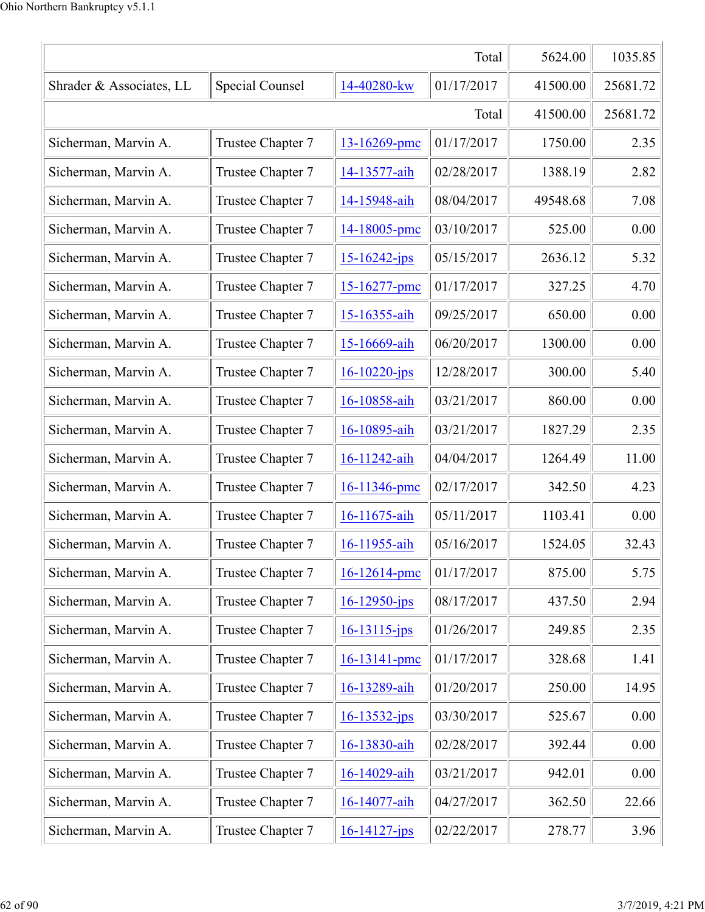| | | | | | |
|---|---|---|---|---|---|
| Total | | | | 5624.00 | 1035.85 |
| Shrader & Associates, LL | Special Counsel | 14-40280-kw | 01/17/2017 | 41500.00 | 25681.72 |
| Total | | | | 41500.00 | 25681.72 |
| Sicherman, Marvin A. | Trustee Chapter 7 | 13-16269-pmc | 01/17/2017 | 1750.00 | 2.35 |
| Sicherman, Marvin A. | Trustee Chapter 7 | 14-13577-aih | 02/28/2017 | 1388.19 | 2.82 |
| Sicherman, Marvin A. | Trustee Chapter 7 | 14-15948-aih | 08/04/2017 | 49548.68 | 7.08 |
| Sicherman, Marvin A. | Trustee Chapter 7 | 14-18005-pmc | 03/10/2017 | 525.00 | 0.00 |
| Sicherman, Marvin A. | Trustee Chapter 7 | 15-16242-jps | 05/15/2017 | 2636.12 | 5.32 |
| Sicherman, Marvin A. | Trustee Chapter 7 | 15-16277-pmc | 01/17/2017 | 327.25 | 4.70 |
| Sicherman, Marvin A. | Trustee Chapter 7 | 15-16355-aih | 09/25/2017 | 650.00 | 0.00 |
| Sicherman, Marvin A. | Trustee Chapter 7 | 15-16669-aih | 06/20/2017 | 1300.00 | 0.00 |
| Sicherman, Marvin A. | Trustee Chapter 7 | 16-10220-jps | 12/28/2017 | 300.00 | 5.40 |
| Sicherman, Marvin A. | Trustee Chapter 7 | 16-10858-aih | 03/21/2017 | 860.00 | 0.00 |
| Sicherman, Marvin A. | Trustee Chapter 7 | 16-10895-aih | 03/21/2017 | 1827.29 | 2.35 |
| Sicherman, Marvin A. | Trustee Chapter 7 | 16-11242-aih | 04/04/2017 | 1264.49 | 11.00 |
| Sicherman, Marvin A. | Trustee Chapter 7 | 16-11346-pmc | 02/17/2017 | 342.50 | 4.23 |
| Sicherman, Marvin A. | Trustee Chapter 7 | 16-11675-aih | 05/11/2017 | 1103.41 | 0.00 |
| Sicherman, Marvin A. | Trustee Chapter 7 | 16-11955-aih | 05/16/2017 | 1524.05 | 32.43 |
| Sicherman, Marvin A. | Trustee Chapter 7 | 16-12614-pmc | 01/17/2017 | 875.00 | 5.75 |
| Sicherman, Marvin A. | Trustee Chapter 7 | 16-12950-jps | 08/17/2017 | 437.50 | 2.94 |
| Sicherman, Marvin A. | Trustee Chapter 7 | 16-13115-jps | 01/26/2017 | 249.85 | 2.35 |
| Sicherman, Marvin A. | Trustee Chapter 7 | 16-13141-pmc | 01/17/2017 | 328.68 | 1.41 |
| Sicherman, Marvin A. | Trustee Chapter 7 | 16-13289-aih | 01/20/2017 | 250.00 | 14.95 |
| Sicherman, Marvin A. | Trustee Chapter 7 | 16-13532-jps | 03/30/2017 | 525.67 | 0.00 |
| Sicherman, Marvin A. | Trustee Chapter 7 | 16-13830-aih | 02/28/2017 | 392.44 | 0.00 |
| Sicherman, Marvin A. | Trustee Chapter 7 | 16-14029-aih | 03/21/2017 | 942.01 | 0.00 |
| Sicherman, Marvin A. | Trustee Chapter 7 | 16-14077-aih | 04/27/2017 | 362.50 | 22.66 |
| Sicherman, Marvin A. | Trustee Chapter 7 | 16-14127-jps | 02/22/2017 | 278.77 | 3.96 |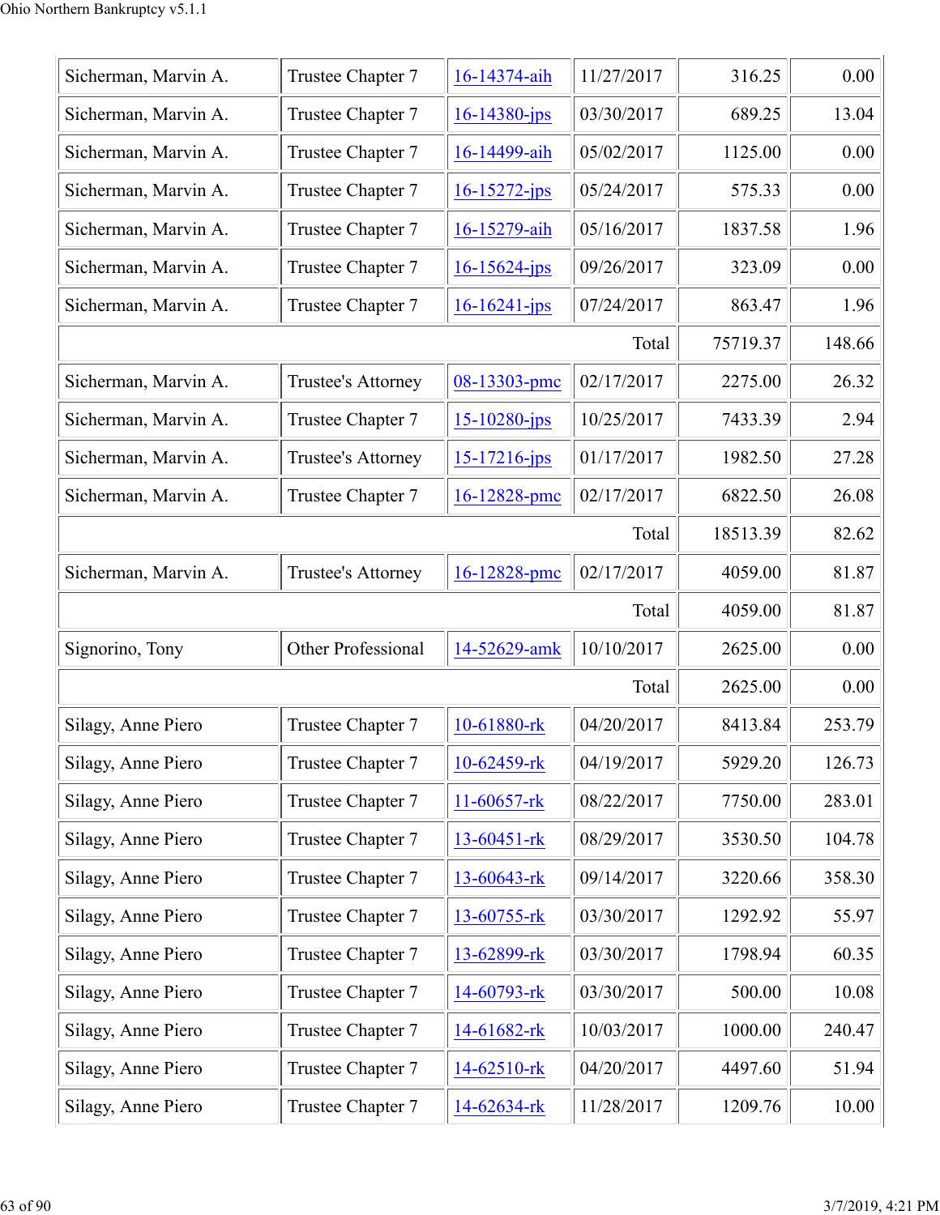| | | | | | |
|---|---|---|---|---|---|
| Sicherman, Marvin A. | Trustee Chapter 7 | 16-14374-aih | 11/27/2017 | 316.25 | 0.00 |
| Sicherman, Marvin A. | Trustee Chapter 7 | 16-14380-jps | 03/30/2017 | 689.25 | 13.04 |
| Sicherman, Marvin A. | Trustee Chapter 7 | 16-14499-aih | 05/02/2017 | 1125.00 | 0.00 |
| Sicherman, Marvin A. | Trustee Chapter 7 | 16-15272-jps | 05/24/2017 | 575.33 | 0.00 |
| Sicherman, Marvin A. | Trustee Chapter 7 | 16-15279-aih | 05/16/2017 | 1837.58 | 1.96 |
| Sicherman, Marvin A. | Trustee Chapter 7 | 16-15624-jps | 09/26/2017 | 323.09 | 0.00 |
| Sicherman, Marvin A. | Trustee Chapter 7 | 16-16241-jps | 07/24/2017 | 863.47 | 1.96 |
| | | | Total | 75719.37 | 148.66 |
| Sicherman, Marvin A. | Trustee's Attorney | 08-13303-pmc | 02/17/2017 | 2275.00 | 26.32 |
| Sicherman, Marvin A. | Trustee Chapter 7 | 15-10280-jps | 10/25/2017 | 7433.39 | 2.94 |
| Sicherman, Marvin A. | Trustee's Attorney | 15-17216-jps | 01/17/2017 | 1982.50 | 27.28 |
| Sicherman, Marvin A. | Trustee Chapter 7 | 16-12828-pmc | 02/17/2017 | 6822.50 | 26.08 |
| | | | Total | 18513.39 | 82.62 |
| Sicherman, Marvin A. | Trustee's Attorney | 16-12828-pmc | 02/17/2017 | 4059.00 | 81.87 |
| | | | Total | 4059.00 | 81.87 |
| Signorino, Tony | Other Professional | 14-52629-amk | 10/10/2017 | 2625.00 | 0.00 |
| | | | Total | 2625.00 | 0.00 |
| Silagy, Anne Piero | Trustee Chapter 7 | 10-61880-rk | 04/20/2017 | 8413.84 | 253.79 |
| Silagy, Anne Piero | Trustee Chapter 7 | 10-62459-rk | 04/19/2017 | 5929.20 | 126.73 |
| Silagy, Anne Piero | Trustee Chapter 7 | 11-60657-rk | 08/22/2017 | 7750.00 | 283.01 |
| Silagy, Anne Piero | Trustee Chapter 7 | 13-60451-rk | 08/29/2017 | 3530.50 | 104.78 |
| Silagy, Anne Piero | Trustee Chapter 7 | 13-60643-rk | 09/14/2017 | 3220.66 | 358.30 |
| Silagy, Anne Piero | Trustee Chapter 7 | 13-60755-rk | 03/30/2017 | 1292.92 | 55.97 |
| Silagy, Anne Piero | Trustee Chapter 7 | 13-62899-rk | 03/30/2017 | 1798.94 | 60.35 |
| Silagy, Anne Piero | Trustee Chapter 7 | 14-60793-rk | 03/30/2017 | 500.00 | 10.08 |
| Silagy, Anne Piero | Trustee Chapter 7 | 14-61682-rk | 10/03/2017 | 1000.00 | 240.47 |
| Silagy, Anne Piero | Trustee Chapter 7 | 14-62510-rk | 04/20/2017 | 4497.60 | 51.94 |
| Silagy, Anne Piero | Trustee Chapter 7 | 14-62634-rk | 11/28/2017 | 1209.76 | 10.00 |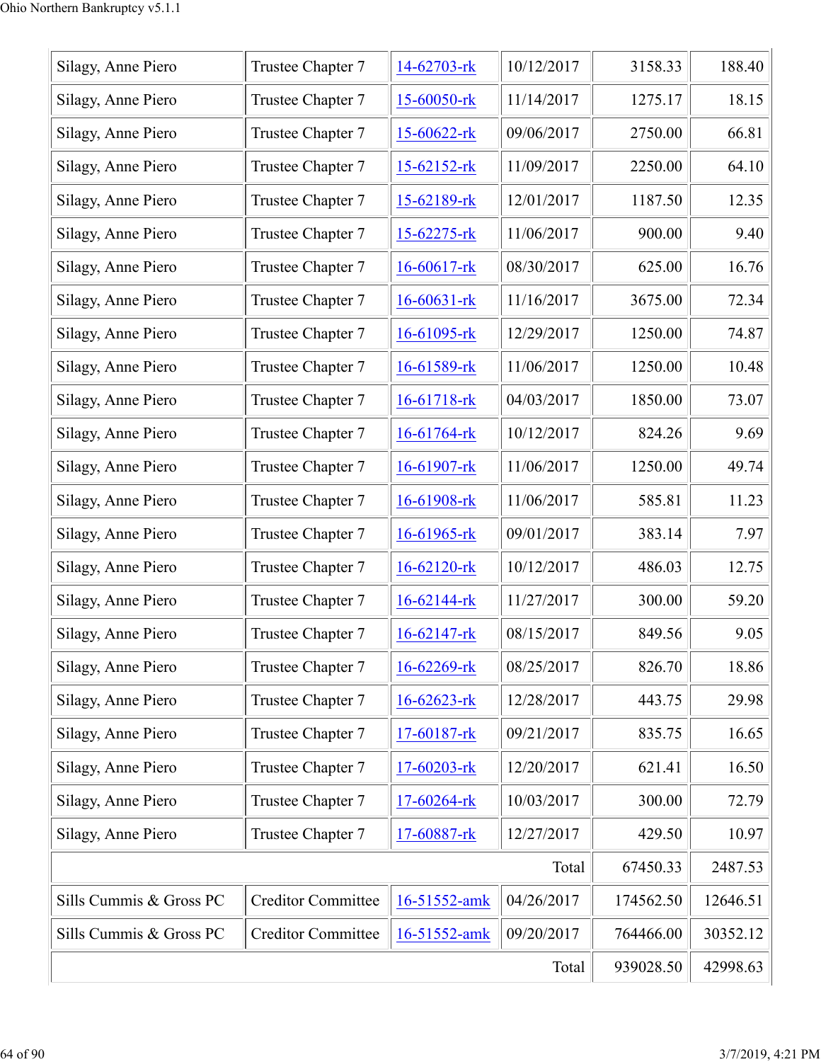| | | | | | |
|---|---|---|---|---|---|
| Silagy, Anne Piero | Trustee Chapter 7 | 14-62703-rk | 10/12/2017 | 3158.33 | 188.40 |
| Silagy, Anne Piero | Trustee Chapter 7 | 15-60050-rk | 11/14/2017 | 1275.17 | 18.15 |
| Silagy, Anne Piero | Trustee Chapter 7 | 15-60622-rk | 09/06/2017 | 2750.00 | 66.81 |
| Silagy, Anne Piero | Trustee Chapter 7 | 15-62152-rk | 11/09/2017 | 2250.00 | 64.10 |
| Silagy, Anne Piero | Trustee Chapter 7 | 15-62189-rk | 12/01/2017 | 1187.50 | 12.35 |
| Silagy, Anne Piero | Trustee Chapter 7 | 15-62275-rk | 11/06/2017 | 900.00 | 9.40 |
| Silagy, Anne Piero | Trustee Chapter 7 | 16-60617-rk | 08/30/2017 | 625.00 | 16.76 |
| Silagy, Anne Piero | Trustee Chapter 7 | 16-60631-rk | 11/16/2017 | 3675.00 | 72.34 |
| Silagy, Anne Piero | Trustee Chapter 7 | 16-61095-rk | 12/29/2017 | 1250.00 | 74.87 |
| Silagy, Anne Piero | Trustee Chapter 7 | 16-61589-rk | 11/06/2017 | 1250.00 | 10.48 |
| Silagy, Anne Piero | Trustee Chapter 7 | 16-61718-rk | 04/03/2017 | 1850.00 | 73.07 |
| Silagy, Anne Piero | Trustee Chapter 7 | 16-61764-rk | 10/12/2017 | 824.26 | 9.69 |
| Silagy, Anne Piero | Trustee Chapter 7 | 16-61907-rk | 11/06/2017 | 1250.00 | 49.74 |
| Silagy, Anne Piero | Trustee Chapter 7 | 16-61908-rk | 11/06/2017 | 585.81 | 11.23 |
| Silagy, Anne Piero | Trustee Chapter 7 | 16-61965-rk | 09/01/2017 | 383.14 | 7.97 |
| Silagy, Anne Piero | Trustee Chapter 7 | 16-62120-rk | 10/12/2017 | 486.03 | 12.75 |
| Silagy, Anne Piero | Trustee Chapter 7 | 16-62144-rk | 11/27/2017 | 300.00 | 59.20 |
| Silagy, Anne Piero | Trustee Chapter 7 | 16-62147-rk | 08/15/2017 | 849.56 | 9.05 |
| Silagy, Anne Piero | Trustee Chapter 7 | 16-62269-rk | 08/25/2017 | 826.70 | 18.86 |
| Silagy, Anne Piero | Trustee Chapter 7 | 16-62623-rk | 12/28/2017 | 443.75 | 29.98 |
| Silagy, Anne Piero | Trustee Chapter 7 | 17-60187-rk | 09/21/2017 | 835.75 | 16.65 |
| Silagy, Anne Piero | Trustee Chapter 7 | 17-60203-rk | 12/20/2017 | 621.41 | 16.50 |
| Silagy, Anne Piero | Trustee Chapter 7 | 17-60264-rk | 10/03/2017 | 300.00 | 72.79 |
| Silagy, Anne Piero | Trustee Chapter 7 | 17-60887-rk | 12/27/2017 | 429.50 | 10.97 |
| | | | Total | 67450.33 | 2487.53 |
| Sills Cummis & Gross PC | Creditor Committee | 16-51552-amk | 04/26/2017 | 174562.50 | 12646.51 |
| Sills Cummis & Gross PC | Creditor Committee | 16-51552-amk | 09/20/2017 | 764466.00 | 30352.12 |
| | | | Total | 939028.50 | 42998.63 |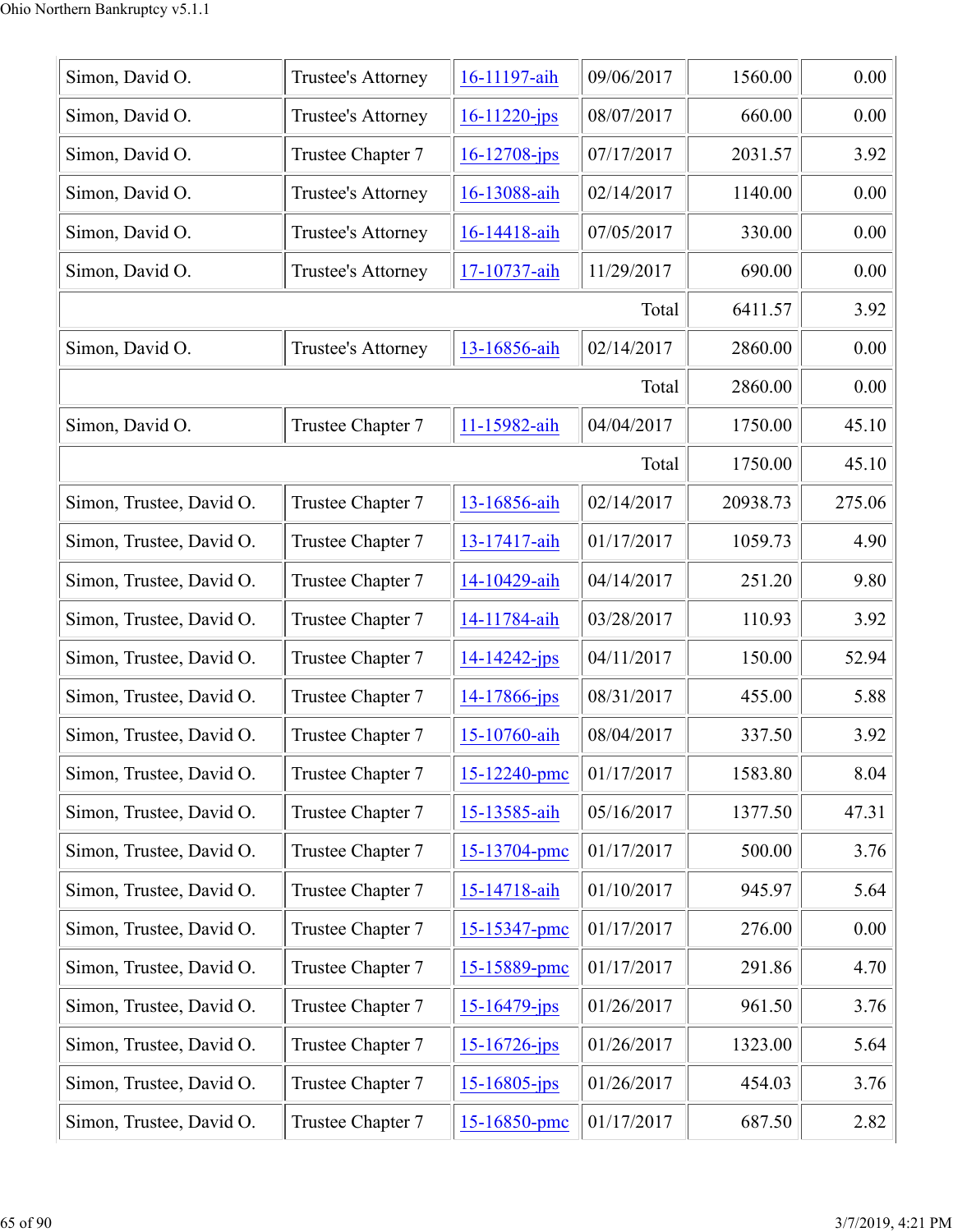| | | | | | |
|---|---|---|---|---|---|
| Simon, David O. | Trustee's Attorney | 16-11197-aih | 09/06/2017 | 1560.00 | 0.00 |
| Simon, David O. | Trustee's Attorney | 16-11220-jps | 08/07/2017 | 660.00 | 0.00 |
| Simon, David O. | Trustee Chapter 7 | 16-12708-jps | 07/17/2017 | 2031.57 | 3.92 |
| Simon, David O. | Trustee's Attorney | 16-13088-aih | 02/14/2017 | 1140.00 | 0.00 |
| Simon, David O. | Trustee's Attorney | 16-14418-aih | 07/05/2017 | 330.00 | 0.00 |
| Simon, David O. | Trustee's Attorney | 17-10737-aih | 11/29/2017 | 690.00 | 0.00 |
| | | | Total | 6411.57 | 3.92 |
| Simon, David O. | Trustee's Attorney | 13-16856-aih | 02/14/2017 | 2860.00 | 0.00 |
| | | | Total | 2860.00 | 0.00 |
| Simon, David O. | Trustee Chapter 7 | 11-15982-aih | 04/04/2017 | 1750.00 | 45.10 |
| | | | Total | 1750.00 | 45.10 |
| Simon, Trustee, David O. | Trustee Chapter 7 | 13-16856-aih | 02/14/2017 | 20938.73 | 275.06 |
| Simon, Trustee, David O. | Trustee Chapter 7 | 13-17417-aih | 01/17/2017 | 1059.73 | 4.90 |
| Simon, Trustee, David O. | Trustee Chapter 7 | 14-10429-aih | 04/14/2017 | 251.20 | 9.80 |
| Simon, Trustee, David O. | Trustee Chapter 7 | 14-11784-aih | 03/28/2017 | 110.93 | 3.92 |
| Simon, Trustee, David O. | Trustee Chapter 7 | 14-14242-jps | 04/11/2017 | 150.00 | 52.94 |
| Simon, Trustee, David O. | Trustee Chapter 7 | 14-17866-jps | 08/31/2017 | 455.00 | 5.88 |
| Simon, Trustee, David O. | Trustee Chapter 7 | 15-10760-aih | 08/04/2017 | 337.50 | 3.92 |
| Simon, Trustee, David O. | Trustee Chapter 7 | 15-12240-pmc | 01/17/2017 | 1583.80 | 8.04 |
| Simon, Trustee, David O. | Trustee Chapter 7 | 15-13585-aih | 05/16/2017 | 1377.50 | 47.31 |
| Simon, Trustee, David O. | Trustee Chapter 7 | 15-13704-pmc | 01/17/2017 | 500.00 | 3.76 |
| Simon, Trustee, David O. | Trustee Chapter 7 | 15-14718-aih | 01/10/2017 | 945.97 | 5.64 |
| Simon, Trustee, David O. | Trustee Chapter 7 | 15-15347-pmc | 01/17/2017 | 276.00 | 0.00 |
| Simon, Trustee, David O. | Trustee Chapter 7 | 15-15889-pmc | 01/17/2017 | 291.86 | 4.70 |
| Simon, Trustee, David O. | Trustee Chapter 7 | 15-16479-jps | 01/26/2017 | 961.50 | 3.76 |
| Simon, Trustee, David O. | Trustee Chapter 7 | 15-16726-jps | 01/26/2017 | 1323.00 | 5.64 |
| Simon, Trustee, David O. | Trustee Chapter 7 | 15-16805-jps | 01/26/2017 | 454.03 | 3.76 |
| Simon, Trustee, David O. | Trustee Chapter 7 | 15-16850-pmc | 01/17/2017 | 687.50 | 2.82 |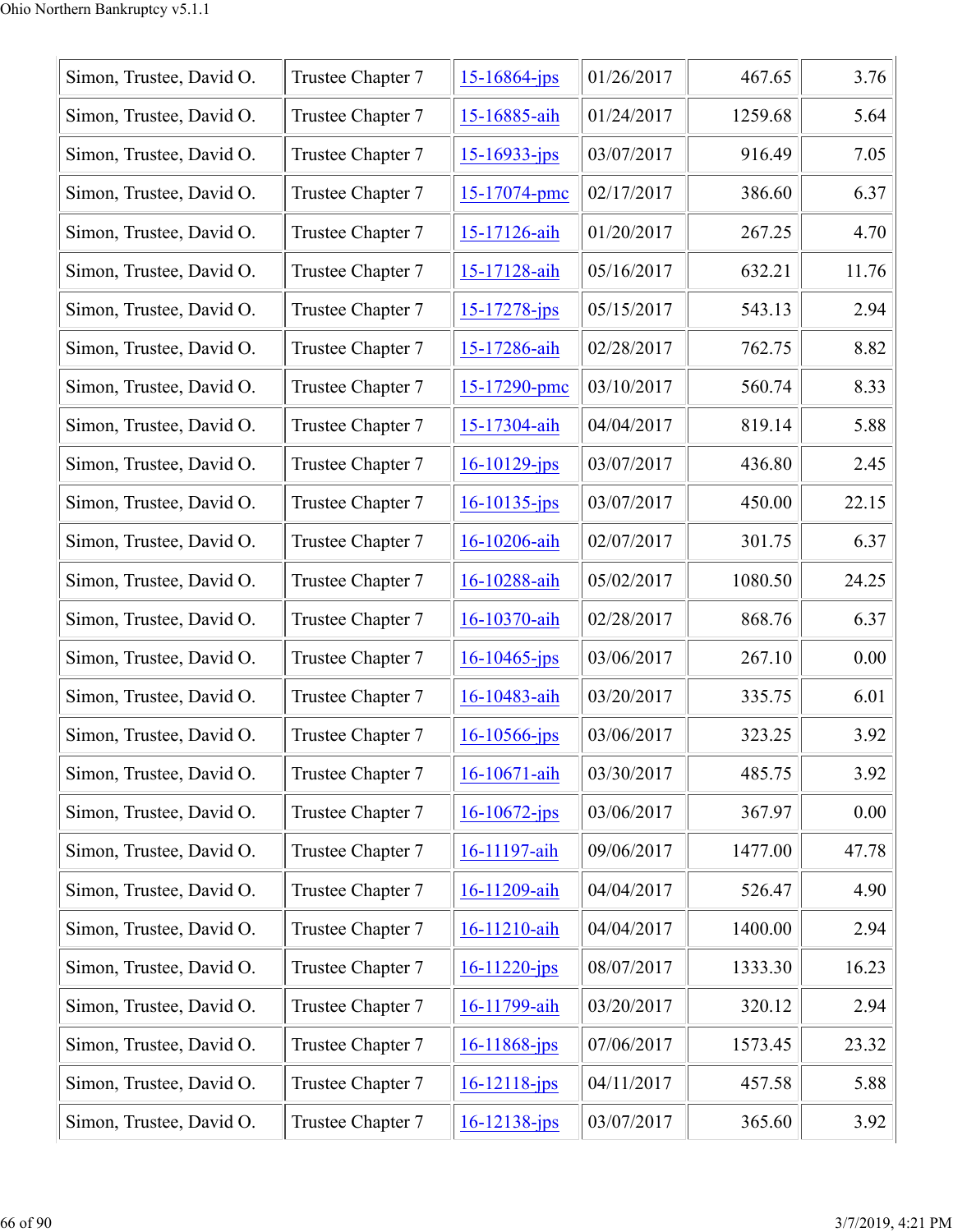| | | | | | |
|---|---|---|---|---|---|
| Simon, Trustee, David O. | Trustee Chapter 7 | 15-16864-jps | 01/26/2017 | 467.65 | 3.76 |
| Simon, Trustee, David O. | Trustee Chapter 7 | 15-16885-aih | 01/24/2017 | 1259.68 | 5.64 |
| Simon, Trustee, David O. | Trustee Chapter 7 | 15-16933-jps | 03/07/2017 | 916.49 | 7.05 |
| Simon, Trustee, David O. | Trustee Chapter 7 | 15-17074-pmc | 02/17/2017 | 386.60 | 6.37 |
| Simon, Trustee, David O. | Trustee Chapter 7 | 15-17126-aih | 01/20/2017 | 267.25 | 4.70 |
| Simon, Trustee, David O. | Trustee Chapter 7 | 15-17128-aih | 05/16/2017 | 632.21 | 11.76 |
| Simon, Trustee, David O. | Trustee Chapter 7 | 15-17278-jps | 05/15/2017 | 543.13 | 2.94 |
| Simon, Trustee, David O. | Trustee Chapter 7 | 15-17286-aih | 02/28/2017 | 762.75 | 8.82 |
| Simon, Trustee, David O. | Trustee Chapter 7 | 15-17290-pmc | 03/10/2017 | 560.74 | 8.33 |
| Simon, Trustee, David O. | Trustee Chapter 7 | 15-17304-aih | 04/04/2017 | 819.14 | 5.88 |
| Simon, Trustee, David O. | Trustee Chapter 7 | 16-10129-jps | 03/07/2017 | 436.80 | 2.45 |
| Simon, Trustee, David O. | Trustee Chapter 7 | 16-10135-jps | 03/07/2017 | 450.00 | 22.15 |
| Simon, Trustee, David O. | Trustee Chapter 7 | 16-10206-aih | 02/07/2017 | 301.75 | 6.37 |
| Simon, Trustee, David O. | Trustee Chapter 7 | 16-10288-aih | 05/02/2017 | 1080.50 | 24.25 |
| Simon, Trustee, David O. | Trustee Chapter 7 | 16-10370-aih | 02/28/2017 | 868.76 | 6.37 |
| Simon, Trustee, David O. | Trustee Chapter 7 | 16-10465-jps | 03/06/2017 | 267.10 | 0.00 |
| Simon, Trustee, David O. | Trustee Chapter 7 | 16-10483-aih | 03/20/2017 | 335.75 | 6.01 |
| Simon, Trustee, David O. | Trustee Chapter 7 | 16-10566-jps | 03/06/2017 | 323.25 | 3.92 |
| Simon, Trustee, David O. | Trustee Chapter 7 | 16-10671-aih | 03/30/2017 | 485.75 | 3.92 |
| Simon, Trustee, David O. | Trustee Chapter 7 | 16-10672-jps | 03/06/2017 | 367.97 | 0.00 |
| Simon, Trustee, David O. | Trustee Chapter 7 | 16-11197-aih | 09/06/2017 | 1477.00 | 47.78 |
| Simon, Trustee, David O. | Trustee Chapter 7 | 16-11209-aih | 04/04/2017 | 526.47 | 4.90 |
| Simon, Trustee, David O. | Trustee Chapter 7 | 16-11210-aih | 04/04/2017 | 1400.00 | 2.94 |
| Simon, Trustee, David O. | Trustee Chapter 7 | 16-11220-jps | 08/07/2017 | 1333.30 | 16.23 |
| Simon, Trustee, David O. | Trustee Chapter 7 | 16-11799-aih | 03/20/2017 | 320.12 | 2.94 |
| Simon, Trustee, David O. | Trustee Chapter 7 | 16-11868-jps | 07/06/2017 | 1573.45 | 23.32 |
| Simon, Trustee, David O. | Trustee Chapter 7 | 16-12118-jps | 04/11/2017 | 457.58 | 5.88 |
| Simon, Trustee, David O. | Trustee Chapter 7 | 16-12138-jps | 03/07/2017 | 365.60 | 3.92 |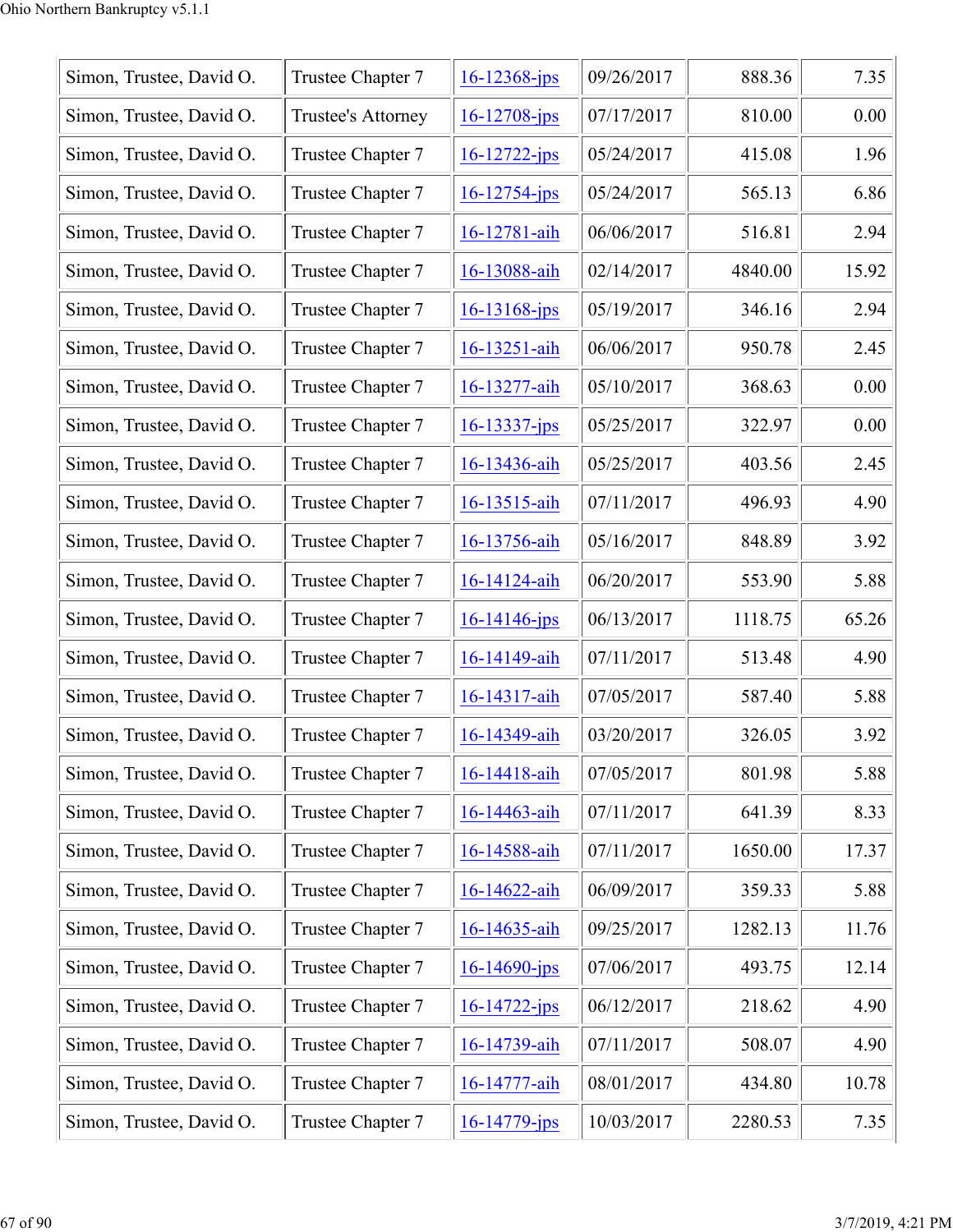| Simon, Trustee, David O. | Trustee Chapter 7 | 16-12368-jps | 09/26/2017 | 888.36 | 7.35 |
|---|---|---|---|---|---|
| Simon, Trustee, David O. | Trustee's Attorney | 16-12708-jps | 07/17/2017 | 810.00 | 0.00 |
| Simon, Trustee, David O. | Trustee Chapter 7 | 16-12722-jps | 05/24/2017 | 415.08 | 1.96 |
| Simon, Trustee, David O. | Trustee Chapter 7 | 16-12754-jps | 05/24/2017 | 565.13 | 6.86 |
| Simon, Trustee, David O. | Trustee Chapter 7 | 16-12781-aih | 06/06/2017 | 516.81 | 2.94 |
| Simon, Trustee, David O. | Trustee Chapter 7 | 16-13088-aih | 02/14/2017 | 4840.00 | 15.92 |
| Simon, Trustee, David O. | Trustee Chapter 7 | 16-13168-jps | 05/19/2017 | 346.16 | 2.94 |
| Simon, Trustee, David O. | Trustee Chapter 7 | 16-13251-aih | 06/06/2017 | 950.78 | 2.45 |
| Simon, Trustee, David O. | Trustee Chapter 7 | 16-13277-aih | 05/10/2017 | 368.63 | 0.00 |
| Simon, Trustee, David O. | Trustee Chapter 7 | 16-13337-jps | 05/25/2017 | 322.97 | 0.00 |
| Simon, Trustee, David O. | Trustee Chapter 7 | 16-13436-aih | 05/25/2017 | 403.56 | 2.45 |
| Simon, Trustee, David O. | Trustee Chapter 7 | 16-13515-aih | 07/11/2017 | 496.93 | 4.90 |
| Simon, Trustee, David O. | Trustee Chapter 7 | 16-13756-aih | 05/16/2017 | 848.89 | 3.92 |
| Simon, Trustee, David O. | Trustee Chapter 7 | 16-14124-aih | 06/20/2017 | 553.90 | 5.88 |
| Simon, Trustee, David O. | Trustee Chapter 7 | 16-14146-jps | 06/13/2017 | 1118.75 | 65.26 |
| Simon, Trustee, David O. | Trustee Chapter 7 | 16-14149-aih | 07/11/2017 | 513.48 | 4.90 |
| Simon, Trustee, David O. | Trustee Chapter 7 | 16-14317-aih | 07/05/2017 | 587.40 | 5.88 |
| Simon, Trustee, David O. | Trustee Chapter 7 | 16-14349-aih | 03/20/2017 | 326.05 | 3.92 |
| Simon, Trustee, David O. | Trustee Chapter 7 | 16-14418-aih | 07/05/2017 | 801.98 | 5.88 |
| Simon, Trustee, David O. | Trustee Chapter 7 | 16-14463-aih | 07/11/2017 | 641.39 | 8.33 |
| Simon, Trustee, David O. | Trustee Chapter 7 | 16-14588-aih | 07/11/2017 | 1650.00 | 17.37 |
| Simon, Trustee, David O. | Trustee Chapter 7 | 16-14622-aih | 06/09/2017 | 359.33 | 5.88 |
| Simon, Trustee, David O. | Trustee Chapter 7 | 16-14635-aih | 09/25/2017 | 1282.13 | 11.76 |
| Simon, Trustee, David O. | Trustee Chapter 7 | 16-14690-jps | 07/06/2017 | 493.75 | 12.14 |
| Simon, Trustee, David O. | Trustee Chapter 7 | 16-14722-jps | 06/12/2017 | 218.62 | 4.90 |
| Simon, Trustee, David O. | Trustee Chapter 7 | 16-14739-aih | 07/11/2017 | 508.07 | 4.90 |
| Simon, Trustee, David O. | Trustee Chapter 7 | 16-14777-aih | 08/01/2017 | 434.80 | 10.78 |
| Simon, Trustee, David O. | Trustee Chapter 7 | 16-14779-jps | 10/03/2017 | 2280.53 | 7.35 |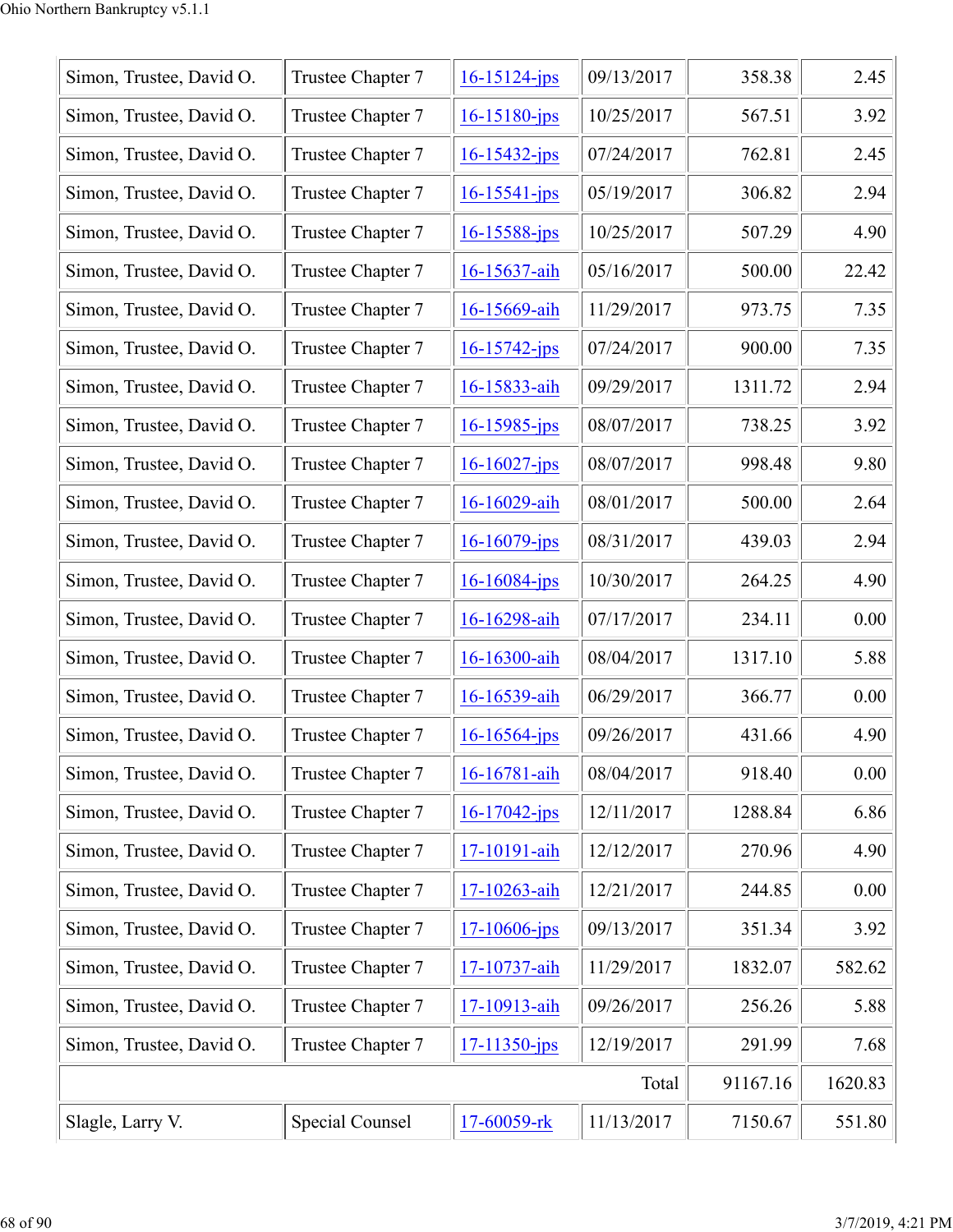| | | | | | |
|---|---|---|---|---|---|
| Simon, Trustee, David O. | Trustee Chapter 7 | 16-15124-jps | 09/13/2017 | 358.38 | 2.45 |
| Simon, Trustee, David O. | Trustee Chapter 7 | 16-15180-jps | 10/25/2017 | 567.51 | 3.92 |
| Simon, Trustee, David O. | Trustee Chapter 7 | 16-15432-jps | 07/24/2017 | 762.81 | 2.45 |
| Simon, Trustee, David O. | Trustee Chapter 7 | 16-15541-jps | 05/19/2017 | 306.82 | 2.94 |
| Simon, Trustee, David O. | Trustee Chapter 7 | 16-15588-jps | 10/25/2017 | 507.29 | 4.90 |
| Simon, Trustee, David O. | Trustee Chapter 7 | 16-15637-aih | 05/16/2017 | 500.00 | 22.42 |
| Simon, Trustee, David O. | Trustee Chapter 7 | 16-15669-aih | 11/29/2017 | 973.75 | 7.35 |
| Simon, Trustee, David O. | Trustee Chapter 7 | 16-15742-jps | 07/24/2017 | 900.00 | 7.35 |
| Simon, Trustee, David O. | Trustee Chapter 7 | 16-15833-aih | 09/29/2017 | 1311.72 | 2.94 |
| Simon, Trustee, David O. | Trustee Chapter 7 | 16-15985-jps | 08/07/2017 | 738.25 | 3.92 |
| Simon, Trustee, David O. | Trustee Chapter 7 | 16-16027-jps | 08/07/2017 | 998.48 | 9.80 |
| Simon, Trustee, David O. | Trustee Chapter 7 | 16-16029-aih | 08/01/2017 | 500.00 | 2.64 |
| Simon, Trustee, David O. | Trustee Chapter 7 | 16-16079-jps | 08/31/2017 | 439.03 | 2.94 |
| Simon, Trustee, David O. | Trustee Chapter 7 | 16-16084-jps | 10/30/2017 | 264.25 | 4.90 |
| Simon, Trustee, David O. | Trustee Chapter 7 | 16-16298-aih | 07/17/2017 | 234.11 | 0.00 |
| Simon, Trustee, David O. | Trustee Chapter 7 | 16-16300-aih | 08/04/2017 | 1317.10 | 5.88 |
| Simon, Trustee, David O. | Trustee Chapter 7 | 16-16539-aih | 06/29/2017 | 366.77 | 0.00 |
| Simon, Trustee, David O. | Trustee Chapter 7 | 16-16564-jps | 09/26/2017 | 431.66 | 4.90 |
| Simon, Trustee, David O. | Trustee Chapter 7 | 16-16781-aih | 08/04/2017 | 918.40 | 0.00 |
| Simon, Trustee, David O. | Trustee Chapter 7 | 16-17042-jps | 12/11/2017 | 1288.84 | 6.86 |
| Simon, Trustee, David O. | Trustee Chapter 7 | 17-10191-aih | 12/12/2017 | 270.96 | 4.90 |
| Simon, Trustee, David O. | Trustee Chapter 7 | 17-10263-aih | 12/21/2017 | 244.85 | 0.00 |
| Simon, Trustee, David O. | Trustee Chapter 7 | 17-10606-jps | 09/13/2017 | 351.34 | 3.92 |
| Simon, Trustee, David O. | Trustee Chapter 7 | 17-10737-aih | 11/29/2017 | 1832.07 | 582.62 |
| Simon, Trustee, David O. | Trustee Chapter 7 | 17-10913-aih | 09/26/2017 | 256.26 | 5.88 |
| Simon, Trustee, David O. | Trustee Chapter 7 | 17-11350-jps | 12/19/2017 | 291.99 | 7.68 |
| | | | Total | 91167.16 | 1620.83 |
| Slagle, Larry V. | Special Counsel | 17-60059-rk | 11/13/2017 | 7150.67 | 551.80 |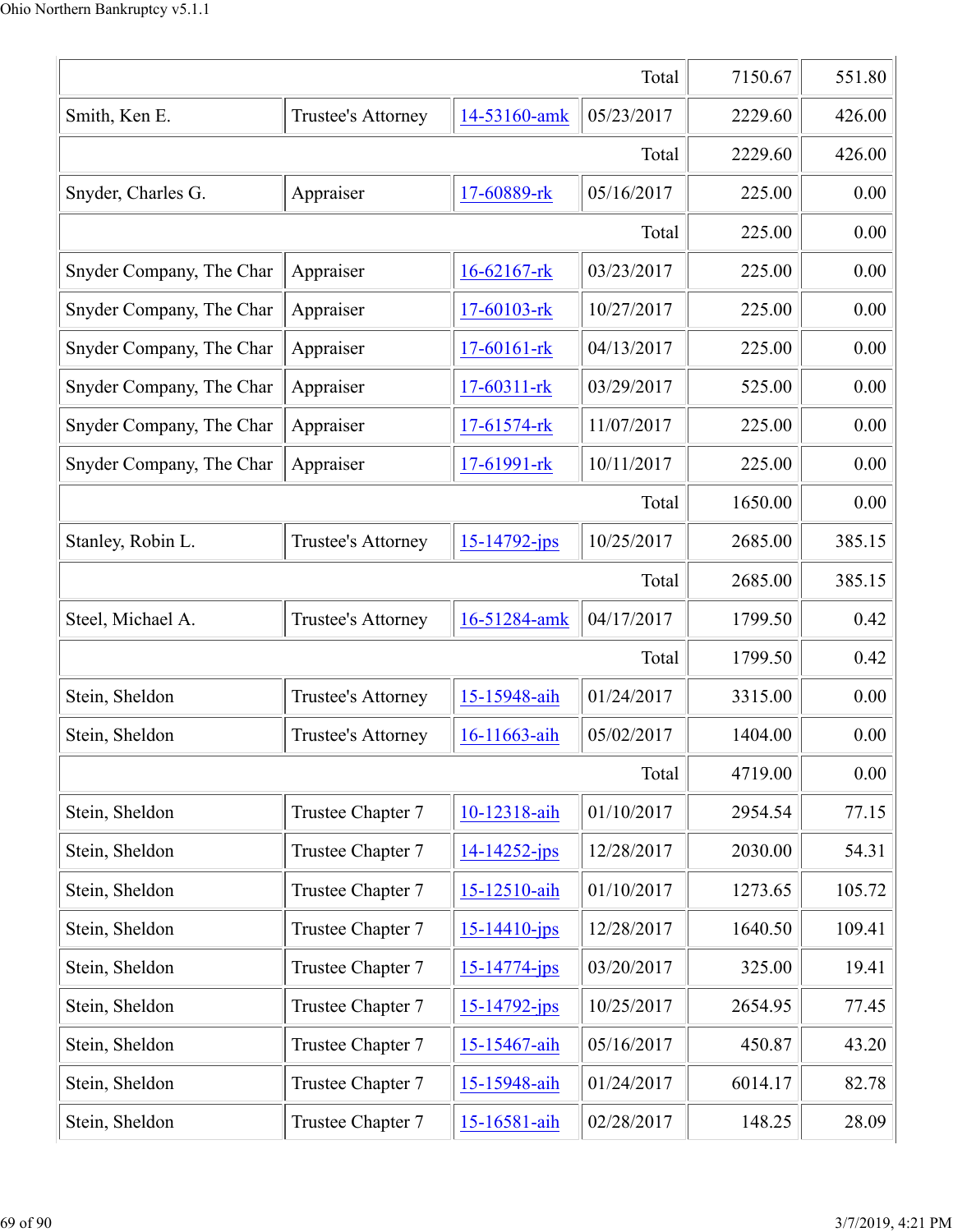| | | | | | |
|---|---|---|---|---|---|
| | | | Total | 7150.67 | 551.80 |
| Smith, Ken E. | Trustee's Attorney | 14-53160-amk | 05/23/2017 | 2229.60 | 426.00 |
| | | | Total | 2229.60 | 426.00 |
| Snyder, Charles G. | Appraiser | 17-60889-rk | 05/16/2017 | 225.00 | 0.00 |
| | | | Total | 225.00 | 0.00 |
| Snyder Company, The Char | Appraiser | 16-62167-rk | 03/23/2017 | 225.00 | 0.00 |
| Snyder Company, The Char | Appraiser | 17-60103-rk | 10/27/2017 | 225.00 | 0.00 |
| Snyder Company, The Char | Appraiser | 17-60161-rk | 04/13/2017 | 225.00 | 0.00 |
| Snyder Company, The Char | Appraiser | 17-60311-rk | 03/29/2017 | 525.00 | 0.00 |
| Snyder Company, The Char | Appraiser | 17-61574-rk | 11/07/2017 | 225.00 | 0.00 |
| Snyder Company, The Char | Appraiser | 17-61991-rk | 10/11/2017 | 225.00 | 0.00 |
| | | | Total | 1650.00 | 0.00 |
| Stanley, Robin L. | Trustee's Attorney | 15-14792-jps | 10/25/2017 | 2685.00 | 385.15 |
| | | | Total | 2685.00 | 385.15 |
| Steel, Michael A. | Trustee's Attorney | 16-51284-amk | 04/17/2017 | 1799.50 | 0.42 |
| | | | Total | 1799.50 | 0.42 |
| Stein, Sheldon | Trustee's Attorney | 15-15948-aih | 01/24/2017 | 3315.00 | 0.00 |
| Stein, Sheldon | Trustee's Attorney | 16-11663-aih | 05/02/2017 | 1404.00 | 0.00 |
| | | | Total | 4719.00 | 0.00 |
| Stein, Sheldon | Trustee Chapter 7 | 10-12318-aih | 01/10/2017 | 2954.54 | 77.15 |
| Stein, Sheldon | Trustee Chapter 7 | 14-14252-jps | 12/28/2017 | 2030.00 | 54.31 |
| Stein, Sheldon | Trustee Chapter 7 | 15-12510-aih | 01/10/2017 | 1273.65 | 105.72 |
| Stein, Sheldon | Trustee Chapter 7 | 15-14410-jps | 12/28/2017 | 1640.50 | 109.41 |
| Stein, Sheldon | Trustee Chapter 7 | 15-14774-jps | 03/20/2017 | 325.00 | 19.41 |
| Stein, Sheldon | Trustee Chapter 7 | 15-14792-jps | 10/25/2017 | 2654.95 | 77.45 |
| Stein, Sheldon | Trustee Chapter 7 | 15-15467-aih | 05/16/2017 | 450.87 | 43.20 |
| Stein, Sheldon | Trustee Chapter 7 | 15-15948-aih | 01/24/2017 | 6014.17 | 82.78 |
| Stein, Sheldon | Trustee Chapter 7 | 15-16581-aih | 02/28/2017 | 148.25 | 28.09 |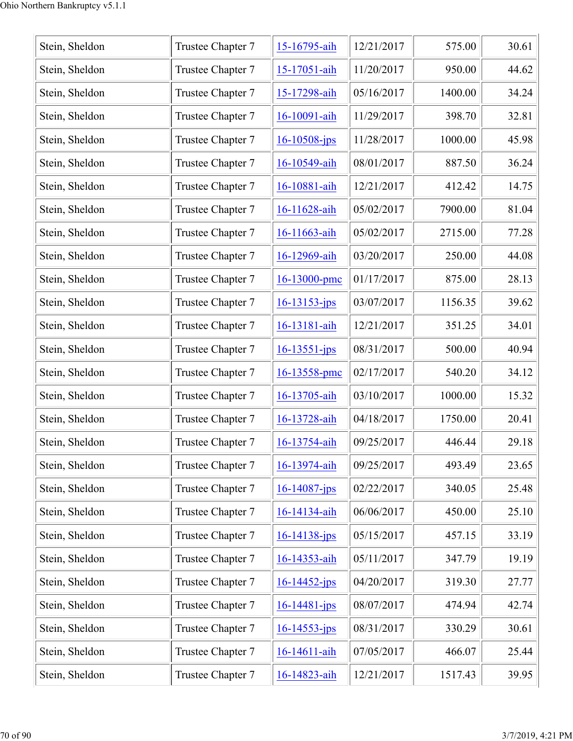| Stein, Sheldon | Trustee Chapter 7 | 15-16795-aih | 12/21/2017 | 575.00 | 30.61 |
|---|---|---|---|---|---|
| Stein, Sheldon | Trustee Chapter 7 | 15-17051-aih | 11/20/2017 | 950.00 | 44.62 |
| Stein, Sheldon | Trustee Chapter 7 | 15-17298-aih | 05/16/2017 | 1400.00 | 34.24 |
| Stein, Sheldon | Trustee Chapter 7 | 16-10091-aih | 11/29/2017 | 398.70 | 32.81 |
| Stein, Sheldon | Trustee Chapter 7 | 16-10508-jps | 11/28/2017 | 1000.00 | 45.98 |
| Stein, Sheldon | Trustee Chapter 7 | 16-10549-aih | 08/01/2017 | 887.50 | 36.24 |
| Stein, Sheldon | Trustee Chapter 7 | 16-10881-aih | 12/21/2017 | 412.42 | 14.75 |
| Stein, Sheldon | Trustee Chapter 7 | 16-11628-aih | 05/02/2017 | 7900.00 | 81.04 |
| Stein, Sheldon | Trustee Chapter 7 | 16-11663-aih | 05/02/2017 | 2715.00 | 77.28 |
| Stein, Sheldon | Trustee Chapter 7 | 16-12969-aih | 03/20/2017 | 250.00 | 44.08 |
| Stein, Sheldon | Trustee Chapter 7 | 16-13000-pmc | 01/17/2017 | 875.00 | 28.13 |
| Stein, Sheldon | Trustee Chapter 7 | 16-13153-jps | 03/07/2017 | 1156.35 | 39.62 |
| Stein, Sheldon | Trustee Chapter 7 | 16-13181-aih | 12/21/2017 | 351.25 | 34.01 |
| Stein, Sheldon | Trustee Chapter 7 | 16-13551-jps | 08/31/2017 | 500.00 | 40.94 |
| Stein, Sheldon | Trustee Chapter 7 | 16-13558-pmc | 02/17/2017 | 540.20 | 34.12 |
| Stein, Sheldon | Trustee Chapter 7 | 16-13705-aih | 03/10/2017 | 1000.00 | 15.32 |
| Stein, Sheldon | Trustee Chapter 7 | 16-13728-aih | 04/18/2017 | 1750.00 | 20.41 |
| Stein, Sheldon | Trustee Chapter 7 | 16-13754-aih | 09/25/2017 | 446.44 | 29.18 |
| Stein, Sheldon | Trustee Chapter 7 | 16-13974-aih | 09/25/2017 | 493.49 | 23.65 |
| Stein, Sheldon | Trustee Chapter 7 | 16-14087-jps | 02/22/2017 | 340.05 | 25.48 |
| Stein, Sheldon | Trustee Chapter 7 | 16-14134-aih | 06/06/2017 | 450.00 | 25.10 |
| Stein, Sheldon | Trustee Chapter 7 | 16-14138-jps | 05/15/2017 | 457.15 | 33.19 |
| Stein, Sheldon | Trustee Chapter 7 | 16-14353-aih | 05/11/2017 | 347.79 | 19.19 |
| Stein, Sheldon | Trustee Chapter 7 | 16-14452-jps | 04/20/2017 | 319.30 | 27.77 |
| Stein, Sheldon | Trustee Chapter 7 | 16-14481-jps | 08/07/2017 | 474.94 | 42.74 |
| Stein, Sheldon | Trustee Chapter 7 | 16-14553-jps | 08/31/2017 | 330.29 | 30.61 |
| Stein, Sheldon | Trustee Chapter 7 | 16-14611-aih | 07/05/2017 | 466.07 | 25.44 |
| Stein, Sheldon | Trustee Chapter 7 | 16-14823-aih | 12/21/2017 | 1517.43 | 39.95 |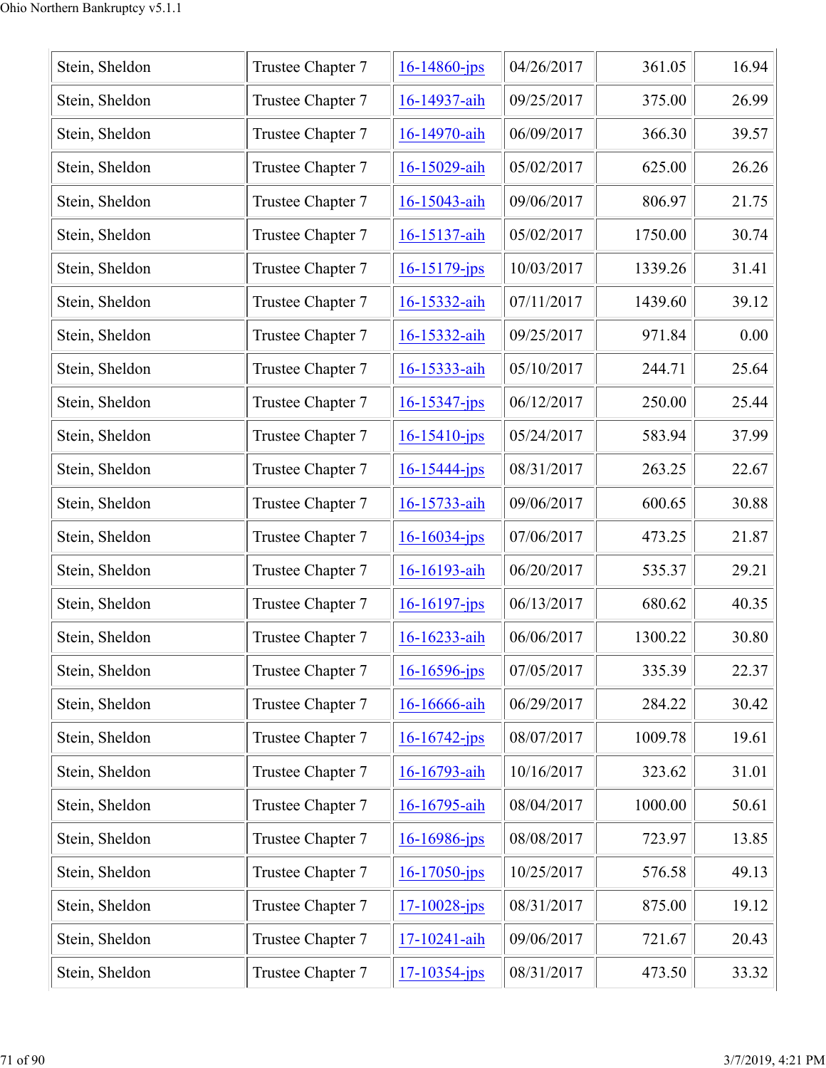| Stein, Sheldon | Trustee Chapter 7 | 16-14860-jps | 04/26/2017 | 361.05 | 16.94 |
|---|---|---|---|---|---|
| Stein, Sheldon | Trustee Chapter 7 | 16-14937-aih | 09/25/2017 | 375.00 | 26.99 |
| Stein, Sheldon | Trustee Chapter 7 | 16-14970-aih | 06/09/2017 | 366.30 | 39.57 |
| Stein, Sheldon | Trustee Chapter 7 | 16-15029-aih | 05/02/2017 | 625.00 | 26.26 |
| Stein, Sheldon | Trustee Chapter 7 | 16-15043-aih | 09/06/2017 | 806.97 | 21.75 |
| Stein, Sheldon | Trustee Chapter 7 | 16-15137-aih | 05/02/2017 | 1750.00 | 30.74 |
| Stein, Sheldon | Trustee Chapter 7 | 16-15179-jps | 10/03/2017 | 1339.26 | 31.41 |
| Stein, Sheldon | Trustee Chapter 7 | 16-15332-aih | 07/11/2017 | 1439.60 | 39.12 |
| Stein, Sheldon | Trustee Chapter 7 | 16-15332-aih | 09/25/2017 | 971.84 | 0.00 |
| Stein, Sheldon | Trustee Chapter 7 | 16-15333-aih | 05/10/2017 | 244.71 | 25.64 |
| Stein, Sheldon | Trustee Chapter 7 | 16-15347-jps | 06/12/2017 | 250.00 | 25.44 |
| Stein, Sheldon | Trustee Chapter 7 | 16-15410-jps | 05/24/2017 | 583.94 | 37.99 |
| Stein, Sheldon | Trustee Chapter 7 | 16-15444-jps | 08/31/2017 | 263.25 | 22.67 |
| Stein, Sheldon | Trustee Chapter 7 | 16-15733-aih | 09/06/2017 | 600.65 | 30.88 |
| Stein, Sheldon | Trustee Chapter 7 | 16-16034-jps | 07/06/2017 | 473.25 | 21.87 |
| Stein, Sheldon | Trustee Chapter 7 | 16-16193-aih | 06/20/2017 | 535.37 | 29.21 |
| Stein, Sheldon | Trustee Chapter 7 | 16-16197-jps | 06/13/2017 | 680.62 | 40.35 |
| Stein, Sheldon | Trustee Chapter 7 | 16-16233-aih | 06/06/2017 | 1300.22 | 30.80 |
| Stein, Sheldon | Trustee Chapter 7 | 16-16596-jps | 07/05/2017 | 335.39 | 22.37 |
| Stein, Sheldon | Trustee Chapter 7 | 16-16666-aih | 06/29/2017 | 284.22 | 30.42 |
| Stein, Sheldon | Trustee Chapter 7 | 16-16742-jps | 08/07/2017 | 1009.78 | 19.61 |
| Stein, Sheldon | Trustee Chapter 7 | 16-16793-aih | 10/16/2017 | 323.62 | 31.01 |
| Stein, Sheldon | Trustee Chapter 7 | 16-16795-aih | 08/04/2017 | 1000.00 | 50.61 |
| Stein, Sheldon | Trustee Chapter 7 | 16-16986-jps | 08/08/2017 | 723.97 | 13.85 |
| Stein, Sheldon | Trustee Chapter 7 | 16-17050-jps | 10/25/2017 | 576.58 | 49.13 |
| Stein, Sheldon | Trustee Chapter 7 | 17-10028-jps | 08/31/2017 | 875.00 | 19.12 |
| Stein, Sheldon | Trustee Chapter 7 | 17-10241-aih | 09/06/2017 | 721.67 | 20.43 |
| Stein, Sheldon | Trustee Chapter 7 | 17-10354-jps | 08/31/2017 | 473.50 | 33.32 |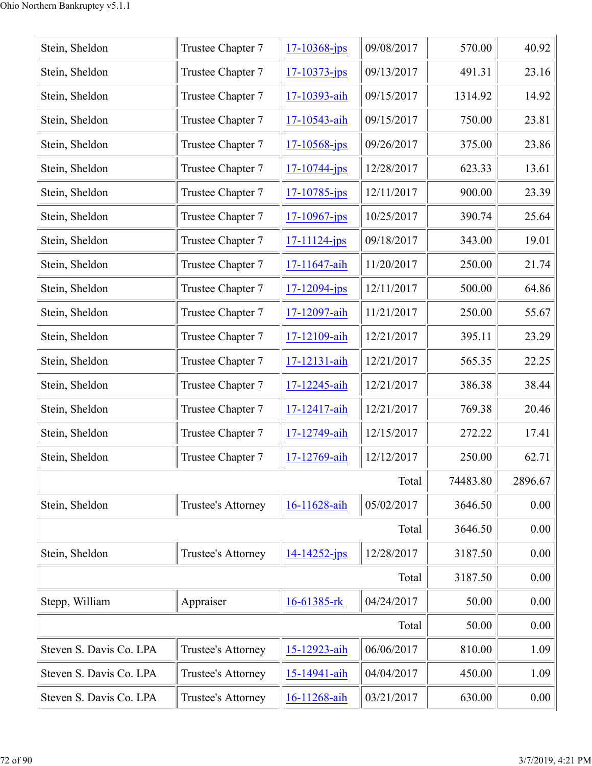| | | | | | |
|---|---|---|---|---|---|
| Stein, Sheldon | Trustee Chapter 7 | 17-10368-jps | 09/08/2017 | 570.00 | 40.92 |
| Stein, Sheldon | Trustee Chapter 7 | 17-10373-jps | 09/13/2017 | 491.31 | 23.16 |
| Stein, Sheldon | Trustee Chapter 7 | 17-10393-aih | 09/15/2017 | 1314.92 | 14.92 |
| Stein, Sheldon | Trustee Chapter 7 | 17-10543-aih | 09/15/2017 | 750.00 | 23.81 |
| Stein, Sheldon | Trustee Chapter 7 | 17-10568-jps | 09/26/2017 | 375.00 | 23.86 |
| Stein, Sheldon | Trustee Chapter 7 | 17-10744-jps | 12/28/2017 | 623.33 | 13.61 |
| Stein, Sheldon | Trustee Chapter 7 | 17-10785-jps | 12/11/2017 | 900.00 | 23.39 |
| Stein, Sheldon | Trustee Chapter 7 | 17-10967-jps | 10/25/2017 | 390.74 | 25.64 |
| Stein, Sheldon | Trustee Chapter 7 | 17-11124-jps | 09/18/2017 | 343.00 | 19.01 |
| Stein, Sheldon | Trustee Chapter 7 | 17-11647-aih | 11/20/2017 | 250.00 | 21.74 |
| Stein, Sheldon | Trustee Chapter 7 | 17-12094-jps | 12/11/2017 | 500.00 | 64.86 |
| Stein, Sheldon | Trustee Chapter 7 | 17-12097-aih | 11/21/2017 | 250.00 | 55.67 |
| Stein, Sheldon | Trustee Chapter 7 | 17-12109-aih | 12/21/2017 | 395.11 | 23.29 |
| Stein, Sheldon | Trustee Chapter 7 | 17-12131-aih | 12/21/2017 | 565.35 | 22.25 |
| Stein, Sheldon | Trustee Chapter 7 | 17-12245-aih | 12/21/2017 | 386.38 | 38.44 |
| Stein, Sheldon | Trustee Chapter 7 | 17-12417-aih | 12/21/2017 | 769.38 | 20.46 |
| Stein, Sheldon | Trustee Chapter 7 | 17-12749-aih | 12/15/2017 | 272.22 | 17.41 |
| Stein, Sheldon | Trustee Chapter 7 | 17-12769-aih | 12/12/2017 | 250.00 | 62.71 |
| | | | Total | 74483.80 | 2896.67 |
| Stein, Sheldon | Trustee's Attorney | 16-11628-aih | 05/02/2017 | 3646.50 | 0.00 |
| | | | Total | 3646.50 | 0.00 |
| Stein, Sheldon | Trustee's Attorney | 14-14252-jps | 12/28/2017 | 3187.50 | 0.00 |
| | | | Total | 3187.50 | 0.00 |
| Stepp, William | Appraiser | 16-61385-rk | 04/24/2017 | 50.00 | 0.00 |
| | | | Total | 50.00 | 0.00 |
| Steven S. Davis Co. LPA | Trustee's Attorney | 15-12923-aih | 06/06/2017 | 810.00 | 1.09 |
| Steven S. Davis Co. LPA | Trustee's Attorney | 15-14941-aih | 04/04/2017 | 450.00 | 1.09 |
| Steven S. Davis Co. LPA | Trustee's Attorney | 16-11268-aih | 03/21/2017 | 630.00 | 0.00 |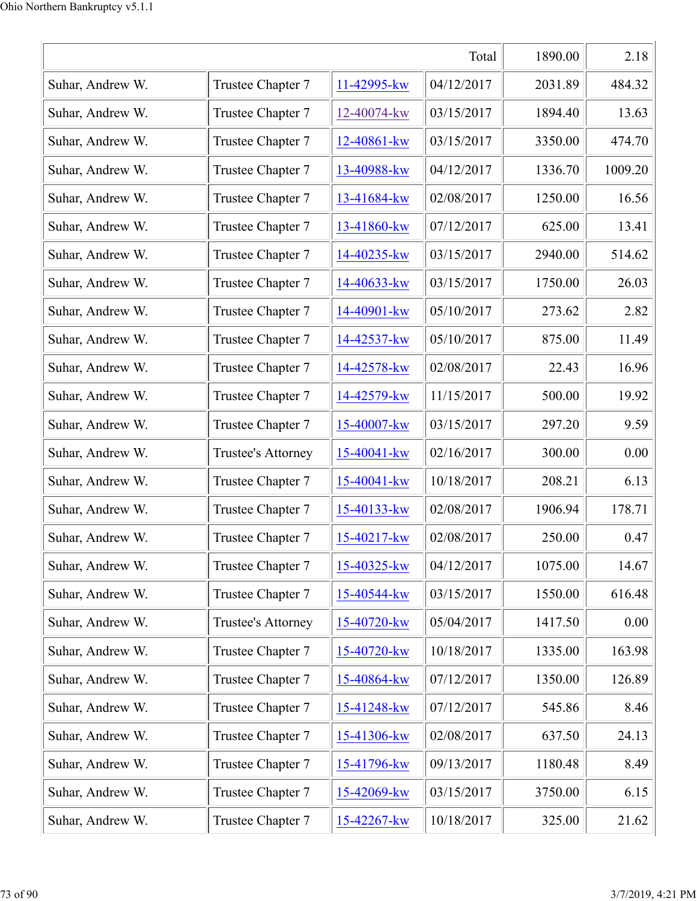| | | | Total | 1890.00 | 2.18 |
|---|---|---|---|---|---|
| Suhar, Andrew W. | Trustee Chapter 7 | 11-42995-kw | 04/12/2017 | 2031.89 | 484.32 |
| Suhar, Andrew W. | Trustee Chapter 7 | 12-40074-kw | 03/15/2017 | 1894.40 | 13.63 |
| Suhar, Andrew W. | Trustee Chapter 7 | 12-40861-kw | 03/15/2017 | 3350.00 | 474.70 |
| Suhar, Andrew W. | Trustee Chapter 7 | 13-40988-kw | 04/12/2017 | 1336.70 | 1009.20 |
| Suhar, Andrew W. | Trustee Chapter 7 | 13-41684-kw | 02/08/2017 | 1250.00 | 16.56 |
| Suhar, Andrew W. | Trustee Chapter 7 | 13-41860-kw | 07/12/2017 | 625.00 | 13.41 |
| Suhar, Andrew W. | Trustee Chapter 7 | 14-40235-kw | 03/15/2017 | 2940.00 | 514.62 |
| Suhar, Andrew W. | Trustee Chapter 7 | 14-40633-kw | 03/15/2017 | 1750.00 | 26.03 |
| Suhar, Andrew W. | Trustee Chapter 7 | 14-40901-kw | 05/10/2017 | 273.62 | 2.82 |
| Suhar, Andrew W. | Trustee Chapter 7 | 14-42537-kw | 05/10/2017 | 875.00 | 11.49 |
| Suhar, Andrew W. | Trustee Chapter 7 | 14-42578-kw | 02/08/2017 | 22.43 | 16.96 |
| Suhar, Andrew W. | Trustee Chapter 7 | 14-42579-kw | 11/15/2017 | 500.00 | 19.92 |
| Suhar, Andrew W. | Trustee Chapter 7 | 15-40007-kw | 03/15/2017 | 297.20 | 9.59 |
| Suhar, Andrew W. | Trustee's Attorney | 15-40041-kw | 02/16/2017 | 300.00 | 0.00 |
| Suhar, Andrew W. | Trustee Chapter 7 | 15-40041-kw | 10/18/2017 | 208.21 | 6.13 |
| Suhar, Andrew W. | Trustee Chapter 7 | 15-40133-kw | 02/08/2017 | 1906.94 | 178.71 |
| Suhar, Andrew W. | Trustee Chapter 7 | 15-40217-kw | 02/08/2017 | 250.00 | 0.47 |
| Suhar, Andrew W. | Trustee Chapter 7 | 15-40325-kw | 04/12/2017 | 1075.00 | 14.67 |
| Suhar, Andrew W. | Trustee Chapter 7 | 15-40544-kw | 03/15/2017 | 1550.00 | 616.48 |
| Suhar, Andrew W. | Trustee's Attorney | 15-40720-kw | 05/04/2017 | 1417.50 | 0.00 |
| Suhar, Andrew W. | Trustee Chapter 7 | 15-40720-kw | 10/18/2017 | 1335.00 | 163.98 |
| Suhar, Andrew W. | Trustee Chapter 7 | 15-40864-kw | 07/12/2017 | 1350.00 | 126.89 |
| Suhar, Andrew W. | Trustee Chapter 7 | 15-41248-kw | 07/12/2017 | 545.86 | 8.46 |
| Suhar, Andrew W. | Trustee Chapter 7 | 15-41306-kw | 02/08/2017 | 637.50 | 24.13 |
| Suhar, Andrew W. | Trustee Chapter 7 | 15-41796-kw | 09/13/2017 | 1180.48 | 8.49 |
| Suhar, Andrew W. | Trustee Chapter 7 | 15-42069-kw | 03/15/2017 | 3750.00 | 6.15 |
| Suhar, Andrew W. | Trustee Chapter 7 | 15-42267-kw | 10/18/2017 | 325.00 | 21.62 |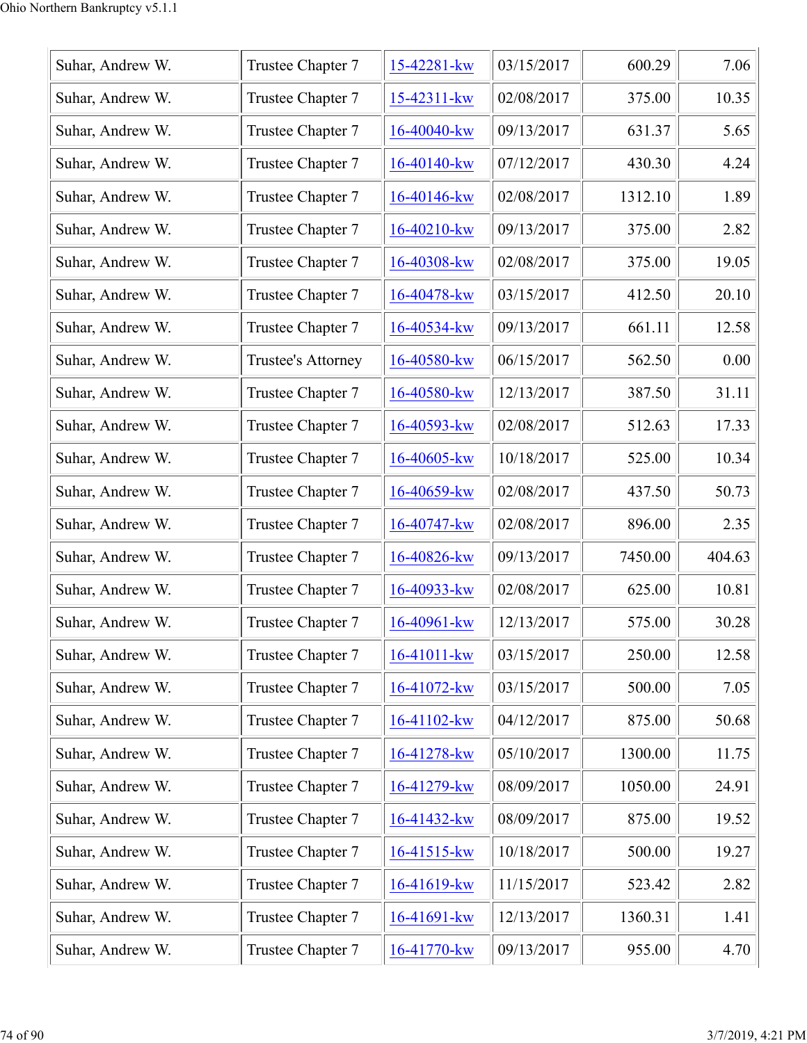| Suhar, Andrew W. | Trustee Chapter 7 | 15-42281-kw | 03/15/2017 | 600.29 | 7.06 |
|---|---|---|---|---|---|
| Suhar, Andrew W. | Trustee Chapter 7 | 15-42311-kw | 02/08/2017 | 375.00 | 10.35 |
| Suhar, Andrew W. | Trustee Chapter 7 | 16-40040-kw | 09/13/2017 | 631.37 | 5.65 |
| Suhar, Andrew W. | Trustee Chapter 7 | 16-40140-kw | 07/12/2017 | 430.30 | 4.24 |
| Suhar, Andrew W. | Trustee Chapter 7 | 16-40146-kw | 02/08/2017 | 1312.10 | 1.89 |
| Suhar, Andrew W. | Trustee Chapter 7 | 16-40210-kw | 09/13/2017 | 375.00 | 2.82 |
| Suhar, Andrew W. | Trustee Chapter 7 | 16-40308-kw | 02/08/2017 | 375.00 | 19.05 |
| Suhar, Andrew W. | Trustee Chapter 7 | 16-40478-kw | 03/15/2017 | 412.50 | 20.10 |
| Suhar, Andrew W. | Trustee Chapter 7 | 16-40534-kw | 09/13/2017 | 661.11 | 12.58 |
| Suhar, Andrew W. | Trustee's Attorney | 16-40580-kw | 06/15/2017 | 562.50 | 0.00 |
| Suhar, Andrew W. | Trustee Chapter 7 | 16-40580-kw | 12/13/2017 | 387.50 | 31.11 |
| Suhar, Andrew W. | Trustee Chapter 7 | 16-40593-kw | 02/08/2017 | 512.63 | 17.33 |
| Suhar, Andrew W. | Trustee Chapter 7 | 16-40605-kw | 10/18/2017 | 525.00 | 10.34 |
| Suhar, Andrew W. | Trustee Chapter 7 | 16-40659-kw | 02/08/2017 | 437.50 | 50.73 |
| Suhar, Andrew W. | Trustee Chapter 7 | 16-40747-kw | 02/08/2017 | 896.00 | 2.35 |
| Suhar, Andrew W. | Trustee Chapter 7 | 16-40826-kw | 09/13/2017 | 7450.00 | 404.63 |
| Suhar, Andrew W. | Trustee Chapter 7 | 16-40933-kw | 02/08/2017 | 625.00 | 10.81 |
| Suhar, Andrew W. | Trustee Chapter 7 | 16-40961-kw | 12/13/2017 | 575.00 | 30.28 |
| Suhar, Andrew W. | Trustee Chapter 7 | 16-41011-kw | 03/15/2017 | 250.00 | 12.58 |
| Suhar, Andrew W. | Trustee Chapter 7 | 16-41072-kw | 03/15/2017 | 500.00 | 7.05 |
| Suhar, Andrew W. | Trustee Chapter 7 | 16-41102-kw | 04/12/2017 | 875.00 | 50.68 |
| Suhar, Andrew W. | Trustee Chapter 7 | 16-41278-kw | 05/10/2017 | 1300.00 | 11.75 |
| Suhar, Andrew W. | Trustee Chapter 7 | 16-41279-kw | 08/09/2017 | 1050.00 | 24.91 |
| Suhar, Andrew W. | Trustee Chapter 7 | 16-41432-kw | 08/09/2017 | 875.00 | 19.52 |
| Suhar, Andrew W. | Trustee Chapter 7 | 16-41515-kw | 10/18/2017 | 500.00 | 19.27 |
| Suhar, Andrew W. | Trustee Chapter 7 | 16-41619-kw | 11/15/2017 | 523.42 | 2.82 |
| Suhar, Andrew W. | Trustee Chapter 7 | 16-41691-kw | 12/13/2017 | 1360.31 | 1.41 |
| Suhar, Andrew W. | Trustee Chapter 7 | 16-41770-kw | 09/13/2017 | 955.00 | 4.70 |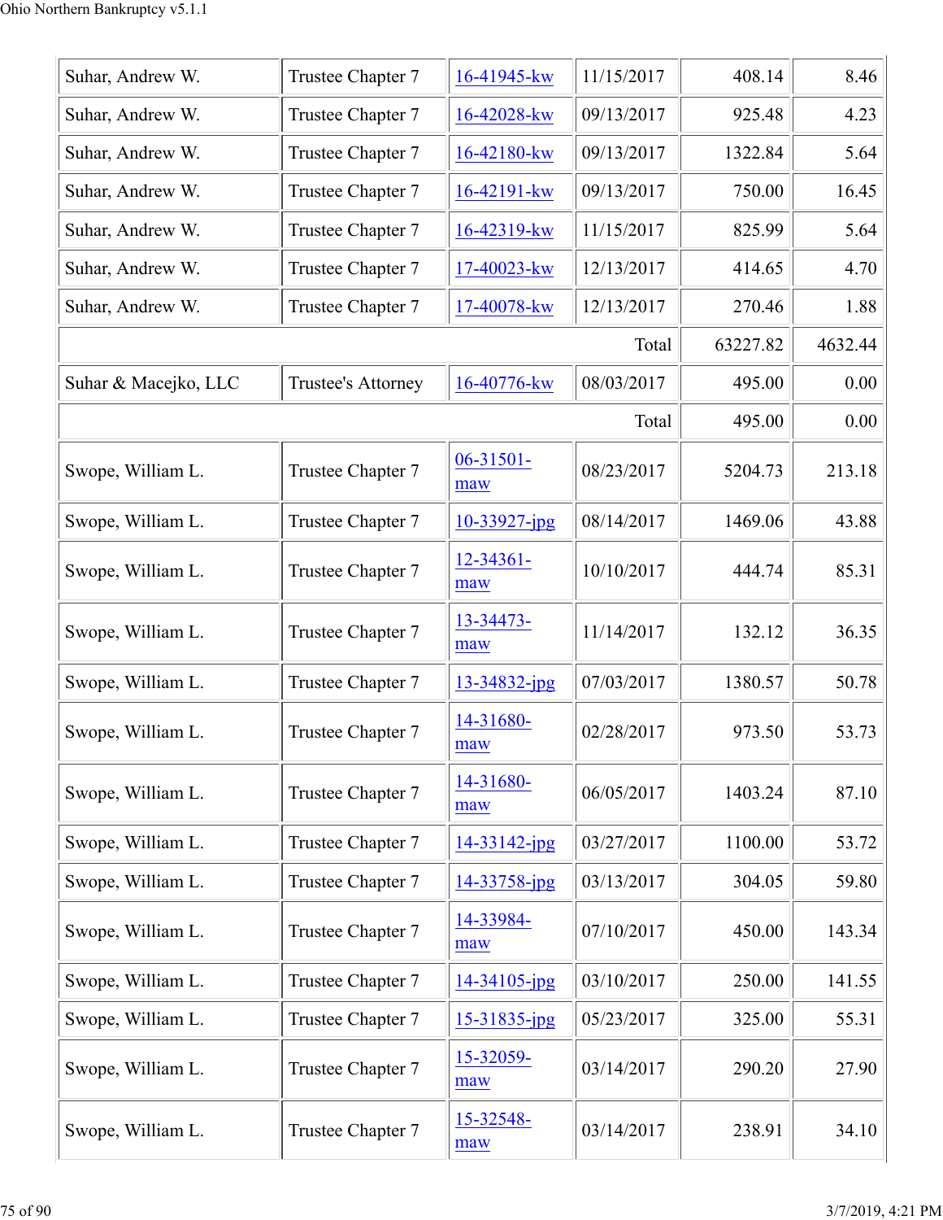| | | | | | |
|---|---|---|---|---|---|
| Suhar, Andrew W. | Trustee Chapter 7 | 16-41945-kw | 11/15/2017 | 408.14 | 8.46 |
| Suhar, Andrew W. | Trustee Chapter 7 | 16-42028-kw | 09/13/2017 | 925.48 | 4.23 |
| Suhar, Andrew W. | Trustee Chapter 7 | 16-42180-kw | 09/13/2017 | 1322.84 | 5.64 |
| Suhar, Andrew W. | Trustee Chapter 7 | 16-42191-kw | 09/13/2017 | 750.00 | 16.45 |
| Suhar, Andrew W. | Trustee Chapter 7 | 16-42319-kw | 11/15/2017 | 825.99 | 5.64 |
| Suhar, Andrew W. | Trustee Chapter 7 | 17-40023-kw | 12/13/2017 | 414.65 | 4.70 |
| Suhar, Andrew W. | Trustee Chapter 7 | 17-40078-kw | 12/13/2017 | 270.46 | 1.88 |
| | | | Total | 63227.82 | 4632.44 |
| Suhar & Macejko, LLC | Trustee's Attorney | 16-40776-kw | 08/03/2017 | 495.00 | 0.00 |
| | | | Total | 495.00 | 0.00 |
| Swope, William L. | Trustee Chapter 7 | 06-31501-maw | 08/23/2017 | 5204.73 | 213.18 |
| Swope, William L. | Trustee Chapter 7 | 10-33927-jpg | 08/14/2017 | 1469.06 | 43.88 |
| Swope, William L. | Trustee Chapter 7 | 12-34361-maw | 10/10/2017 | 444.74 | 85.31 |
| Swope, William L. | Trustee Chapter 7 | 13-34473-maw | 11/14/2017 | 132.12 | 36.35 |
| Swope, William L. | Trustee Chapter 7 | 13-34832-jpg | 07/03/2017 | 1380.57 | 50.78 |
| Swope, William L. | Trustee Chapter 7 | 14-31680-maw | 02/28/2017 | 973.50 | 53.73 |
| Swope, William L. | Trustee Chapter 7 | 14-31680-maw | 06/05/2017 | 1403.24 | 87.10 |
| Swope, William L. | Trustee Chapter 7 | 14-33142-jpg | 03/27/2017 | 1100.00 | 53.72 |
| Swope, William L. | Trustee Chapter 7 | 14-33758-jpg | 03/13/2017 | 304.05 | 59.80 |
| Swope, William L. | Trustee Chapter 7 | 14-33984-maw | 07/10/2017 | 450.00 | 143.34 |
| Swope, William L. | Trustee Chapter 7 | 14-34105-jpg | 03/10/2017 | 250.00 | 141.55 |
| Swope, William L. | Trustee Chapter 7 | 15-31835-jpg | 05/23/2017 | 325.00 | 55.31 |
| Swope, William L. | Trustee Chapter 7 | 15-32059-maw | 03/14/2017 | 290.20 | 27.90 |
| Swope, William L. | Trustee Chapter 7 | 15-32548-maw | 03/14/2017 | 238.91 | 34.10 |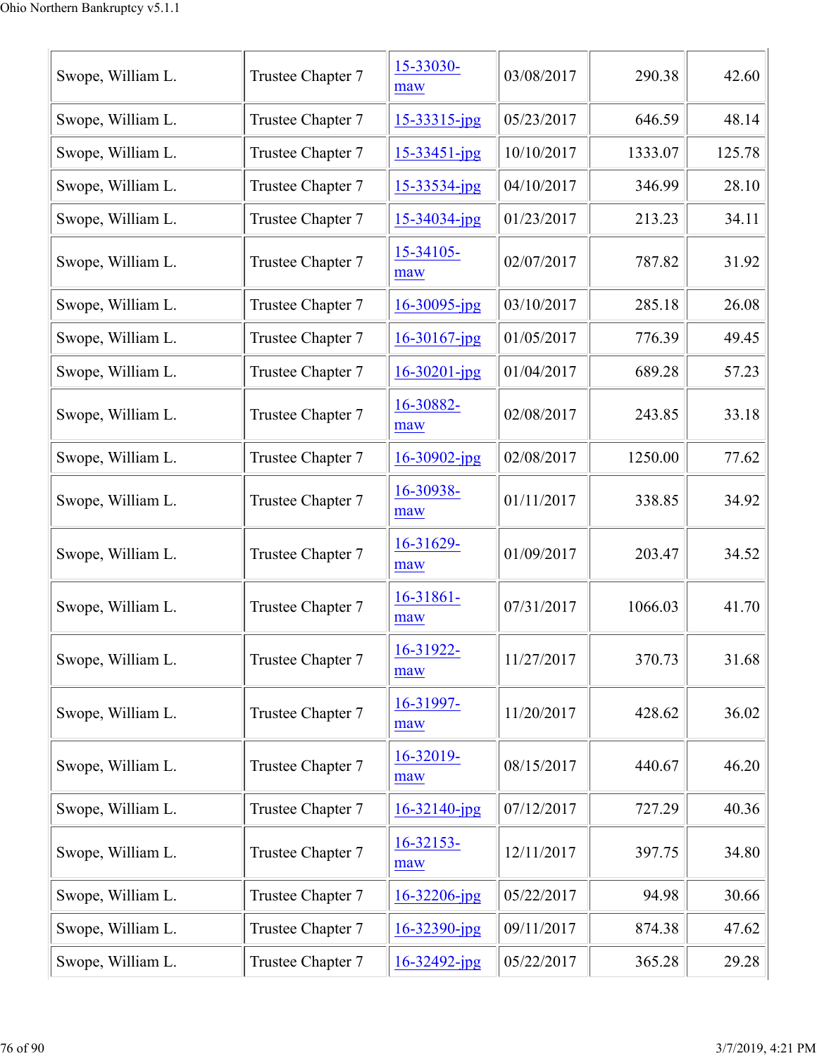| | | | | | |
|---|---|---|---|---|---|
| Swope, William L. | Trustee Chapter 7 | 15-33030-maw | 03/08/2017 | 290.38 | 42.60 |
| Swope, William L. | Trustee Chapter 7 | 15-33315-jpg | 05/23/2017 | 646.59 | 48.14 |
| Swope, William L. | Trustee Chapter 7 | 15-33451-jpg | 10/10/2017 | 1333.07 | 125.78 |
| Swope, William L. | Trustee Chapter 7 | 15-33534-jpg | 04/10/2017 | 346.99 | 28.10 |
| Swope, William L. | Trustee Chapter 7 | 15-34034-jpg | 01/23/2017 | 213.23 | 34.11 |
| Swope, William L. | Trustee Chapter 7 | 15-34105-maw | 02/07/2017 | 787.82 | 31.92 |
| Swope, William L. | Trustee Chapter 7 | 16-30095-jpg | 03/10/2017 | 285.18 | 26.08 |
| Swope, William L. | Trustee Chapter 7 | 16-30167-jpg | 01/05/2017 | 776.39 | 49.45 |
| Swope, William L. | Trustee Chapter 7 | 16-30201-jpg | 01/04/2017 | 689.28 | 57.23 |
| Swope, William L. | Trustee Chapter 7 | 16-30882-maw | 02/08/2017 | 243.85 | 33.18 |
| Swope, William L. | Trustee Chapter 7 | 16-30902-jpg | 02/08/2017 | 1250.00 | 77.62 |
| Swope, William L. | Trustee Chapter 7 | 16-30938-maw | 01/11/2017 | 338.85 | 34.92 |
| Swope, William L. | Trustee Chapter 7 | 16-31629-maw | 01/09/2017 | 203.47 | 34.52 |
| Swope, William L. | Trustee Chapter 7 | 16-31861-maw | 07/31/2017 | 1066.03 | 41.70 |
| Swope, William L. | Trustee Chapter 7 | 16-31922-maw | 11/27/2017 | 370.73 | 31.68 |
| Swope, William L. | Trustee Chapter 7 | 16-31997-maw | 11/20/2017 | 428.62 | 36.02 |
| Swope, William L. | Trustee Chapter 7 | 16-32019-maw | 08/15/2017 | 440.67 | 46.20 |
| Swope, William L. | Trustee Chapter 7 | 16-32140-jpg | 07/12/2017 | 727.29 | 40.36 |
| Swope, William L. | Trustee Chapter 7 | 16-32153-maw | 12/11/2017 | 397.75 | 34.80 |
| Swope, William L. | Trustee Chapter 7 | 16-32206-jpg | 05/22/2017 | 94.98 | 30.66 |
| Swope, William L. | Trustee Chapter 7 | 16-32390-jpg | 09/11/2017 | 874.38 | 47.62 |
| Swope, William L. | Trustee Chapter 7 | 16-32492-jpg | 05/22/2017 | 365.28 | 29.28 |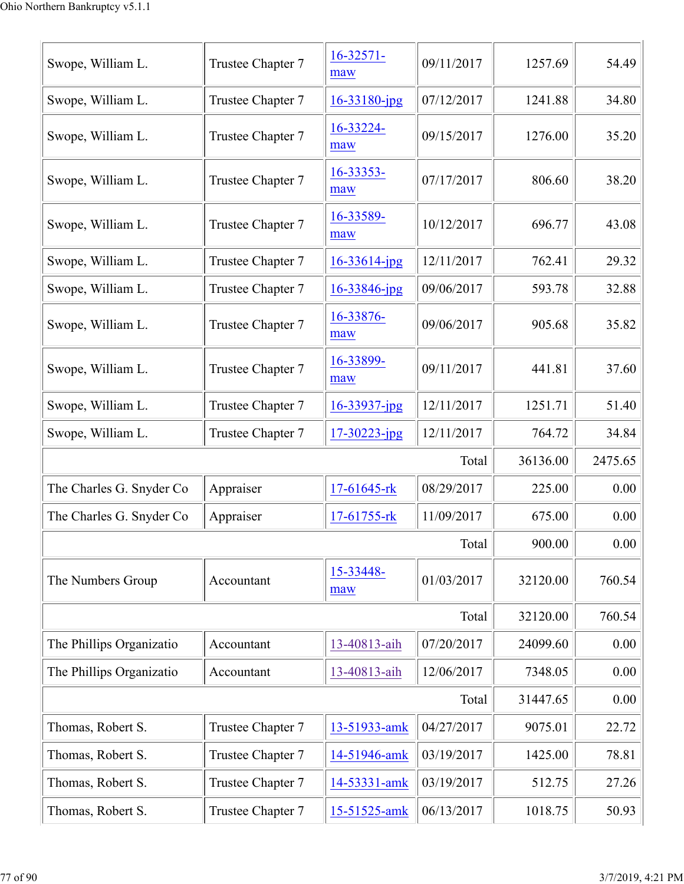| | | | | | |
|---|---|---|---|---|---|
| Swope, William L. | Trustee Chapter 7 | 16-32571-maw | 09/11/2017 | 1257.69 | 54.49 |
| Swope, William L. | Trustee Chapter 7 | 16-33180-jpg | 07/12/2017 | 1241.88 | 34.80 |
| Swope, William L. | Trustee Chapter 7 | 16-33224-maw | 09/15/2017 | 1276.00 | 35.20 |
| Swope, William L. | Trustee Chapter 7 | 16-33353-maw | 07/17/2017 | 806.60 | 38.20 |
| Swope, William L. | Trustee Chapter 7 | 16-33589-maw | 10/12/2017 | 696.77 | 43.08 |
| Swope, William L. | Trustee Chapter 7 | 16-33614-jpg | 12/11/2017 | 762.41 | 29.32 |
| Swope, William L. | Trustee Chapter 7 | 16-33846-jpg | 09/06/2017 | 593.78 | 32.88 |
| Swope, William L. | Trustee Chapter 7 | 16-33876-maw | 09/06/2017 | 905.68 | 35.82 |
| Swope, William L. | Trustee Chapter 7 | 16-33899-maw | 09/11/2017 | 441.81 | 37.60 |
| Swope, William L. | Trustee Chapter 7 | 16-33937-jpg | 12/11/2017 | 1251.71 | 51.40 |
| Swope, William L. | Trustee Chapter 7 | 17-30223-jpg | 12/11/2017 | 764.72 | 34.84 |
| | | | Total | 36136.00 | 2475.65 |
| The Charles G. Snyder Co | Appraiser | 17-61645-rk | 08/29/2017 | 225.00 | 0.00 |
| The Charles G. Snyder Co | Appraiser | 17-61755-rk | 11/09/2017 | 675.00 | 0.00 |
| | | | Total | 900.00 | 0.00 |
| The Numbers Group | Accountant | 15-33448-maw | 01/03/2017 | 32120.00 | 760.54 |
| | | | Total | 32120.00 | 760.54 |
| The Phillips Organizatio | Accountant | 13-40813-aih | 07/20/2017 | 24099.60 | 0.00 |
| The Phillips Organizatio | Accountant | 13-40813-aih | 12/06/2017 | 7348.05 | 0.00 |
| | | | Total | 31447.65 | 0.00 |
| Thomas, Robert S. | Trustee Chapter 7 | 13-51933-amk | 04/27/2017 | 9075.01 | 22.72 |
| Thomas, Robert S. | Trustee Chapter 7 | 14-51946-amk | 03/19/2017 | 1425.00 | 78.81 |
| Thomas, Robert S. | Trustee Chapter 7 | 14-53331-amk | 03/19/2017 | 512.75 | 27.26 |
| Thomas, Robert S. | Trustee Chapter 7 | 15-51525-amk | 06/13/2017 | 1018.75 | 50.93 |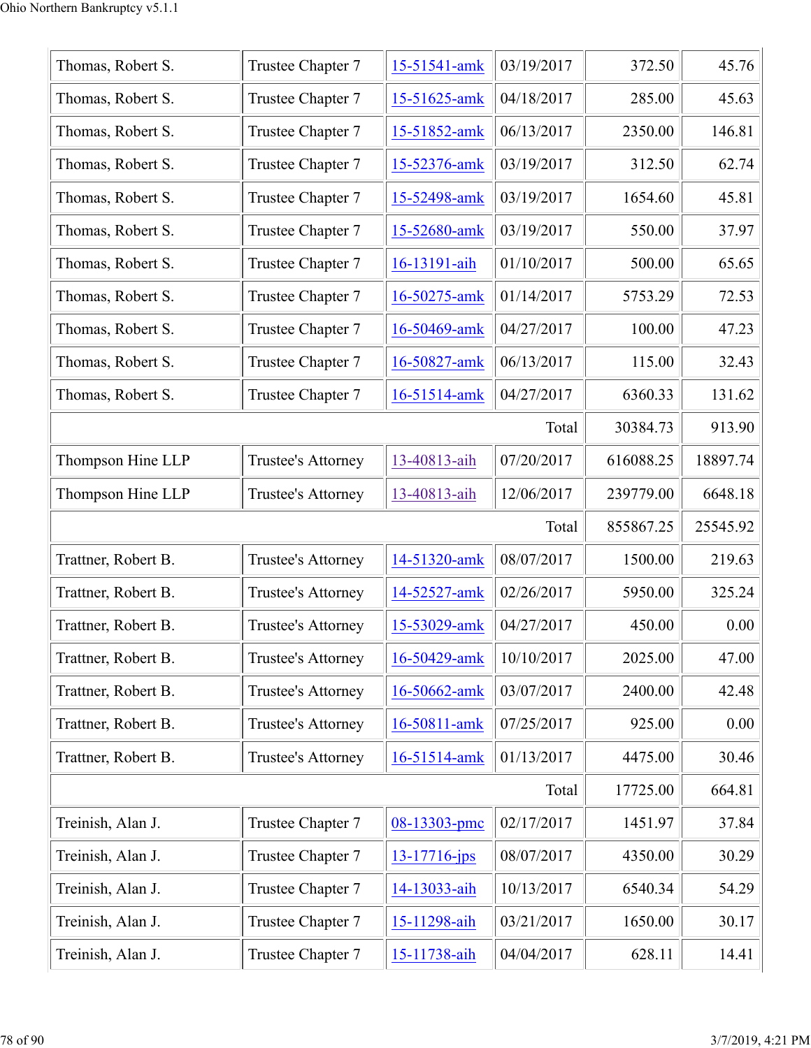| | | | | | |
|---|---|---|---|---|---|
| Thomas, Robert S. | Trustee Chapter 7 | 15-51541-amk | 03/19/2017 | 372.50 | 45.76 |
| Thomas, Robert S. | Trustee Chapter 7 | 15-51625-amk | 04/18/2017 | 285.00 | 45.63 |
| Thomas, Robert S. | Trustee Chapter 7 | 15-51852-amk | 06/13/2017 | 2350.00 | 146.81 |
| Thomas, Robert S. | Trustee Chapter 7 | 15-52376-amk | 03/19/2017 | 312.50 | 62.74 |
| Thomas, Robert S. | Trustee Chapter 7 | 15-52498-amk | 03/19/2017 | 1654.60 | 45.81 |
| Thomas, Robert S. | Trustee Chapter 7 | 15-52680-amk | 03/19/2017 | 550.00 | 37.97 |
| Thomas, Robert S. | Trustee Chapter 7 | 16-13191-aih | 01/10/2017 | 500.00 | 65.65 |
| Thomas, Robert S. | Trustee Chapter 7 | 16-50275-amk | 01/14/2017 | 5753.29 | 72.53 |
| Thomas, Robert S. | Trustee Chapter 7 | 16-50469-amk | 04/27/2017 | 100.00 | 47.23 |
| Thomas, Robert S. | Trustee Chapter 7 | 16-50827-amk | 06/13/2017 | 115.00 | 32.43 |
| Thomas, Robert S. | Trustee Chapter 7 | 16-51514-amk | 04/27/2017 | 6360.33 | 131.62 |
| | | | Total | 30384.73 | 913.90 |
| Thompson Hine LLP | Trustee's Attorney | 13-40813-aih | 07/20/2017 | 616088.25 | 18897.74 |
| Thompson Hine LLP | Trustee's Attorney | 13-40813-aih | 12/06/2017 | 239779.00 | 6648.18 |
| | | | Total | 855867.25 | 25545.92 |
| Trattner, Robert B. | Trustee's Attorney | 14-51320-amk | 08/07/2017 | 1500.00 | 219.63 |
| Trattner, Robert B. | Trustee's Attorney | 14-52527-amk | 02/26/2017 | 5950.00 | 325.24 |
| Trattner, Robert B. | Trustee's Attorney | 15-53029-amk | 04/27/2017 | 450.00 | 0.00 |
| Trattner, Robert B. | Trustee's Attorney | 16-50429-amk | 10/10/2017 | 2025.00 | 47.00 |
| Trattner, Robert B. | Trustee's Attorney | 16-50662-amk | 03/07/2017 | 2400.00 | 42.48 |
| Trattner, Robert B. | Trustee's Attorney | 16-50811-amk | 07/25/2017 | 925.00 | 0.00 |
| Trattner, Robert B. | Trustee's Attorney | 16-51514-amk | 01/13/2017 | 4475.00 | 30.46 |
| | | | Total | 17725.00 | 664.81 |
| Treinish, Alan J. | Trustee Chapter 7 | 08-13303-pmc | 02/17/2017 | 1451.97 | 37.84 |
| Treinish, Alan J. | Trustee Chapter 7 | 13-17716-jps | 08/07/2017 | 4350.00 | 30.29 |
| Treinish, Alan J. | Trustee Chapter 7 | 14-13033-aih | 10/13/2017 | 6540.34 | 54.29 |
| Treinish, Alan J. | Trustee Chapter 7 | 15-11298-aih | 03/21/2017 | 1650.00 | 30.17 |
| Treinish, Alan J. | Trustee Chapter 7 | 15-11738-aih | 04/04/2017 | 628.11 | 14.41 |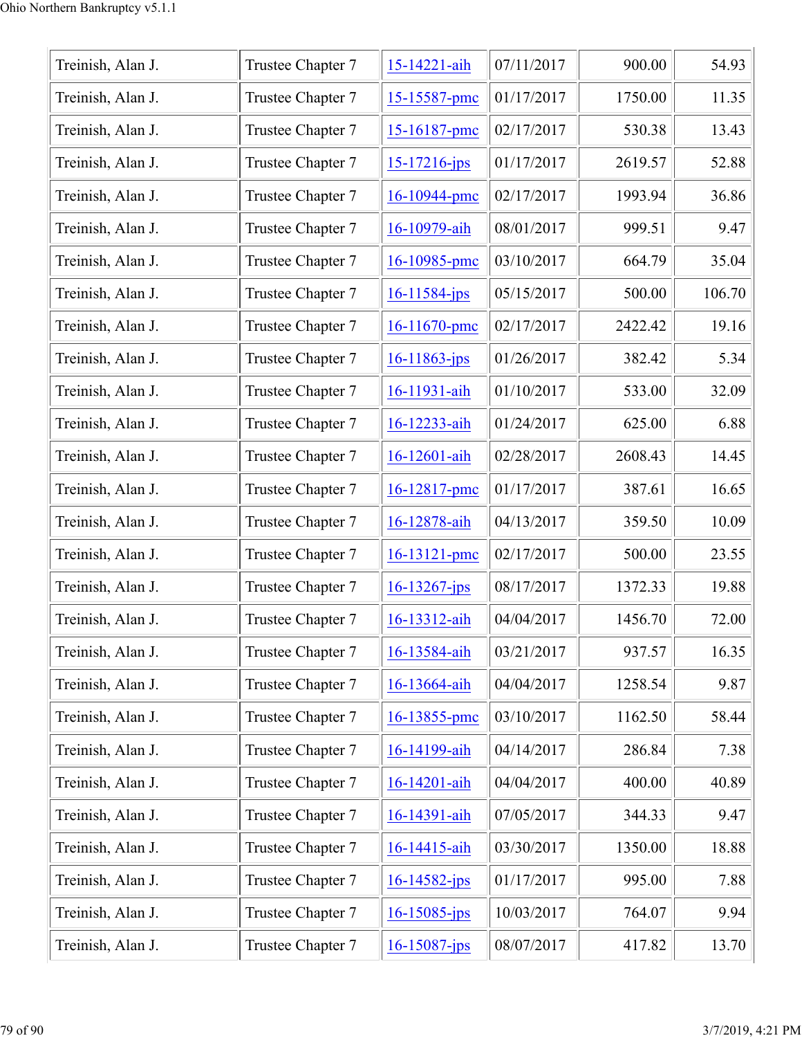| | | | | | |
|---|---|---|---|---|---|
| Treinish, Alan J. | Trustee Chapter 7 | 15-14221-aih | 07/11/2017 | 900.00 | 54.93 |
| Treinish, Alan J. | Trustee Chapter 7 | 15-15587-pmc | 01/17/2017 | 1750.00 | 11.35 |
| Treinish, Alan J. | Trustee Chapter 7 | 15-16187-pmc | 02/17/2017 | 530.38 | 13.43 |
| Treinish, Alan J. | Trustee Chapter 7 | 15-17216-jps | 01/17/2017 | 2619.57 | 52.88 |
| Treinish, Alan J. | Trustee Chapter 7 | 16-10944-pmc | 02/17/2017 | 1993.94 | 36.86 |
| Treinish, Alan J. | Trustee Chapter 7 | 16-10979-aih | 08/01/2017 | 999.51 | 9.47 |
| Treinish, Alan J. | Trustee Chapter 7 | 16-10985-pmc | 03/10/2017 | 664.79 | 35.04 |
| Treinish, Alan J. | Trustee Chapter 7 | 16-11584-jps | 05/15/2017 | 500.00 | 106.70 |
| Treinish, Alan J. | Trustee Chapter 7 | 16-11670-pmc | 02/17/2017 | 2422.42 | 19.16 |
| Treinish, Alan J. | Trustee Chapter 7 | 16-11863-jps | 01/26/2017 | 382.42 | 5.34 |
| Treinish, Alan J. | Trustee Chapter 7 | 16-11931-aih | 01/10/2017 | 533.00 | 32.09 |
| Treinish, Alan J. | Trustee Chapter 7 | 16-12233-aih | 01/24/2017 | 625.00 | 6.88 |
| Treinish, Alan J. | Trustee Chapter 7 | 16-12601-aih | 02/28/2017 | 2608.43 | 14.45 |
| Treinish, Alan J. | Trustee Chapter 7 | 16-12817-pmc | 01/17/2017 | 387.61 | 16.65 |
| Treinish, Alan J. | Trustee Chapter 7 | 16-12878-aih | 04/13/2017 | 359.50 | 10.09 |
| Treinish, Alan J. | Trustee Chapter 7 | 16-13121-pmc | 02/17/2017 | 500.00 | 23.55 |
| Treinish, Alan J. | Trustee Chapter 7 | 16-13267-jps | 08/17/2017 | 1372.33 | 19.88 |
| Treinish, Alan J. | Trustee Chapter 7 | 16-13312-aih | 04/04/2017 | 1456.70 | 72.00 |
| Treinish, Alan J. | Trustee Chapter 7 | 16-13584-aih | 03/21/2017 | 937.57 | 16.35 |
| Treinish, Alan J. | Trustee Chapter 7 | 16-13664-aih | 04/04/2017 | 1258.54 | 9.87 |
| Treinish, Alan J. | Trustee Chapter 7 | 16-13855-pmc | 03/10/2017 | 1162.50 | 58.44 |
| Treinish, Alan J. | Trustee Chapter 7 | 16-14199-aih | 04/14/2017 | 286.84 | 7.38 |
| Treinish, Alan J. | Trustee Chapter 7 | 16-14201-aih | 04/04/2017 | 400.00 | 40.89 |
| Treinish, Alan J. | Trustee Chapter 7 | 16-14391-aih | 07/05/2017 | 344.33 | 9.47 |
| Treinish, Alan J. | Trustee Chapter 7 | 16-14415-aih | 03/30/2017 | 1350.00 | 18.88 |
| Treinish, Alan J. | Trustee Chapter 7 | 16-14582-jps | 01/17/2017 | 995.00 | 7.88 |
| Treinish, Alan J. | Trustee Chapter 7 | 16-15085-jps | 10/03/2017 | 764.07 | 9.94 |
| Treinish, Alan J. | Trustee Chapter 7 | 16-15087-jps | 08/07/2017 | 417.82 | 13.70 |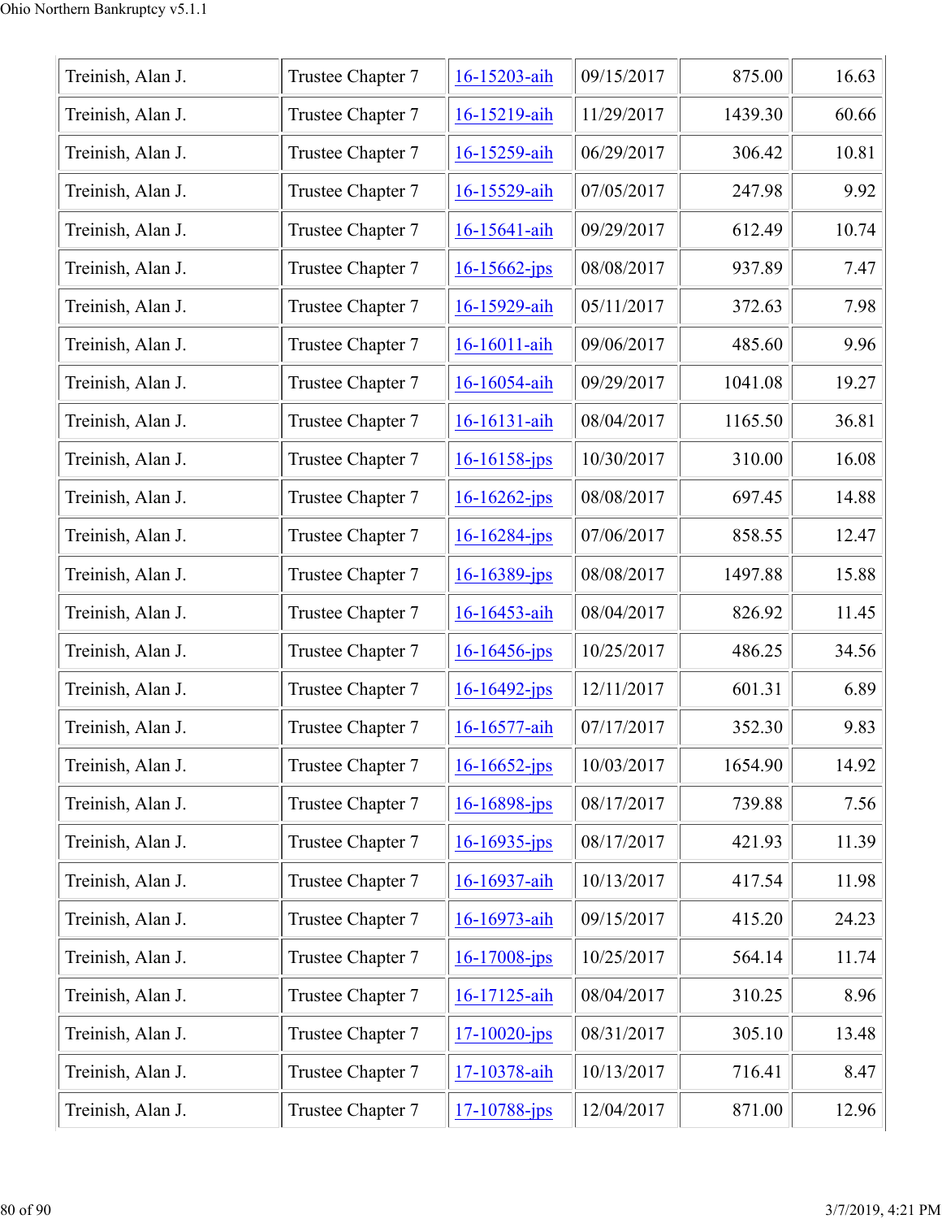| | | | | | |
|---|---|---|---|---|---|
| Treinish, Alan J. | Trustee Chapter 7 | 16-15203-aih | 09/15/2017 | 875.00 | 16.63 |
| Treinish, Alan J. | Trustee Chapter 7 | 16-15219-aih | 11/29/2017 | 1439.30 | 60.66 |
| Treinish, Alan J. | Trustee Chapter 7 | 16-15259-aih | 06/29/2017 | 306.42 | 10.81 |
| Treinish, Alan J. | Trustee Chapter 7 | 16-15529-aih | 07/05/2017 | 247.98 | 9.92 |
| Treinish, Alan J. | Trustee Chapter 7 | 16-15641-aih | 09/29/2017 | 612.49 | 10.74 |
| Treinish, Alan J. | Trustee Chapter 7 | 16-15662-jps | 08/08/2017 | 937.89 | 7.47 |
| Treinish, Alan J. | Trustee Chapter 7 | 16-15929-aih | 05/11/2017 | 372.63 | 7.98 |
| Treinish, Alan J. | Trustee Chapter 7 | 16-16011-aih | 09/06/2017 | 485.60 | 9.96 |
| Treinish, Alan J. | Trustee Chapter 7 | 16-16054-aih | 09/29/2017 | 1041.08 | 19.27 |
| Treinish, Alan J. | Trustee Chapter 7 | 16-16131-aih | 08/04/2017 | 1165.50 | 36.81 |
| Treinish, Alan J. | Trustee Chapter 7 | 16-16158-jps | 10/30/2017 | 310.00 | 16.08 |
| Treinish, Alan J. | Trustee Chapter 7 | 16-16262-jps | 08/08/2017 | 697.45 | 14.88 |
| Treinish, Alan J. | Trustee Chapter 7 | 16-16284-jps | 07/06/2017 | 858.55 | 12.47 |
| Treinish, Alan J. | Trustee Chapter 7 | 16-16389-jps | 08/08/2017 | 1497.88 | 15.88 |
| Treinish, Alan J. | Trustee Chapter 7 | 16-16453-aih | 08/04/2017 | 826.92 | 11.45 |
| Treinish, Alan J. | Trustee Chapter 7 | 16-16456-jps | 10/25/2017 | 486.25 | 34.56 |
| Treinish, Alan J. | Trustee Chapter 7 | 16-16492-jps | 12/11/2017 | 601.31 | 6.89 |
| Treinish, Alan J. | Trustee Chapter 7 | 16-16577-aih | 07/17/2017 | 352.30 | 9.83 |
| Treinish, Alan J. | Trustee Chapter 7 | 16-16652-jps | 10/03/2017 | 1654.90 | 14.92 |
| Treinish, Alan J. | Trustee Chapter 7 | 16-16898-jps | 08/17/2017 | 739.88 | 7.56 |
| Treinish, Alan J. | Trustee Chapter 7 | 16-16935-jps | 08/17/2017 | 421.93 | 11.39 |
| Treinish, Alan J. | Trustee Chapter 7 | 16-16937-aih | 10/13/2017 | 417.54 | 11.98 |
| Treinish, Alan J. | Trustee Chapter 7 | 16-16973-aih | 09/15/2017 | 415.20 | 24.23 |
| Treinish, Alan J. | Trustee Chapter 7 | 16-17008-jps | 10/25/2017 | 564.14 | 11.74 |
| Treinish, Alan J. | Trustee Chapter 7 | 16-17125-aih | 08/04/2017 | 310.25 | 8.96 |
| Treinish, Alan J. | Trustee Chapter 7 | 17-10020-jps | 08/31/2017 | 305.10 | 13.48 |
| Treinish, Alan J. | Trustee Chapter 7 | 17-10378-aih | 10/13/2017 | 716.41 | 8.47 |
| Treinish, Alan J. | Trustee Chapter 7 | 17-10788-jps | 12/04/2017 | 871.00 | 12.96 |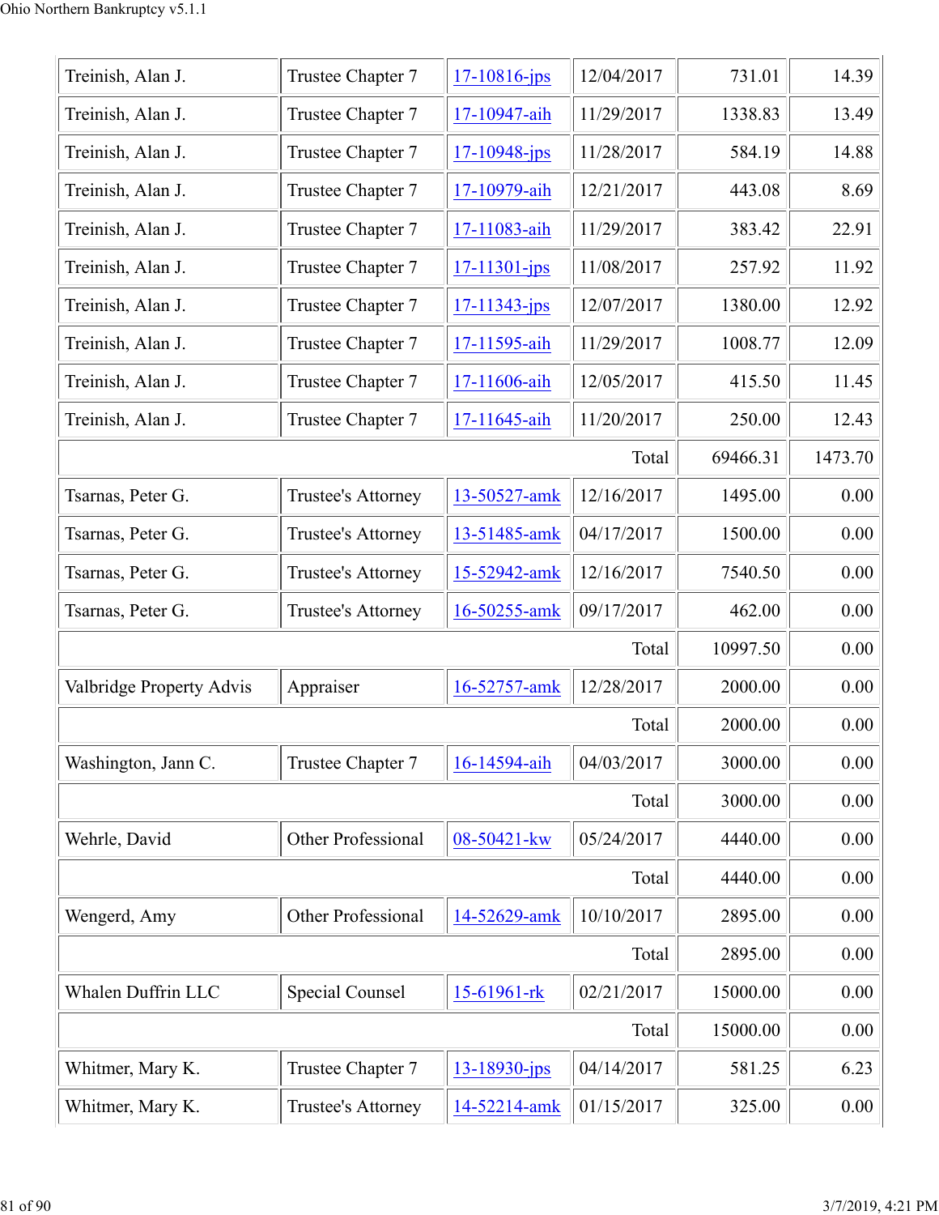| | | | | | |
|---|---|---|---|---|---|
| Treinish, Alan J. | Trustee Chapter 7 | 17-10816-jps | 12/04/2017 | 731.01 | 14.39 |
| Treinish, Alan J. | Trustee Chapter 7 | 17-10947-aih | 11/29/2017 | 1338.83 | 13.49 |
| Treinish, Alan J. | Trustee Chapter 7 | 17-10948-jps | 11/28/2017 | 584.19 | 14.88 |
| Treinish, Alan J. | Trustee Chapter 7 | 17-10979-aih | 12/21/2017 | 443.08 | 8.69 |
| Treinish, Alan J. | Trustee Chapter 7 | 17-11083-aih | 11/29/2017 | 383.42 | 22.91 |
| Treinish, Alan J. | Trustee Chapter 7 | 17-11301-jps | 11/08/2017 | 257.92 | 11.92 |
| Treinish, Alan J. | Trustee Chapter 7 | 17-11343-jps | 12/07/2017 | 1380.00 | 12.92 |
| Treinish, Alan J. | Trustee Chapter 7 | 17-11595-aih | 11/29/2017 | 1008.77 | 12.09 |
| Treinish, Alan J. | Trustee Chapter 7 | 17-11606-aih | 12/05/2017 | 415.50 | 11.45 |
| Treinish, Alan J. | Trustee Chapter 7 | 17-11645-aih | 11/20/2017 | 250.00 | 12.43 |
| | | | Total | 69466.31 | 1473.70 |
| Tsarnas, Peter G. | Trustee's Attorney | 13-50527-amk | 12/16/2017 | 1495.00 | 0.00 |
| Tsarnas, Peter G. | Trustee's Attorney | 13-51485-amk | 04/17/2017 | 1500.00 | 0.00 |
| Tsarnas, Peter G. | Trustee's Attorney | 15-52942-amk | 12/16/2017 | 7540.50 | 0.00 |
| Tsarnas, Peter G. | Trustee's Attorney | 16-50255-amk | 09/17/2017 | 462.00 | 0.00 |
| | | | Total | 10997.50 | 0.00 |
| Valbridge Property Advis | Appraiser | 16-52757-amk | 12/28/2017 | 2000.00 | 0.00 |
| | | | Total | 2000.00 | 0.00 |
| Washington, Jann C. | Trustee Chapter 7 | 16-14594-aih | 04/03/2017 | 3000.00 | 0.00 |
| | | | Total | 3000.00 | 0.00 |
| Wehrle, David | Other Professional | 08-50421-kw | 05/24/2017 | 4440.00 | 0.00 |
| | | | Total | 4440.00 | 0.00 |
| Wengerd, Amy | Other Professional | 14-52629-amk | 10/10/2017 | 2895.00 | 0.00 |
| | | | Total | 2895.00 | 0.00 |
| Whalen Duffrin LLC | Special Counsel | 15-61961-rk | 02/21/2017 | 15000.00 | 0.00 |
| | | | Total | 15000.00 | 0.00 |
| Whitmer, Mary K. | Trustee Chapter 7 | 13-18930-jps | 04/14/2017 | 581.25 | 6.23 |
| Whitmer, Mary K. | Trustee's Attorney | 14-52214-amk | 01/15/2017 | 325.00 | 0.00 |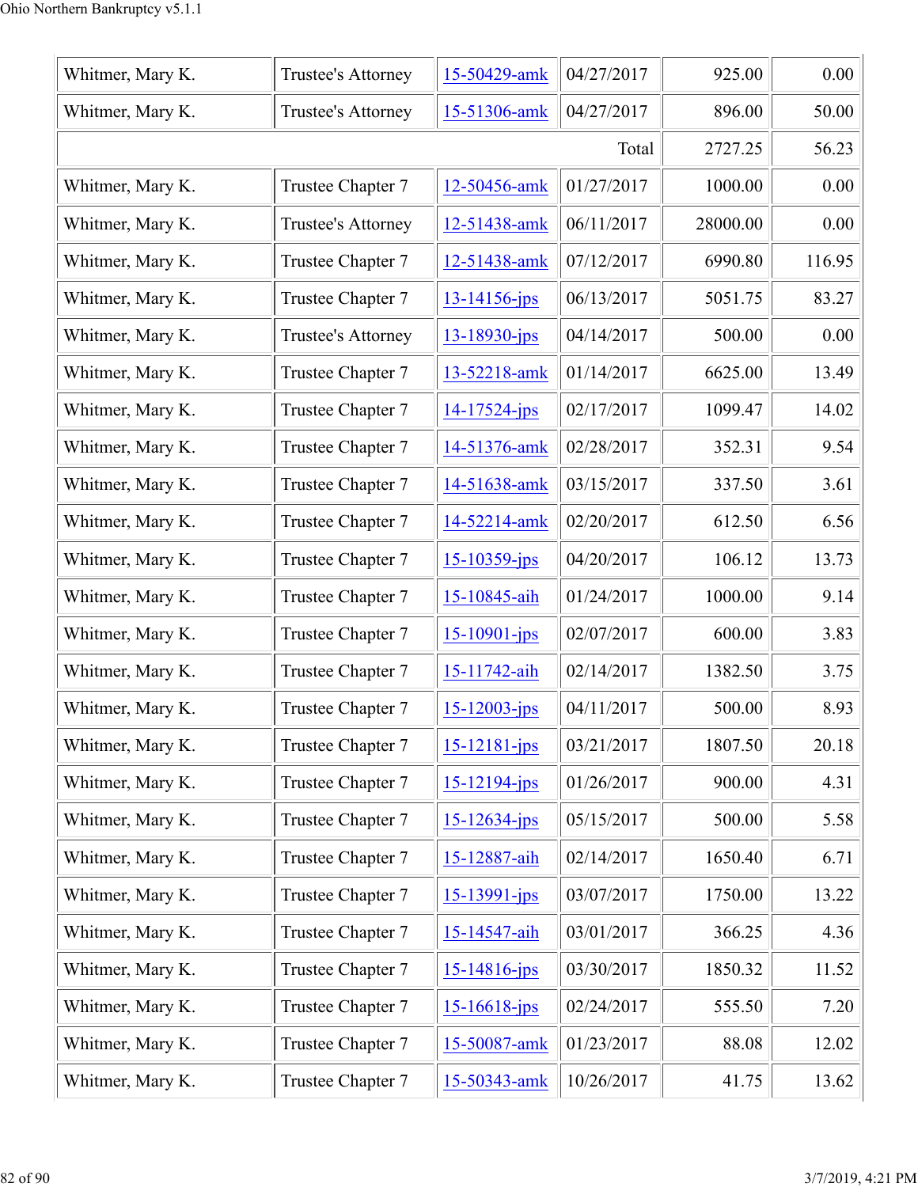| | | | | | |
|---|---|---|---|---|---|
| Whitmer, Mary K. | Trustee's Attorney | 15-50429-amk | 04/27/2017 | 925.00 | 0.00 |
| Whitmer, Mary K. | Trustee's Attorney | 15-51306-amk | 04/27/2017 | 896.00 | 50.00 |
| | | | Total | 2727.25 | 56.23 |
| Whitmer, Mary K. | Trustee Chapter 7 | 12-50456-amk | 01/27/2017 | 1000.00 | 0.00 |
| Whitmer, Mary K. | Trustee's Attorney | 12-51438-amk | 06/11/2017 | 28000.00 | 0.00 |
| Whitmer, Mary K. | Trustee Chapter 7 | 12-51438-amk | 07/12/2017 | 6990.80 | 116.95 |
| Whitmer, Mary K. | Trustee Chapter 7 | 13-14156-jps | 06/13/2017 | 5051.75 | 83.27 |
| Whitmer, Mary K. | Trustee's Attorney | 13-18930-jps | 04/14/2017 | 500.00 | 0.00 |
| Whitmer, Mary K. | Trustee Chapter 7 | 13-52218-amk | 01/14/2017 | 6625.00 | 13.49 |
| Whitmer, Mary K. | Trustee Chapter 7 | 14-17524-jps | 02/17/2017 | 1099.47 | 14.02 |
| Whitmer, Mary K. | Trustee Chapter 7 | 14-51376-amk | 02/28/2017 | 352.31 | 9.54 |
| Whitmer, Mary K. | Trustee Chapter 7 | 14-51638-amk | 03/15/2017 | 337.50 | 3.61 |
| Whitmer, Mary K. | Trustee Chapter 7 | 14-52214-amk | 02/20/2017 | 612.50 | 6.56 |
| Whitmer, Mary K. | Trustee Chapter 7 | 15-10359-jps | 04/20/2017 | 106.12 | 13.73 |
| Whitmer, Mary K. | Trustee Chapter 7 | 15-10845-aih | 01/24/2017 | 1000.00 | 9.14 |
| Whitmer, Mary K. | Trustee Chapter 7 | 15-10901-jps | 02/07/2017 | 600.00 | 3.83 |
| Whitmer, Mary K. | Trustee Chapter 7 | 15-11742-aih | 02/14/2017 | 1382.50 | 3.75 |
| Whitmer, Mary K. | Trustee Chapter 7 | 15-12003-jps | 04/11/2017 | 500.00 | 8.93 |
| Whitmer, Mary K. | Trustee Chapter 7 | 15-12181-jps | 03/21/2017 | 1807.50 | 20.18 |
| Whitmer, Mary K. | Trustee Chapter 7 | 15-12194-jps | 01/26/2017 | 900.00 | 4.31 |
| Whitmer, Mary K. | Trustee Chapter 7 | 15-12634-jps | 05/15/2017 | 500.00 | 5.58 |
| Whitmer, Mary K. | Trustee Chapter 7 | 15-12887-aih | 02/14/2017 | 1650.40 | 6.71 |
| Whitmer, Mary K. | Trustee Chapter 7 | 15-13991-jps | 03/07/2017 | 1750.00 | 13.22 |
| Whitmer, Mary K. | Trustee Chapter 7 | 15-14547-aih | 03/01/2017 | 366.25 | 4.36 |
| Whitmer, Mary K. | Trustee Chapter 7 | 15-14816-jps | 03/30/2017 | 1850.32 | 11.52 |
| Whitmer, Mary K. | Trustee Chapter 7 | 15-16618-jps | 02/24/2017 | 555.50 | 7.20 |
| Whitmer, Mary K. | Trustee Chapter 7 | 15-50087-amk | 01/23/2017 | 88.08 | 12.02 |
| Whitmer, Mary K. | Trustee Chapter 7 | 15-50343-amk | 10/26/2017 | 41.75 | 13.62 |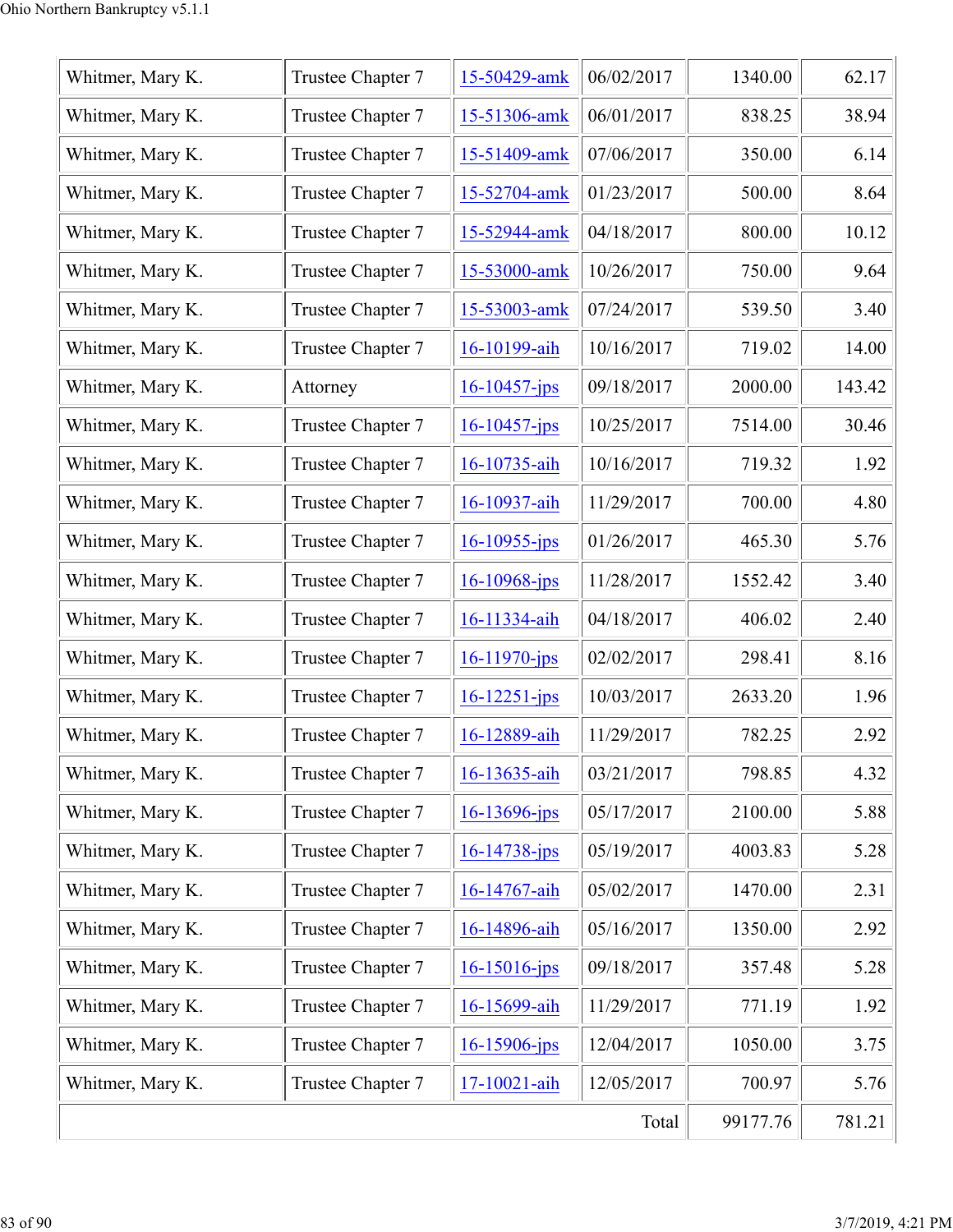| | | | | | |
|---|---|---|---|---|---|
| Whitmer, Mary K. | Trustee Chapter 7 | 15-50429-amk | 06/02/2017 | 1340.00 | 62.17 |
| Whitmer, Mary K. | Trustee Chapter 7 | 15-51306-amk | 06/01/2017 | 838.25 | 38.94 |
| Whitmer, Mary K. | Trustee Chapter 7 | 15-51409-amk | 07/06/2017 | 350.00 | 6.14 |
| Whitmer, Mary K. | Trustee Chapter 7 | 15-52704-amk | 01/23/2017 | 500.00 | 8.64 |
| Whitmer, Mary K. | Trustee Chapter 7 | 15-52944-amk | 04/18/2017 | 800.00 | 10.12 |
| Whitmer, Mary K. | Trustee Chapter 7 | 15-53000-amk | 10/26/2017 | 750.00 | 9.64 |
| Whitmer, Mary K. | Trustee Chapter 7 | 15-53003-amk | 07/24/2017 | 539.50 | 3.40 |
| Whitmer, Mary K. | Trustee Chapter 7 | 16-10199-aih | 10/16/2017 | 719.02 | 14.00 |
| Whitmer, Mary K. | Attorney | 16-10457-jps | 09/18/2017 | 2000.00 | 143.42 |
| Whitmer, Mary K. | Trustee Chapter 7 | 16-10457-jps | 10/25/2017 | 7514.00 | 30.46 |
| Whitmer, Mary K. | Trustee Chapter 7 | 16-10735-aih | 10/16/2017 | 719.32 | 1.92 |
| Whitmer, Mary K. | Trustee Chapter 7 | 16-10937-aih | 11/29/2017 | 700.00 | 4.80 |
| Whitmer, Mary K. | Trustee Chapter 7 | 16-10955-jps | 01/26/2017 | 465.30 | 5.76 |
| Whitmer, Mary K. | Trustee Chapter 7 | 16-10968-jps | 11/28/2017 | 1552.42 | 3.40 |
| Whitmer, Mary K. | Trustee Chapter 7 | 16-11334-aih | 04/18/2017 | 406.02 | 2.40 |
| Whitmer, Mary K. | Trustee Chapter 7 | 16-11970-jps | 02/02/2017 | 298.41 | 8.16 |
| Whitmer, Mary K. | Trustee Chapter 7 | 16-12251-jps | 10/03/2017 | 2633.20 | 1.96 |
| Whitmer, Mary K. | Trustee Chapter 7 | 16-12889-aih | 11/29/2017 | 782.25 | 2.92 |
| Whitmer, Mary K. | Trustee Chapter 7 | 16-13635-aih | 03/21/2017 | 798.85 | 4.32 |
| Whitmer, Mary K. | Trustee Chapter 7 | 16-13696-jps | 05/17/2017 | 2100.00 | 5.88 |
| Whitmer, Mary K. | Trustee Chapter 7 | 16-14738-jps | 05/19/2017 | 4003.83 | 5.28 |
| Whitmer, Mary K. | Trustee Chapter 7 | 16-14767-aih | 05/02/2017 | 1470.00 | 2.31 |
| Whitmer, Mary K. | Trustee Chapter 7 | 16-14896-aih | 05/16/2017 | 1350.00 | 2.92 |
| Whitmer, Mary K. | Trustee Chapter 7 | 16-15016-jps | 09/18/2017 | 357.48 | 5.28 |
| Whitmer, Mary K. | Trustee Chapter 7 | 16-15699-aih | 11/29/2017 | 771.19 | 1.92 |
| Whitmer, Mary K. | Trustee Chapter 7 | 16-15906-jps | 12/04/2017 | 1050.00 | 3.75 |
| Whitmer, Mary K. | Trustee Chapter 7 | 17-10021-aih | 12/05/2017 | 700.97 | 5.76 |
| | | | Total | 99177.76 | 781.21 |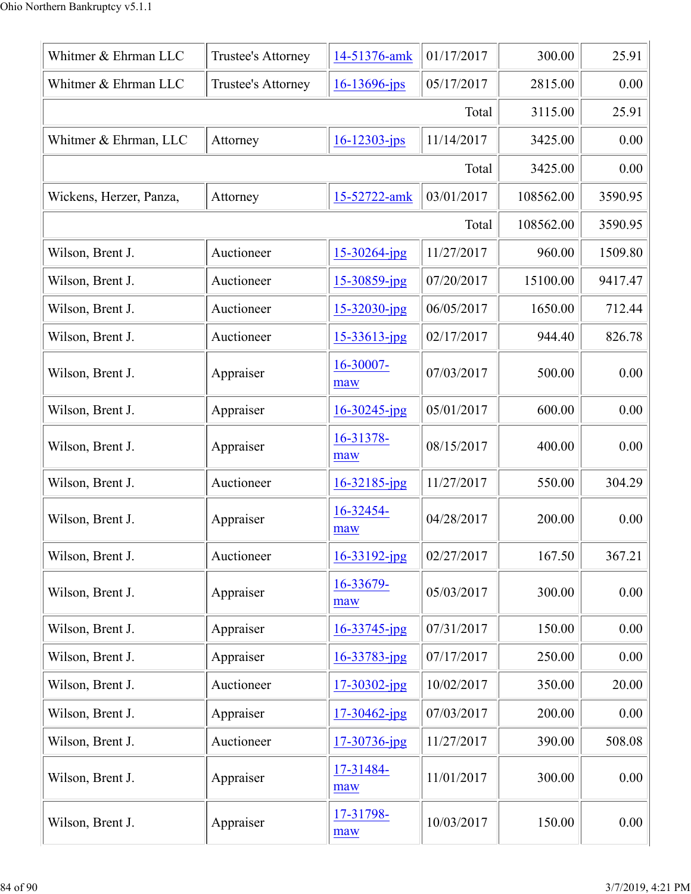| Whitmer & Ehrman LLC | Trustee's Attorney | 14-51376-amk | 01/17/2017 | 300.00 | 25.91 |
|---|---|---|---|---|---|
| Whitmer & Ehrman LLC | Trustee's Attorney | 16-13696-jps | 05/17/2017 | 2815.00 | 0.00 |
| | | | Total | 3115.00 | 25.91 |
| Whitmer & Ehrman, LLC | Attorney | 16-12303-jps | 11/14/2017 | 3425.00 | 0.00 |
| | | | Total | 3425.00 | 0.00 |
| Wickens, Herzer, Panza, | Attorney | 15-52722-amk | 03/01/2017 | 108562.00 | 3590.95 |
| | | | Total | 108562.00 | 3590.95 |
| Wilson, Brent J. | Auctioneer | 15-30264-jpg | 11/27/2017 | 960.00 | 1509.80 |
| Wilson, Brent J. | Auctioneer | 15-30859-jpg | 07/20/2017 | 15100.00 | 9417.47 |
| Wilson, Brent J. | Auctioneer | 15-32030-jpg | 06/05/2017 | 1650.00 | 712.44 |
| Wilson, Brent J. | Auctioneer | 15-33613-jpg | 02/17/2017 | 944.40 | 826.78 |
| Wilson, Brent J. | Appraiser | 16-30007-maw | 07/03/2017 | 500.00 | 0.00 |
| Wilson, Brent J. | Appraiser | 16-30245-jpg | 05/01/2017 | 600.00 | 0.00 |
| Wilson, Brent J. | Appraiser | 16-31378-maw | 08/15/2017 | 400.00 | 0.00 |
| Wilson, Brent J. | Auctioneer | 16-32185-jpg | 11/27/2017 | 550.00 | 304.29 |
| Wilson, Brent J. | Appraiser | 16-32454-maw | 04/28/2017 | 200.00 | 0.00 |
| Wilson, Brent J. | Auctioneer | 16-33192-jpg | 02/27/2017 | 167.50 | 367.21 |
| Wilson, Brent J. | Appraiser | 16-33679-maw | 05/03/2017 | 300.00 | 0.00 |
| Wilson, Brent J. | Appraiser | 16-33745-jpg | 07/31/2017 | 150.00 | 0.00 |
| Wilson, Brent J. | Appraiser | 16-33783-jpg | 07/17/2017 | 250.00 | 0.00 |
| Wilson, Brent J. | Auctioneer | 17-30302-jpg | 10/02/2017 | 350.00 | 20.00 |
| Wilson, Brent J. | Appraiser | 17-30462-jpg | 07/03/2017 | 200.00 | 0.00 |
| Wilson, Brent J. | Auctioneer | 17-30736-jpg | 11/27/2017 | 390.00 | 508.08 |
| Wilson, Brent J. | Appraiser | 17-31484-maw | 11/01/2017 | 300.00 | 0.00 |
| Wilson, Brent J. | Appraiser | 17-31798-maw | 10/03/2017 | 150.00 | 0.00 |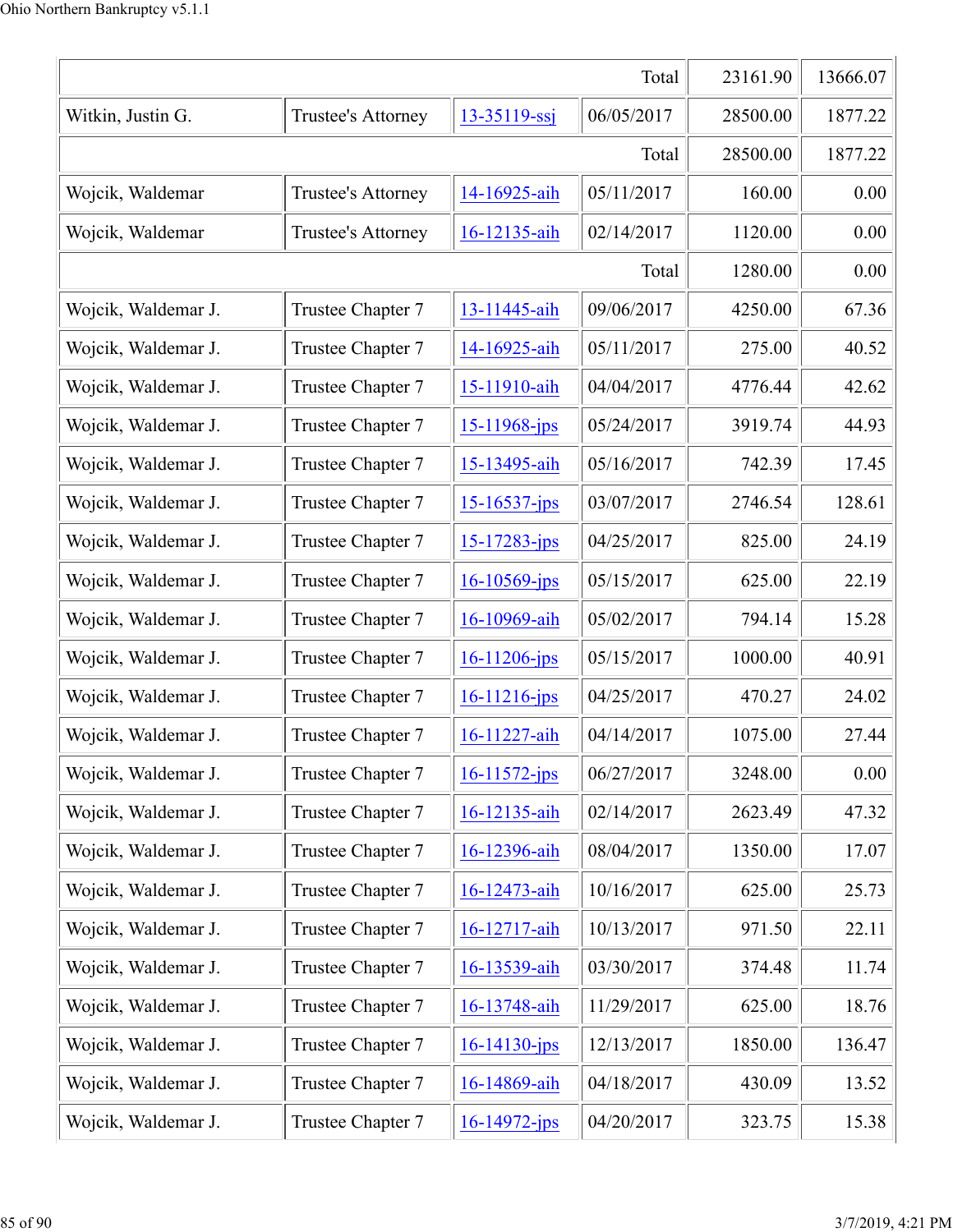| | | | | | |
|---|---|---|---|---|---|
| | | | Total | 23161.90 | 13666.07 |
| Witkin, Justin G. | Trustee's Attorney | 13-35119-ssj | 06/05/2017 | 28500.00 | 1877.22 |
| | | | Total | 28500.00 | 1877.22 |
| Wojcik, Waldemar | Trustee's Attorney | 14-16925-aih | 05/11/2017 | 160.00 | 0.00 |
| Wojcik, Waldemar | Trustee's Attorney | 16-12135-aih | 02/14/2017 | 1120.00 | 0.00 |
| | | | Total | 1280.00 | 0.00 |
| Wojcik, Waldemar J. | Trustee Chapter 7 | 13-11445-aih | 09/06/2017 | 4250.00 | 67.36 |
| Wojcik, Waldemar J. | Trustee Chapter 7 | 14-16925-aih | 05/11/2017 | 275.00 | 40.52 |
| Wojcik, Waldemar J. | Trustee Chapter 7 | 15-11910-aih | 04/04/2017 | 4776.44 | 42.62 |
| Wojcik, Waldemar J. | Trustee Chapter 7 | 15-11968-jps | 05/24/2017 | 3919.74 | 44.93 |
| Wojcik, Waldemar J. | Trustee Chapter 7 | 15-13495-aih | 05/16/2017 | 742.39 | 17.45 |
| Wojcik, Waldemar J. | Trustee Chapter 7 | 15-16537-jps | 03/07/2017 | 2746.54 | 128.61 |
| Wojcik, Waldemar J. | Trustee Chapter 7 | 15-17283-jps | 04/25/2017 | 825.00 | 24.19 |
| Wojcik, Waldemar J. | Trustee Chapter 7 | 16-10569-jps | 05/15/2017 | 625.00 | 22.19 |
| Wojcik, Waldemar J. | Trustee Chapter 7 | 16-10969-aih | 05/02/2017 | 794.14 | 15.28 |
| Wojcik, Waldemar J. | Trustee Chapter 7 | 16-11206-jps | 05/15/2017 | 1000.00 | 40.91 |
| Wojcik, Waldemar J. | Trustee Chapter 7 | 16-11216-jps | 04/25/2017 | 470.27 | 24.02 |
| Wojcik, Waldemar J. | Trustee Chapter 7 | 16-11227-aih | 04/14/2017 | 1075.00 | 27.44 |
| Wojcik, Waldemar J. | Trustee Chapter 7 | 16-11572-jps | 06/27/2017 | 3248.00 | 0.00 |
| Wojcik, Waldemar J. | Trustee Chapter 7 | 16-12135-aih | 02/14/2017 | 2623.49 | 47.32 |
| Wojcik, Waldemar J. | Trustee Chapter 7 | 16-12396-aih | 08/04/2017 | 1350.00 | 17.07 |
| Wojcik, Waldemar J. | Trustee Chapter 7 | 16-12473-aih | 10/16/2017 | 625.00 | 25.73 |
| Wojcik, Waldemar J. | Trustee Chapter 7 | 16-12717-aih | 10/13/2017 | 971.50 | 22.11 |
| Wojcik, Waldemar J. | Trustee Chapter 7 | 16-13539-aih | 03/30/2017 | 374.48 | 11.74 |
| Wojcik, Waldemar J. | Trustee Chapter 7 | 16-13748-aih | 11/29/2017 | 625.00 | 18.76 |
| Wojcik, Waldemar J. | Trustee Chapter 7 | 16-14130-jps | 12/13/2017 | 1850.00 | 136.47 |
| Wojcik, Waldemar J. | Trustee Chapter 7 | 16-14869-aih | 04/18/2017 | 430.09 | 13.52 |
| Wojcik, Waldemar J. | Trustee Chapter 7 | 16-14972-jps | 04/20/2017 | 323.75 | 15.38 |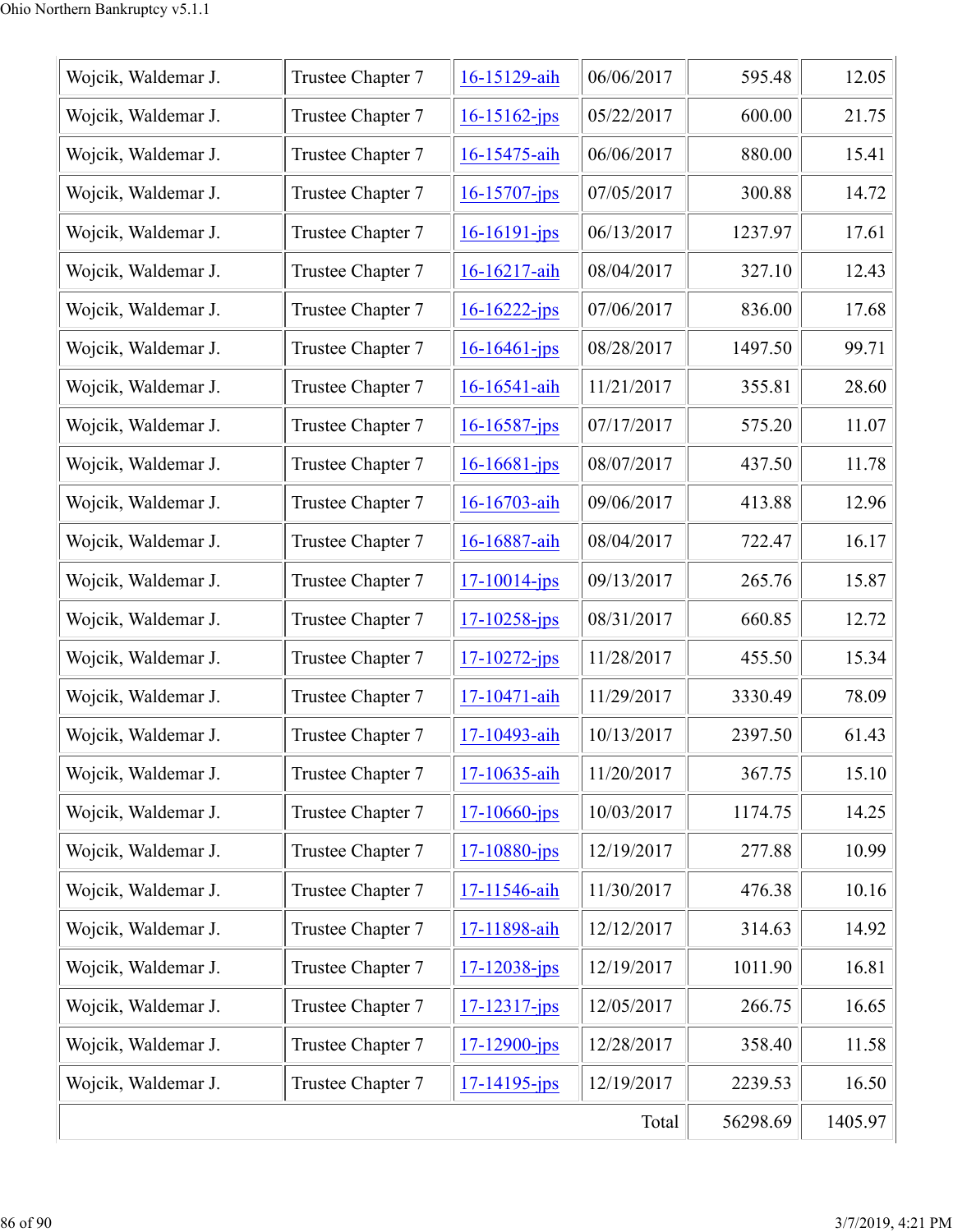| | | | | | |
|---|---|---|---|---|---|
| Wojcik, Waldemar J. | Trustee Chapter 7 | 16-15129-aih | 06/06/2017 | 595.48 | 12.05 |
| Wojcik, Waldemar J. | Trustee Chapter 7 | 16-15162-jps | 05/22/2017 | 600.00 | 21.75 |
| Wojcik, Waldemar J. | Trustee Chapter 7 | 16-15475-aih | 06/06/2017 | 880.00 | 15.41 |
| Wojcik, Waldemar J. | Trustee Chapter 7 | 16-15707-jps | 07/05/2017 | 300.88 | 14.72 |
| Wojcik, Waldemar J. | Trustee Chapter 7 | 16-16191-jps | 06/13/2017 | 1237.97 | 17.61 |
| Wojcik, Waldemar J. | Trustee Chapter 7 | 16-16217-aih | 08/04/2017 | 327.10 | 12.43 |
| Wojcik, Waldemar J. | Trustee Chapter 7 | 16-16222-jps | 07/06/2017 | 836.00 | 17.68 |
| Wojcik, Waldemar J. | Trustee Chapter 7 | 16-16461-jps | 08/28/2017 | 1497.50 | 99.71 |
| Wojcik, Waldemar J. | Trustee Chapter 7 | 16-16541-aih | 11/21/2017 | 355.81 | 28.60 |
| Wojcik, Waldemar J. | Trustee Chapter 7 | 16-16587-jps | 07/17/2017 | 575.20 | 11.07 |
| Wojcik, Waldemar J. | Trustee Chapter 7 | 16-16681-jps | 08/07/2017 | 437.50 | 11.78 |
| Wojcik, Waldemar J. | Trustee Chapter 7 | 16-16703-aih | 09/06/2017 | 413.88 | 12.96 |
| Wojcik, Waldemar J. | Trustee Chapter 7 | 16-16887-aih | 08/04/2017 | 722.47 | 16.17 |
| Wojcik, Waldemar J. | Trustee Chapter 7 | 17-10014-jps | 09/13/2017 | 265.76 | 15.87 |
| Wojcik, Waldemar J. | Trustee Chapter 7 | 17-10258-jps | 08/31/2017 | 660.85 | 12.72 |
| Wojcik, Waldemar J. | Trustee Chapter 7 | 17-10272-jps | 11/28/2017 | 455.50 | 15.34 |
| Wojcik, Waldemar J. | Trustee Chapter 7 | 17-10471-aih | 11/29/2017 | 3330.49 | 78.09 |
| Wojcik, Waldemar J. | Trustee Chapter 7 | 17-10493-aih | 10/13/2017 | 2397.50 | 61.43 |
| Wojcik, Waldemar J. | Trustee Chapter 7 | 17-10635-aih | 11/20/2017 | 367.75 | 15.10 |
| Wojcik, Waldemar J. | Trustee Chapter 7 | 17-10660-jps | 10/03/2017 | 1174.75 | 14.25 |
| Wojcik, Waldemar J. | Trustee Chapter 7 | 17-10880-jps | 12/19/2017 | 277.88 | 10.99 |
| Wojcik, Waldemar J. | Trustee Chapter 7 | 17-11546-aih | 11/30/2017 | 476.38 | 10.16 |
| Wojcik, Waldemar J. | Trustee Chapter 7 | 17-11898-aih | 12/12/2017 | 314.63 | 14.92 |
| Wojcik, Waldemar J. | Trustee Chapter 7 | 17-12038-jps | 12/19/2017 | 1011.90 | 16.81 |
| Wojcik, Waldemar J. | Trustee Chapter 7 | 17-12317-jps | 12/05/2017 | 266.75 | 16.65 |
| Wojcik, Waldemar J. | Trustee Chapter 7 | 17-12900-jps | 12/28/2017 | 358.40 | 11.58 |
| Wojcik, Waldemar J. | Trustee Chapter 7 | 17-14195-jps | 12/19/2017 | 2239.53 | 16.50 |
| | | | Total | 56298.69 | 1405.97 |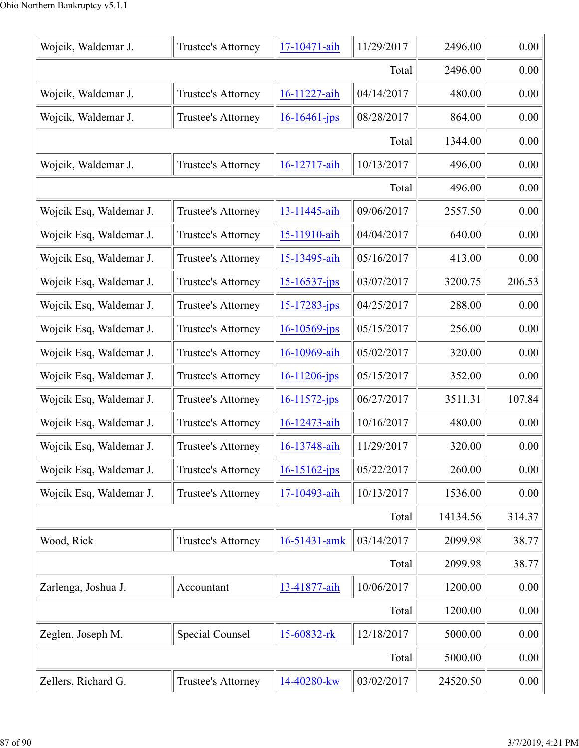| | | | | | |
|---|---|---|---|---|---|
| Wojcik, Waldemar J. | Trustee's Attorney | 17-10471-aih | 11/29/2017 | 2496.00 | 0.00 |
| | | | Total | 2496.00 | 0.00 |
| Wojcik, Waldemar J. | Trustee's Attorney | 16-11227-aih | 04/14/2017 | 480.00 | 0.00 |
| Wojcik, Waldemar J. | Trustee's Attorney | 16-16461-jps | 08/28/2017 | 864.00 | 0.00 |
| | | | Total | 1344.00 | 0.00 |
| Wojcik, Waldemar J. | Trustee's Attorney | 16-12717-aih | 10/13/2017 | 496.00 | 0.00 |
| | | | Total | 496.00 | 0.00 |
| Wojcik Esq, Waldemar J. | Trustee's Attorney | 13-11445-aih | 09/06/2017 | 2557.50 | 0.00 |
| Wojcik Esq, Waldemar J. | Trustee's Attorney | 15-11910-aih | 04/04/2017 | 640.00 | 0.00 |
| Wojcik Esq, Waldemar J. | Trustee's Attorney | 15-13495-aih | 05/16/2017 | 413.00 | 0.00 |
| Wojcik Esq, Waldemar J. | Trustee's Attorney | 15-16537-jps | 03/07/2017 | 3200.75 | 206.53 |
| Wojcik Esq, Waldemar J. | Trustee's Attorney | 15-17283-jps | 04/25/2017 | 288.00 | 0.00 |
| Wojcik Esq, Waldemar J. | Trustee's Attorney | 16-10569-jps | 05/15/2017 | 256.00 | 0.00 |
| Wojcik Esq, Waldemar J. | Trustee's Attorney | 16-10969-aih | 05/02/2017 | 320.00 | 0.00 |
| Wojcik Esq, Waldemar J. | Trustee's Attorney | 16-11206-jps | 05/15/2017 | 352.00 | 0.00 |
| Wojcik Esq, Waldemar J. | Trustee's Attorney | 16-11572-jps | 06/27/2017 | 3511.31 | 107.84 |
| Wojcik Esq, Waldemar J. | Trustee's Attorney | 16-12473-aih | 10/16/2017 | 480.00 | 0.00 |
| Wojcik Esq, Waldemar J. | Trustee's Attorney | 16-13748-aih | 11/29/2017 | 320.00 | 0.00 |
| Wojcik Esq, Waldemar J. | Trustee's Attorney | 16-15162-jps | 05/22/2017 | 260.00 | 0.00 |
| Wojcik Esq, Waldemar J. | Trustee's Attorney | 17-10493-aih | 10/13/2017 | 1536.00 | 0.00 |
| | | | Total | 14134.56 | 314.37 |
| Wood, Rick | Trustee's Attorney | 16-51431-amk | 03/14/2017 | 2099.98 | 38.77 |
| | | | Total | 2099.98 | 38.77 |
| Zarlenga, Joshua J. | Accountant | 13-41877-aih | 10/06/2017 | 1200.00 | 0.00 |
| | | | Total | 1200.00 | 0.00 |
| Zeglen, Joseph M. | Special Counsel | 15-60832-rk | 12/18/2017 | 5000.00 | 0.00 |
| | | | Total | 5000.00 | 0.00 |
| Zellers, Richard G. | Trustee's Attorney | 14-40280-kw | 03/02/2017 | 24520.50 | 0.00 |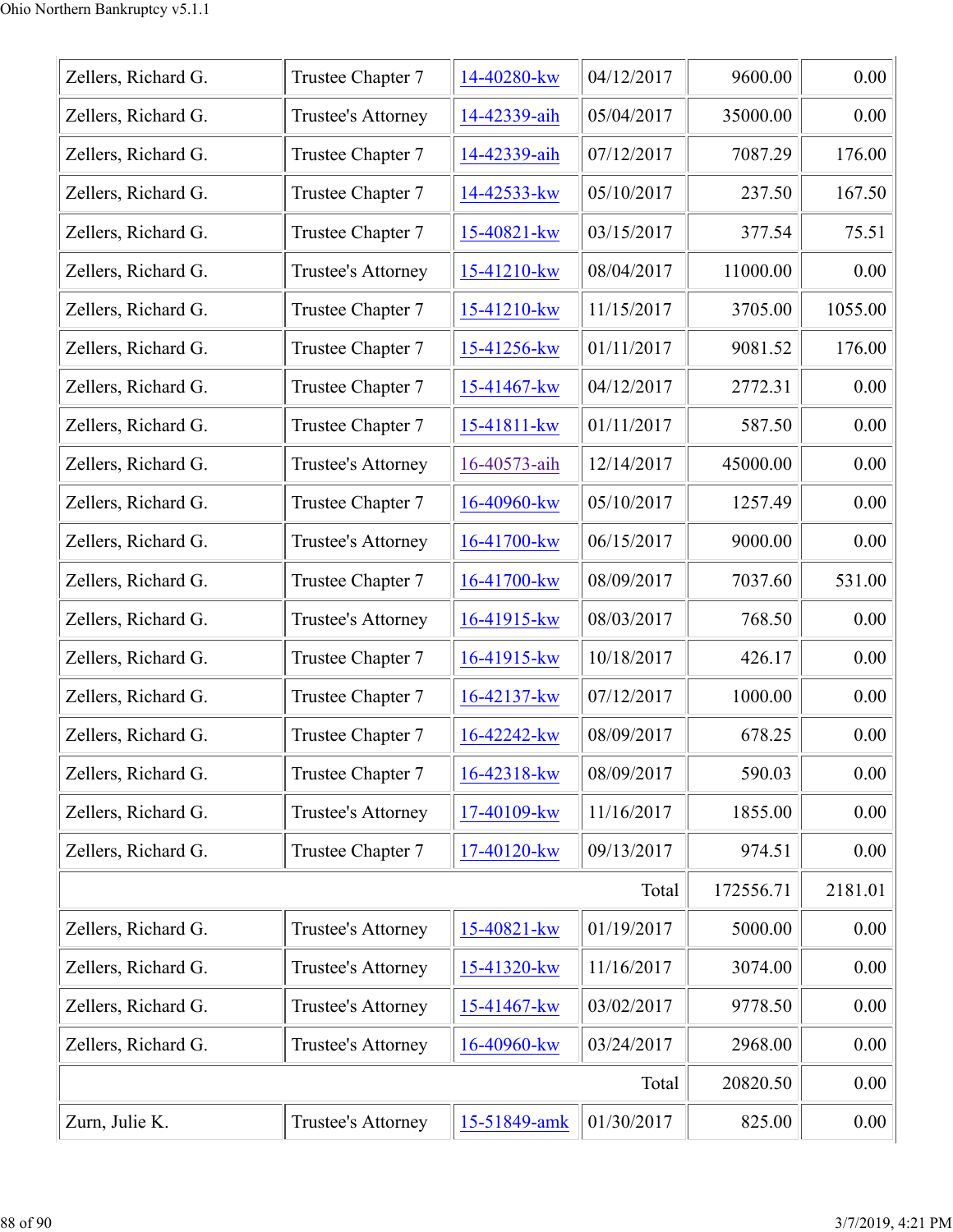| | | | | | |
|---|---|---|---|---|---|
| Zellers, Richard G. | Trustee Chapter 7 | 14-40280-kw | 04/12/2017 | 9600.00 | 0.00 |
| Zellers, Richard G. | Trustee's Attorney | 14-42339-aih | 05/04/2017 | 35000.00 | 0.00 |
| Zellers, Richard G. | Trustee Chapter 7 | 14-42339-aih | 07/12/2017 | 7087.29 | 176.00 |
| Zellers, Richard G. | Trustee Chapter 7 | 14-42533-kw | 05/10/2017 | 237.50 | 167.50 |
| Zellers, Richard G. | Trustee Chapter 7 | 15-40821-kw | 03/15/2017 | 377.54 | 75.51 |
| Zellers, Richard G. | Trustee's Attorney | 15-41210-kw | 08/04/2017 | 11000.00 | 0.00 |
| Zellers, Richard G. | Trustee Chapter 7 | 15-41210-kw | 11/15/2017 | 3705.00 | 1055.00 |
| Zellers, Richard G. | Trustee Chapter 7 | 15-41256-kw | 01/11/2017 | 9081.52 | 176.00 |
| Zellers, Richard G. | Trustee Chapter 7 | 15-41467-kw | 04/12/2017 | 2772.31 | 0.00 |
| Zellers, Richard G. | Trustee Chapter 7 | 15-41811-kw | 01/11/2017 | 587.50 | 0.00 |
| Zellers, Richard G. | Trustee's Attorney | 16-40573-aih | 12/14/2017 | 45000.00 | 0.00 |
| Zellers, Richard G. | Trustee Chapter 7 | 16-40960-kw | 05/10/2017 | 1257.49 | 0.00 |
| Zellers, Richard G. | Trustee's Attorney | 16-41700-kw | 06/15/2017 | 9000.00 | 0.00 |
| Zellers, Richard G. | Trustee Chapter 7 | 16-41700-kw | 08/09/2017 | 7037.60 | 531.00 |
| Zellers, Richard G. | Trustee's Attorney | 16-41915-kw | 08/03/2017 | 768.50 | 0.00 |
| Zellers, Richard G. | Trustee Chapter 7 | 16-41915-kw | 10/18/2017 | 426.17 | 0.00 |
| Zellers, Richard G. | Trustee Chapter 7 | 16-42137-kw | 07/12/2017 | 1000.00 | 0.00 |
| Zellers, Richard G. | Trustee Chapter 7 | 16-42242-kw | 08/09/2017 | 678.25 | 0.00 |
| Zellers, Richard G. | Trustee Chapter 7 | 16-42318-kw | 08/09/2017 | 590.03 | 0.00 |
| Zellers, Richard G. | Trustee's Attorney | 17-40109-kw | 11/16/2017 | 1855.00 | 0.00 |
| Zellers, Richard G. | Trustee Chapter 7 | 17-40120-kw | 09/13/2017 | 974.51 | 0.00 |
| | | | Total | 172556.71 | 2181.01 |
| Zellers, Richard G. | Trustee's Attorney | 15-40821-kw | 01/19/2017 | 5000.00 | 0.00 |
| Zellers, Richard G. | Trustee's Attorney | 15-41320-kw | 11/16/2017 | 3074.00 | 0.00 |
| Zellers, Richard G. | Trustee's Attorney | 15-41467-kw | 03/02/2017 | 9778.50 | 0.00 |
| Zellers, Richard G. | Trustee's Attorney | 16-40960-kw | 03/24/2017 | 2968.00 | 0.00 |
| | | | Total | 20820.50 | 0.00 |
| Zurn, Julie K. | Trustee's Attorney | 15-51849-amk | 01/30/2017 | 825.00 | 0.00 |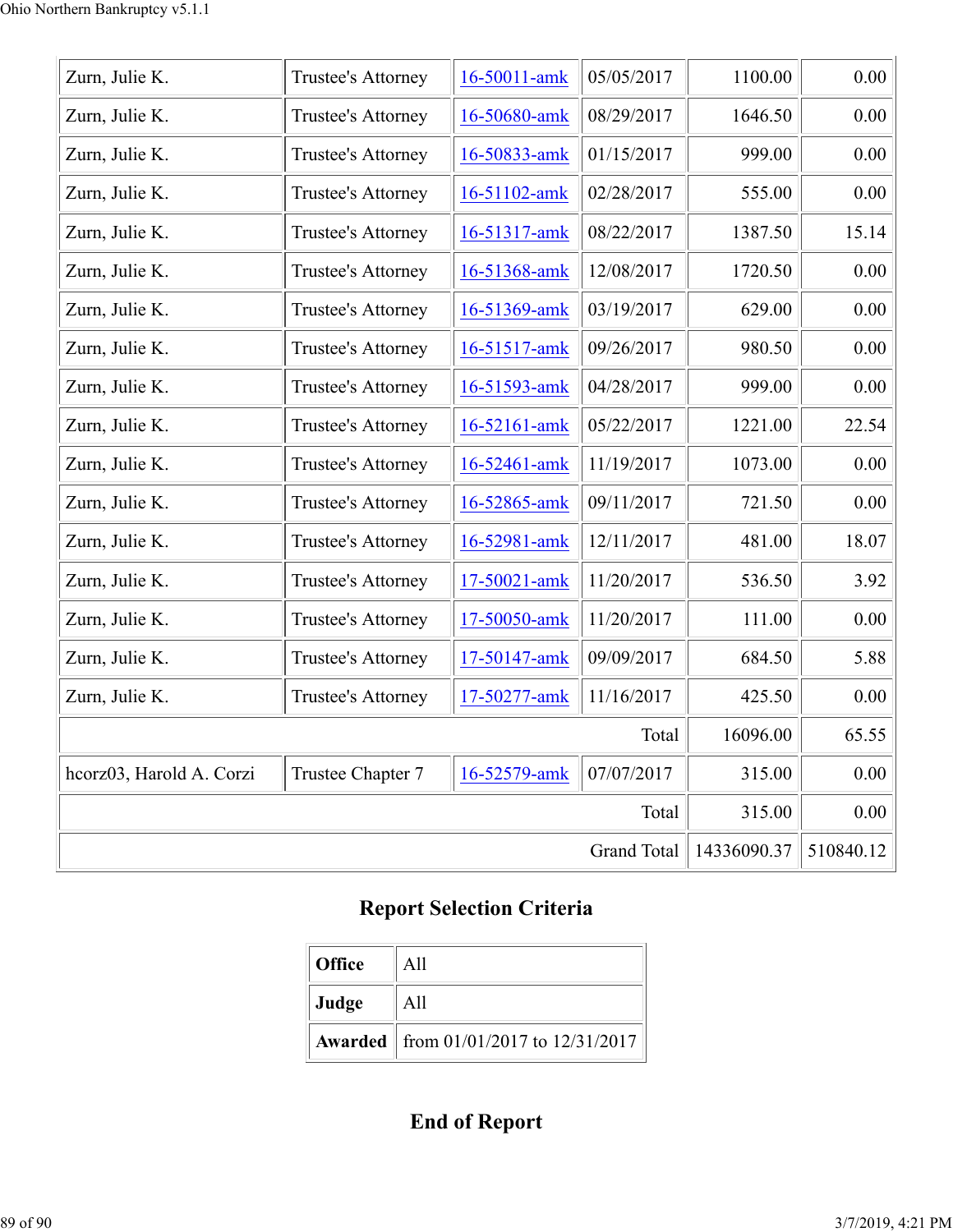| | | | | | |
|---|---|---|---|---|---|
| Zurn, Julie K. | Trustee's Attorney | 16-50011-amk | 05/05/2017 | 1100.00 | 0.00 |
| Zurn, Julie K. | Trustee's Attorney | 16-50680-amk | 08/29/2017 | 1646.50 | 0.00 |
| Zurn, Julie K. | Trustee's Attorney | 16-50833-amk | 01/15/2017 | 999.00 | 0.00 |
| Zurn, Julie K. | Trustee's Attorney | 16-51102-amk | 02/28/2017 | 555.00 | 0.00 |
| Zurn, Julie K. | Trustee's Attorney | 16-51317-amk | 08/22/2017 | 1387.50 | 15.14 |
| Zurn, Julie K. | Trustee's Attorney | 16-51368-amk | 12/08/2017 | 1720.50 | 0.00 |
| Zurn, Julie K. | Trustee's Attorney | 16-51369-amk | 03/19/2017 | 629.00 | 0.00 |
| Zurn, Julie K. | Trustee's Attorney | 16-51517-amk | 09/26/2017 | 980.50 | 0.00 |
| Zurn, Julie K. | Trustee's Attorney | 16-51593-amk | 04/28/2017 | 999.00 | 0.00 |
| Zurn, Julie K. | Trustee's Attorney | 16-52161-amk | 05/22/2017 | 1221.00 | 22.54 |
| Zurn, Julie K. | Trustee's Attorney | 16-52461-amk | 11/19/2017 | 1073.00 | 0.00 |
| Zurn, Julie K. | Trustee's Attorney | 16-52865-amk | 09/11/2017 | 721.50 | 0.00 |
| Zurn, Julie K. | Trustee's Attorney | 16-52981-amk | 12/11/2017 | 481.00 | 18.07 |
| Zurn, Julie K. | Trustee's Attorney | 17-50021-amk | 11/20/2017 | 536.50 | 3.92 |
| Zurn, Julie K. | Trustee's Attorney | 17-50050-amk | 11/20/2017 | 111.00 | 0.00 |
| Zurn, Julie K. | Trustee's Attorney | 17-50147-amk | 09/09/2017 | 684.50 | 5.88 |
| Zurn, Julie K. | Trustee's Attorney | 17-50277-amk | 11/16/2017 | 425.50 | 0.00 |
| | | | Total | 16096.00 | 65.55 |
| hcorz03, Harold A. Corzi | Trustee Chapter 7 | 16-52579-amk | 07/07/2017 | 315.00 | 0.00 |
| | | | Total | 315.00 | 0.00 |
| | | | Grand Total | 14336090.37 | 510840.12 |

## Report Selection Criteria

| | |
|---|---|
| **Office** | All |
| **Judge** | All |
| **Awarded** | from 01/01/2017 to 12/31/2017 |

## End of Report